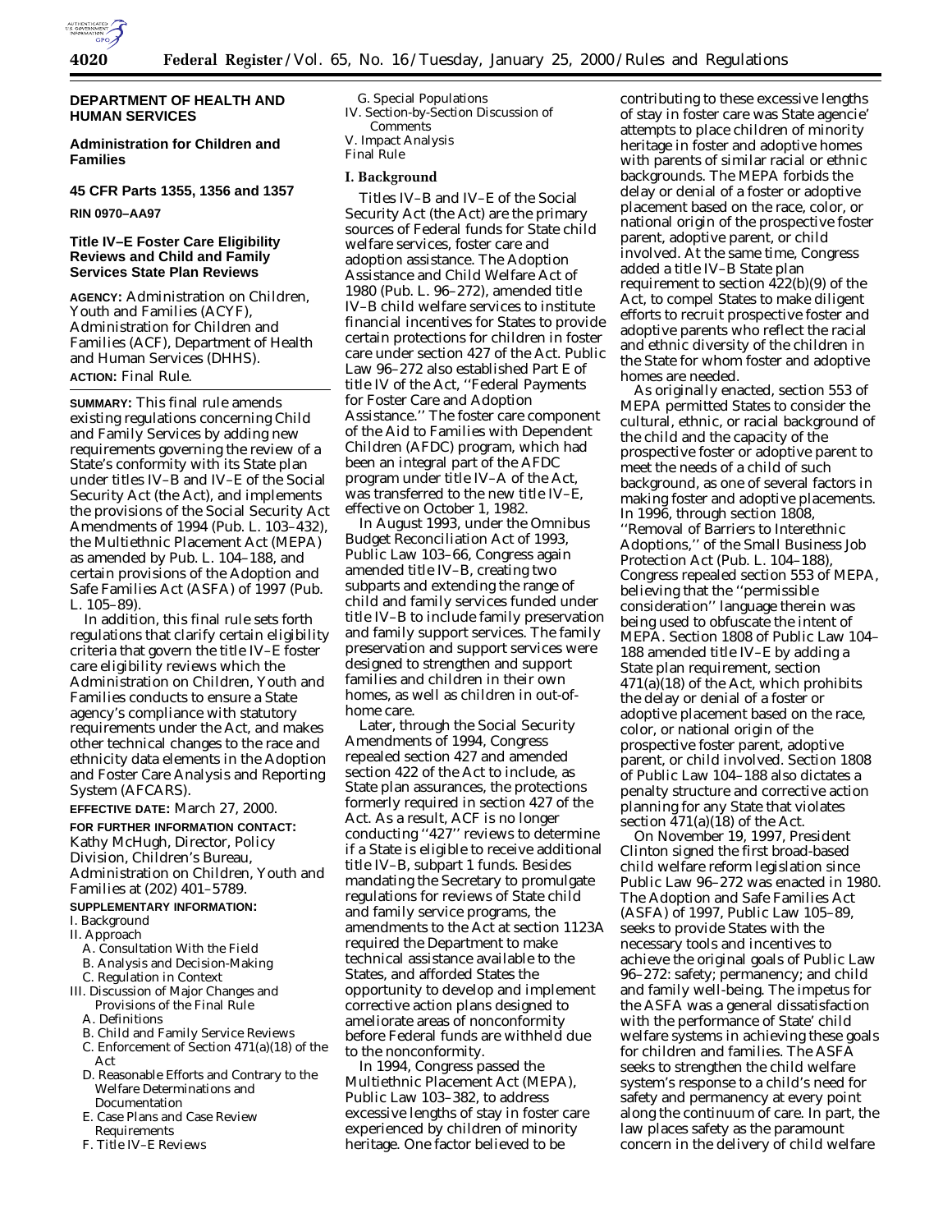**DEPARTMENT OF HEALTH AND HUMAN SERVICES**

**Administration for Children and Families**

**45 CFR Parts 1355, 1356 and 1357**

**RIN 0970–AA97**

**Title IV–E Foster Care Eligibility Reviews and Child and Family Services State Plan Reviews**

**AGENCY:** Administration on Children, Youth and Families (ACYF), Administration for Children and Families (ACF), Department of Health and Human Services (DHHS).

**ACTION:** Final Rule.

**SUMMARY:** This final rule amends existing regulations concerning Child and Family Services by adding new requirements governing the review of a State's conformity with its State plan under titles IV–B and IV–E of the Social Security Act (the Act), and implements the provisions of the Social Security Act Amendments of 1994 (Pub. L. 103–432), the Multiethnic Placement Act (MEPA) as amended by Pub. L. 104–188, and certain provisions of the Adoption and Safe Families Act (ASFA) of 1997 (Pub. L. 105–89).

In addition, this final rule sets forth regulations that clarify certain eligibility criteria that govern the title IV–E foster care eligibility reviews which the Administration on Children, Youth and Families conducts to ensure a State agency's compliance with statutory requirements under the Act, and makes other technical changes to the race and ethnicity data elements in the Adoption and Foster Care Analysis and Reporting System (AFCARS).

**EFFECTIVE DATE:** March 27, 2000.

**FOR FURTHER INFORMATION CONTACT:** Kathy McHugh, Director, Policy Division, Children's Bureau, Administration on Children, Youth and Families at (202) 401–5789.

**SUPPLEMENTARY INFORMATION:**

I. Background
II. Approach
  A. Consultation With the Field
  B. Analysis and Decision-Making
  C. Regulation in Context
III. Discussion of Major Changes and Provisions of the Final Rule
  A. Definitions
  B. Child and Family Service Reviews
  C. Enforcement of Section 471(a)(18) of the Act
  D. Reasonable Efforts and Contrary to the Welfare Determinations and Documentation
  E. Case Plans and Case Review Requirements
  F. Title IV–E Reviews
  G. Special Populations
IV. Section-by-Section Discussion of Comments
V. Impact Analysis
Final Rule

## I. Background

Titles IV–B and IV–E of the Social Security Act (the Act) are the primary sources of Federal funds for State child welfare services, foster care and adoption assistance. The Adoption Assistance and Child Welfare Act of 1980 (Pub. L. 96–272), amended title IV–B child welfare services to institute financial incentives for States to provide certain protections for children in foster care under section 427 of the Act. Public Law 96–272 also established Part E of title IV of the Act, ''Federal Payments for Foster Care and Adoption Assistance.'' The foster care component of the Aid to Families with Dependent Children (AFDC) program, which had been an integral part of the AFDC program under title IV–A of the Act, was transferred to the new title IV–E, effective on October 1, 1982.

In August 1993, under the Omnibus Budget Reconciliation Act of 1993, Public Law 103–66, Congress again amended title IV–B, creating two subparts and extending the range of child and family services funded under title IV–B to include family preservation and family support services. The family preservation and support services were designed to strengthen and support families and children in their own homes, as well as children in out-of-home care.

Later, through the Social Security Amendments of 1994, Congress repealed section 427 and amended section 422 of the Act to include, as State plan assurances, the protections formerly required in section 427 of the Act. As a result, ACF is no longer conducting ''427'' reviews to determine if a State is eligible to receive additional title IV–B, subpart 1 funds. Besides mandating the Secretary to promulgate regulations for reviews of State child and family service programs, the amendments to the Act at section 1123A required the Department to make technical assistance available to the States, and afforded States the opportunity to develop and implement corrective action plans designed to ameliorate areas of nonconformity before Federal funds are withheld due to the nonconformity.

In 1994, Congress passed the Multiethnic Placement Act (MEPA), Public Law 103–382, to address excessive lengths of stay in foster care experienced by children of minority heritage. One factor believed to be contributing to these excessive lengths of stay in foster care was State agencie' attempts to place children of minority heritage in foster and adoptive homes with parents of similar racial or ethnic backgrounds. The MEPA forbids the delay or denial of a foster or adoptive placement based on the race, color, or national origin of the prospective foster parent, adoptive parent, or child involved. At the same time, Congress added a title IV–B State plan requirement to section 422(b)(9) of the Act, to compel States to make diligent efforts to recruit prospective foster and adoptive parents who reflect the racial and ethnic diversity of the children in the State for whom foster and adoptive homes are needed.

As originally enacted, section 553 of MEPA permitted States to consider the cultural, ethnic, or racial background of the child and the capacity of the prospective foster or adoptive parent to meet the needs of a child of such background, as one of several factors in making foster and adoptive placements. In 1996, through section 1808, ''Removal of Barriers to Interethnic Adoptions,'' of the Small Business Job Protection Act (Pub. L. 104–188), Congress repealed section 553 of MEPA, believing that the ''permissible consideration'' language therein was being used to obfuscate the intent of MEPA. Section 1808 of Public Law 104–188 amended title IV–E by adding a State plan requirement, section 471(a)(18) of the Act, which prohibits the delay or denial of a foster or adoptive placement based on the race, color, or national origin of the prospective foster parent, adoptive parent, or child involved. Section 1808 of Public Law 104–188 also dictates a penalty structure and corrective action planning for any State that violates section 471(a)(18) of the Act.

On November 19, 1997, President Clinton signed the first broad-based child welfare reform legislation since Public Law 96–272 was enacted in 1980. The Adoption and Safe Families Act (ASFA) of 1997, Public Law 105–89, seeks to provide States with the necessary tools and incentives to achieve the original goals of Public Law 96–272: safety; permanency; and child and family well-being. The impetus for the ASFA was a general dissatisfaction with the performance of State' child welfare systems in achieving these goals for children and families. The ASFA seeks to strengthen the child welfare system's response to a child's need for safety and permanency at every point along the continuum of care. In part, the law places safety as the paramount concern in the delivery of child welfare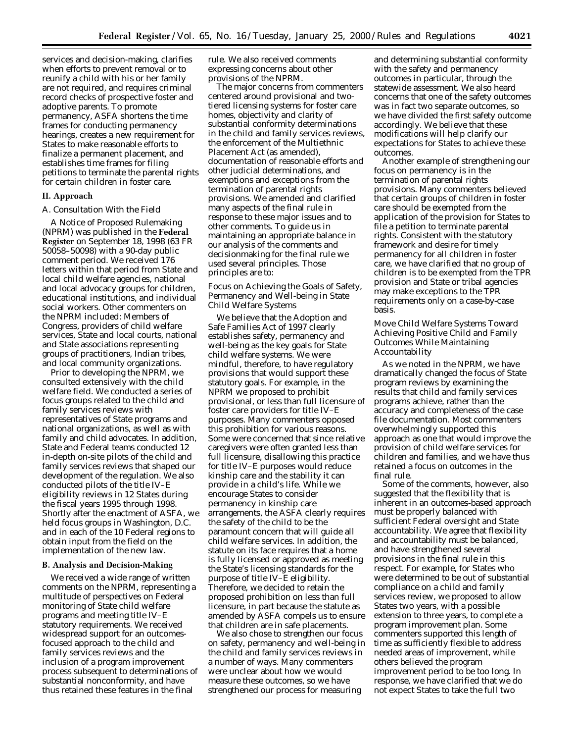services and decision-making, clarifies when efforts to prevent removal or to reunify a child with his or her family are not required, and requires criminal record checks of prospective foster and adoptive parents. To promote permanency, ASFA shortens the time frames for conducting permanency hearings, creates a new requirement for States to make reasonable efforts to finalize a permanent placement, and establishes time frames for filing petitions to terminate the parental rights for certain children in foster care.

## II. Approach

### A. Consultation With the Field

A Notice of Proposed Rulemaking (NPRM) was published in the **Federal Register** on September 18, 1998 (63 FR 50058–50098) with a 90-day public comment period. We received 176 letters within that period from State and local child welfare agencies, national and local advocacy groups for children, educational institutions, and individual social workers. Other commenters on the NPRM included: Members of Congress, providers of child welfare services, State and local courts, national and State associations representing groups of practitioners, Indian tribes, and local community organizations.

Prior to developing the NPRM, we consulted extensively with the child welfare field. We conducted a series of focus groups related to the child and family services reviews with representatives of State programs and national organizations, as well as with family and child advocates. In addition, State and Federal teams conducted 12 in-depth on-site pilots of the child and family services reviews that shaped our development of the regulation. We also conducted pilots of the title IV–E eligibility reviews in 12 States during the fiscal years 1995 through 1998. Shortly after the enactment of ASFA, we held focus groups in Washington, D.C. and in each of the 10 Federal regions to obtain input from the field on the implementation of the new law.

### B. Analysis and Decision-Making

We received a wide range of written comments on the NPRM, representing a multitude of perspectives on Federal monitoring of State child welfare programs and meeting title IV–E statutory requirements. We received widespread support for an outcomes-focused approach to the child and family services reviews and the inclusion of a program improvement process subsequent to determinations of substantial nonconformity, and have thus retained these features in the final rule. We also received comments expressing concerns about other provisions of the NPRM.

The major concerns from commenters centered around provisional and two-tiered licensing systems for foster care homes, objectivity and clarity of substantial conformity determinations in the child and family services reviews, the enforcement of the Multiethnic Placement Act (as amended), documentation of reasonable efforts and other judicial determinations, and exemptions and exceptions from the termination of parental rights provisions. We amended and clarified many aspects of the final rule in response to these major issues and to other comments. To guide us in maintaining an appropriate balance in our analysis of the comments and decisionmaking for the final rule we used several principles. Those principles are to:

#### Focus on Achieving the Goals of Safety, Permanency and Well-being in State Child Welfare Systems

We believe that the Adoption and Safe Families Act of 1997 clearly establishes safety, permanency and well-being as the key goals for State child welfare systems. We were mindful, therefore, to have regulatory provisions that would support these statutory goals. For example, in the NPRM we proposed to prohibit provisional, or less than full licensure of foster care providers for title IV–E purposes. Many commenters opposed this prohibition for various reasons. Some were concerned that since relative caregivers were often granted less than full licensure, disallowing this practice for title IV–E purposes would reduce kinship care and the stability it can provide in a child's life. While we encourage States to consider permanency in kinship care arrangements, the ASFA clearly requires the safety of the child to be the paramount concern that will guide all child welfare services. In addition, the statute on its face requires that a home is fully licensed or approved as meeting the State's licensing standards for the purpose of title IV–E eligibility. Therefore, we decided to retain the proposed prohibition on less than full licensure, in part because the statute as amended by ASFA compels us to ensure that children are in safe placements.

We also chose to strengthen our focus on safety, permanency and well-being in the child and family services reviews in a number of ways. Many commenters were unclear about how we would measure these outcomes, so we have strengthened our process for measuring and determining substantial conformity with the safety and permanency outcomes in particular, through the statewide assessment. We also heard concerns that one of the safety outcomes was in fact two separate outcomes, so we have divided the first safety outcome accordingly. We believe that these modifications will help clarify our expectations for States to achieve these outcomes.

Another example of strengthening our focus on permanency is in the termination of parental rights provisions. Many commenters believed that certain groups of children in foster care should be exempted from the application of the provision for States to file a petition to terminate parental rights. Consistent with the statutory framework and desire for timely permanency for all children in foster care, we have clarified that no group of children is to be exempted from the TPR provision and State or tribal agencies may make exceptions to the TPR requirements only on a case-by-case basis.

#### Move Child Welfare Systems Toward Achieving Positive Child and Family Outcomes While Maintaining Accountability

As we noted in the NPRM, we have dramatically changed the focus of State program reviews by examining the results that child and family services programs achieve, rather than the accuracy and completeness of the case file documentation. Most commenters overwhelmingly supported this approach as one that would improve the provision of child welfare services for children and families, and we have thus retained a focus on outcomes in the final rule.

Some of the comments, however, also suggested that the flexibility that is inherent in an outcomes-based approach must be properly balanced with sufficient Federal oversight and State accountability. We agree that flexibility and accountability must be balanced, and have strengthened several provisions in the final rule in this respect. For example, for States who were determined to be out of substantial compliance on a child and family services review, we proposed to allow States two years, with a possible extension to three years, to complete a program improvement plan. Some commenters supported this length of time as sufficiently flexible to address needed areas of improvement, while others believed the program improvement period to be too long. In response, we have clarified that we do not expect States to take the full two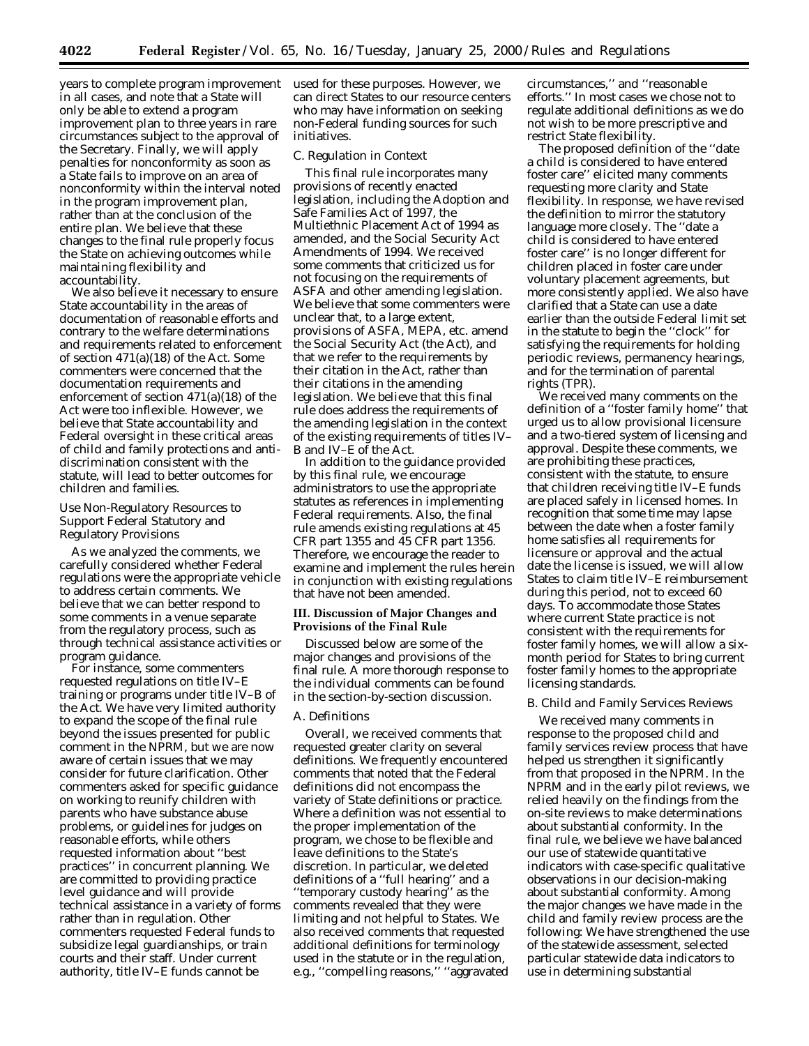years to complete program improvement in all cases, and note that a State will only be able to extend a program improvement plan to three years in rare circumstances subject to the approval of the Secretary. Finally, we will apply penalties for nonconformity as soon as a State fails to improve on an area of nonconformity within the interval noted in the program improvement plan, rather than at the conclusion of the entire plan. We believe that these changes to the final rule properly focus the State on achieving outcomes while maintaining flexibility and accountability.

We also believe it necessary to ensure State accountability in the areas of documentation of reasonable efforts and contrary to the welfare determinations and requirements related to enforcement of section 471(a)(18) of the Act. Some commenters were concerned that the documentation requirements and enforcement of section 471(a)(18) of the Act were too inflexible. However, we believe that State accountability and Federal oversight in these critical areas of child and family protections and anti-discrimination consistent with the statute, will lead to better outcomes for children and families.

*Use Non-Regulatory Resources to Support Federal Statutory and Regulatory Provisions*

As we analyzed the comments, we carefully considered whether Federal regulations were the appropriate vehicle to address certain comments. We believe that we can better respond to some comments in a venue separate from the regulatory process, such as through technical assistance activities or program guidance.

For instance, some commenters requested regulations on title IV–E training or programs under title IV–B of the Act. We have very limited authority to expand the scope of the final rule beyond the issues presented for public comment in the NPRM, but we are now aware of certain issues that we may consider for future clarification. Other commenters asked for specific guidance on working to reunify children with parents who have substance abuse problems, or guidelines for judges on reasonable efforts, while others requested information about ''best practices'' in concurrent planning. We are committed to providing practice level guidance and will provide technical assistance in a variety of forms rather than in regulation. Other commenters requested Federal funds to subsidize legal guardianships, or train courts and their staff. Under current authority, title IV–E funds cannot be used for these purposes. However, we can direct States to our resource centers who may have information on seeking non-Federal funding sources for such initiatives.

*C. Regulation in Context*

This final rule incorporates many provisions of recently enacted legislation, including the Adoption and Safe Families Act of 1997, the Multiethnic Placement Act of 1994 as amended, and the Social Security Act Amendments of 1994. We received some comments that criticized us for not focusing on the requirements of ASFA and other amending legislation. We believe that some commenters were unclear that, to a large extent, provisions of ASFA, MEPA, etc. amend the Social Security Act (the Act), and that we refer to the requirements by their citation in the Act, rather than their citations in the amending legislation. We believe that this final rule does address the requirements of the amending legislation in the context of the existing requirements of titles IV–B and IV–E of the Act.

In addition to the guidance provided by this final rule, we encourage administrators to use the appropriate statutes as references in implementing Federal requirements. Also, the final rule amends existing regulations at 45 CFR part 1355 and 45 CFR part 1356. Therefore, we encourage the reader to examine and implement the rules herein in conjunction with existing regulations that have not been amended.

## III. Discussion of Major Changes and Provisions of the Final Rule

Discussed below are some of the major changes and provisions of the final rule. A more thorough response to the individual comments can be found in the section-by-section discussion.

*A. Definitions*

Overall, we received comments that requested greater clarity on several definitions. We frequently encountered comments that noted that the Federal definitions did not encompass the variety of State definitions or practice. Where a definition was not essential to the proper implementation of the program, we chose to be flexible and leave definitions to the State's discretion. In particular, we deleted definitions of a ''full hearing'' and a ''temporary custody hearing'' as the comments revealed that they were limiting and not helpful to States. We also received comments that requested additional definitions for terminology used in the statute or in the regulation, e.g., ''compelling reasons,'' ''aggravated circumstances,'' and ''reasonable efforts.'' In most cases we chose not to regulate additional definitions as we do not wish to be more prescriptive and restrict State flexibility.

The proposed definition of the ''date a child is considered to have entered foster care'' elicited many comments requesting more clarity and State flexibility. In response, we have revised the definition to mirror the statutory language more closely. The ''date a child is considered to have entered foster care'' is no longer different for children placed in foster care under voluntary placement agreements, but more consistently applied. We also have clarified that a State can use a date earlier than the outside Federal limit set in the statute to begin the ''clock'' for satisfying the requirements for holding periodic reviews, permanency hearings, and for the termination of parental rights (TPR).

We received many comments on the definition of a ''foster family home'' that urged us to allow provisional licensure and a two-tiered system of licensing and approval. Despite these comments, we are prohibiting these practices, consistent with the statute, to ensure that children receiving title IV–E funds are placed safely in licensed homes. In recognition that some time may lapse between the date when a foster family home satisfies all requirements for licensure or approval and the actual date the license is issued, we will allow States to claim title IV–E reimbursement during this period, not to exceed 60 days. To accommodate those States where current State practice is not consistent with the requirements for foster family homes, we will allow a six-month period for States to bring current foster family homes to the appropriate licensing standards.

*B. Child and Family Services Reviews*

We received many comments in response to the proposed child and family services review process that have helped us strengthen it significantly from that proposed in the NPRM. In the NPRM and in the early pilot reviews, we relied heavily on the findings from the on-site reviews to make determinations about substantial conformity. In the final rule, we believe we have balanced our use of statewide quantitative indicators with case-specific qualitative observations in our decision-making about substantial conformity. Among the major changes we have made in the child and family review process are the following: We have strengthened the use of the statewide assessment, selected particular statewide data indicators to use in determining substantial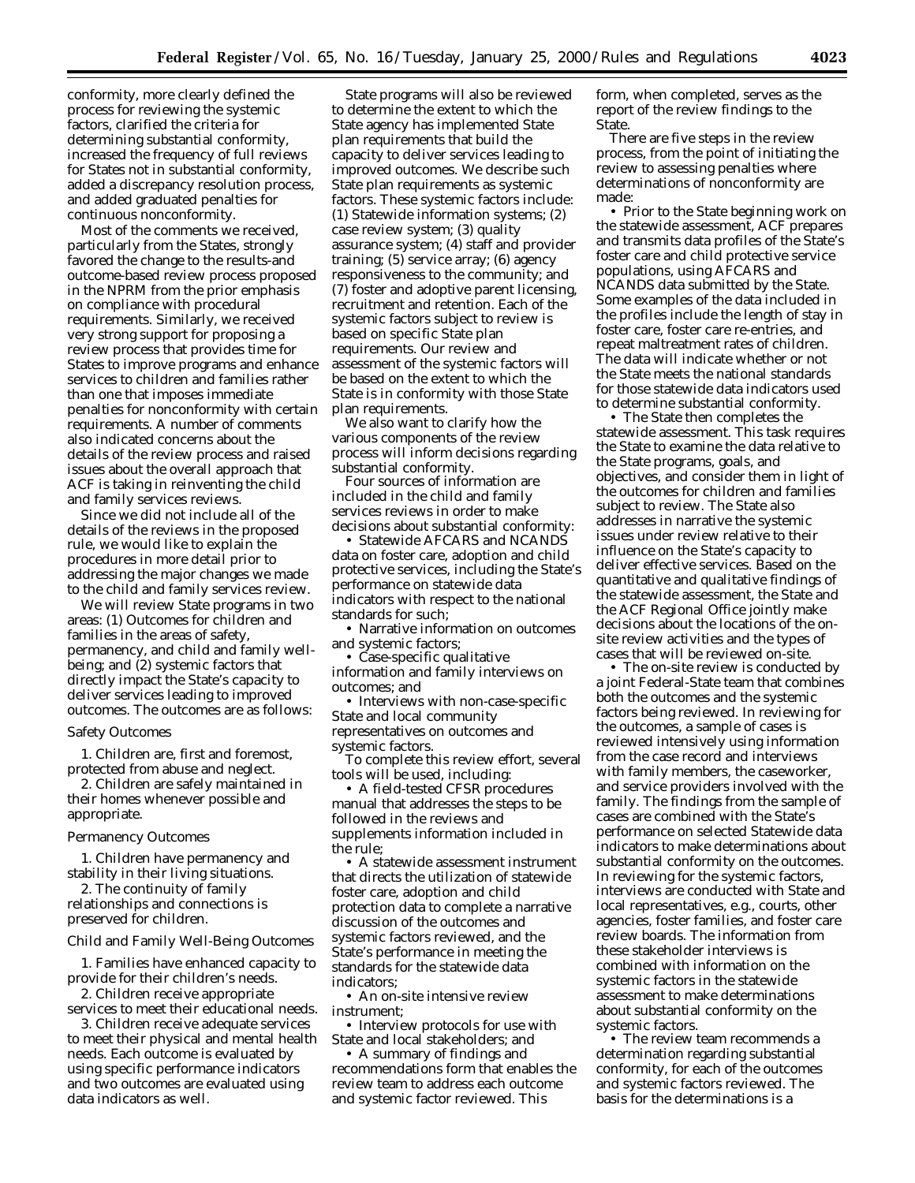conformity, more clearly defined the process for reviewing the systemic factors, clarified the criteria for determining substantial conformity, increased the frequency of full reviews for States not in substantial conformity, added a discrepancy resolution process, and added graduated penalties for continuous nonconformity.

Most of the comments we received, particularly from the States, strongly favored the change to the results-and outcome-based review process proposed in the NPRM from the prior emphasis on compliance with procedural requirements. Similarly, we received very strong support for proposing a review process that provides time for States to improve programs and enhance services to children and families rather than one that imposes immediate penalties for nonconformity with certain requirements. A number of comments also indicated concerns about the details of the review process and raised issues about the overall approach that ACF is taking in reinventing the child and family services reviews.

Since we did not include all of the details of the reviews in the proposed rule, we would like to explain the procedures in more detail prior to addressing the major changes we made to the child and family services review.

We will review State programs in two areas: (1) Outcomes for children and families in the areas of safety, permanency, and child and family well-being; and (2) systemic factors that directly impact the State's capacity to deliver services leading to improved outcomes. The outcomes are as follows:

*Safety Outcomes*

1. Children are, first and foremost, protected from abuse and neglect.
2. Children are safely maintained in their homes whenever possible and appropriate.

*Permanency Outcomes*

1. Children have permanency and stability in their living situations.
2. The continuity of family relationships and connections is preserved for children.

*Child and Family Well-Being Outcomes*

1. Families have enhanced capacity to provide for their children's needs.
2. Children receive appropriate services to meet their educational needs.
3. Children receive adequate services to meet their physical and mental health needs. Each outcome is evaluated by using specific performance indicators and two outcomes are evaluated using data indicators as well.

State programs will also be reviewed to determine the extent to which the State agency has implemented State plan requirements that build the capacity to deliver services leading to improved outcomes. We describe such State plan requirements as systemic factors. These systemic factors include: (1) Statewide information systems; (2) case review system; (3) quality assurance system; (4) staff and provider training; (5) service array; (6) agency responsiveness to the community; and (7) foster and adoptive parent licensing, recruitment and retention. Each of the systemic factors subject to review is based on specific State plan requirements. Our review and assessment of the systemic factors will be based on the extent to which the State is in conformity with those State plan requirements.

We also want to clarify how the various components of the review process will inform decisions regarding substantial conformity.

Four sources of information are included in the child and family services reviews in order to make decisions about substantial conformity:

- Statewide AFCARS and NCANDS data on foster care, adoption and child protective services, including the State's performance on statewide data indicators with respect to the national standards for such;
- Narrative information on outcomes and systemic factors;
- Case-specific qualitative information and family interviews on outcomes; and
- Interviews with non-case-specific State and local community representatives on outcomes and systemic factors.

To complete this review effort, several tools will be used, including:

- A field-tested CFSR procedures manual that addresses the steps to be followed in the reviews and supplements information included in the rule;
- A statewide assessment instrument that directs the utilization of statewide foster care, adoption and child protection data to complete a narrative discussion of the outcomes and systemic factors reviewed, and the State's performance in meeting the standards for the statewide data indicators;
- An on-site intensive review instrument;
- Interview protocols for use with State and local stakeholders; and
- A summary of findings and recommendations form that enables the review team to address each outcome and systemic factor reviewed. This form, when completed, serves as the report of the review findings to the State.

There are five steps in the review process, from the point of initiating the review to assessing penalties where determinations of nonconformity are made:

- Prior to the State beginning work on the statewide assessment, ACF prepares and transmits data profiles of the State's foster care and child protective service populations, using AFCARS and NCANDS data submitted by the State. Some examples of the data included in the profiles include the length of stay in foster care, foster care re-entries, and repeat maltreatment rates of children. The data will indicate whether or not the State meets the national standards for those statewide data indicators used to determine substantial conformity.
- The State then completes the statewide assessment. This task requires the State to examine the data relative to the State programs, goals, and objectives, and consider them in light of the outcomes for children and families subject to review. The State also addresses in narrative the systemic issues under review relative to their influence on the State's capacity to deliver effective services. Based on the quantitative and qualitative findings of the statewide assessment, the State and the ACF Regional Office jointly make decisions about the locations of the on-site review activities and the types of cases that will be reviewed on-site.
- The on-site review is conducted by a joint Federal-State team that combines both the outcomes and the systemic factors being reviewed. In reviewing for the outcomes, a sample of cases is reviewed intensively using information from the case record and interviews with family members, the caseworker, and service providers involved with the family. The findings from the sample of cases are combined with the State's performance on selected Statewide data indicators to make determinations about substantial conformity on the outcomes. In reviewing for the systemic factors, interviews are conducted with State and local representatives, e.g., courts, other agencies, foster families, and foster care review boards. The information from these stakeholder interviews is combined with information on the systemic factors in the statewide assessment to make determinations about substantial conformity on the systemic factors.
- The review team recommends a determination regarding substantial conformity, for each of the outcomes and systemic factors reviewed. The basis for the determinations is a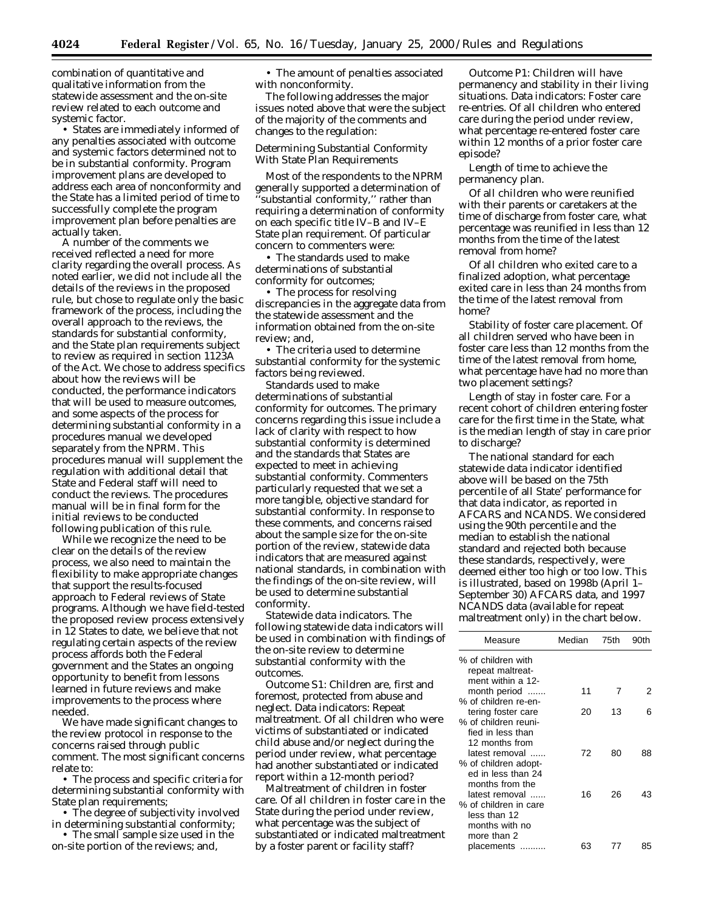combination of quantitative and qualitative information from the statewide assessment and the on-site review related to each outcome and systemic factor.

- States are immediately informed of any penalties associated with outcome and systemic factors determined not to be in substantial conformity. Program improvement plans are developed to address each area of nonconformity and the State has a limited period of time to successfully complete the program improvement plan before penalties are actually taken.

A number of the comments we received reflected a need for more clarity regarding the overall process. As noted earlier, we did not include all the details of the reviews in the proposed rule, but chose to regulate only the basic framework of the process, including the overall approach to the reviews, the standards for substantial conformity, and the State plan requirements subject to review as required in section 1123A of the Act. We chose to address specifics about how the reviews will be conducted, the performance indicators that will be used to measure outcomes, and some aspects of the process for determining substantial conformity in a procedures manual we developed separately from the NPRM. This procedures manual will supplement the regulation with additional detail that State and Federal staff will need to conduct the reviews. The procedures manual will be in final form for the initial reviews to be conducted following publication of this rule.

While we recognize the need to be clear on the details of the review process, we also need to maintain the flexibility to make appropriate changes that support the results-focused approach to Federal reviews of State programs. Although we have field-tested the proposed review process extensively in 12 States to date, we believe that not regulating certain aspects of the review process affords both the Federal government and the States an ongoing opportunity to benefit from lessons learned in future reviews and make improvements to the process where needed.

We have made significant changes to the review protocol in response to the concerns raised through public comment. The most significant concerns relate to:

- The process and specific criteria for determining substantial conformity with State plan requirements;
- The degree of subjectivity involved in determining substantial conformity;
- The small sample size used in the on-site portion of the reviews; and,
- The amount of penalties associated with nonconformity.

The following addresses the major issues noted above that were the subject of the majority of the comments and changes to the regulation:

*Determining Substantial Conformity With State Plan Requirements*

Most of the respondents to the NPRM generally supported a determination of "substantial conformity," rather than requiring a determination of conformity on each specific title IV–B and IV–E State plan requirement. Of particular concern to commenters were:

- The standards used to make determinations of substantial conformity for outcomes;
- The process for resolving discrepancies in the aggregate data from the statewide assessment and the information obtained from the on-site review; and,
- The criteria used to determine substantial conformity for the systemic factors being reviewed.

*Standards used to make determinations of substantial conformity for outcomes.* The primary concerns regarding this issue include a lack of clarity with respect to how substantial conformity is determined and the standards that States are expected to meet in achieving substantial conformity. Commenters particularly requested that we set a more tangible, objective standard for substantial conformity. In response to these comments, and concerns raised about the sample size for the on-site portion of the review, statewide data indicators that are measured against national standards, in combination with the findings of the on-site review, will be used to determine substantial conformity.

*Statewide data indicators.* The following statewide data indicators will be used in combination with findings of the on-site review to determine substantial conformity with the outcomes.

Outcome S1: Children are, first and foremost, protected from abuse and neglect. Data indicators: Repeat maltreatment. Of all children who were victims of substantiated or indicated child abuse and/or neglect during the period under review, what percentage had another substantiated or indicated report within a 12-month period?

Maltreatment of children in foster care. Of all children in foster care in the State during the period under review, what percentage was the subject of substantiated or indicated maltreatment by a foster parent or facility staff?

Outcome P1: Children will have permanency and stability in their living situations. Data indicators: Foster care re-entries. Of all children who entered care during the period under review, what percentage re-entered foster care within 12 months of a prior foster care episode?

Length of time to achieve the permanency plan.

Of all children who were reunified with their parents or caretakers at the time of discharge from foster care, what percentage was reunified in less than 12 months from the time of the latest removal from home?

Of all children who exited care to a finalized adoption, what percentage exited care in less than 24 months from the time of the latest removal from home?

Stability of foster care placement. Of all children served who have been in foster care less than 12 months from the time of the latest removal from home, what percentage have had no more than two placement settings?

Length of stay in foster care. For a recent cohort of children entering foster care for the first time in the State, what is the median length of stay in care prior to discharge?

The national standard for each statewide data indicator identified above will be based on the 75th percentile of all State' performance for that data indicator, as reported in AFCARS and NCANDS. We considered using the 90th percentile and the median to establish the national standard and rejected both because these standards, respectively, were deemed either too high or too low. This is illustrated, based on 1998b (April 1–September 30) AFCARS data, and 1997 NCANDS data (available for repeat maltreatment only) in the chart below.

| Measure | Median | 75th | 90th |
|---|---|---|---|
| % of children with repeat maltreatment within a 12-month period | 11 | 7 | 2 |
| % of children re-entering foster care | 20 | 13 | 6 |
| % of children reunified in less than 12 months from latest removal | 72 | 80 | 88 |
| % of children adopted in less than 24 months from the latest removal | 16 | 26 | 43 |
| % of children in care less than 12 months with no more than 2 placements | 63 | 77 | 85 |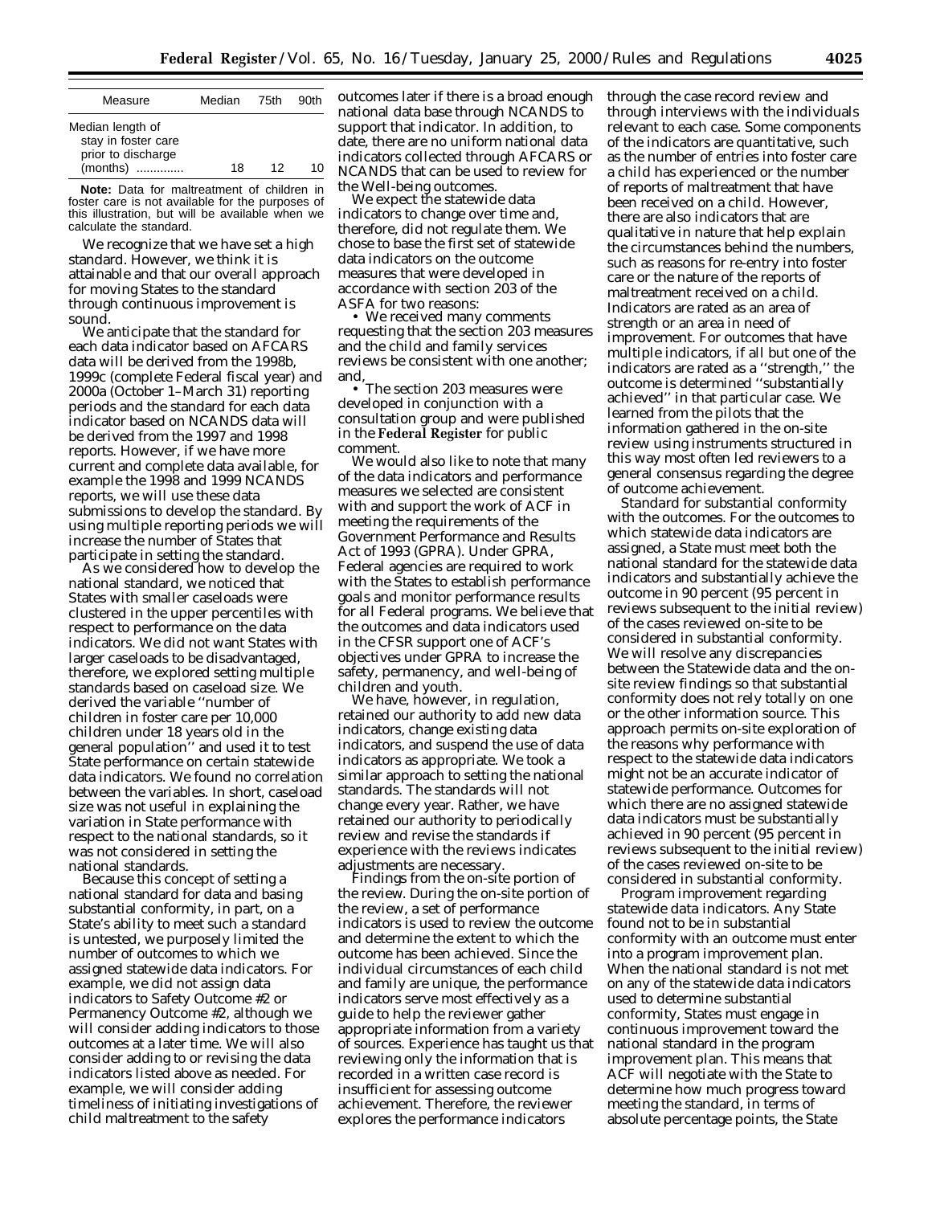| Measure | Median | 75th | 90th |
|---|---|---|---|
| Median length of stay in foster care prior to discharge (months) ............. | 18 | 12 | 10 |

**Note:** Data for maltreatment of children in foster care is not available for the purposes of this illustration, but will be available when we calculate the standard.

We recognize that we have set a high standard. However, we think it is attainable and that our overall approach for moving States to the standard through continuous improvement is sound.

We anticipate that the standard for each data indicator based on AFCARS data will be derived from the 1998b, 1999c (complete Federal fiscal year) and 2000a (October 1–March 31) reporting periods and the standard for each data indicator based on NCANDS data will be derived from the 1997 and 1998 reports. However, if we have more current and complete data available, for example the 1998 and 1999 NCANDS reports, we will use these data submissions to develop the standard. By using multiple reporting periods we will increase the number of States that participate in setting the standard.

As we considered how to develop the national standard, we noticed that States with smaller caseloads were clustered in the upper percentiles with respect to performance on the data indicators. We did not want States with larger caseloads to be disadvantaged, therefore, we explored setting multiple standards based on caseload size. We derived the variable ''number of children in foster care per 10,000 children under 18 years old in the general population'' and used it to test State performance on certain statewide data indicators. We found no correlation between the variables. In short, caseload size was not useful in explaining the variation in State performance with respect to the national standards, so it was not considered in setting the national standards.

Because this concept of setting a national standard for data and basing substantial conformity, in part, on a State's ability to meet such a standard is untested, we purposely limited the number of outcomes to which we assigned statewide data indicators. For example, we did not assign data indicators to Safety Outcome #2 or Permanency Outcome #2, although we will consider adding indicators to those outcomes at a later time. We will also consider adding to or revising the data indicators listed above as needed. For example, we will consider adding timeliness of initiating investigations of child maltreatment to the safety outcomes later if there is a broad enough national data base through NCANDS to support that indicator. In addition, to date, there are no uniform national data indicators collected through AFCARS or NCANDS that can be used to review for the Well-being outcomes.

We expect the statewide data indicators to change over time and, therefore, did not regulate them. We chose to base the first set of statewide data indicators on the outcome measures that were developed in accordance with section 203 of the ASFA for two reasons:

• We received many comments requesting that the section 203 measures and the child and family services reviews be consistent with one another; and,

• The section 203 measures were developed in conjunction with a consultation group and were published in the **Federal Register** for public comment.

We would also like to note that many of the data indicators and performance measures we selected are consistent with and support the work of ACF in meeting the requirements of the Government Performance and Results Act of 1993 (GPRA). Under GPRA, Federal agencies are required to work with the States to establish performance goals and monitor performance results for all Federal programs. We believe that the outcomes and data indicators used in the CFSR support one of ACF's objectives under GPRA to increase the safety, permanency, and well-being of children and youth.

We have, however, in regulation, retained our authority to add new data indicators, change existing data indicators, and suspend the use of data indicators as appropriate. We took a similar approach to setting the national standards. The standards will not change every year. Rather, we have retained our authority to periodically review and revise the standards if experience with the reviews indicates adjustments are necessary.

*Findings from the on-site portion of the review.* During the on-site portion of the review, a set of performance indicators is used to review the outcome and determine the extent to which the outcome has been achieved. Since the individual circumstances of each child and family are unique, the performance indicators serve most effectively as a guide to help the reviewer gather appropriate information from a variety of sources. Experience has taught us that reviewing only the information that is recorded in a written case record is insufficient for assessing outcome achievement. Therefore, the reviewer explores the performance indicators through the case record review and through interviews with the individuals relevant to each case. Some components of the indicators are quantitative, such as the number of entries into foster care a child has experienced or the number of reports of maltreatment that have been received on a child. However, there are also indicators that are qualitative in nature that help explain the circumstances behind the numbers, such as reasons for re-entry into foster care or the nature of the reports of maltreatment received on a child. Indicators are rated as an area of strength or an area in need of improvement. For outcomes that have multiple indicators, if all but one of the indicators are rated as a ''strength,'' the outcome is determined ''substantially achieved'' in that particular case. We learned from the pilots that the information gathered in the on-site review using instruments structured in this way most often led reviewers to a general consensus regarding the degree of outcome achievement.

*Standard for substantial conformity with the outcomes.* For the outcomes to which statewide data indicators are assigned, a State must meet both the national standard for the statewide data indicators and substantially achieve the outcome in 90 percent (95 percent in reviews subsequent to the initial review) of the cases reviewed on-site to be considered in substantial conformity. We will resolve any discrepancies between the Statewide data and the on-site review findings so that substantial conformity does not rely totally on one or the other information source. This approach permits on-site exploration of the reasons why performance with respect to the statewide data indicators might not be an accurate indicator of statewide performance. Outcomes for which there are no assigned statewide data indicators must be substantially achieved in 90 percent (95 percent in reviews subsequent to the initial review) of the cases reviewed on-site to be considered in substantial conformity.

*Program improvement regarding statewide data indicators.* Any State found not to be in substantial conformity with an outcome must enter into a program improvement plan. When the national standard is not met on any of the statewide data indicators used to determine substantial conformity, States must engage in continuous improvement toward the national standard in the program improvement plan. This means that ACF will negotiate with the State to determine how much progress toward meeting the standard, in terms of absolute percentage points, the State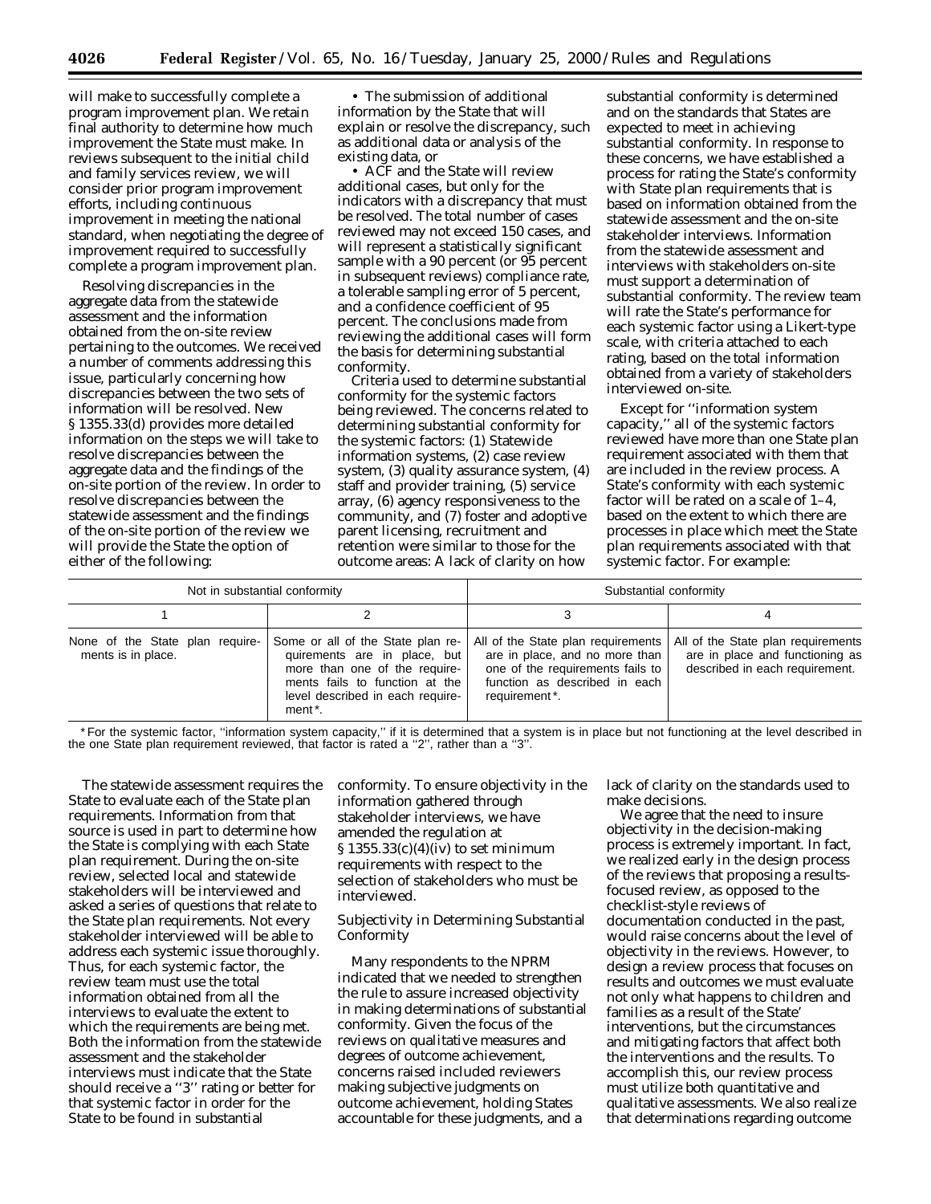will make to successfully complete a program improvement plan. We retain final authority to determine how much improvement the State must make. In reviews subsequent to the initial child and family services review, we will consider prior program improvement efforts, including continuous improvement in meeting the national standard, when negotiating the degree of improvement required to successfully complete a program improvement plan.

Resolving discrepancies in the aggregate data from the statewide assessment and the information obtained from the on-site review pertaining to the outcomes. We received a number of comments addressing this issue, particularly concerning how discrepancies between the two sets of information will be resolved. New § 1355.33(d) provides more detailed information on the steps we will take to resolve discrepancies between the aggregate data and the findings of the on-site portion of the review. In order to resolve discrepancies between the statewide assessment and the findings of the on-site portion of the review we will provide the State the option of either of the following:

- The submission of additional information by the State that will explain or resolve the discrepancy, such as additional data or analysis of the existing data, or
- ACF and the State will review additional cases, but only for the indicators with a discrepancy that must be resolved. The total number of cases reviewed may not exceed 150 cases, and will represent a statistically significant sample with a 90 percent (or 95 percent in subsequent reviews) compliance rate, a tolerable sampling error of 5 percent, and a confidence coefficient of 95 percent. The conclusions made from reviewing the additional cases will form the basis for determining substantial conformity.

Criteria used to determine substantial conformity for the systemic factors being reviewed. The concerns related to determining substantial conformity for the systemic factors: (1) Statewide information systems, (2) case review system, (3) quality assurance system, (4) staff and provider training, (5) service array, (6) agency responsiveness to the community, and (7) foster and adoptive parent licensing, recruitment and retention were similar to those for the outcome areas: A lack of clarity on how substantial conformity is determined and on the standards that States are expected to meet in achieving substantial conformity. In response to these concerns, we have established a process for rating the State's conformity with State plan requirements that is based on information obtained from the statewide assessment and the on-site stakeholder interviews. Information from the statewide assessment and interviews with stakeholders on-site must support a determination of substantial conformity. The review team will rate the State's performance for each systemic factor using a Likert-type scale, with criteria attached to each rating, based on the total information obtained from a variety of stakeholders interviewed on-site.

Except for ''information system capacity,'' all of the systemic factors reviewed have more than one State plan requirement associated with them that are included in the review process. A State's conformity with each systemic factor will be rated on a scale of 1–4, based on the extent to which there are processes in place which meet the State plan requirements associated with that systemic factor. For example:

| Not in substantial conformity | | Substantial conformity | |
|---|---|---|---|
| 1 | 2 | 3 | 4 |
| None of the State plan requirements is in place. | Some or all of the State plan requirements are in place, but more than one of the requirements fails to function at the level described in each requirement*. | All of the State plan requirements are in place, and no more than one of the requirements fails to function as described in each requirement*. | All of the State plan requirements are in place and functioning as described in each requirement. |

\* For the systemic factor, ''information system capacity,'' if it is determined that a system is in place but not functioning at the level described in the one State plan requirement reviewed, that factor is rated a ''2'', rather than a ''3''.

The statewide assessment requires the State to evaluate each of the State plan requirements. Information from that source is used in part to determine how the State is complying with each State plan requirement. During the on-site review, selected local and statewide stakeholders will be interviewed and asked a series of questions that relate to the State plan requirements. Not every stakeholder interviewed will be able to address each systemic issue thoroughly. Thus, for each systemic factor, the review team must use the total information obtained from all the interviews to evaluate the extent to which the requirements are being met. Both the information from the statewide assessment and the stakeholder interviews must indicate that the State should receive a ''3'' rating or better for that systemic factor in order for the State to be found in substantial conformity. To ensure objectivity in the information gathered through stakeholder interviews, we have amended the regulation at § 1355.33(c)(4)(iv) to set minimum requirements with respect to the selection of stakeholders who must be interviewed.

## Subjectivity in Determining Substantial Conformity

Many respondents to the NPRM indicated that we needed to strengthen the rule to assure increased objectivity in making determinations of substantial conformity. Given the focus of the reviews on qualitative measures and degrees of outcome achievement, concerns raised included reviewers making subjective judgments on outcome achievement, holding States accountable for these judgments, and a lack of clarity on the standards used to make decisions.

We agree that the need to insure objectivity in the decision-making process is extremely important. In fact, we realized early in the design process of the reviews that proposing a results-focused review, as opposed to the checklist-style reviews of documentation conducted in the past, would raise concerns about the level of objectivity in the reviews. However, to design a review process that focuses on results and outcomes we must evaluate not only what happens to children and families as a result of the State' interventions, but the circumstances and mitigating factors that affect both the interventions and the results. To accomplish this, our review process must utilize both quantitative and qualitative assessments. We also realize that determinations regarding outcome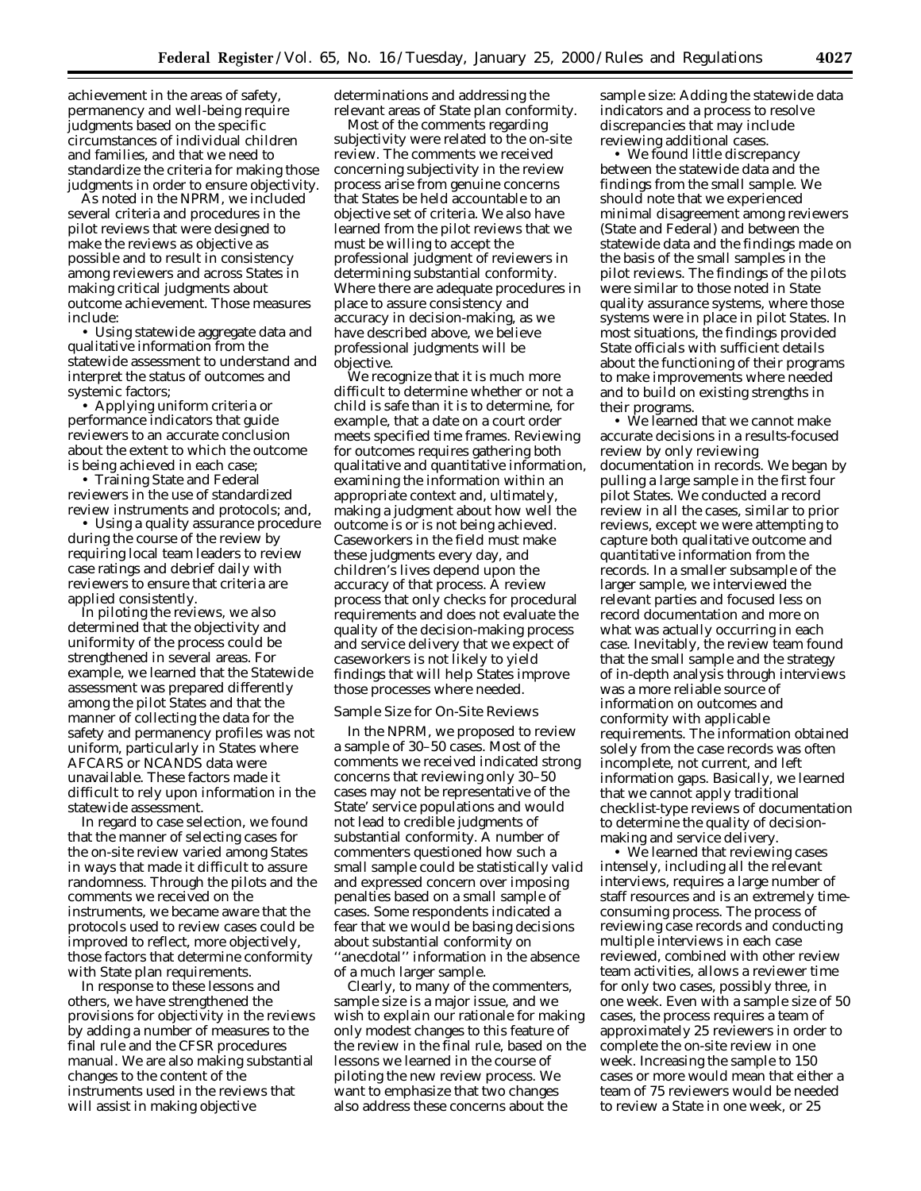achievement in the areas of safety, permanency and well-being require judgments based on the specific circumstances of individual children and families, and that we need to standardize the criteria for making those judgments in order to ensure objectivity.

As noted in the NPRM, we included several criteria and procedures in the pilot reviews that were designed to make the reviews as objective as possible and to result in consistency among reviewers and across States in making critical judgments about outcome achievement. Those measures include:

- Using statewide aggregate data and qualitative information from the statewide assessment to understand and interpret the status of outcomes and systemic factors;
- Applying uniform criteria or performance indicators that guide reviewers to an accurate conclusion about the extent to which the outcome is being achieved in each case;
- Training State and Federal reviewers in the use of standardized review instruments and protocols; and,
- Using a quality assurance procedure during the course of the review by requiring local team leaders to review case ratings and debrief daily with reviewers to ensure that criteria are applied consistently.

In piloting the reviews, we also determined that the objectivity and uniformity of the process could be strengthened in several areas. For example, we learned that the Statewide assessment was prepared differently among the pilot States and that the manner of collecting the data for the safety and permanency profiles was not uniform, particularly in States where AFCARS or NCANDS data were unavailable. These factors made it difficult to rely upon information in the statewide assessment.

In regard to case selection, we found that the manner of selecting cases for the on-site review varied among States in ways that made it difficult to assure randomness. Through the pilots and the comments we received on the instruments, we became aware that the protocols used to review cases could be improved to reflect, more objectively, those factors that determine conformity with State plan requirements.

In response to these lessons and others, we have strengthened the provisions for objectivity in the reviews by adding a number of measures to the final rule and the CFSR procedures manual. We are also making substantial changes to the content of the instruments used in the reviews that will assist in making objective determinations and addressing the relevant areas of State plan conformity.

Most of the comments regarding subjectivity were related to the on-site review. The comments we received concerning subjectivity in the review process arise from genuine concerns that States be held accountable to an objective set of criteria. We also have learned from the pilot reviews that we must be willing to accept the professional judgment of reviewers in determining substantial conformity. Where there are adequate procedures in place to assure consistency and accuracy in decision-making, as we have described above, we believe professional judgments will be objective.

We recognize that it is much more difficult to determine whether or not a child is safe than it is to determine, for example, that a date on a court order meets specified time frames. Reviewing for outcomes requires gathering both qualitative and quantitative information, examining the information within an appropriate context and, ultimately, making a judgment about how well the outcome is or is not being achieved. Caseworkers in the field must make these judgments every day, and children's lives depend upon the accuracy of that process. A review process that only checks for procedural requirements and does not evaluate the quality of the decision-making process and service delivery that we expect of caseworkers is not likely to yield findings that will help States improve those processes where needed.

*Sample Size for On-Site Reviews*

In the NPRM, we proposed to review a sample of 30–50 cases. Most of the comments we received indicated strong concerns that reviewing only 30–50 cases may not be representative of the State' service populations and would not lead to credible judgments of substantial conformity. A number of commenters questioned how such a small sample could be statistically valid and expressed concern over imposing penalties based on a small sample of cases. Some respondents indicated a fear that we would be basing decisions about substantial conformity on ''anecdotal'' information in the absence of a much larger sample.

Clearly, to many of the commenters, sample size is a major issue, and we wish to explain our rationale for making only modest changes to this feature of the review in the final rule, based on the lessons we learned in the course of piloting the new review process. We want to emphasize that two changes also address these concerns about the sample size: Adding the statewide data indicators and a process to resolve discrepancies that may include reviewing additional cases.

- We found little discrepancy between the statewide data and the findings from the small sample. We should note that we experienced minimal disagreement among reviewers (State and Federal) and between the statewide data and the findings made on the basis of the small samples in the pilot reviews. The findings of the pilots were similar to those noted in State quality assurance systems, where those systems were in place in pilot States. In most situations, the findings provided State officials with sufficient details about the functioning of their programs to make improvements where needed and to build on existing strengths in their programs.
- We learned that we cannot make accurate decisions in a results-focused review by only reviewing documentation in records. We began by pulling a large sample in the first four pilot States. We conducted a record review in all the cases, similar to prior reviews, except we were attempting to capture both qualitative outcome and quantitative information from the records. In a smaller subsample of the larger sample, we interviewed the relevant parties and focused less on record documentation and more on what was actually occurring in each case. Inevitably, the review team found that the small sample and the strategy of in-depth analysis through interviews was a more reliable source of information on outcomes and conformity with applicable requirements. The information obtained solely from the case records was often incomplete, not current, and left information gaps. Basically, we learned that we cannot apply traditional checklist-type reviews of documentation to determine the quality of decision-making and service delivery.
- We learned that reviewing cases intensely, including all the relevant interviews, requires a large number of staff resources and is an extremely time-consuming process. The process of reviewing case records and conducting multiple interviews in each case reviewed, combined with other review team activities, allows a reviewer time for only two cases, possibly three, in one week. Even with a sample size of 50 cases, the process requires a team of approximately 25 reviewers in order to complete the on-site review in one week. Increasing the sample to 150 cases or more would mean that either a team of 75 reviewers would be needed to review a State in one week, or 25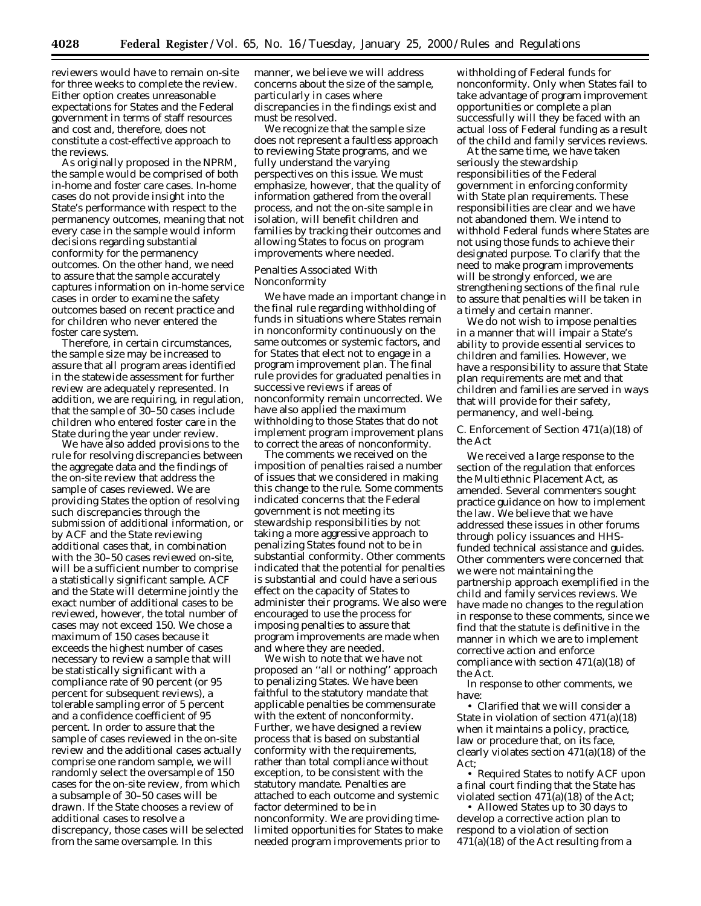reviewers would have to remain on-site for three weeks to complete the review. Either option creates unreasonable expectations for States and the Federal government in terms of staff resources and cost and, therefore, does not constitute a cost-effective approach to the reviews.

As originally proposed in the NPRM, the sample would be comprised of both in-home and foster care cases. In-home cases do not provide insight into the State's performance with respect to the permanency outcomes, meaning that not every case in the sample would inform decisions regarding substantial conformity for the permanency outcomes. On the other hand, we need to assure that the sample accurately captures information on in-home service cases in order to examine the safety outcomes based on recent practice and for children who never entered the foster care system.

Therefore, in certain circumstances, the sample size may be increased to assure that all program areas identified in the statewide assessment for further review are adequately represented. In addition, we are requiring, in regulation, that the sample of 30–50 cases include children who entered foster care in the State during the year under review.

We have also added provisions to the rule for resolving discrepancies between the aggregate data and the findings of the on-site review that address the sample of cases reviewed. We are providing States the option of resolving such discrepancies through the submission of additional information, or by ACF and the State reviewing additional cases that, in combination with the 30–50 cases reviewed on-site, will be a sufficient number to comprise a statistically significant sample. ACF and the State will determine jointly the exact number of additional cases to be reviewed, however, the total number of cases may not exceed 150. We chose a maximum of 150 cases because it exceeds the highest number of cases necessary to review a sample that will be statistically significant with a compliance rate of 90 percent (or 95 percent for subsequent reviews), a tolerable sampling error of 5 percent and a confidence coefficient of 95 percent. In order to assure that the sample of cases reviewed in the on-site review and the additional cases actually comprise one random sample, we will randomly select the oversample of 150 cases for the on-site review, from which a subsample of 30–50 cases will be drawn. If the State chooses a review of additional cases to resolve a discrepancy, those cases will be selected from the same oversample. In this manner, we believe we will address concerns about the size of the sample, particularly in cases where discrepancies in the findings exist and must be resolved.

We recognize that the sample size does not represent a faultless approach to reviewing State programs, and we fully understand the varying perspectives on this issue. We must emphasize, however, that the quality of information gathered from the overall process, and not the on-site sample in isolation, will benefit children and families by tracking their outcomes and allowing States to focus on program improvements where needed.

*Penalties Associated With Nonconformity*

We have made an important change in the final rule regarding withholding of funds in situations where States remain in nonconformity continuously on the same outcomes or systemic factors, and for States that elect not to engage in a program improvement plan. The final rule provides for graduated penalties in successive reviews if areas of nonconformity remain uncorrected. We have also applied the maximum withholding to those States that do not implement program improvement plans to correct the areas of nonconformity.

The comments we received on the imposition of penalties raised a number of issues that we considered in making this change to the rule. Some comments indicated concerns that the Federal government is not meeting its stewardship responsibilities by not taking a more aggressive approach to penalizing States found not to be in substantial conformity. Other comments indicated that the potential for penalties is substantial and could have a serious effect on the capacity of States to administer their programs. We also were encouraged to use the process for imposing penalties to assure that program improvements are made when and where they are needed.

We wish to note that we have not proposed an ''all or nothing'' approach to penalizing States. We have been faithful to the statutory mandate that applicable penalties be commensurate with the extent of nonconformity. Further, we have designed a review process that is based on substantial conformity with the requirements, rather than total compliance without exception, to be consistent with the statutory mandate. Penalties are attached to each outcome and systemic factor determined to be in nonconformity. We are providing time-limited opportunities for States to make needed program improvements prior to withholding of Federal funds for nonconformity. Only when States fail to take advantage of program improvement opportunities or complete a plan successfully will they be faced with an actual loss of Federal funding as a result of the child and family services reviews.

At the same time, we have taken seriously the stewardship responsibilities of the Federal government in enforcing conformity with State plan requirements. These responsibilities are clear and we have not abandoned them. We intend to withhold Federal funds where States are not using those funds to achieve their designated purpose. To clarify that the need to make program improvements will be strongly enforced, we are strengthening sections of the final rule to assure that penalties will be taken in a timely and certain manner.

We do not wish to impose penalties in a manner that will impair a State's ability to provide essential services to children and families. However, we have a responsibility to assure that State plan requirements are met and that children and families are served in ways that will provide for their safety, permanency, and well-being.

## C. Enforcement of Section 471(a)(18) of the Act

We received a large response to the section of the regulation that enforces the Multiethnic Placement Act, as amended. Several commenters sought practice guidance on how to implement the law. We believe that we have addressed these issues in other forums through policy issuances and HHS-funded technical assistance and guides. Other commenters were concerned that we were not maintaining the partnership approach exemplified in the child and family services reviews. We have made no changes to the regulation in response to these comments, since we find that the statute is definitive in the manner in which we are to implement corrective action and enforce compliance with section 471(a)(18) of the Act.

In response to other comments, we have:

- Clarified that we will consider a State in violation of section 471(a)(18) when it maintains a policy, practice, law or procedure that, on its face, clearly violates section 471(a)(18) of the Act;
- Required States to notify ACF upon a final court finding that the State has violated section 471(a)(18) of the Act;
- Allowed States up to 30 days to develop a corrective action plan to respond to a violation of section 471(a)(18) of the Act resulting from a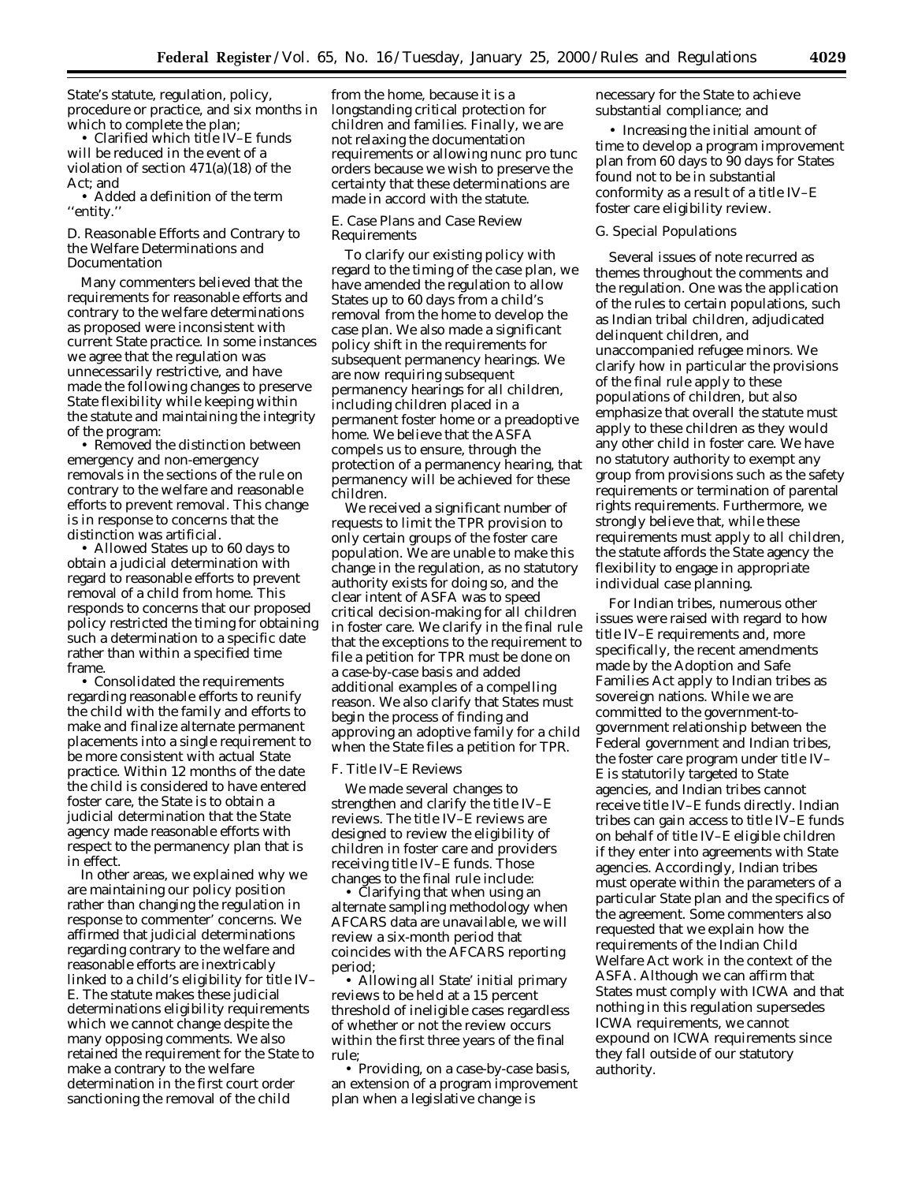State's statute, regulation, policy, procedure or practice, and six months in which to complete the plan;

- Clarified which title IV–E funds will be reduced in the event of a violation of section 471(a)(18) of the Act; and
- Added a definition of the term "entity."

*D. Reasonable Efforts and Contrary to the Welfare Determinations and Documentation*

Many commenters believed that the requirements for reasonable efforts and contrary to the welfare determinations as proposed were inconsistent with current State practice. In some instances we agree that the regulation was unnecessarily restrictive, and have made the following changes to preserve State flexibility while keeping within the statute and maintaining the integrity of the program:

- Removed the distinction between emergency and non-emergency removals in the sections of the rule on contrary to the welfare and reasonable efforts to prevent removal. This change is in response to concerns that the distinction was artificial.
- Allowed States up to 60 days to obtain a judicial determination with regard to reasonable efforts to prevent removal of a child from home. This responds to concerns that our proposed policy restricted the timing for obtaining such a determination to a specific date rather than within a specified time frame.
- Consolidated the requirements regarding reasonable efforts to reunify the child with the family and efforts to make and finalize alternate permanent placements into a single requirement to be more consistent with actual State practice. Within 12 months of the date the child is considered to have entered foster care, the State is to obtain a judicial determination that the State agency made reasonable efforts with respect to the permanency plan that is in effect.

In other areas, we explained why we are maintaining our policy position rather than changing the regulation in response to commenter' concerns. We affirmed that judicial determinations regarding contrary to the welfare and reasonable efforts are inextricably linked to a child's eligibility for title IV–E. The statute makes these judicial determinations eligibility requirements which we cannot change despite the many opposing comments. We also retained the requirement for the State to make a contrary to the welfare determination in the first court order sanctioning the removal of the child from the home, because it is a longstanding critical protection for children and families. Finally, we are not relaxing the documentation requirements or allowing nunc pro tunc orders because we wish to preserve the certainty that these determinations are made in accord with the statute.

*E. Case Plans and Case Review Requirements*

To clarify our existing policy with regard to the timing of the case plan, we have amended the regulation to allow States up to 60 days from a child's removal from the home to develop the case plan. We also made a significant policy shift in the requirements for subsequent permanency hearings. We are now requiring subsequent permanency hearings for all children, including children placed in a permanent foster home or a preadoptive home. We believe that the ASFA compels us to ensure, through the protection of a permanency hearing, that permanency will be achieved for these children.

We received a significant number of requests to limit the TPR provision to only certain groups of the foster care population. We are unable to make this change in the regulation, as no statutory authority exists for doing so, and the clear intent of ASFA was to speed critical decision-making for all children in foster care. We clarify in the final rule that the exceptions to the requirement to file a petition for TPR must be done on a case-by-case basis and added additional examples of a compelling reason. We also clarify that States must begin the process of finding and approving an adoptive family for a child when the State files a petition for TPR.

*F. Title IV–E Reviews*

We made several changes to strengthen and clarify the title IV–E reviews. The title IV–E reviews are designed to review the eligibility of children in foster care and providers receiving title IV–E funds. Those changes to the final rule include:

- Clarifying that when using an alternate sampling methodology when AFCARS data are unavailable, we will review a six-month period that coincides with the AFCARS reporting period;
- Allowing all State' initial primary reviews to be held at a 15 percent threshold of ineligible cases regardless of whether or not the review occurs within the first three years of the final rule;
- Providing, on a case-by-case basis, an extension of a program improvement plan when a legislative change is necessary for the State to achieve substantial compliance; and
- Increasing the initial amount of time to develop a program improvement plan from 60 days to 90 days for States found not to be in substantial conformity as a result of a title IV–E foster care eligibility review.

*G. Special Populations*

Several issues of note recurred as themes throughout the comments and the regulation. One was the application of the rules to certain populations, such as Indian tribal children, adjudicated delinquent children, and unaccompanied refugee minors. We clarify how in particular the provisions of the final rule apply to these populations of children, but also emphasize that overall the statute must apply to these children as they would any other child in foster care. We have no statutory authority to exempt any group from provisions such as the safety requirements or termination of parental rights requirements. Furthermore, we strongly believe that, while these requirements must apply to all children, the statute affords the State agency the flexibility to engage in appropriate individual case planning.

For Indian tribes, numerous other issues were raised with regard to how title IV–E requirements and, more specifically, the recent amendments made by the Adoption and Safe Families Act apply to Indian tribes as sovereign nations. While we are committed to the government-to-government relationship between the Federal government and Indian tribes, the foster care program under title IV–E is statutorily targeted to State agencies, and Indian tribes cannot receive title IV–E funds directly. Indian tribes can gain access to title IV–E funds on behalf of title IV–E eligible children if they enter into agreements with State agencies. Accordingly, Indian tribes must operate within the parameters of a particular State plan and the specifics of the agreement. Some commenters also requested that we explain how the requirements of the Indian Child Welfare Act work in the context of the ASFA. Although we can affirm that States must comply with ICWA and that nothing in this regulation supersedes ICWA requirements, we cannot expound on ICWA requirements since they fall outside of our statutory authority.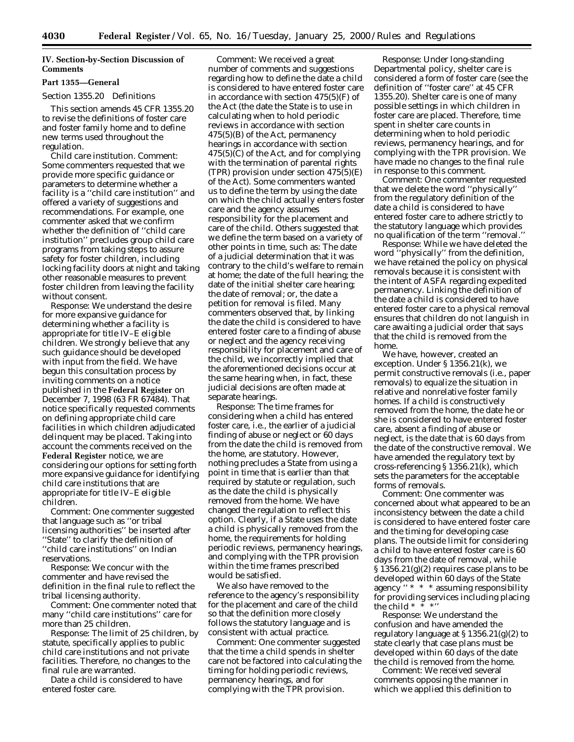## IV. Section-by-Section Discussion of Comments

### Part 1355—General

#### Section 1355.20 Definitions

This section amends 45 CFR 1355.20 to revise the definitions of foster care and foster family home and to define new terms used throughout the regulation.

*Child care institution.* Comment: Some commenters requested that we provide more specific guidance or parameters to determine whether a facility is a ''child care institution'' and offered a variety of suggestions and recommendations. For example, one commenter asked that we confirm whether the definition of ''child care institution'' precludes group child care programs from taking steps to assure safety for foster children, including locking facility doors at night and taking other reasonable measures to prevent foster children from leaving the facility without consent.

Response: We understand the desire for more expansive guidance for determining whether a facility is appropriate for title IV–E eligible children. We strongly believe that any such guidance should be developed with input from the field. We have begun this consultation process by inviting comments on a notice published in the **Federal Register** on December 7, 1998 (63 FR 67484). That notice specifically requested comments on defining appropriate child care facilities in which children adjudicated delinquent may be placed. Taking into account the comments received on the **Federal Register** notice, we are considering our options for setting forth more expansive guidance for identifying child care institutions that are appropriate for title IV–E eligible children.

Comment: One commenter suggested that language such as ''or tribal licensing authorities'' be inserted after ''State'' to clarify the definition of ''child care institutions'' on Indian reservations.

Response: We concur with the commenter and have revised the definition in the final rule to reflect the tribal licensing authority.

Comment: One commenter noted that many ''child care institutions'' care for more than 25 children.

Response: The limit of 25 children, by statute, specifically applies to public child care institutions and not private facilities. Therefore, no changes to the final rule are warranted.

*Date a child is considered to have entered foster care.*

Comment: We received a great number of comments and suggestions regarding how to define the date a child is considered to have entered foster care in accordance with section 475(5)(F) of the Act (the date the State is to use in calculating when to hold periodic reviews in accordance with section 475(5)(B) of the Act, permanency hearings in accordance with section 475(5)(C) of the Act, and for complying with the termination of parental rights (TPR) provision under section 475(5)(E) of the Act). Some commenters wanted us to define the term by using the date on which the child actually enters foster care and the agency assumes responsibility for the placement and care of the child. Others suggested that we define the term based on a variety of other points in time, such as: The date of a judicial determination that it was contrary to the child's welfare to remain at home; the date of the full hearing; the date of the initial shelter care hearing; the date of removal; or, the date a petition for removal is filed. Many commenters observed that, by linking the date the child is considered to have entered foster care to a finding of abuse or neglect and the agency receiving responsibility for placement and care of the child, we incorrectly implied that the aforementioned decisions occur at the same hearing when, in fact, these judicial decisions are often made at separate hearings.

Response: The time frames for considering when a child has entered foster care, i.e., the earlier of a judicial finding of abuse or neglect or 60 days from the date the child is removed from the home, are statutory. However, nothing precludes a State from using a point in time that is earlier than that required by statute or regulation, such as the date the child is physically removed from the home. We have changed the regulation to reflect this option. Clearly, if a State uses the date a child is physically removed from the home, the requirements for holding periodic reviews, permanency hearings, and complying with the TPR provision within the time frames prescribed would be satisfied.

We also have removed to the reference to the agency's responsibility for the placement and care of the child so that the definition more closely follows the statutory language and is consistent with actual practice.

Comment: One commenter suggested that the time a child spends in shelter care not be factored into calculating the timing for holding periodic reviews, permanency hearings, and for complying with the TPR provision.

Response: Under long-standing Departmental policy, shelter care is considered a form of foster care (see the definition of ''foster care'' at 45 CFR 1355.20). Shelter care is one of many possible settings in which children in foster care are placed. Therefore, time spent in shelter care counts in determining when to hold periodic reviews, permanency hearings, and for complying with the TPR provision. We have made no changes to the final rule in response to this comment.

Comment: One commenter requested that we delete the word ''physically'' from the regulatory definition of the date a child is considered to have entered foster care to adhere strictly to the statutory language which provides no qualification of the term ''removal.''

Response: While we have deleted the word ''physically'' from the definition, we have retained the policy on physical removals because it is consistent with the intent of ASFA regarding expedited permanency. Linking the definition of the date a child is considered to have entered foster care to a physical removal ensures that children do not languish in care awaiting a judicial order that says that the child is removed from the home.

We have, however, created an exception. Under § 1356.21(k), we permit constructive removals (i.e., paper removals) to equalize the situation in relative and nonrelative foster family homes. If a child is constructively removed from the home, the date he or she is considered to have entered foster care, absent a finding of abuse or neglect, is the date that is 60 days from the date of the constructive removal. We have amended the regulatory text by cross-referencing § 1356.21(k), which sets the parameters for the acceptable forms of removals.

Comment: One commenter was concerned about what appeared to be an inconsistency between the date a child is considered to have entered foster care and the timing for developing case plans. The outside limit for considering a child to have entered foster care is 60 days from the date of removal, while § 1356.21(g)(2) requires case plans to be developed within 60 days of the State agency ''* * * assuming responsibility for providing services including placing the child * * *''

Response: We understand the confusion and have amended the regulatory language at § 1356.21(g)(2) to state clearly that case plans must be developed within 60 days of the date the child is removed from the home.

Comment: We received several comments opposing the manner in which we applied this definition to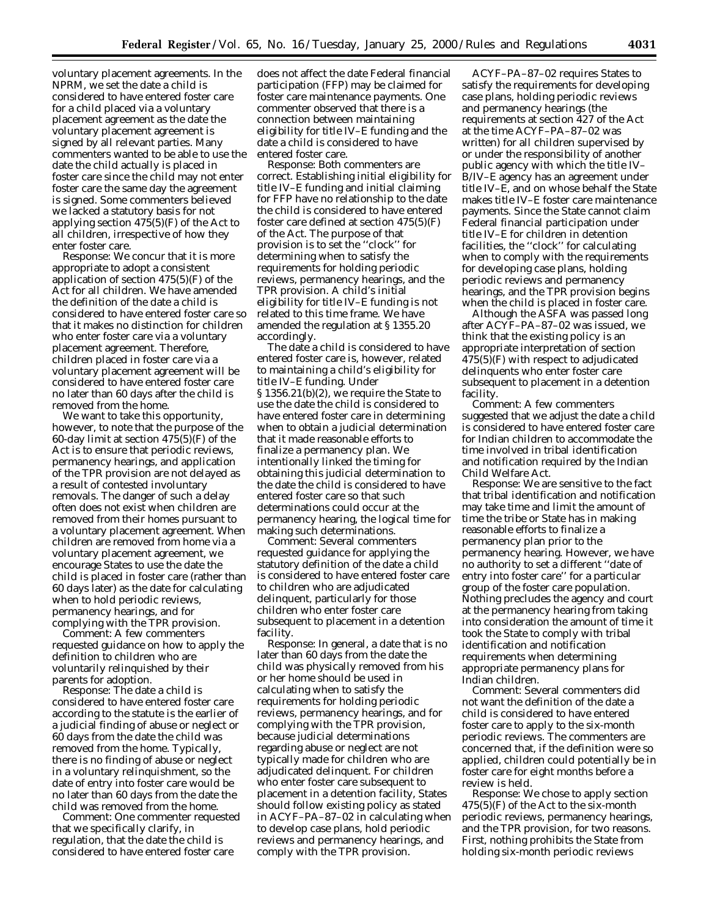voluntary placement agreements. In the NPRM, we set the date a child is considered to have entered foster care for a child placed via a voluntary placement agreement as the date the voluntary placement agreement is signed by all relevant parties. Many commenters wanted to be able to use the date the child actually is placed in foster care since the child may not enter foster care the same day the agreement is signed. Some commenters believed we lacked a statutory basis for not applying section 475(5)(F) of the Act to all children, irrespective of how they enter foster care.

*Response:* We concur that it is more appropriate to adopt a consistent application of section 475(5)(F) of the Act for all children. We have amended the definition of the date a child is considered to have entered foster care so that it makes no distinction for children who enter foster care via a voluntary placement agreement. Therefore, children placed in foster care via a voluntary placement agreement will be considered to have entered foster care no later than 60 days after the child is removed from the home.

We want to take this opportunity, however, to note that the purpose of the 60-day limit at section 475(5)(F) of the Act is to ensure that periodic reviews, permanency hearings, and application of the TPR provision are not delayed as a result of contested involuntary removals. The danger of such a delay often does not exist when children are removed from their homes pursuant to a voluntary placement agreement. When children are removed from home via a voluntary placement agreement, we encourage States to use the date the child is placed in foster care (rather than 60 days later) as the date for calculating when to hold periodic reviews, permanency hearings, and for complying with the TPR provision.

*Comment:* A few commenters requested guidance on how to apply the definition to children who are voluntarily relinquished by their parents for adoption.

*Response:* The date a child is considered to have entered foster care according to the statute is the earlier of a judicial finding of abuse or neglect or 60 days from the date the child was removed from the home. Typically, there is no finding of abuse or neglect in a voluntary relinquishment, so the date of entry into foster care would be no later than 60 days from the date the child was removed from the home.

*Comment:* One commenter requested that we specifically clarify, in regulation, that the date the child is considered to have entered foster care does not affect the date Federal financial participation (FFP) may be claimed for foster care maintenance payments. One commenter observed that there is a connection between maintaining eligibility for title IV–E funding and the date a child is considered to have entered foster care.

*Response:* Both commenters are correct. Establishing initial eligibility for title IV–E funding and initial claiming for FFP have no relationship to the date the child is considered to have entered foster care defined at section 475(5)(F) of the Act. The purpose of that provision is to set the ''clock'' for determining when to satisfy the requirements for holding periodic reviews, permanency hearings, and the TPR provision. A child's initial eligibility for title IV–E funding is not related to this time frame. We have amended the regulation at § 1355.20 accordingly.

The date a child is considered to have entered foster care is, however, related to maintaining a child's eligibility for title IV–E funding. Under § 1356.21(b)(2), we require the State to use the date the child is considered to have entered foster care in determining when to obtain a judicial determination that it made reasonable efforts to finalize a permanency plan. We intentionally linked the timing for obtaining this judicial determination to the date the child is considered to have entered foster care so that such determinations could occur at the permanency hearing, the logical time for making such determinations.

*Comment:* Several commenters requested guidance for applying the statutory definition of the date a child is considered to have entered foster care to children who are adjudicated delinquent, particularly for those children who enter foster care subsequent to placement in a detention facility.

*Response:* In general, a date that is no later than 60 days from the date the child was physically removed from his or her home should be used in calculating when to satisfy the requirements for holding periodic reviews, permanency hearings, and for complying with the TPR provision, because judicial determinations regarding abuse or neglect are not typically made for children who are adjudicated delinquent. For children who enter foster care subsequent to placement in a detention facility, States should follow existing policy as stated in ACYF–PA–87–02 in calculating when to develop case plans, hold periodic reviews and permanency hearings, and comply with the TPR provision.

ACYF–PA–87–02 requires States to satisfy the requirements for developing case plans, holding periodic reviews and permanency hearings (the requirements at section 427 of the Act at the time ACYF–PA–87–02 was written) for all children supervised by or under the responsibility of another public agency with which the title IV–B/IV–E agency has an agreement under title IV–E, and on whose behalf the State makes title IV–E foster care maintenance payments. Since the State cannot claim Federal financial participation under title IV–E for children in detention facilities, the ''clock'' for calculating when to comply with the requirements for developing case plans, holding periodic reviews and permanency hearings, and the TPR provision begins when the child is placed in foster care.

Although the ASFA was passed long after ACYF–PA–87–02 was issued, we think that the existing policy is an appropriate interpretation of section 475(5)(F) with respect to adjudicated delinquents who enter foster care subsequent to placement in a detention facility.

*Comment:* A few commenters suggested that we adjust the date a child is considered to have entered foster care for Indian children to accommodate the time involved in tribal identification and notification required by the Indian Child Welfare Act.

*Response:* We are sensitive to the fact that tribal identification and notification may take time and limit the amount of time the tribe or State has in making reasonable efforts to finalize a permanency plan prior to the permanency hearing. However, we have no authority to set a different ''date of entry into foster care'' for a particular group of the foster care population. Nothing precludes the agency and court at the permanency hearing from taking into consideration the amount of time it took the State to comply with tribal identification and notification requirements when determining appropriate permanency plans for Indian children.

*Comment:* Several commenters did not want the definition of the date a child is considered to have entered foster care to apply to the six-month periodic reviews. The commenters are concerned that, if the definition were so applied, children could potentially be in foster care for eight months before a review is held.

*Response:* We chose to apply section 475(5)(F) of the Act to the six-month periodic reviews, permanency hearings, and the TPR provision, for two reasons. First, nothing prohibits the State from holding six-month periodic reviews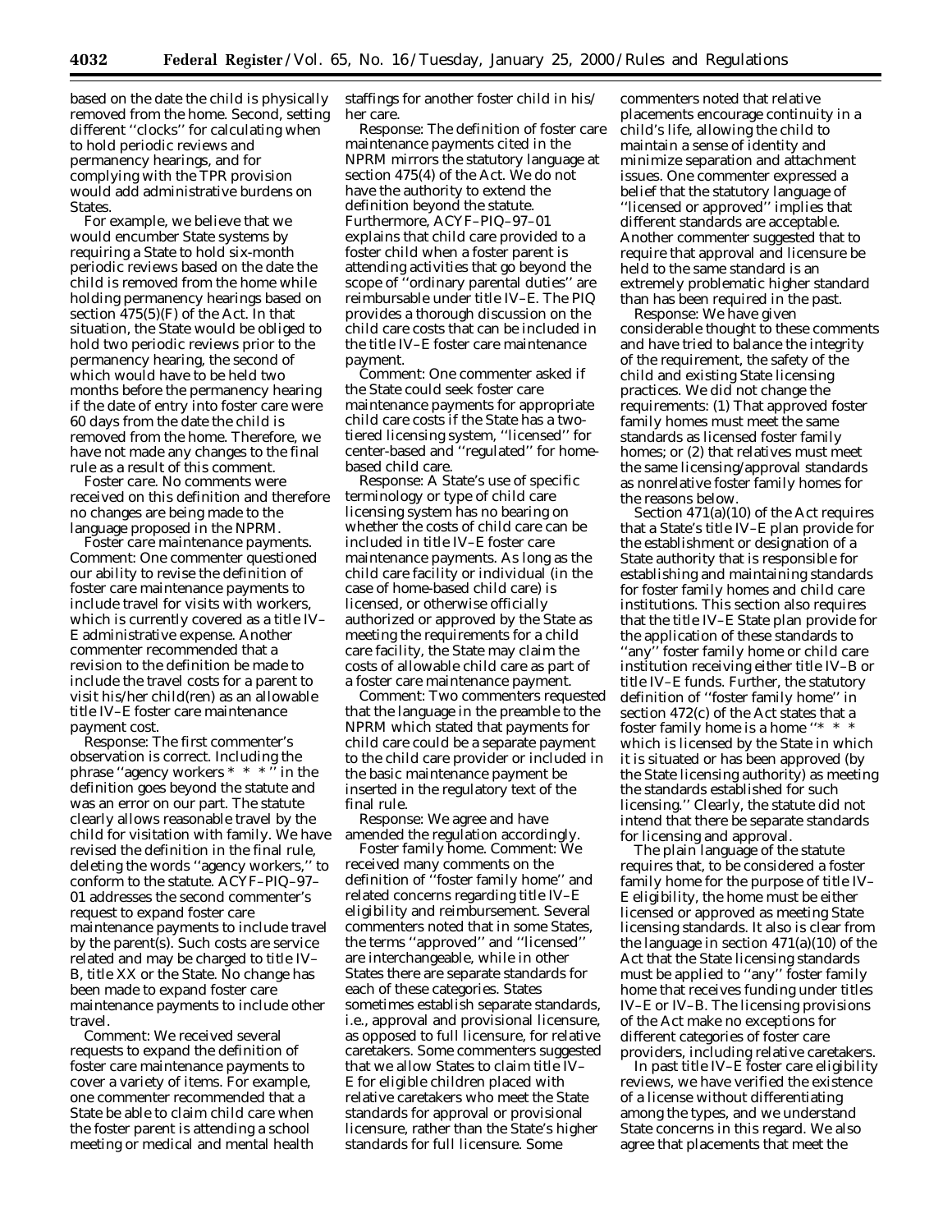based on the date the child is physically removed from the home. Second, setting different ''clocks'' for calculating when to hold periodic reviews and permanency hearings, and for complying with the TPR provision would add administrative burdens on States.

For example, we believe that we would encumber State systems by requiring a State to hold six-month periodic reviews based on the date the child is removed from the home while holding permanency hearings based on section 475(5)(F) of the Act. In that situation, the State would be obliged to hold two periodic reviews prior to the permanency hearing, the second of which would have to be held two months before the permanency hearing if the date of entry into foster care were 60 days from the date the child is removed from the home. Therefore, we have not made any changes to the final rule as a result of this comment.

*Foster care.* No comments were received on this definition and therefore no changes are being made to the language proposed in the NPRM.

*Foster care maintenance payments.* Comment: One commenter questioned our ability to revise the definition of foster care maintenance payments to include travel for visits with workers, which is currently covered as a title IV–E administrative expense. Another commenter recommended that a revision to the definition be made to include the travel costs for a parent to visit his/her child(ren) as an allowable title IV–E foster care maintenance payment cost.

Response: The first commenter's observation is correct. Including the phrase ''agency workers * * * '' in the definition goes beyond the statute and was an error on our part. The statute clearly allows reasonable travel by the child for visitation with family. We have revised the definition in the final rule, deleting the words ''agency workers,'' to conform to the statute. ACYF–PIQ–97–01 addresses the second commenter's request to expand foster care maintenance payments to include travel by the parent(s). Such costs are service related and may be charged to title IV–B, title XX or the State. No change has been made to expand foster care maintenance payments to include other travel.

Comment: We received several requests to expand the definition of foster care maintenance payments to cover a variety of items. For example, one commenter recommended that a State be able to claim child care when the foster parent is attending a school meeting or medical and mental health staffings for another foster child in his/her care.

Response: The definition of foster care maintenance payments cited in the NPRM mirrors the statutory language at section 475(4) of the Act. We do not have the authority to extend the definition beyond the statute. Furthermore, ACYF–PIQ–97–01 explains that child care provided to a foster child when a foster parent is attending activities that go beyond the scope of ''ordinary parental duties'' are reimbursable under title IV–E. The PIQ provides a thorough discussion on the child care costs that can be included in the title IV–E foster care maintenance payment.

Comment: One commenter asked if the State could seek foster care maintenance payments for appropriate child care costs if the State has a two-tiered licensing system, ''licensed'' for center-based and ''regulated'' for home-based child care.

Response: A State's use of specific terminology or type of child care licensing system has no bearing on whether the costs of child care can be included in title IV–E foster care maintenance payments. As long as the child care facility or individual (in the case of home-based child care) is licensed, or otherwise officially authorized or approved by the State as meeting the requirements for a child care facility, the State may claim the costs of allowable child care as part of a foster care maintenance payment.

Comment: Two commenters requested that the language in the preamble to the NPRM which stated that payments for child care could be a separate payment to the child care provider or included in the basic maintenance payment be inserted in the regulatory text of the final rule.

Response: We agree and have amended the regulation accordingly.

*Foster family home.* Comment: We received many comments on the definition of ''foster family home'' and related concerns regarding title IV–E eligibility and reimbursement. Several commenters noted that in some States, the terms ''approved'' and ''licensed'' are interchangeable, while in other States there are separate standards for each of these categories. States sometimes establish separate standards, i.e., approval and provisional licensure, as opposed to full licensure, for relative caretakers. Some commenters suggested that we allow States to claim title IV–E for eligible children placed with relative caretakers who meet the State standards for approval or provisional licensure, rather than the State's higher standards for full licensure. Some commenters noted that relative placements encourage continuity in a child's life, allowing the child to maintain a sense of identity and minimize separation and attachment issues. One commenter expressed a belief that the statutory language of ''licensed or approved'' implies that different standards are acceptable. Another commenter suggested that to require that approval and licensure be held to the same standard is an extremely problematic higher standard than has been required in the past.

Response: We have given considerable thought to these comments and have tried to balance the integrity of the requirement, the safety of the child and existing State licensing practices. We did not change the requirements: (1) That approved foster family homes must meet the same standards as licensed foster family homes; or (2) that relatives must meet the same licensing/approval standards as nonrelative foster family homes for the reasons below.

Section 471(a)(10) of the Act requires that a State's title IV–E plan provide for the establishment or designation of a State authority that is responsible for establishing and maintaining standards for foster family homes and child care institutions. This section also requires that the title IV–E State plan provide for the application of these standards to ''any'' foster family home or child care institution receiving either title IV–B or title IV–E funds. Further, the statutory definition of ''foster family home'' in section 472(c) of the Act states that a foster family home is a home ''* * * which is licensed by the State in which it is situated or has been approved (by the State licensing authority) as meeting the standards established for such licensing.'' Clearly, the statute did not intend that there be separate standards for licensing and approval.

The plain language of the statute requires that, to be considered a foster family home for the purpose of title IV–E eligibility, the home must be either licensed or approved as meeting State licensing standards. It also is clear from the language in section 471(a)(10) of the Act that the State licensing standards must be applied to ''any'' foster family home that receives funding under titles IV–E or IV–B. The licensing provisions of the Act make no exceptions for different categories of foster care providers, including relative caretakers.

In past title IV–E foster care eligibility reviews, we have verified the existence of a license without differentiating among the types, and we understand State concerns in this regard. We also agree that placements that meet the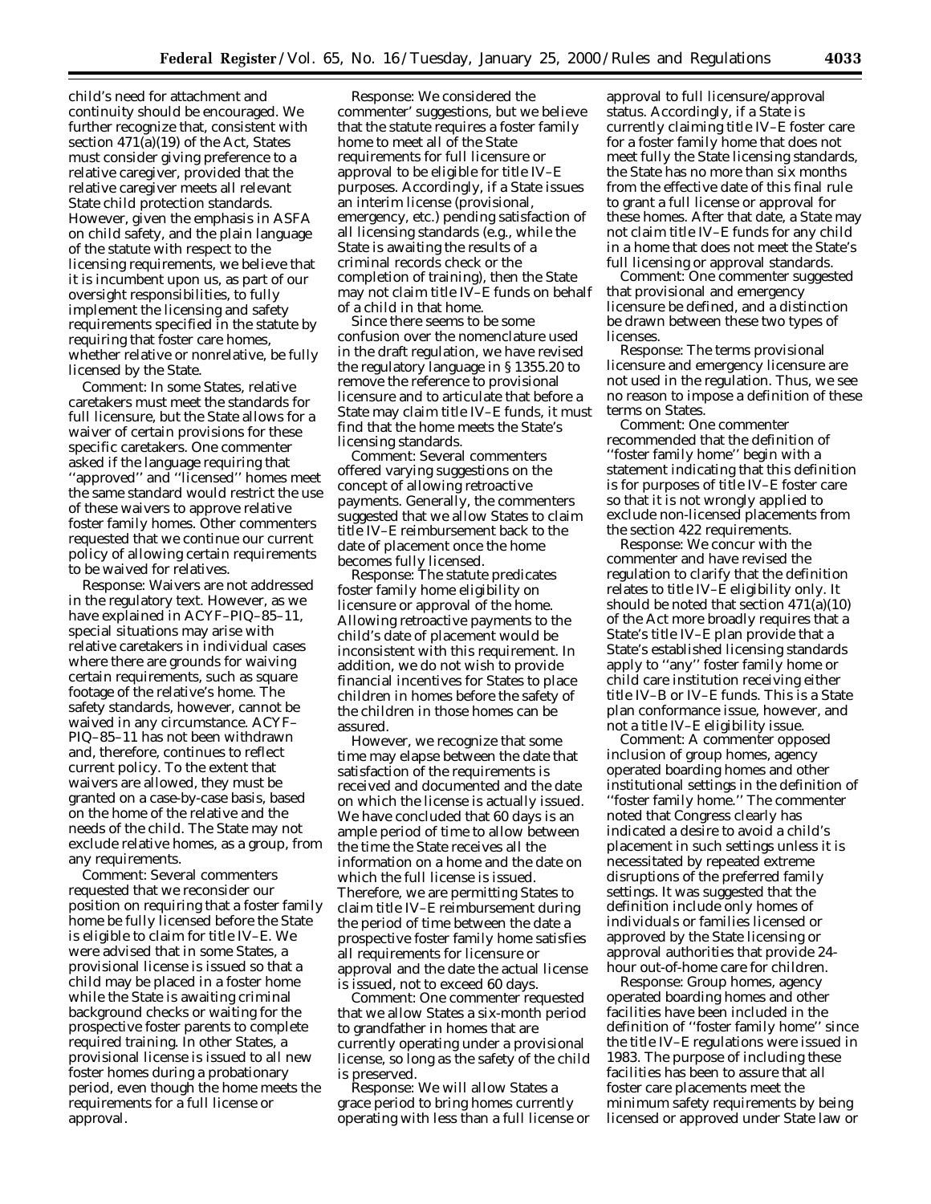child's need for attachment and continuity should be encouraged. We further recognize that, consistent with section 471(a)(19) of the Act, States must consider giving preference to a relative caregiver, provided that the relative caregiver meets all relevant State child protection standards. However, given the emphasis in ASFA on child safety, and the plain language of the statute with respect to the licensing requirements, we believe that it is incumbent upon us, as part of our oversight responsibilities, to fully implement the licensing and safety requirements specified in the statute by requiring that foster care homes, whether relative or nonrelative, be fully licensed by the State.

*Comment:* In some States, relative caretakers must meet the standards for full licensure, but the State allows for a waiver of certain provisions for these specific caretakers. One commenter asked if the language requiring that ''approved'' and ''licensed'' homes meet the same standard would restrict the use of these waivers to approve relative foster family homes. Other commenters requested that we continue our current policy of allowing certain requirements to be waived for relatives.

*Response:* Waivers are not addressed in the regulatory text. However, as we have explained in ACYF–PIQ–85–11, special situations may arise with relative caretakers in individual cases where there are grounds for waiving certain requirements, such as square footage of the relative's home. The safety standards, however, cannot be waived in any circumstance. ACYF–PIQ–85–11 has not been withdrawn and, therefore, continues to reflect current policy. To the extent that waivers are allowed, they must be granted on a case-by-case basis, based on the home of the relative and the needs of the child. The State may not exclude relative homes, as a group, from any requirements.

*Comment:* Several commenters requested that we reconsider our position on requiring that a foster family home be fully licensed before the State is eligible to claim for title IV–E. We were advised that in some States, a provisional license is issued so that a child may be placed in a foster home while the State is awaiting criminal background checks or waiting for the prospective foster parents to complete required training. In other States, a provisional license is issued to all new foster homes during a probationary period, even though the home meets the requirements for a full license or approval.

*Response:* We considered the commenter' suggestions, but we believe that the statute requires a foster family home to meet all of the State requirements for full licensure or approval to be eligible for title IV–E purposes. Accordingly, if a State issues an interim license (provisional, emergency, etc.) pending satisfaction of all licensing standards (e.g., while the State is awaiting the results of a criminal records check or the completion of training), then the State may not claim title IV–E funds on behalf of a child in that home.

Since there seems to be some confusion over the nomenclature used in the draft regulation, we have revised the regulatory language in § 1355.20 to remove the reference to provisional licensure and to articulate that before a State may claim title IV–E funds, it must find that the home meets the State's licensing standards.

*Comment:* Several commenters offered varying suggestions on the concept of allowing retroactive payments. Generally, the commenters suggested that we allow States to claim title IV–E reimbursement back to the date of placement once the home becomes fully licensed.

*Response:* The statute predicates foster family home eligibility on licensure or approval of the home. Allowing retroactive payments to the child's date of placement would be inconsistent with this requirement. In addition, we do not wish to provide financial incentives for States to place children in homes before the safety of the children in those homes can be assured.

However, we recognize that some time may elapse between the date that satisfaction of the requirements is received and documented and the date on which the license is actually issued. We have concluded that 60 days is an ample period of time to allow between the time the State receives all the information on a home and the date on which the full license is issued. Therefore, we are permitting States to claim title IV–E reimbursement during the period of time between the date a prospective foster family home satisfies all requirements for licensure or approval and the date the actual license is issued, not to exceed 60 days.

*Comment:* One commenter requested that we allow States a six-month period to grandfather in homes that are currently operating under a provisional license, so long as the safety of the child is preserved.

*Response:* We will allow States a grace period to bring homes currently operating with less than a full license or approval to full licensure/approval status. Accordingly, if a State is currently claiming title IV–E foster care for a foster family home that does not meet fully the State licensing standards, the State has no more than six months from the effective date of this final rule to grant a full license or approval for these homes. After that date, a State may not claim title IV–E funds for any child in a home that does not meet the State's full licensing or approval standards.

*Comment:* One commenter suggested that provisional and emergency licensure be defined, and a distinction be drawn between these two types of licenses.

*Response:* The terms provisional licensure and emergency licensure are not used in the regulation. Thus, we see no reason to impose a definition of these terms on States.

*Comment:* One commenter recommended that the definition of ''foster family home'' begin with a statement indicating that this definition is for purposes of title IV–E foster care so that it is not wrongly applied to exclude non-licensed placements from the section 422 requirements.

*Response:* We concur with the commenter and have revised the regulation to clarify that the definition relates to title IV–E eligibility only. It should be noted that section 471(a)(10) of the Act more broadly requires that a State's title IV–E plan provide that a State's established licensing standards apply to ''any'' foster family home or child care institution receiving either title IV–B or IV–E funds. This is a State plan conformance issue, however, and not a title IV–E eligibility issue.

*Comment:* A commenter opposed inclusion of group homes, agency operated boarding homes and other institutional settings in the definition of ''foster family home.'' The commenter noted that Congress clearly has indicated a desire to avoid a child's placement in such settings unless it is necessitated by repeated extreme disruptions of the preferred family settings. It was suggested that the definition include only homes of individuals or families licensed or approved by the State licensing or approval authorities that provide 24-hour out-of-home care for children.

*Response:* Group homes, agency operated boarding homes and other facilities have been included in the definition of ''foster family home'' since the title IV–E regulations were issued in 1983. The purpose of including these facilities has been to assure that all foster care placements meet the minimum safety requirements by being licensed or approved under State law or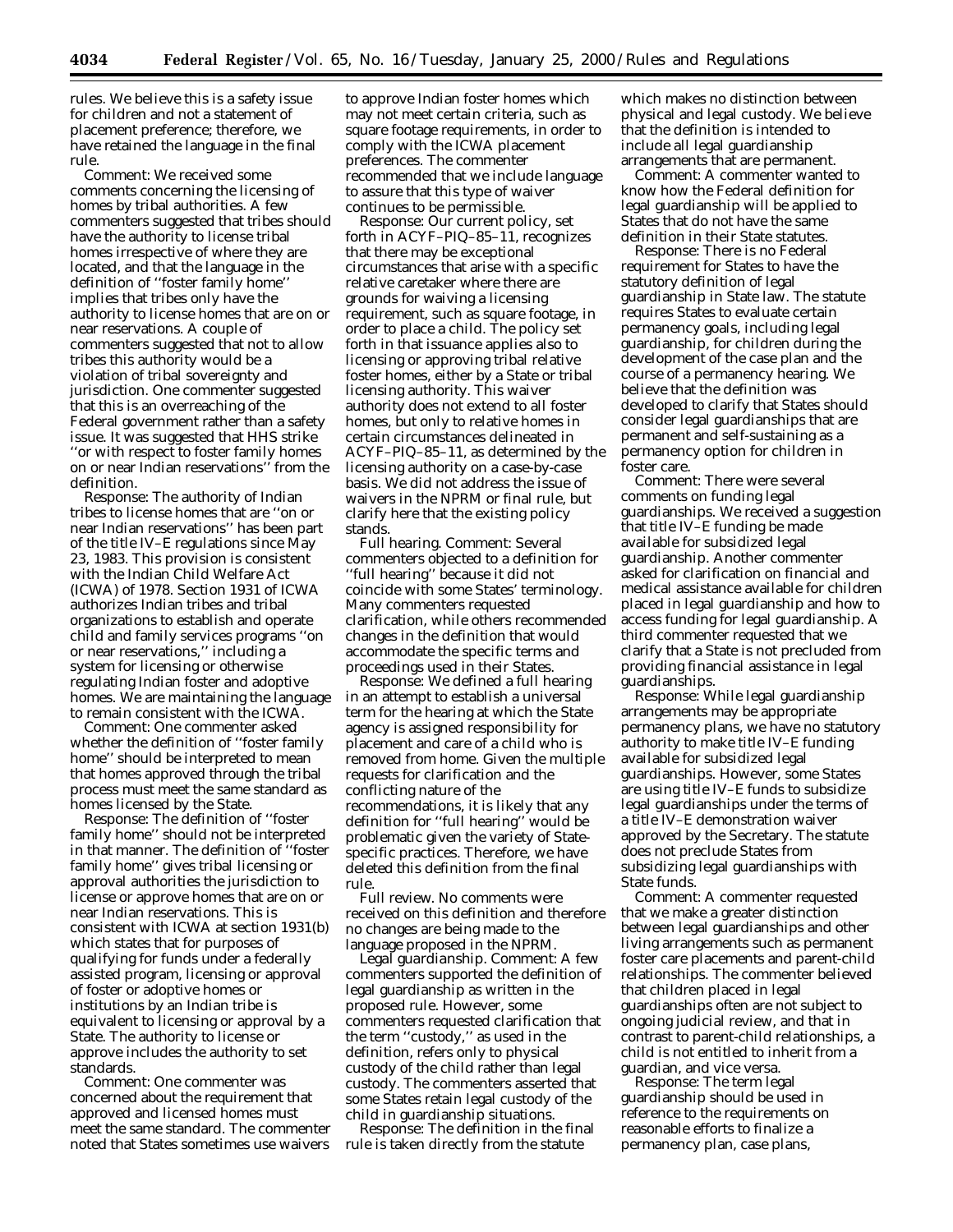rules. We believe this is a safety issue for children and not a statement of placement preference; therefore, we have retained the language in the final rule.

*Comment:* We received some comments concerning the licensing of homes by tribal authorities. A few commenters suggested that tribes should have the authority to license tribal homes irrespective of where they are located, and that the language in the definition of ''foster family home'' implies that tribes only have the authority to license homes that are on or near reservations. A couple of commenters suggested that not to allow tribes this authority would be a violation of tribal sovereignty and jurisdiction. One commenter suggested that this is an overreaching of the Federal government rather than a safety issue. It was suggested that HHS strike ''or with respect to foster family homes on or near Indian reservations'' from the definition.

*Response:* The authority of Indian tribes to license homes that are ''on or near Indian reservations'' has been part of the title IV–E regulations since May 23, 1983. This provision is consistent with the Indian Child Welfare Act (ICWA) of 1978. Section 1931 of ICWA authorizes Indian tribes and tribal organizations to establish and operate child and family services programs ''on or near reservations,'' including a system for licensing or otherwise regulating Indian foster and adoptive homes. We are maintaining the language to remain consistent with the ICWA.

*Comment:* One commenter asked whether the definition of ''foster family home'' should be interpreted to mean that homes approved through the tribal process must meet the same standard as homes licensed by the State.

*Response:* The definition of ''foster family home'' should not be interpreted in that manner. The definition of ''foster family home'' gives tribal licensing or approval authorities the jurisdiction to license or approve homes that are on or near Indian reservations. This is consistent with ICWA at section 1931(b) which states that for purposes of qualifying for funds under a federally assisted program, licensing or approval of foster or adoptive homes or institutions by an Indian tribe is equivalent to licensing or approval by a State. The authority to license or approve includes the authority to set standards.

*Comment:* One commenter was concerned about the requirement that approved and licensed homes must meet the same standard. The commenter noted that States sometimes use waivers to approve Indian foster homes which may not meet certain criteria, such as square footage requirements, in order to comply with the ICWA placement preferences. The commenter recommended that we include language to assure that this type of waiver continues to be permissible.

*Response:* Our current policy, set forth in ACYF–PIQ–85–11, recognizes that there may be exceptional circumstances that arise with a specific relative caretaker where there are grounds for waiving a licensing requirement, such as square footage, in order to place a child. The policy set forth in that issuance applies also to licensing or approving tribal relative foster homes, either by a State or tribal licensing authority. This waiver authority does not extend to all foster homes, but only to relative homes in certain circumstances delineated in ACYF–PIQ–85–11, as determined by the licensing authority on a case-by-case basis. We did not address the issue of waivers in the NPRM or final rule, but clarify here that the existing policy stands.

*Full hearing. Comment:* Several commenters objected to a definition for ''full hearing'' because it did not coincide with some States' terminology. Many commenters requested clarification, while others recommended changes in the definition that would accommodate the specific terms and proceedings used in their States.

*Response:* We defined a full hearing in an attempt to establish a universal term for the hearing at which the State agency is assigned responsibility for placement and care of a child who is removed from home. Given the multiple requests for clarification and the conflicting nature of the recommendations, it is likely that any definition for ''full hearing'' would be problematic given the variety of State-specific practices. Therefore, we have deleted this definition from the final rule.

*Full review.* No comments were received on this definition and therefore no changes are being made to the language proposed in the NPRM.

*Legal guardianship. Comment:* A few commenters supported the definition of legal guardianship as written in the proposed rule. However, some commenters requested clarification that the term ''custody,'' as used in the definition, refers only to physical custody of the child rather than legal custody. The commenters asserted that some States retain legal custody of the child in guardianship situations.

*Response:* The definition in the final rule is taken directly from the statute which makes no distinction between physical and legal custody. We believe that the definition is intended to include all legal guardianship arrangements that are permanent.

*Comment:* A commenter wanted to know how the Federal definition for legal guardianship will be applied to States that do not have the same definition in their State statutes.

*Response:* There is no Federal requirement for States to have the statutory definition of legal guardianship in State law. The statute requires States to evaluate certain permanency goals, including legal guardianship, for children during the development of the case plan and the course of a permanency hearing. We believe that the definition was developed to clarify that States should consider legal guardianships that are permanent and self-sustaining as a permanency option for children in foster care.

*Comment:* There were several comments on funding legal guardianships. We received a suggestion that title IV–E funding be made available for subsidized legal guardianship. Another commenter asked for clarification on financial and medical assistance available for children placed in legal guardianship and how to access funding for legal guardianship. A third commenter requested that we clarify that a State is not precluded from providing financial assistance in legal guardianships.

*Response:* While legal guardianship arrangements may be appropriate permanency plans, we have no statutory authority to make title IV–E funding available for subsidized legal guardianships. However, some States are using title IV–E funds to subsidize legal guardianships under the terms of a title IV–E demonstration waiver approved by the Secretary. The statute does not preclude States from subsidizing legal guardianships with State funds.

*Comment:* A commenter requested that we make a greater distinction between legal guardianships and other living arrangements such as permanent foster care placements and parent-child relationships. The commenter believed that children placed in legal guardianships often are not subject to ongoing judicial review, and that in contrast to parent-child relationships, a child is not entitled to inherit from a guardian, and vice versa.

*Response:* The term legal guardianship should be used in reference to the requirements on reasonable efforts to finalize a permanency plan, case plans,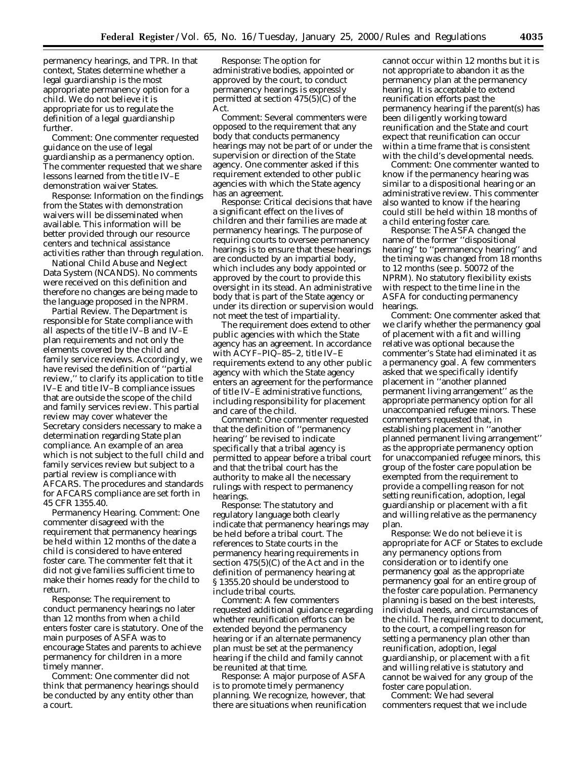permanency hearings, and TPR. In that context, States determine whether a legal guardianship is the most appropriate permanency option for a child. We do not believe it is appropriate for us to regulate the definition of a legal guardianship further.

*Comment:* One commenter requested guidance on the use of legal guardianship as a permanency option. The commenter requested that we share lessons learned from the title IV–E demonstration waiver States.

*Response:* Information on the findings from the States with demonstration waivers will be disseminated when available. This information will be better provided through our resource centers and technical assistance activities rather than through regulation.

*National Child Abuse and Neglect Data System (NCANDS).* No comments were received on this definition and therefore no changes are being made to the language proposed in the NPRM.

*Partial Review.* The Department is responsible for State compliance with all aspects of the title IV–B and IV–E plan requirements and not only the elements covered by the child and family service reviews. Accordingly, we have revised the definition of ''partial review,'' to clarify its application to title IV–E and title IV–B compliance issues that are outside the scope of the child and family services review. This partial review may cover whatever the Secretary considers necessary to make a determination regarding State plan compliance. An example of an area which is not subject to the full child and family services review but subject to a partial review is compliance with AFCARS. The procedures and standards for AFCARS compliance are set forth in 45 CFR 1355.40.

*Permanency Hearing. Comment:* One commenter disagreed with the requirement that permanency hearings be held within 12 months of the date a child is considered to have entered foster care. The commenter felt that it did not give families sufficient time to make their homes ready for the child to return.

*Response:* The requirement to conduct permanency hearings no later than 12 months from when a child enters foster care is statutory. One of the main purposes of ASFA was to encourage States and parents to achieve permanency for children in a more timely manner.

*Comment:* One commenter did not think that permanency hearings should be conducted by any entity other than a court.

*Response:* The option for administrative bodies, appointed or approved by the court, to conduct permanency hearings is expressly permitted at section 475(5)(C) of the Act.

*Comment:* Several commenters were opposed to the requirement that any body that conducts permanency hearings may not be part of or under the supervision or direction of the State agency. One commenter asked if this requirement extended to other public agencies with which the State agency has an agreement.

*Response:* Critical decisions that have a significant effect on the lives of children and their families are made at permanency hearings. The purpose of requiring courts to oversee permanency hearings is to ensure that these hearings are conducted by an impartial body, which includes any body appointed or approved by the court to provide this oversight in its stead. An administrative body that is part of the State agency or under its direction or supervision would not meet the test of impartiality.

The requirement does extend to other public agencies with which the State agency has an agreement. In accordance with ACYF–PIQ–85–2, title IV–E requirements extend to any other public agency with which the State agency enters an agreement for the performance of title IV–E administrative functions, including responsibility for placement and care of the child.

*Comment:* One commenter requested that the definition of ''permanency hearing'' be revised to indicate specifically that a tribal agency is permitted to appear before a tribal court and that the tribal court has the authority to make all the necessary rulings with respect to permanency hearings.

*Response:* The statutory and regulatory language both clearly indicate that permanency hearings may be held before a tribal court. The references to State courts in the permanency hearing requirements in section 475(5)(C) of the Act and in the definition of permanency hearing at § 1355.20 should be understood to include tribal courts.

*Comment:* A few commenters requested additional guidance regarding whether reunification efforts can be extended beyond the permanency hearing or if an alternate permanency plan must be set at the permanency hearing if the child and family cannot be reunited at that time.

*Response:* A major purpose of ASFA is to promote timely permanency planning. We recognize, however, that there are situations when reunification cannot occur within 12 months but it is not appropriate to abandon it as the permanency plan at the permanency hearing. It is acceptable to extend reunification efforts past the permanency hearing if the parent(s) has been diligently working toward reunification and the State and court expect that reunification can occur within a time frame that is consistent with the child's developmental needs.

*Comment:* One commenter wanted to know if the permanency hearing was similar to a dispositional hearing or an administrative review. This commenter also wanted to know if the hearing could still be held within 18 months of a child entering foster care.

*Response:* The ASFA changed the name of the former ''dispositional hearing'' to ''permanency hearing'' and the timing was changed from 18 months to 12 months (see p. 50072 of the NPRM). No statutory flexibility exists with respect to the time line in the ASFA for conducting permanency hearings.

*Comment:* One commenter asked that we clarify whether the permanency goal of placement with a fit and willing relative was optional because the commenter's State had eliminated it as a permanency goal. A few commenters asked that we specifically identify placement in ''another planned permanent living arrangement'' as the appropriate permanency option for all unaccompanied refugee minors. These commenters requested that, in establishing placement in ''another planned permanent living arrangement'' as the appropriate permanency option for unaccompanied refugee minors, this group of the foster care population be exempted from the requirement to provide a compelling reason for not setting reunification, adoption, legal guardianship or placement with a fit and willing relative as the permanency plan.

*Response:* We do not believe it is appropriate for ACF or States to exclude any permanency options from consideration or to identify one permanency goal as the appropriate permanency goal for an entire group of the foster care population. Permanency planning is based on the best interests, individual needs, and circumstances of the child. The requirement to document, to the court, a compelling reason for setting a permanency plan other than reunification, adoption, legal guardianship, or placement with a fit and willing relative is statutory and cannot be waived for any group of the foster care population.

*Comment:* We had several commenters request that we include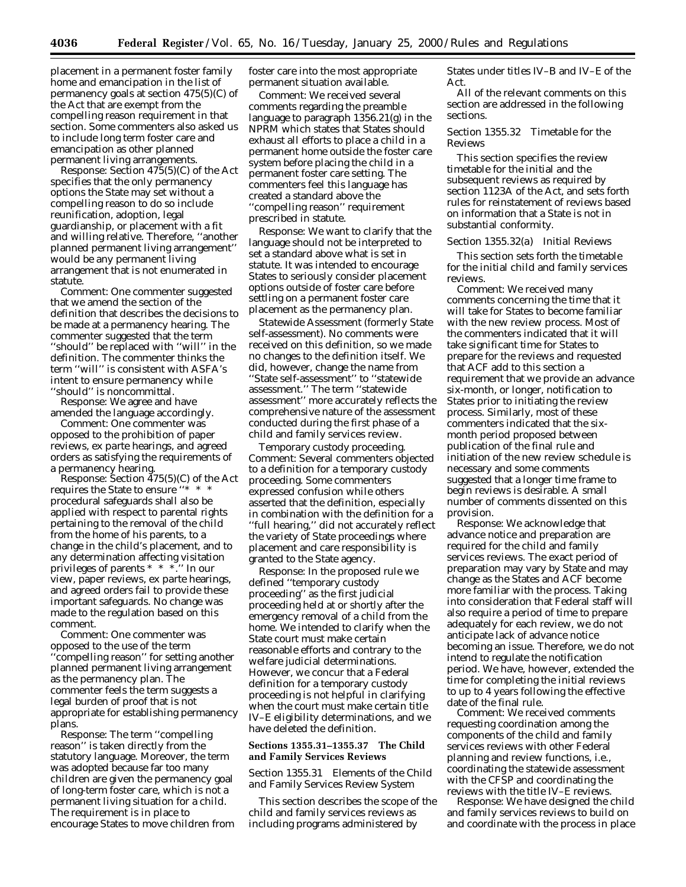placement in a permanent foster family home and emancipation in the list of permanency goals at section 475(5)(C) of the Act that are exempt from the compelling reason requirement in that section. Some commenters also asked us to include long term foster care and emancipation as other planned permanent living arrangements.

*Response:* Section 475(5)(C) of the Act specifies that the only permanency options the State may set without a compelling reason to do so include reunification, adoption, legal guardianship, or placement with a fit and willing relative. Therefore, ''another planned permanent living arrangement'' would be any permanent living arrangement that is not enumerated in statute.

*Comment:* One commenter suggested that we amend the section of the definition that describes the decisions to be made at a permanency hearing. The commenter suggested that the term ''should'' be replaced with ''will'' in the definition. The commenter thinks the term ''will'' is consistent with ASFA's intent to ensure permanency while ''should'' is noncommittal.

*Response:* We agree and have amended the language accordingly.

*Comment:* One commenter was opposed to the prohibition of paper reviews, ex parte hearings, and agreed orders as satisfying the requirements of a permanency hearing.

*Response:* Section 475(5)(C) of the Act requires the State to ensure ''* * * procedural safeguards shall also be applied with respect to parental rights pertaining to the removal of the child from the home of his parents, to a change in the child's placement, and to any determination affecting visitation privileges of parents * * *.'' In our view, paper reviews, ex parte hearings, and agreed orders fail to provide these important safeguards. No change was made to the regulation based on this comment.

*Comment:* One commenter was opposed to the use of the term ''compelling reason'' for setting another planned permanent living arrangement as the permanency plan. The commenter feels the term suggests a legal burden of proof that is not appropriate for establishing permanency plans.

*Response:* The term ''compelling reason'' is taken directly from the statutory language. Moreover, the term was adopted because far too many children are given the permanency goal of long-term foster care, which is not a permanent living situation for a child. The requirement is in place to encourage States to move children from foster care into the most appropriate permanent situation available.

*Comment:* We received several comments regarding the preamble language to paragraph 1356.21(g) in the NPRM which states that States should exhaust all efforts to place a child in a permanent home outside the foster care system before placing the child in a permanent foster care setting. The commenters feel this language has created a standard above the ''compelling reason'' requirement prescribed in statute.

*Response:* We want to clarify that the language should not be interpreted to set a standard above what is set in statute. It was intended to encourage States to seriously consider placement options outside of foster care before settling on a permanent foster care placement as the permanency plan.

*Statewide Assessment (formerly State self-assessment).* No comments were received on this definition, so we made no changes to the definition itself. We did, however, change the name from ''State self-assessment'' to ''statewide assessment.'' The term ''statewide assessment'' more accurately reflects the comprehensive nature of the assessment conducted during the first phase of a child and family services review.

*Temporary custody proceeding. Comment:* Several commenters objected to a definition for a temporary custody proceeding. Some commenters expressed confusion while others asserted that the definition, especially in combination with the definition for a ''full hearing,'' did not accurately reflect the variety of State proceedings where placement and care responsibility is granted to the State agency.

*Response:* In the proposed rule we defined ''temporary custody proceeding'' as the first judicial proceeding held at or shortly after the emergency removal of a child from the home. We intended to clarify when the State court must make certain reasonable efforts and contrary to the welfare judicial determinations. However, we concur that a Federal definition for a temporary custody proceeding is not helpful in clarifying when the court must make certain title IV–E eligibility determinations, and we have deleted the definition.

## Sections 1355.31–1355.37 The Child and Family Services Reviews

*Section 1355.31 Elements of the Child and Family Services Review System*

This section describes the scope of the child and family services reviews as including programs administered by States under titles IV–B and IV–E of the Act.

All of the relevant comments on this section are addressed in the following sections.

*Section 1355.32 Timetable for the Reviews*

This section specifies the review timetable for the initial and the subsequent reviews as required by section 1123A of the Act, and sets forth rules for reinstatement of reviews based on information that a State is not in substantial conformity.

*Section 1355.32(a) Initial Reviews*

This section sets forth the timetable for the initial child and family services reviews.

*Comment:* We received many comments concerning the time that it will take for States to become familiar with the new review process. Most of the commenters indicated that it will take significant time for States to prepare for the reviews and requested that ACF add to this section a requirement that we provide an advance six-month, or longer, notification to States prior to initiating the review process. Similarly, most of these commenters indicated that the six-month period proposed between publication of the final rule and initiation of the new review schedule is necessary and some comments suggested that a longer time frame to begin reviews is desirable. A small number of comments dissented on this provision.

*Response:* We acknowledge that advance notice and preparation are required for the child and family services reviews. The exact period of preparation may vary by State and may change as the States and ACF become more familiar with the process. Taking into consideration that Federal staff will also require a period of time to prepare adequately for each review, we do not anticipate lack of advance notice becoming an issue. Therefore, we do not intend to regulate the notification period. We have, however, extended the time for completing the initial reviews to up to 4 years following the effective date of the final rule.

*Comment:* We received comments requesting coordination among the components of the child and family services reviews with other Federal planning and review functions, i.e., coordinating the statewide assessment with the CFSP and coordinating the reviews with the title IV–E reviews.

*Response:* We have designed the child and family services reviews to build on and coordinate with the process in place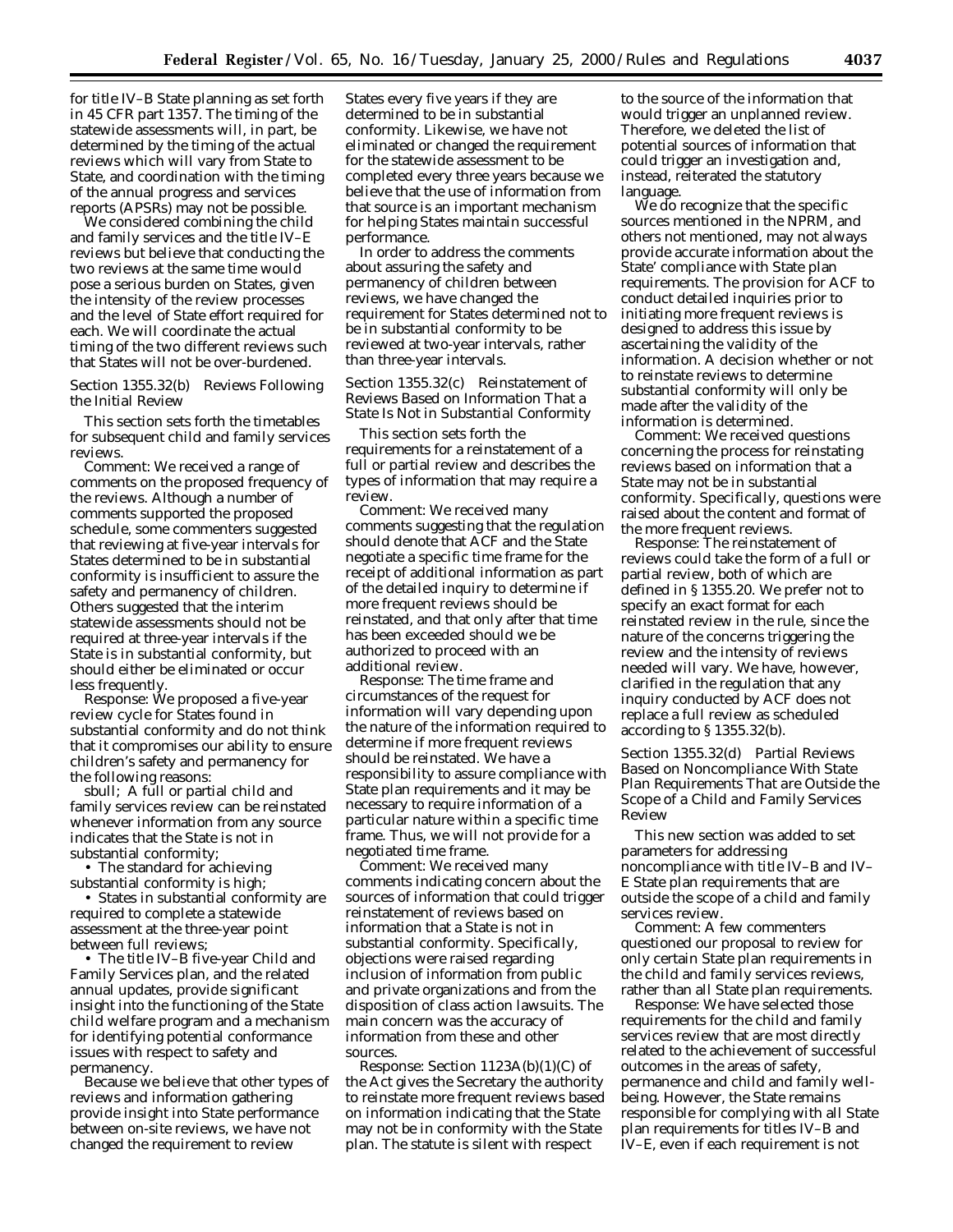for title IV–B State planning as set forth in 45 CFR part 1357. The timing of the statewide assessments will, in part, be determined by the timing of the actual reviews which will vary from State to State, and coordination with the timing of the annual progress and services reports (APSRs) may not be possible.

We considered combining the child and family services and the title IV–E reviews but believe that conducting the two reviews at the same time would pose a serious burden on States, given the intensity of the review processes and the level of State effort required for each. We will coordinate the actual timing of the two different reviews such that States will not be over-burdened.

*Section 1355.32(b) Reviews Following the Initial Review*

This section sets forth the timetables for subsequent child and family services reviews.

*Comment:* We received a range of comments on the proposed frequency of the reviews. Although a number of comments supported the proposed schedule, some commenters suggested that reviewing at five-year intervals for States determined to be in substantial conformity is insufficient to assure the safety and permanency of children. Others suggested that the interim statewide assessments should not be required at three-year intervals if the State is in substantial conformity, but should either be eliminated or occur less frequently.

*Response:* We proposed a five-year review cycle for States found in substantial conformity and do not think that it compromises our ability to ensure children's safety and permanency for the following reasons:

sbull; A full or partial child and family services review can be reinstated whenever information from any source indicates that the State is not in substantial conformity;

- The standard for achieving substantial conformity is high;
- States in substantial conformity are required to complete a statewide assessment at the three-year point between full reviews;
- The title IV–B five-year Child and Family Services plan, and the related annual updates, provide significant insight into the functioning of the State child welfare program and a mechanism for identifying potential conformance issues with respect to safety and permanency.

Because we believe that other types of reviews and information gathering provide insight into State performance between on-site reviews, we have not changed the requirement to review States every five years if they are determined to be in substantial conformity. Likewise, we have not eliminated or changed the requirement for the statewide assessment to be completed every three years because we believe that the use of information from that source is an important mechanism for helping States maintain successful performance.

In order to address the comments about assuring the safety and permanency of children between reviews, we have changed the requirement for States determined not to be in substantial conformity to be reviewed at two-year intervals, rather than three-year intervals.

*Section 1355.32(c) Reinstatement of Reviews Based on Information That a State Is Not in Substantial Conformity*

This section sets forth the requirements for a reinstatement of a full or partial review and describes the types of information that may require a review.

*Comment:* We received many comments suggesting that the regulation should denote that ACF and the State negotiate a specific time frame for the receipt of additional information as part of the detailed inquiry to determine if more frequent reviews should be reinstated, and that only after that time has been exceeded should we be authorized to proceed with an additional review.

*Response:* The time frame and circumstances of the request for information will vary depending upon the nature of the information required to determine if more frequent reviews should be reinstated. We have a responsibility to assure compliance with State plan requirements and it may be necessary to require information of a particular nature within a specific time frame. Thus, we will not provide for a negotiated time frame.

*Comment:* We received many comments indicating concern about the sources of information that could trigger reinstatement of reviews based on information that a State is not in substantial conformity. Specifically, objections were raised regarding inclusion of information from public and private organizations and from the disposition of class action lawsuits. The main concern was the accuracy of information from these and other sources.

*Response:* Section 1123A(b)(1)(C) of the Act gives the Secretary the authority to reinstate more frequent reviews based on information indicating that the State may not be in conformity with the State plan. The statute is silent with respect to the source of the information that would trigger an unplanned review. Therefore, we deleted the list of potential sources of information that could trigger an investigation and, instead, reiterated the statutory language.

We do recognize that the specific sources mentioned in the NPRM, and others not mentioned, may not always provide accurate information about the State' compliance with State plan requirements. The provision for ACF to conduct detailed inquiries prior to initiating more frequent reviews is designed to address this issue by ascertaining the validity of the information. A decision whether or not to reinstate reviews to determine substantial conformity will only be made after the validity of the information is determined.

*Comment:* We received questions concerning the process for reinstating reviews based on information that a State may not be in substantial conformity. Specifically, questions were raised about the content and format of the more frequent reviews.

*Response:* The reinstatement of reviews could take the form of a full or partial review, both of which are defined in § 1355.20. We prefer not to specify an exact format for each reinstated review in the rule, since the nature of the concerns triggering the review and the intensity of reviews needed will vary. We have, however, clarified in the regulation that any inquiry conducted by ACF does not replace a full review as scheduled according to § 1355.32(b).

*Section 1355.32(d) Partial Reviews Based on Noncompliance With State Plan Requirements That are Outside the Scope of a Child and Family Services Review*

This new section was added to set parameters for addressing noncompliance with title IV–B and IV–E State plan requirements that are outside the scope of a child and family services review.

*Comment:* A few commenters questioned our proposal to review for only certain State plan requirements in the child and family services reviews, rather than all State plan requirements.

*Response:* We have selected those requirements for the child and family services review that are most directly related to the achievement of successful outcomes in the areas of safety, permanence and child and family well-being. However, the State remains responsible for complying with all State plan requirements for titles IV–B and IV–E, even if each requirement is not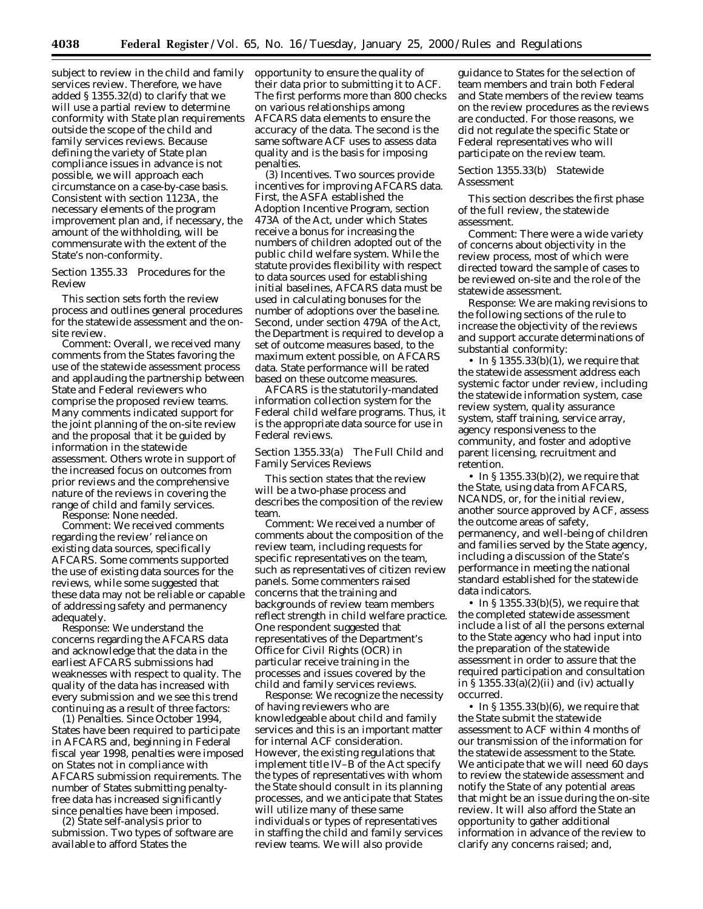subject to review in the child and family services review. Therefore, we have added § 1355.32(d) to clarify that we will use a partial review to determine conformity with State plan requirements outside the scope of the child and family services reviews. Because defining the variety of State plan compliance issues in advance is not possible, we will approach each circumstance on a case-by-case basis. Consistent with section 1123A, the necessary elements of the program improvement plan and, if necessary, the amount of the withholding, will be commensurate with the extent of the State's non-conformity.

### Section 1355.33 Procedures for the Review

This section sets forth the review process and outlines general procedures for the statewide assessment and the on-site review.

*Comment:* Overall, we received many comments from the States favoring the use of the statewide assessment process and applauding the partnership between State and Federal reviewers who comprise the proposed review teams. Many comments indicated support for the joint planning of the on-site review and the proposal that it be guided by information in the statewide assessment. Others wrote in support of the increased focus on outcomes from prior reviews and the comprehensive nature of the reviews in covering the range of child and family services.

*Response:* None needed.

*Comment:* We received comments regarding the review' reliance on existing data sources, specifically AFCARS. Some comments supported the use of existing data sources for the reviews, while some suggested that these data may not be reliable or capable of addressing safety and permanency adequately.

*Response:* We understand the concerns regarding the AFCARS data and acknowledge that the data in the earliest AFCARS submissions had weaknesses with respect to quality. The quality of the data has increased with every submission and we see this trend continuing as a result of three factors:

(1) *Penalties.* Since October 1994, States have been required to participate in AFCARS and, beginning in Federal fiscal year 1998, penalties were imposed on States not in compliance with AFCARS submission requirements. The number of States submitting penalty-free data has increased significantly since penalties have been imposed.

(2) *State self-analysis prior to submission.* Two types of software are available to afford States the opportunity to ensure the quality of their data prior to submitting it to ACF. The first performs more than 800 checks on various relationships among AFCARS data elements to ensure the accuracy of the data. The second is the same software ACF uses to assess data quality and is the basis for imposing penalties.

(3) *Incentives.* Two sources provide incentives for improving AFCARS data. First, the ASFA established the Adoption Incentive Program, section 473A of the Act, under which States receive a bonus for increasing the numbers of children adopted out of the public child welfare system. While the statute provides flexibility with respect to data sources used for establishing initial baselines, AFCARS data must be used in calculating bonuses for the number of adoptions over the baseline. Second, under section 479A of the Act, the Department is required to develop a set of outcome measures based, to the maximum extent possible, on AFCARS data. State performance will be rated based on these outcome measures.

AFCARS is the statutorily-mandated information collection system for the Federal child welfare programs. Thus, it is the appropriate data source for use in Federal reviews.

### Section 1355.33(a) The Full Child and Family Services Reviews

This section states that the review will be a two-phase process and describes the composition of the review team.

*Comment:* We received a number of comments about the composition of the review team, including requests for specific representatives on the team, such as representatives of citizen review panels. Some commenters raised concerns that the training and backgrounds of review team members reflect strength in child welfare practice. One respondent suggested that representatives of the Department's Office for Civil Rights (OCR) in particular receive training in the processes and issues covered by the child and family services reviews.

*Response:* We recognize the necessity of having reviewers who are knowledgeable about child and family services and this is an important matter for internal ACF consideration. However, the existing regulations that implement title IV–B of the Act specify the types of representatives with whom the State should consult in its planning processes, and we anticipate that States will utilize many of these same individuals or types of representatives in staffing the child and family services review teams. We will also provide guidance to States for the selection of team members and train both Federal and State members of the review teams on the review procedures as the reviews are conducted. For those reasons, we did not regulate the specific State or Federal representatives who will participate on the review team.

### Section 1355.33(b) Statewide Assessment

This section describes the first phase of the full review, the statewide assessment.

*Comment:* There were a wide variety of concerns about objectivity in the review process, most of which were directed toward the sample of cases to be reviewed on-site and the role of the statewide assessment.

*Response:* We are making revisions to the following sections of the rule to increase the objectivity of the reviews and support accurate determinations of substantial conformity:

- In § 1355.33(b)(1), we require that the statewide assessment address each systemic factor under review, including the statewide information system, case review system, quality assurance system, staff training, service array, agency responsiveness to the community, and foster and adoptive parent licensing, recruitment and retention.
- In § 1355.33(b)(2), we require that the State, using data from AFCARS, NCANDS, or, for the initial review, another source approved by ACF, assess the outcome areas of safety, permanency, and well-being of children and families served by the State agency, including a discussion of the State's performance in meeting the national standard established for the statewide data indicators.
- In § 1355.33(b)(5), we require that the completed statewide assessment include a list of all the persons external to the State agency who had input into the preparation of the statewide assessment in order to assure that the required participation and consultation in § 1355.33(a)(2)(ii) and (iv) actually occurred.
- In § 1355.33(b)(6), we require that the State submit the statewide assessment to ACF within 4 months of our transmission of the information for the statewide assessment to the State. We anticipate that we will need 60 days to review the statewide assessment and notify the State of any potential areas that might be an issue during the on-site review. It will also afford the State an opportunity to gather additional information in advance of the review to clarify any concerns raised; and,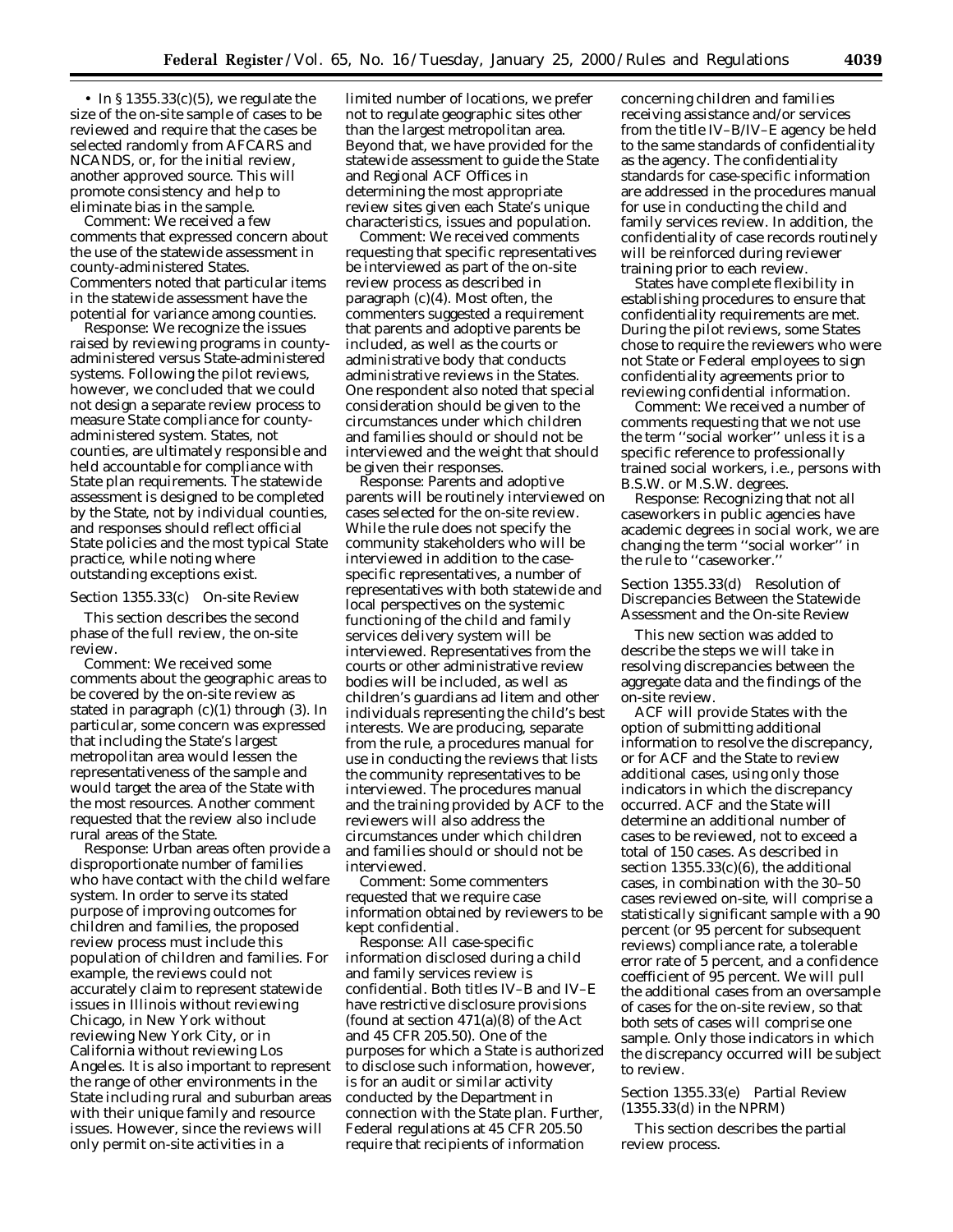• In § 1355.33(c)(5), we regulate the size of the on-site sample of cases to be reviewed and require that the cases be selected randomly from AFCARS and NCANDS, or, for the initial review, another approved source. This will promote consistency and help to eliminate bias in the sample.

*Comment:* We received a few comments that expressed concern about the use of the statewide assessment in county-administered States. Commenters noted that particular items in the statewide assessment have the potential for variance among counties.

*Response:* We recognize the issues raised by reviewing programs in county-administered versus State-administered systems. Following the pilot reviews, however, we concluded that we could not design a separate review process to measure State compliance for county-administered system. States, not counties, are ultimately responsible and held accountable for compliance with State plan requirements. The statewide assessment is designed to be completed by the State, not by individual counties, and responses should reflect official State policies and the most typical State practice, while noting where outstanding exceptions exist.

*Section 1355.33(c) On-site Review*

This section describes the second phase of the full review, the on-site review.

*Comment:* We received some comments about the geographic areas to be covered by the on-site review as stated in paragraph (c)(1) through (3). In particular, some concern was expressed that including the State's largest metropolitan area would lessen the representativeness of the sample and would target the area of the State with the most resources. Another comment requested that the review also include rural areas of the State.

*Response:* Urban areas often provide a disproportionate number of families who have contact with the child welfare system. In order to serve its stated purpose of improving outcomes for children and families, the proposed review process must include this population of children and families. For example, the reviews could not accurately claim to represent statewide issues in Illinois without reviewing Chicago, in New York without reviewing New York City, or in California without reviewing Los Angeles. It is also important to represent the range of other environments in the State including rural and suburban areas with their unique family and resource issues. However, since the reviews will only permit on-site activities in a limited number of locations, we prefer not to regulate geographic sites other than the largest metropolitan area. Beyond that, we have provided for the statewide assessment to guide the State and Regional ACF Offices in determining the most appropriate review sites given each State's unique characteristics, issues and population.

*Comment:* We received comments requesting that specific representatives be interviewed as part of the on-site review process as described in paragraph (c)(4). Most often, the commenters suggested a requirement that parents and adoptive parents be included, as well as the courts or administrative body that conducts administrative reviews in the States. One respondent also noted that special consideration should be given to the circumstances under which children and families should or should not be interviewed and the weight that should be given their responses.

*Response:* Parents and adoptive parents will be routinely interviewed on cases selected for the on-site review. While the rule does not specify the community stakeholders who will be interviewed in addition to the case-specific representatives, a number of representatives with both statewide and local perspectives on the systemic functioning of the child and family services delivery system will be interviewed. Representatives from the courts or other administrative review bodies will be included, as well as children's guardians ad litem and other individuals representing the child's best interests. We are producing, separate from the rule, a procedures manual for use in conducting the reviews that lists the community representatives to be interviewed. The procedures manual and the training provided by ACF to the reviewers will also address the circumstances under which children and families should or should not be interviewed.

*Comment:* Some commenters requested that we require case information obtained by reviewers to be kept confidential.

*Response:* All case-specific information disclosed during a child and family services review is confidential. Both titles IV–B and IV–E have restrictive disclosure provisions (found at section 471(a)(8) of the Act and 45 CFR 205.50). One of the purposes for which a State is authorized to disclose such information, however, is for an audit or similar activity conducted by the Department in connection with the State plan. Further, Federal regulations at 45 CFR 205.50 require that recipients of information concerning children and families receiving assistance and/or services from the title IV–B/IV–E agency be held to the same standards of confidentiality as the agency. The confidentiality standards for case-specific information are addressed in the procedures manual for use in conducting the child and family services review. In addition, the confidentiality of case records routinely will be reinforced during reviewer training prior to each review.

States have complete flexibility in establishing procedures to ensure that confidentiality requirements are met. During the pilot reviews, some States chose to require the reviewers who were not State or Federal employees to sign confidentiality agreements prior to reviewing confidential information.

*Comment:* We received a number of comments requesting that we not use the term "social worker" unless it is a specific reference to professionally trained social workers, i.e., persons with B.S.W. or M.S.W. degrees.

*Response:* Recognizing that not all caseworkers in public agencies have academic degrees in social work, we are changing the term "social worker" in the rule to "caseworker."

*Section 1355.33(d) Resolution of Discrepancies Between the Statewide Assessment and the On-site Review*

This new section was added to describe the steps we will take in resolving discrepancies between the aggregate data and the findings of the on-site review.

ACF will provide States with the option of submitting additional information to resolve the discrepancy, or for ACF and the State to review additional cases, using only those indicators in which the discrepancy occurred. ACF and the State will determine an additional number of cases to be reviewed, not to exceed a total of 150 cases. As described in section 1355.33(c)(6), the additional cases, in combination with the 30–50 cases reviewed on-site, will comprise a statistically significant sample with a 90 percent (or 95 percent for subsequent reviews) compliance rate, a tolerable error rate of 5 percent, and a confidence coefficient of 95 percent. We will pull the additional cases from an oversample of cases for the on-site review, so that both sets of cases will comprise one sample. Only those indicators in which the discrepancy occurred will be subject to review.

*Section 1355.33(e) Partial Review (1355.33(d) in the NPRM)*

This section describes the partial review process.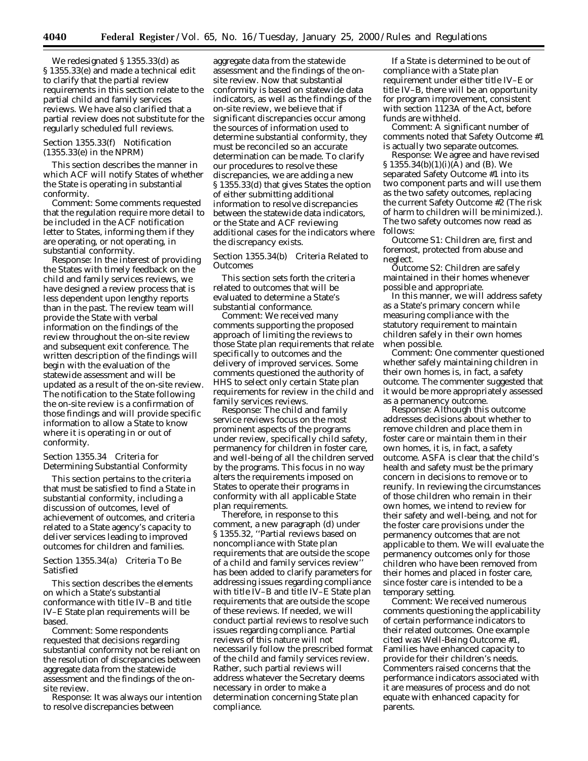We redesignated § 1355.33(d) as § 1355.33(e) and made a technical edit to clarify that the partial review requirements in this section relate to the partial child and family services reviews. We have also clarified that a partial review does not substitute for the regularly scheduled full reviews.

### Section 1355.33(f) Notification (1355.33(e) in the NPRM)

This section describes the manner in which ACF will notify States of whether the State is operating in substantial conformity.

*Comment:* Some comments requested that the regulation require more detail to be included in the ACF notification letter to States, informing them if they are operating, or not operating, in substantial conformity.

*Response:* In the interest of providing the States with timely feedback on the child and family services reviews, we have designed a review process that is less dependent upon lengthy reports than in the past. The review team will provide the State with verbal information on the findings of the review throughout the on-site review and subsequent exit conference. The written description of the findings will begin with the evaluation of the statewide assessment and will be updated as a result of the on-site review. The notification to the State following the on-site review is a confirmation of those findings and will provide specific information to allow a State to know where it is operating in or out of conformity.

### Section 1355.34 Criteria for Determining Substantial Conformity

This section pertains to the criteria that must be satisfied to find a State in substantial conformity, including a discussion of outcomes, level of achievement of outcomes, and criteria related to a State agency's capacity to deliver services leading to improved outcomes for children and families.

### Section 1355.34(a) Criteria To Be Satisfied

This section describes the elements on which a State's substantial conformance with title IV–B and title IV–E State plan requirements will be based.

*Comment:* Some respondents requested that decisions regarding substantial conformity not be reliant on the resolution of discrepancies between aggregate data from the statewide assessment and the findings of the on-site review.

*Response:* It was always our intention to resolve discrepancies between aggregate data from the statewide assessment and the findings of the on-site review. Now that substantial conformity is based on statewide data indicators, as well as the findings of the on-site review, we believe that if significant discrepancies occur among the sources of information used to determine substantial conformity, they must be reconciled so an accurate determination can be made. To clarify our procedures to resolve these discrepancies, we are adding a new § 1355.33(d) that gives States the option of either submitting additional information to resolve discrepancies between the statewide data indicators, or the State and ACF reviewing additional cases for the indicators where the discrepancy exists.

### Section 1355.34(b) Criteria Related to Outcomes

This section sets forth the criteria related to outcomes that will be evaluated to determine a State's substantial conformance.

*Comment:* We received many comments supporting the proposed approach of limiting the reviews to those State plan requirements that relate specifically to outcomes and the delivery of improved services. Some comments questioned the authority of HHS to select only certain State plan requirements for review in the child and family services reviews.

*Response:* The child and family service reviews focus on the most prominent aspects of the programs under review, specifically child safety, permanency for children in foster care, and well-being of all the children served by the programs. This focus in no way alters the requirements imposed on States to operate their programs in conformity with all applicable State plan requirements.

Therefore, in response to this comment, a new paragraph (d) under § 1355.32, "Partial reviews based on noncompliance with State plan requirements that are outside the scope of a child and family services review" has been added to clarify parameters for addressing issues regarding compliance with title IV–B and title IV–E State plan requirements that are outside the scope of these reviews. If needed, we will conduct partial reviews to resolve such issues regarding compliance. Partial reviews of this nature will not necessarily follow the prescribed format of the child and family services review. Rather, such partial reviews will address whatever the Secretary deems necessary in order to make a determination concerning State plan compliance.

If a State is determined to be out of compliance with a State plan requirement under either title IV–E or title IV–B, there will be an opportunity for program improvement, consistent with section 1123A of the Act, before funds are withheld.

*Comment:* A significant number of comments noted that Safety Outcome #1 is actually two separate outcomes.

*Response:* We agree and have revised § 1355.34(b)(1)(i)(A) and (B). We separated Safety Outcome #1 into its two component parts and will use them as the two safety outcomes, replacing the current Safety Outcome #2 (The risk of harm to children will be minimized.). The two safety outcomes now read as follows:

Outcome S1: Children are, first and foremost, protected from abuse and neglect.

Outcome S2: Children are safely maintained in their homes whenever possible and appropriate.

In this manner, we will address safety as a State's primary concern while measuring compliance with the statutory requirement to maintain children safely in their own homes when possible.

*Comment:* One commenter questioned whether safely maintaining children in their own homes is, in fact, a safety outcome. The commenter suggested that it would be more appropriately assessed as a permanency outcome.

*Response:* Although this outcome addresses decisions about whether to remove children and place them in foster care or maintain them in their own homes, it is, in fact, a safety outcome. ASFA is clear that the child's health and safety must be the primary concern in decisions to remove or to reunify. In reviewing the circumstances of those children who remain in their own homes, we intend to review for their safety and well-being, and not for the foster care provisions under the permanency outcomes that are not applicable to them. We will evaluate the permanency outcomes only for those children who have been removed from their homes and placed in foster care, since foster care is intended to be a temporary setting.

*Comment:* We received numerous comments questioning the applicability of certain performance indicators to their related outcomes. One example cited was Well-Being Outcome #1, Families have enhanced capacity to provide for their children's needs. Commenters raised concerns that the performance indicators associated with it are measures of process and do not equate with enhanced capacity for parents.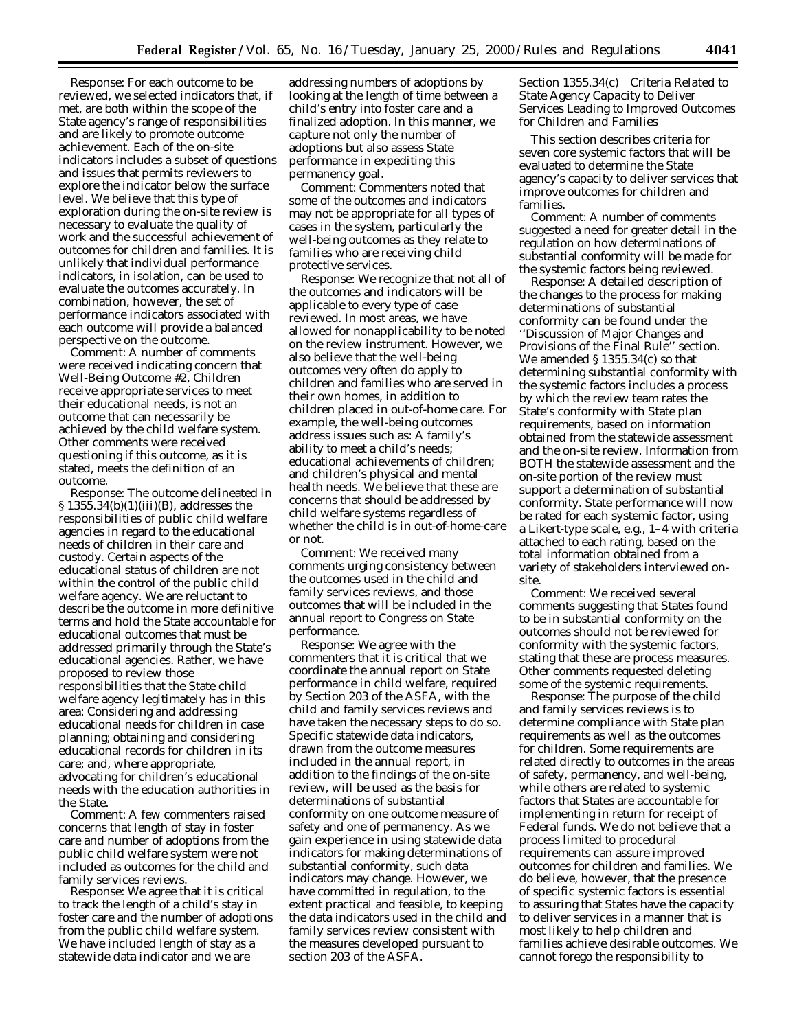Response: For each outcome to be reviewed, we selected indicators that, if met, are both within the scope of the State agency's range of responsibilities and are likely to promote outcome achievement. Each of the on-site indicators includes a subset of questions and issues that permits reviewers to explore the indicator below the surface level. We believe that this type of exploration during the on-site review is necessary to evaluate the quality of work and the successful achievement of outcomes for children and families. It is unlikely that individual performance indicators, in isolation, can be used to evaluate the outcomes accurately. In combination, however, the set of performance indicators associated with each outcome will provide a balanced perspective on the outcome.

Comment: A number of comments were received indicating concern that Well-Being Outcome #2, Children receive appropriate services to meet their educational needs, is not an outcome that can necessarily be achieved by the child welfare system. Other comments were received questioning if this outcome, as it is stated, meets the definition of an outcome.

Response: The outcome delineated in § 1355.34(b)(1)(iii)(B), addresses the responsibilities of public child welfare agencies in regard to the educational needs of children in their care and custody. Certain aspects of the educational status of children are not within the control of the public child welfare agency. We are reluctant to describe the outcome in more definitive terms and hold the State accountable for educational outcomes that must be addressed primarily through the State's educational agencies. Rather, we have proposed to review those responsibilities that the State child welfare agency legitimately has in this area: Considering and addressing educational needs for children in case planning; obtaining and considering educational records for children in its care; and, where appropriate, advocating for children's educational needs with the education authorities in the State.

Comment: A few commenters raised concerns that length of stay in foster care and number of adoptions from the public child welfare system were not included as outcomes for the child and family services reviews.

Response: We agree that it is critical to track the length of a child's stay in foster care and the number of adoptions from the public child welfare system. We have included length of stay as a statewide data indicator and we are addressing numbers of adoptions by looking at the length of time between a child's entry into foster care and a finalized adoption. In this manner, we capture not only the number of adoptions but also assess State performance in expediting this permanency goal.

Comment: Commenters noted that some of the outcomes and indicators may not be appropriate for all types of cases in the system, particularly the well-being outcomes as they relate to families who are receiving child protective services.

Response: We recognize that not all of the outcomes and indicators will be applicable to every type of case reviewed. In most areas, we have allowed for nonapplicability to be noted on the review instrument. However, we also believe that the well-being outcomes very often do apply to children and families who are served in their own homes, in addition to children placed in out-of-home care. For example, the well-being outcomes address issues such as: A family's ability to meet a child's needs; educational achievements of children; and children's physical and mental health needs. We believe that these are concerns that should be addressed by child welfare systems regardless of whether the child is in out-of-home-care or not.

Comment: We received many comments urging consistency between the outcomes used in the child and family services reviews, and those outcomes that will be included in the annual report to Congress on State performance.

Response: We agree with the commenters that it is critical that we coordinate the annual report on State performance in child welfare, required by Section 203 of the ASFA, with the child and family services reviews and have taken the necessary steps to do so. Specific statewide data indicators, drawn from the outcome measures included in the annual report, in addition to the findings of the on-site review, will be used as the basis for determinations of substantial conformity on one outcome measure of safety and one of permanency. As we gain experience in using statewide data indicators for making determinations of substantial conformity, such data indicators may change. However, we have committed in regulation, to the extent practical and feasible, to keeping the data indicators used in the child and family services review consistent with the measures developed pursuant to section 203 of the ASFA.

*Section 1355.34(c) Criteria Related to State Agency Capacity to Deliver Services Leading to Improved Outcomes for Children and Families*

This section describes criteria for seven core systemic factors that will be evaluated to determine the State agency's capacity to deliver services that improve outcomes for children and families.

Comment: A number of comments suggested a need for greater detail in the regulation on how determinations of substantial conformity will be made for the systemic factors being reviewed.

Response: A detailed description of the changes to the process for making determinations of substantial conformity can be found under the ''Discussion of Major Changes and Provisions of the Final Rule'' section. We amended § 1355.34(c) so that determining substantial conformity with the systemic factors includes a process by which the review team rates the State's conformity with State plan requirements, based on information obtained from the statewide assessment and the on-site review. Information from BOTH the statewide assessment and the on-site portion of the review must support a determination of substantial conformity. State performance will now be rated for each systemic factor, using a Likert-type scale, e.g., 1–4 with criteria attached to each rating, based on the total information obtained from a variety of stakeholders interviewed on-site.

Comment: We received several comments suggesting that States found to be in substantial conformity on the outcomes should not be reviewed for conformity with the systemic factors, stating that these are process measures. Other comments requested deleting some of the systemic requirements.

Response: The purpose of the child and family services reviews is to determine compliance with State plan requirements as well as the outcomes for children. Some requirements are related directly to outcomes in the areas of safety, permanency, and well-being, while others are related to systemic factors that States are accountable for implementing in return for receipt of Federal funds. We do not believe that a process limited to procedural requirements can assure improved outcomes for children and families. We do believe, however, that the presence of specific systemic factors is essential to assuring that States have the capacity to deliver services in a manner that is most likely to help children and families achieve desirable outcomes. We cannot forego the responsibility to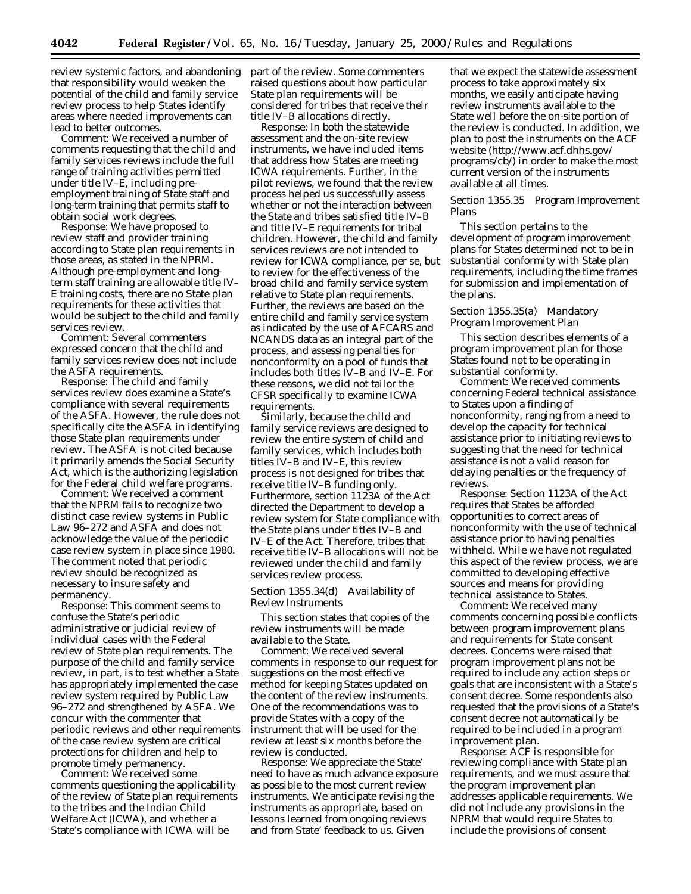review systemic factors, and abandoning that responsibility would weaken the potential of the child and family service review process to help States identify areas where needed improvements can lead to better outcomes.

*Comment:* We received a number of comments requesting that the child and family services reviews include the full range of training activities permitted under title IV–E, including pre-employment training of State staff and long-term training that permits staff to obtain social work degrees.

*Response:* We have proposed to review staff and provider training according to State plan requirements in those areas, as stated in the NPRM. Although pre-employment and long-term staff training are allowable title IV–E training costs, there are no State plan requirements for these activities that would be subject to the child and family services review.

*Comment:* Several commenters expressed concern that the child and family services review does not include the ASFA requirements.

*Response:* The child and family services review does examine a State's compliance with several requirements of the ASFA. However, the rule does not specifically cite the ASFA in identifying those State plan requirements under review. The ASFA is not cited because it primarily amends the Social Security Act, which is the authorizing legislation for the Federal child welfare programs.

*Comment:* We received a comment that the NPRM fails to recognize two distinct case review systems in Public Law 96–272 and ASFA and does not acknowledge the value of the periodic case review system in place since 1980. The comment noted that periodic review should be recognized as necessary to insure safety and permanency.

*Response:* This comment seems to confuse the State's periodic administrative or judicial review of individual cases with the Federal review of State plan requirements. The purpose of the child and family service review, in part, is to test whether a State has appropriately implemented the case review system required by Public Law 96–272 and strengthened by ASFA. We concur with the commenter that periodic reviews and other requirements of the case review system are critical protections for children and help to promote timely permanency.

*Comment:* We received some comments questioning the applicability of the review of State plan requirements to the tribes and the Indian Child Welfare Act (ICWA), and whether a State's compliance with ICWA will be part of the review. Some commenters raised questions about how particular State plan requirements will be considered for tribes that receive their title IV–B allocations directly.

*Response:* In both the statewide assessment and the on-site review instruments, we have included items that address how States are meeting ICWA requirements. Further, in the pilot reviews, we found that the review process helped us successfully assess whether or not the interaction between the State and tribes satisfied title IV–B and title IV–E requirements for tribal children. However, the child and family services reviews are not intended to review for ICWA compliance, per se, but to review for the effectiveness of the broad child and family service system relative to State plan requirements. Further, the reviews are based on the entire child and family service system as indicated by the use of AFCARS and NCANDS data as an integral part of the process, and assessing penalties for nonconformity on a pool of funds that includes both titles IV–B and IV–E. For these reasons, we did not tailor the CFSR specifically to examine ICWA requirements.

Similarly, because the child and family service reviews are designed to review the entire system of child and family services, which includes both titles IV–B and IV–E, this review process is not designed for tribes that receive title IV–B funding only. Furthermore, section 1123A of the Act directed the Department to develop a review system for State compliance with the State plans under titles IV–B and IV–E of the Act. Therefore, tribes that receive title IV–B allocations will not be reviewed under the child and family services review process.

*Section 1355.34(d) Availability of Review Instruments*

This section states that copies of the review instruments will be made available to the State.

*Comment:* We received several comments in response to our request for suggestions on the most effective method for keeping States updated on the content of the review instruments. One of the recommendations was to provide States with a copy of the instrument that will be used for the review at least six months before the review is conducted.

*Response:* We appreciate the State' need to have as much advance exposure as possible to the most current review instruments. We anticipate revising the instruments as appropriate, based on lessons learned from ongoing reviews and from State' feedback to us. Given that we expect the statewide assessment process to take approximately six months, we easily anticipate having review instruments available to the State well before the on-site portion of the review is conducted. In addition, we plan to post the instruments on the ACF website (http://www.acf.dhhs.gov/programs/cb/) in order to make the most current version of the instruments available at all times.

*Section 1355.35 Program Improvement Plans*

This section pertains to the development of program improvement plans for States determined not to be in substantial conformity with State plan requirements, including the time frames for submission and implementation of the plans.

*Section 1355.35(a) Mandatory Program Improvement Plan*

This section describes elements of a program improvement plan for those States found not to be operating in substantial conformity.

*Comment:* We received comments concerning Federal technical assistance to States upon a finding of nonconformity, ranging from a need to develop the capacity for technical assistance prior to initiating reviews to suggesting that the need for technical assistance is not a valid reason for delaying penalties or the frequency of reviews.

*Response:* Section 1123A of the Act requires that States be afforded opportunities to correct areas of nonconformity with the use of technical assistance prior to having penalties withheld. While we have not regulated this aspect of the review process, we are committed to developing effective sources and means for providing technical assistance to States.

*Comment:* We received many comments concerning possible conflicts between program improvement plans and requirements for State consent decrees. Concerns were raised that program improvement plans not be required to include any action steps or goals that are inconsistent with a State's consent decree. Some respondents also requested that the provisions of a State's consent decree not automatically be required to be included in a program improvement plan.

*Response:* ACF is responsible for reviewing compliance with State plan requirements, and we must assure that the program improvement plan addresses applicable requirements. We did not include any provisions in the NPRM that would require States to include the provisions of consent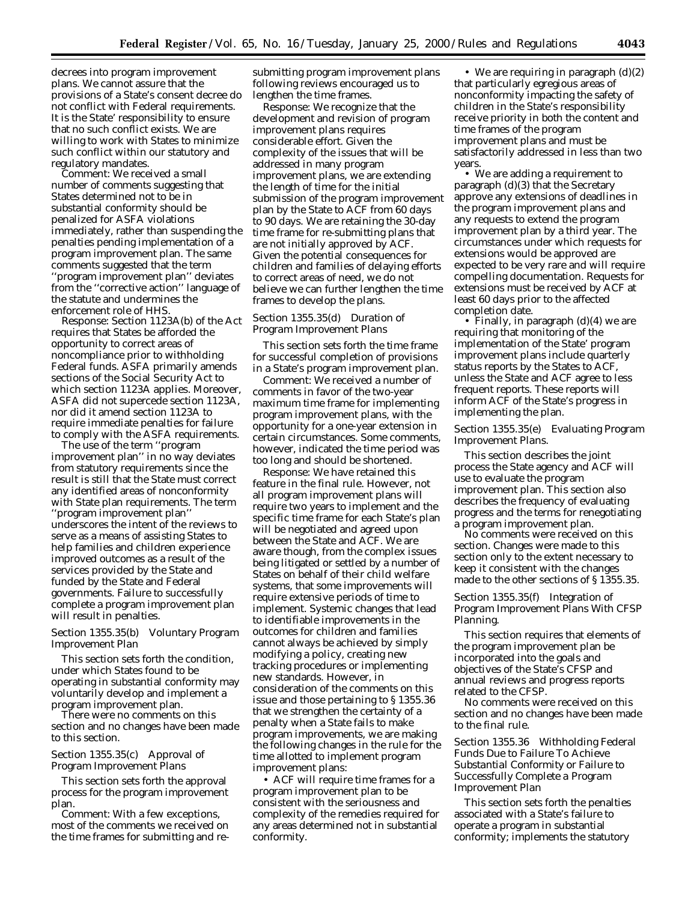decrees into program improvement plans. We cannot assure that the provisions of a State's consent decree do not conflict with Federal requirements. It is the State' responsibility to ensure that no such conflict exists. We are willing to work with States to minimize such conflict within our statutory and regulatory mandates.

*Comment:* We received a small number of comments suggesting that States determined not to be in substantial conformity should be penalized for ASFA violations immediately, rather than suspending the penalties pending implementation of a program improvement plan. The same comments suggested that the term ''program improvement plan'' deviates from the ''corrective action'' language of the statute and undermines the enforcement role of HHS.

*Response:* Section 1123A(b) of the Act requires that States be afforded the opportunity to correct areas of noncompliance prior to withholding Federal funds. ASFA primarily amends sections of the Social Security Act to which section 1123A applies. Moreover, ASFA did not supercede section 1123A, nor did it amend section 1123A to require immediate penalties for failure to comply with the ASFA requirements.

The use of the term ''program improvement plan'' in no way deviates from statutory requirements since the result is still that the State must correct any identified areas of nonconformity with State plan requirements. The term ''program improvement plan'' underscores the intent of the reviews to serve as a means of assisting States to help families and children experience improved outcomes as a result of the services provided by the State and funded by the State and Federal governments. Failure to successfully complete a program improvement plan will result in penalties.

*Section 1355.35(b) Voluntary Program Improvement Plan*

This section sets forth the condition, under which States found to be operating in substantial conformity may voluntarily develop and implement a program improvement plan.

There were no comments on this section and no changes have been made to this section.

*Section 1355.35(c) Approval of Program Improvement Plans*

This section sets forth the approval process for the program improvement plan.

*Comment:* With a few exceptions, most of the comments we received on the time frames for submitting and re-submitting program improvement plans following reviews encouraged us to lengthen the time frames.

*Response:* We recognize that the development and revision of program improvement plans requires considerable effort. Given the complexity of the issues that will be addressed in many program improvement plans, we are extending the length of time for the initial submission of the program improvement plan by the State to ACF from 60 days to 90 days. We are retaining the 30-day time frame for re-submitting plans that are not initially approved by ACF. Given the potential consequences for children and families of delaying efforts to correct areas of need, we do not believe we can further lengthen the time frames to develop the plans.

*Section 1355.35(d) Duration of Program Improvement Plans*

This section sets forth the time frame for successful completion of provisions in a State's program improvement plan.

*Comment:* We received a number of comments in favor of the two-year maximum time frame for implementing program improvement plans, with the opportunity for a one-year extension in certain circumstances. Some comments, however, indicated the time period was too long and should be shortened.

*Response:* We have retained this feature in the final rule. However, not all program improvement plans will require two years to implement and the specific time frame for each State's plan will be negotiated and agreed upon between the State and ACF. We are aware though, from the complex issues being litigated or settled by a number of States on behalf of their child welfare systems, that some improvements will require extensive periods of time to implement. Systemic changes that lead to identifiable improvements in the outcomes for children and families cannot always be achieved by simply modifying a policy, creating new tracking procedures or implementing new standards. However, in consideration of the comments on this issue and those pertaining to § 1355.36 that we strengthen the certainty of a penalty when a State fails to make program improvements, we are making the following changes in the rule for the time allotted to implement program improvement plans:

- ACF will require time frames for a program improvement plan to be consistent with the seriousness and complexity of the remedies required for any areas determined not in substantial conformity.
- We are requiring in paragraph (d)(2) that particularly egregious areas of nonconformity impacting the safety of children in the State's responsibility receive priority in both the content and time frames of the program improvement plans and must be satisfactorily addressed in less than two years.
- We are adding a requirement to paragraph (d)(3) that the Secretary approve any extensions of deadlines in the program improvement plans and any requests to extend the program improvement plan by a third year. The circumstances under which requests for extensions would be approved are expected to be very rare and will require compelling documentation. Requests for extensions must be received by ACF at least 60 days prior to the affected completion date.
- Finally, in paragraph (d)(4) we are requiring that monitoring of the implementation of the State' program improvement plans include quarterly status reports by the States to ACF, unless the State and ACF agree to less frequent reports. These reports will inform ACF of the State's progress in implementing the plan.

*Section 1355.35(e) Evaluating Program Improvement Plans.*

This section describes the joint process the State agency and ACF will use to evaluate the program improvement plan. This section also describes the frequency of evaluating progress and the terms for renegotiating a program improvement plan.

No comments were received on this section. Changes were made to this section only to the extent necessary to keep it consistent with the changes made to the other sections of § 1355.35.

*Section 1355.35(f) Integration of Program Improvement Plans With CFSP Planning.*

This section requires that elements of the program improvement plan be incorporated into the goals and objectives of the State's CFSP and annual reviews and progress reports related to the CFSP.

No comments were received on this section and no changes have been made to the final rule.

*Section 1355.36 Withholding Federal Funds Due to Failure To Achieve Substantial Conformity or Failure to Successfully Complete a Program Improvement Plan*

This section sets forth the penalties associated with a State's failure to operate a program in substantial conformity; implements the statutory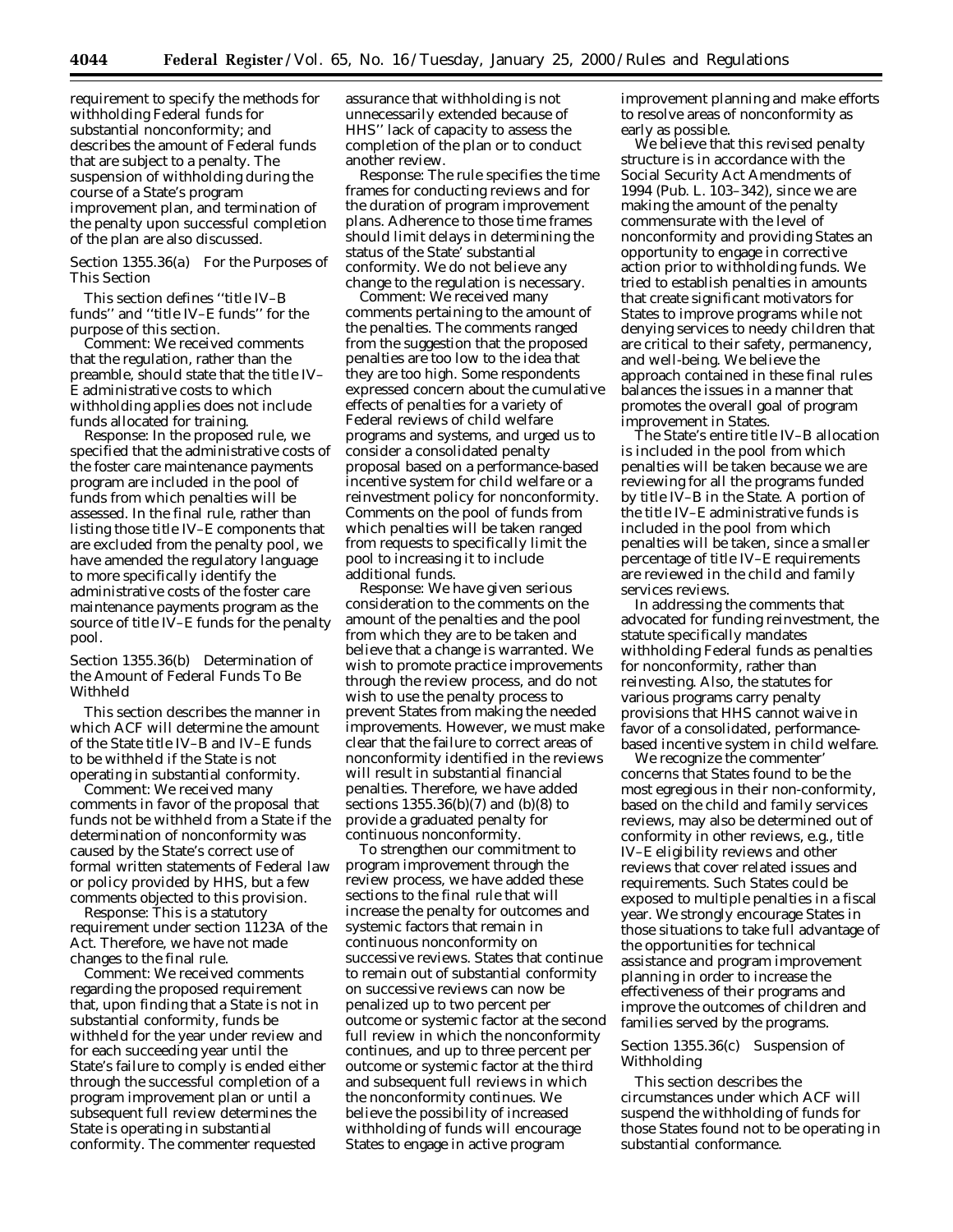requirement to specify the methods for withholding Federal funds for substantial nonconformity; and describes the amount of Federal funds that are subject to a penalty. The suspension of withholding during the course of a State's program improvement plan, and termination of the penalty upon successful completion of the plan are also discussed.

*Section 1355.36(a) For the Purposes of This Section*

This section defines ''title IV–B funds'' and ''title IV–E funds'' for the purpose of this section.

*Comment:* We received comments that the regulation, rather than the preamble, should state that the title IV–E administrative costs to which withholding applies does not include funds allocated for training.

*Response:* In the proposed rule, we specified that the administrative costs of the foster care maintenance payments program are included in the pool of funds from which penalties will be assessed. In the final rule, rather than listing those title IV–E components that are excluded from the penalty pool, we have amended the regulatory language to more specifically identify the administrative costs of the foster care maintenance payments program as the source of title IV–E funds for the penalty pool.

*Section 1355.36(b) Determination of the Amount of Federal Funds To Be Withheld*

This section describes the manner in which ACF will determine the amount of the State title IV–B and IV–E funds to be withheld if the State is not operating in substantial conformity.

*Comment:* We received many comments in favor of the proposal that funds not be withheld from a State if the determination of nonconformity was caused by the State's correct use of formal written statements of Federal law or policy provided by HHS, but a few comments objected to this provision.

*Response:* This is a statutory requirement under section 1123A of the Act. Therefore, we have not made changes to the final rule.

*Comment:* We received comments regarding the proposed requirement that, upon finding that a State is not in substantial conformity, funds be withheld for the year under review and for each succeeding year until the State's failure to comply is ended either through the successful completion of a program improvement plan or until a subsequent full review determines the State is operating in substantial conformity. The commenter requested assurance that withholding is not unnecessarily extended because of HHS'' lack of capacity to assess the completion of the plan or to conduct another review.

*Response:* The rule specifies the time frames for conducting reviews and for the duration of program improvement plans. Adherence to those time frames should limit delays in determining the status of the State' substantial conformity. We do not believe any change to the regulation is necessary.

*Comment:* We received many comments pertaining to the amount of the penalties. The comments ranged from the suggestion that the proposed penalties are too low to the idea that they are too high. Some respondents expressed concern about the cumulative effects of penalties for a variety of Federal reviews of child welfare programs and systems, and urged us to consider a consolidated penalty proposal based on a performance-based incentive system for child welfare or a reinvestment policy for nonconformity. Comments on the pool of funds from which penalties will be taken ranged from requests to specifically limit the pool to increasing it to include additional funds.

*Response:* We have given serious consideration to the comments on the amount of the penalties and the pool from which they are to be taken and believe that a change is warranted. We wish to promote practice improvements through the review process, and do not wish to use the penalty process to prevent States from making the needed improvements. However, we must make clear that the failure to correct areas of nonconformity identified in the reviews will result in substantial financial penalties. Therefore, we have added sections 1355.36(b)(7) and (b)(8) to provide a graduated penalty for continuous nonconformity.

To strengthen our commitment to program improvement through the review process, we have added these sections to the final rule that will increase the penalty for outcomes and systemic factors that remain in continuous nonconformity on successive reviews. States that continue to remain out of substantial conformity on successive reviews can now be penalized up to two percent per outcome or systemic factor at the second full review in which the nonconformity continues, and up to three percent per outcome or systemic factor at the third and subsequent full reviews in which the nonconformity continues. We believe the possibility of increased withholding of funds will encourage States to engage in active program improvement planning and make efforts to resolve areas of nonconformity as early as possible.

We believe that this revised penalty structure is in accordance with the Social Security Act Amendments of 1994 (Pub. L. 103–342), since we are making the amount of the penalty commensurate with the level of nonconformity and providing States an opportunity to engage in corrective action prior to withholding funds. We tried to establish penalties in amounts that create significant motivators for States to improve programs while not denying services to needy children that are critical to their safety, permanency, and well-being. We believe the approach contained in these final rules balances the issues in a manner that promotes the overall goal of program improvement in States.

The State's entire title IV–B allocation is included in the pool from which penalties will be taken because we are reviewing for all the programs funded by title IV–B in the State. A portion of the title IV–E administrative funds is included in the pool from which penalties will be taken, since a smaller percentage of title IV–E requirements are reviewed in the child and family services reviews.

In addressing the comments that advocated for funding reinvestment, the statute specifically mandates withholding Federal funds as penalties for nonconformity, rather than reinvesting. Also, the statutes for various programs carry penalty provisions that HHS cannot waive in favor of a consolidated, performance-based incentive system in child welfare.

We recognize the commenter' concerns that States found to be the most egregious in their non-conformity, based on the child and family services reviews, may also be determined out of conformity in other reviews, e.g., title IV–E eligibility reviews and other reviews that cover related issues and requirements. Such States could be exposed to multiple penalties in a fiscal year. We strongly encourage States in those situations to take full advantage of the opportunities for technical assistance and program improvement planning in order to increase the effectiveness of their programs and improve the outcomes of children and families served by the programs.

*Section 1355.36(c) Suspension of Withholding*

This section describes the circumstances under which ACF will suspend the withholding of funds for those States found not to be operating in substantial conformance.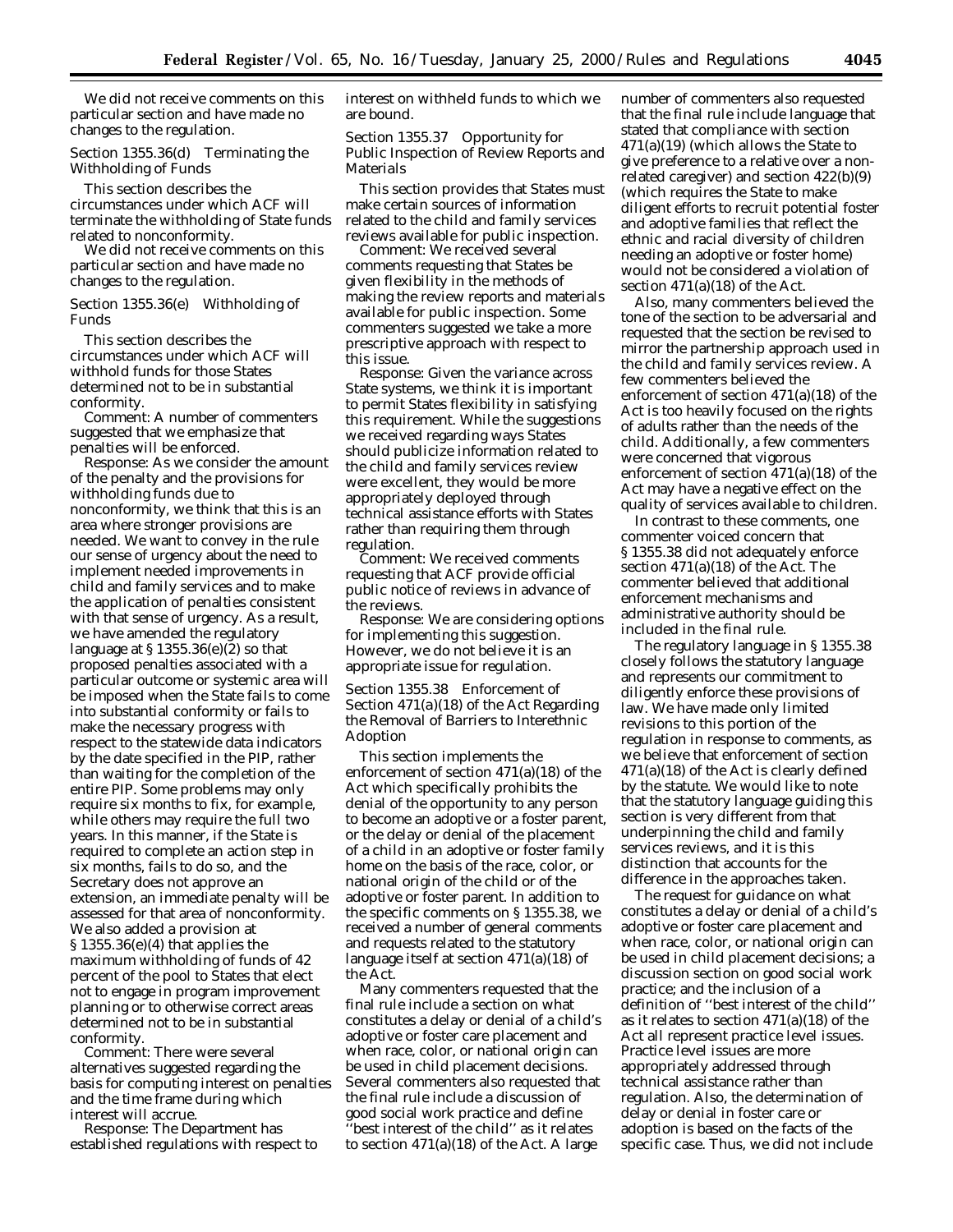We did not receive comments on this particular section and have made no changes to the regulation.

*Section 1355.36(d) Terminating the Withholding of Funds*

This section describes the circumstances under which ACF will terminate the withholding of State funds related to nonconformity.

We did not receive comments on this particular section and have made no changes to the regulation.

*Section 1355.36(e) Withholding of Funds*

This section describes the circumstances under which ACF will withhold funds for those States determined not to be in substantial conformity.

*Comment:* A number of commenters suggested that we emphasize that penalties will be enforced.

*Response:* As we consider the amount of the penalty and the provisions for withholding funds due to nonconformity, we think that this is an area where stronger provisions are needed. We want to convey in the rule our sense of urgency about the need to implement needed improvements in child and family services and to make the application of penalties consistent with that sense of urgency. As a result, we have amended the regulatory language at § 1355.36(e)(2) so that proposed penalties associated with a particular outcome or systemic area will be imposed when the State fails to come into substantial conformity or fails to make the necessary progress with respect to the statewide data indicators by the date specified in the PIP, rather than waiting for the completion of the entire PIP. Some problems may only require six months to fix, for example, while others may require the full two years. In this manner, if the State is required to complete an action step in six months, fails to do so, and the Secretary does not approve an extension, an immediate penalty will be assessed for that area of nonconformity. We also added a provision at § 1355.36(e)(4) that applies the maximum withholding of funds of 42 percent of the pool to States that elect not to engage in program improvement planning or to otherwise correct areas determined not to be in substantial conformity.

*Comment:* There were several alternatives suggested regarding the basis for computing interest on penalties and the time frame during which interest will accrue.

*Response:* The Department has established regulations with respect to interest on withheld funds to which we are bound.

*Section 1355.37 Opportunity for Public Inspection of Review Reports and Materials*

This section provides that States must make certain sources of information related to the child and family services reviews available for public inspection.

*Comment:* We received several comments requesting that States be given flexibility in the methods of making the review reports and materials available for public inspection. Some commenters suggested we take a more prescriptive approach with respect to this issue.

*Response:* Given the variance across State systems, we think it is important to permit States flexibility in satisfying this requirement. While the suggestions we received regarding ways States should publicize information related to the child and family services review were excellent, they would be more appropriately deployed through technical assistance efforts with States rather than requiring them through regulation.

*Comment:* We received comments requesting that ACF provide official public notice of reviews in advance of the reviews.

*Response:* We are considering options for implementing this suggestion. However, we do not believe it is an appropriate issue for regulation.

*Section 1355.38 Enforcement of Section 471(a)(18) of the Act Regarding the Removal of Barriers to Interethnic Adoption*

This section implements the enforcement of section 471(a)(18) of the Act which specifically prohibits the denial of the opportunity to any person to become an adoptive or a foster parent, or the delay or denial of the placement of a child in an adoptive or foster family home on the basis of the race, color, or national origin of the child or of the adoptive or foster parent. In addition to the specific comments on § 1355.38, we received a number of general comments and requests related to the statutory language itself at section 471(a)(18) of the Act.

Many commenters requested that the final rule include a section on what constitutes a delay or denial of a child's adoptive or foster care placement and when race, color, or national origin can be used in child placement decisions. Several commenters also requested that the final rule include a discussion of good social work practice and define "best interest of the child" as it relates to section 471(a)(18) of the Act. A large number of commenters also requested that the final rule include language that stated that compliance with section 471(a)(19) (which allows the State to give preference to a relative over a non-related caregiver) and section 422(b)(9) (which requires the State to make diligent efforts to recruit potential foster and adoptive families that reflect the ethnic and racial diversity of children needing an adoptive or foster home) would not be considered a violation of section 471(a)(18) of the Act.

Also, many commenters believed the tone of the section to be adversarial and requested that the section be revised to mirror the partnership approach used in the child and family services review. A few commenters believed the enforcement of section 471(a)(18) of the Act is too heavily focused on the rights of adults rather than the needs of the child. Additionally, a few commenters were concerned that vigorous enforcement of section 471(a)(18) of the Act may have a negative effect on the quality of services available to children.

In contrast to these comments, one commenter voiced concern that § 1355.38 did not adequately enforce section 471(a)(18) of the Act. The commenter believed that additional enforcement mechanisms and administrative authority should be included in the final rule.

The regulatory language in § 1355.38 closely follows the statutory language and represents our commitment to diligently enforce these provisions of law. We have made only limited revisions to this portion of the regulation in response to comments, as we believe that enforcement of section 471(a)(18) of the Act is clearly defined by the statute. We would like to note that the statutory language guiding this section is very different from that underpinning the child and family services reviews, and it is this distinction that accounts for the difference in the approaches taken.

The request for guidance on what constitutes a delay or denial of a child's adoptive or foster care placement and when race, color, or national origin can be used in child placement decisions; a discussion section on good social work practice; and the inclusion of a definition of "best interest of the child" as it relates to section 471(a)(18) of the Act all represent practice level issues. Practice level issues are more appropriately addressed through technical assistance rather than regulation. Also, the determination of delay or denial in foster care or adoption is based on the facts of the specific case. Thus, we did not include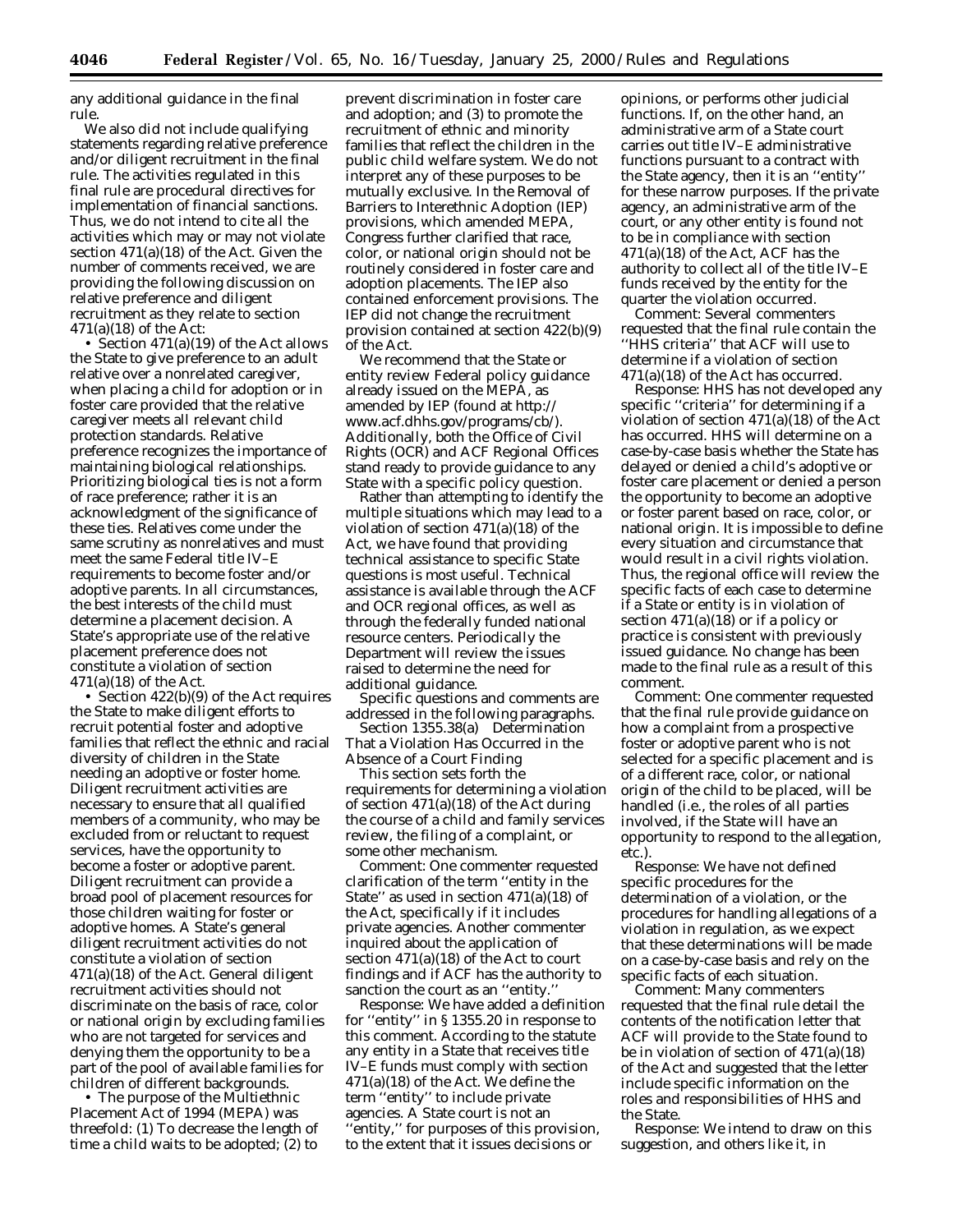any additional guidance in the final rule.

We also did not include qualifying statements regarding relative preference and/or diligent recruitment in the final rule. The activities regulated in this final rule are procedural directives for implementation of financial sanctions. Thus, we do not intend to cite all the activities which may or may not violate section 471(a)(18) of the Act. Given the number of comments received, we are providing the following discussion on relative preference and diligent recruitment as they relate to section 471(a)(18) of the Act:

- Section 471(a)(19) of the Act allows the State to give preference to an adult relative over a nonrelated caregiver, when placing a child for adoption or in foster care provided that the relative caregiver meets all relevant child protection standards. Relative preference recognizes the importance of maintaining biological relationships. Prioritizing biological ties is not a form of race preference; rather it is an acknowledgment of the significance of these ties. Relatives come under the same scrutiny as nonrelatives and must meet the same Federal title IV–E requirements to become foster and/or adoptive parents. In all circumstances, the best interests of the child must determine a placement decision. A State's appropriate use of the relative placement preference does not constitute a violation of section 471(a)(18) of the Act.
- Section 422(b)(9) of the Act requires the State to make diligent efforts to recruit potential foster and adoptive families that reflect the ethnic and racial diversity of children in the State needing an adoptive or foster home. Diligent recruitment activities are necessary to ensure that all qualified members of a community, who may be excluded from or reluctant to request services, have the opportunity to become a foster or adoptive parent. Diligent recruitment can provide a broad pool of placement resources for those children waiting for foster or adoptive homes. A State's general diligent recruitment activities do not constitute a violation of section 471(a)(18) of the Act. General diligent recruitment activities should not discriminate on the basis of race, color or national origin by excluding families who are not targeted for services and denying them the opportunity to be a part of the pool of available families for children of different backgrounds.
- The purpose of the Multiethnic Placement Act of 1994 (MEPA) was threefold: (1) To decrease the length of time a child waits to be adopted; (2) to prevent discrimination in foster care and adoption; and (3) to promote the recruitment of ethnic and minority families that reflect the children in the public child welfare system. We do not interpret any of these purposes to be mutually exclusive. In the Removal of Barriers to Interethnic Adoption (IEP) provisions, which amended MEPA, Congress further clarified that race, color, or national origin should not be routinely considered in foster care and adoption placements. The IEP also contained enforcement provisions. The IEP did not change the recruitment provision contained at section 422(b)(9) of the Act.

We recommend that the State or entity review Federal policy guidance already issued on the MEPA, as amended by IEP (found at http://www.acf.dhhs.gov/programs/cb/). Additionally, both the Office of Civil Rights (OCR) and ACF Regional Offices stand ready to provide guidance to any State with a specific policy question.

Rather than attempting to identify the multiple situations which may lead to a violation of section 471(a)(18) of the Act, we have found that providing technical assistance to specific State questions is most useful. Technical assistance is available through the ACF and OCR regional offices, as well as through the federally funded national resource centers. Periodically the Department will review the issues raised to determine the need for additional guidance.

Specific questions and comments are addressed in the following paragraphs.

Section 1355.38(a) Determination That a Violation Has Occurred in the Absence of a Court Finding

This section sets forth the requirements for determining a violation of section 471(a)(18) of the Act during the course of a child and family services review, the filing of a complaint, or some other mechanism.

*Comment:* One commenter requested clarification of the term "entity in the State" as used in section 471(a)(18) of the Act, specifically if it includes private agencies. Another commenter inquired about the application of section 471(a)(18) of the Act to court findings and if ACF has the authority to sanction the court as an "entity."

*Response:* We have added a definition for "entity" in § 1355.20 in response to this comment. According to the statute any entity in a State that receives title IV–E funds must comply with section 471(a)(18) of the Act. We define the term "entity" to include private agencies. A State court is not an "entity," for purposes of this provision, to the extent that it issues decisions or opinions, or performs other judicial functions. If, on the other hand, an administrative arm of a State court carries out title IV–E administrative functions pursuant to a contract with the State agency, then it is an "entity" for these narrow purposes. If the private agency, an administrative arm of the court, or any other entity is found not to be in compliance with section 471(a)(18) of the Act, ACF has the authority to collect all of the title IV–E funds received by the entity for the quarter the violation occurred.

*Comment:* Several commenters requested that the final rule contain the "HHS criteria" that ACF will use to determine if a violation of section 471(a)(18) of the Act has occurred.

*Response:* HHS has not developed any specific "criteria" for determining if a violation of section 471(a)(18) of the Act has occurred. HHS will determine on a case-by-case basis whether the State has delayed or denied a child's adoptive or foster care placement or denied a person the opportunity to become an adoptive or foster parent based on race, color, or national origin. It is impossible to define every situation and circumstance that would result in a civil rights violation. Thus, the regional office will review the specific facts of each case to determine if a State or entity is in violation of section 471(a)(18) or if a policy or practice is consistent with previously issued guidance. No change has been made to the final rule as a result of this comment.

*Comment:* One commenter requested that the final rule provide guidance on how a complaint from a prospective foster or adoptive parent who is not selected for a specific placement and is of a different race, color, or national origin of the child to be placed, will be handled (i.e., the roles of all parties involved, if the State will have an opportunity to respond to the allegation, etc.).

*Response:* We have not defined specific procedures for the determination of a violation, or the procedures for handling allegations of a violation in regulation, as we expect that these determinations will be made on a case-by-case basis and rely on the specific facts of each situation.

*Comment:* Many commenters requested that the final rule detail the contents of the notification letter that ACF will provide to the State found to be in violation of section of 471(a)(18) of the Act and suggested that the letter include specific information on the roles and responsibilities of HHS and the State.

*Response:* We intend to draw on this suggestion, and others like it, in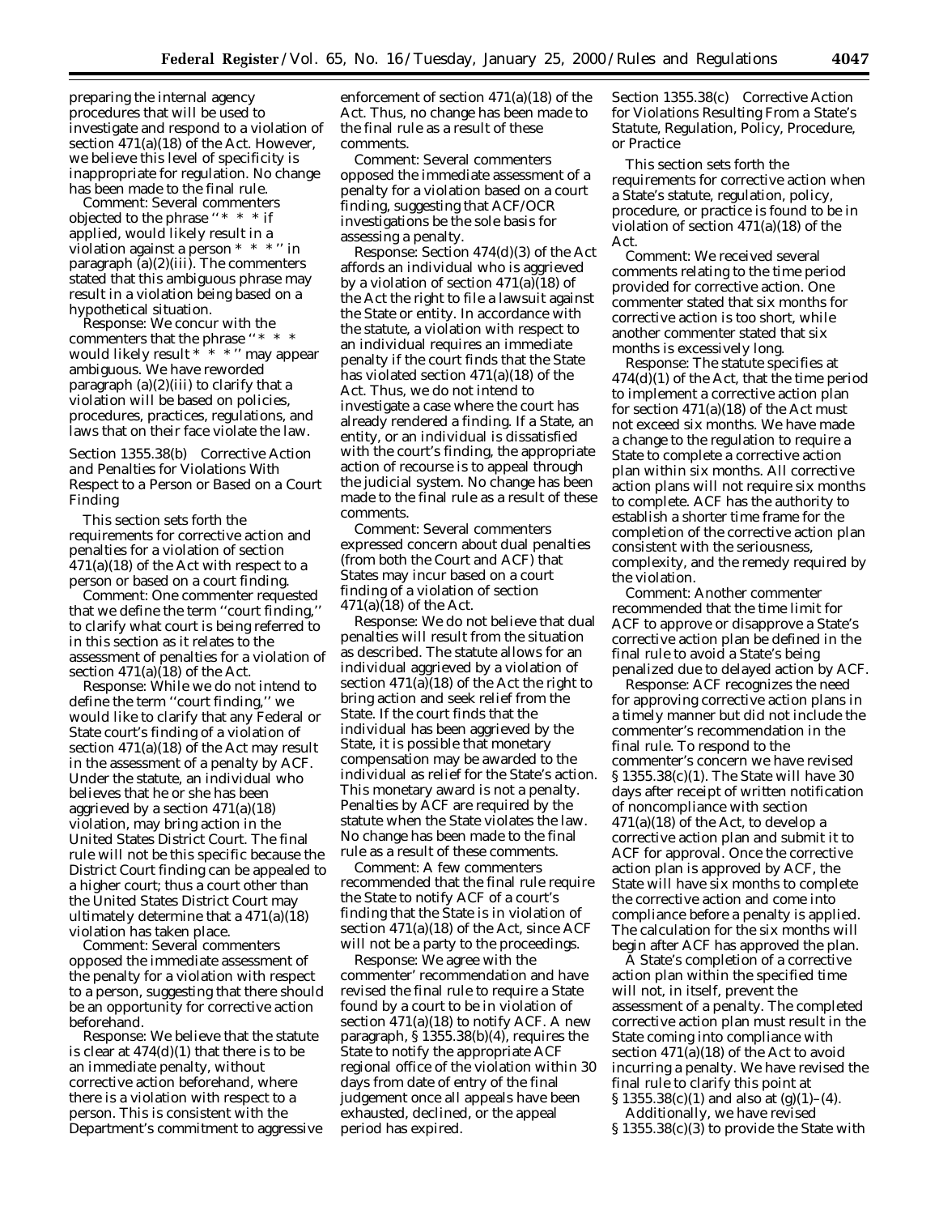preparing the internal agency procedures that will be used to investigate and respond to a violation of section 471(a)(18) of the Act. However, we believe this level of specificity is inappropriate for regulation. No change has been made to the final rule.

*Comment:* Several commenters objected to the phrase ''* * * if applied, would likely result in a violation against a person * * *'' in paragraph (a)(2)(iii). The commenters stated that this ambiguous phrase may result in a violation being based on a hypothetical situation.

*Response:* We concur with the commenters that the phrase ''* * * would likely result * * *'' may appear ambiguous. We have reworded paragraph (a)(2)(iii) to clarify that a violation will be based on policies, procedures, practices, regulations, and laws that on their face violate the law.

*Section 1355.38(b) Corrective Action and Penalties for Violations With Respect to a Person or Based on a Court Finding*

This section sets forth the requirements for corrective action and penalties for a violation of section 471(a)(18) of the Act with respect to a person or based on a court finding.

*Comment:* One commenter requested that we define the term ''court finding,'' to clarify what court is being referred to in this section as it relates to the assessment of penalties for a violation of section 471(a)(18) of the Act.

*Response:* While we do not intend to define the term ''court finding,'' we would like to clarify that any Federal or State court's finding of a violation of section 471(a)(18) of the Act may result in the assessment of a penalty by ACF. Under the statute, an individual who believes that he or she has been aggrieved by a section 471(a)(18) violation, may bring action in the United States District Court. The final rule will not be this specific because the District Court finding can be appealed to a higher court; thus a court other than the United States District Court may ultimately determine that a 471(a)(18) violation has taken place.

*Comment:* Several commenters opposed the immediate assessment of the penalty for a violation with respect to a person, suggesting that there should be an opportunity for corrective action beforehand.

*Response:* We believe that the statute is clear at 474(d)(1) that there is to be an immediate penalty, without corrective action beforehand, where there is a violation with respect to a person. This is consistent with the Department's commitment to aggressive enforcement of section 471(a)(18) of the Act. Thus, no change has been made to the final rule as a result of these comments.

*Comment:* Several commenters opposed the immediate assessment of a penalty for a violation based on a court finding, suggesting that ACF/OCR investigations be the sole basis for assessing a penalty.

*Response:* Section 474(d)(3) of the Act affords an individual who is aggrieved by a violation of section 471(a)(18) of the Act the right to file a lawsuit against the State or entity. In accordance with the statute, a violation with respect to an individual requires an immediate penalty if the court finds that the State has violated section 471(a)(18) of the Act. Thus, we do not intend to investigate a case where the court has already rendered a finding. If a State, an entity, or an individual is dissatisfied with the court's finding, the appropriate action of recourse is to appeal through the judicial system. No change has been made to the final rule as a result of these comments.

*Comment:* Several commenters expressed concern about dual penalties (from both the Court and ACF) that States may incur based on a court finding of a violation of section 471(a)(18) of the Act.

*Response:* We do not believe that dual penalties will result from the situation as described. The statute allows for an individual aggrieved by a violation of section 471(a)(18) of the Act the right to bring action and seek relief from the State. If the court finds that the individual has been aggrieved by the State, it is possible that monetary compensation may be awarded to the individual as relief for the State's action. This monetary award is not a penalty. Penalties by ACF are required by the statute when the State violates the law. No change has been made to the final rule as a result of these comments.

*Comment:* A few commenters recommended that the final rule require the State to notify ACF of a court's finding that the State is in violation of section 471(a)(18) of the Act, since ACF will not be a party to the proceedings.

*Response:* We agree with the commenter' recommendation and have revised the final rule to require a State found by a court to be in violation of section 471(a)(18) to notify ACF. A new paragraph, § 1355.38(b)(4), requires the State to notify the appropriate ACF regional office of the violation within 30 days from date of entry of the final judgement once all appeals have been exhausted, declined, or the appeal period has expired.

*Section 1355.38(c) Corrective Action for Violations Resulting From a State's Statute, Regulation, Policy, Procedure, or Practice*

This section sets forth the requirements for corrective action when a State's statute, regulation, policy, procedure, or practice is found to be in violation of section 471(a)(18) of the Act.

*Comment:* We received several comments relating to the time period provided for corrective action. One commenter stated that six months for corrective action is too short, while another commenter stated that six months is excessively long.

*Response:* The statute specifies at 474(d)(1) of the Act, that the time period to implement a corrective action plan for section 471(a)(18) of the Act must not exceed six months. We have made a change to the regulation to require a State to complete a corrective action plan within six months. All corrective action plans will not require six months to complete. ACF has the authority to establish a shorter time frame for the completion of the corrective action plan consistent with the seriousness, complexity, and the remedy required by the violation.

*Comment:* Another commenter recommended that the time limit for ACF to approve or disapprove a State's corrective action plan be defined in the final rule to avoid a State's being penalized due to delayed action by ACF.

*Response:* ACF recognizes the need for approving corrective action plans in a timely manner but did not include the commenter's recommendation in the final rule. To respond to the commenter's concern we have revised § 1355.38(c)(1). The State will have 30 days after receipt of written notification of noncompliance with section 471(a)(18) of the Act, to develop a corrective action plan and submit it to ACF for approval. Once the corrective action plan is approved by ACF, the State will have six months to complete the corrective action and come into compliance before a penalty is applied. The calculation for the six months will begin after ACF has approved the plan.

A State's completion of a corrective action plan within the specified time will not, in itself, prevent the assessment of a penalty. The completed corrective action plan must result in the State coming into compliance with section 471(a)(18) of the Act to avoid incurring a penalty. We have revised the final rule to clarify this point at § 1355.38(c)(1) and also at (g)(1)–(4).

Additionally, we have revised § 1355.38(c)(3) to provide the State with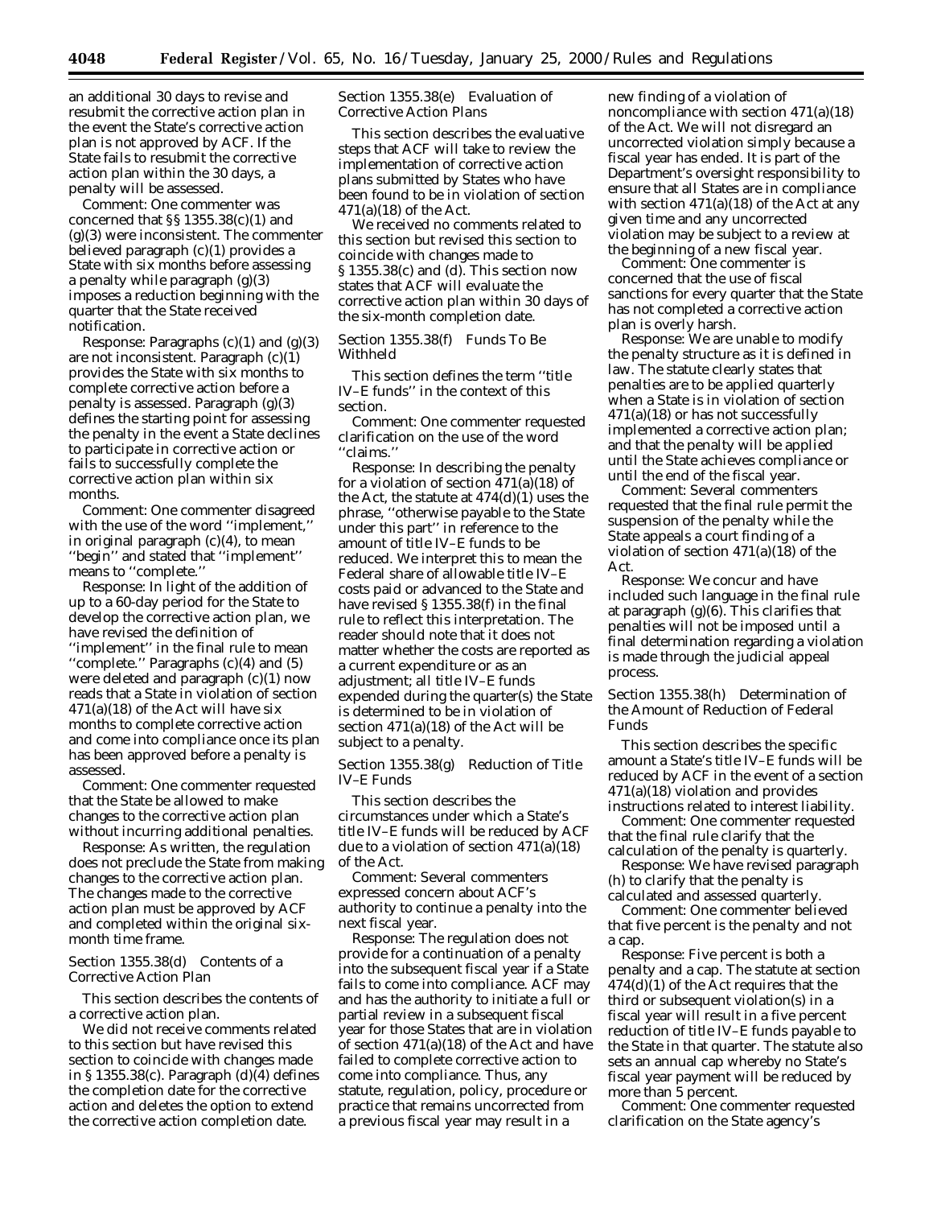an additional 30 days to revise and resubmit the corrective action plan in the event the State's corrective action plan is not approved by ACF. If the State fails to resubmit the corrective action plan within the 30 days, a penalty will be assessed.

*Comment:* One commenter was concerned that §§ 1355.38(c)(1) and (g)(3) were inconsistent. The commenter believed paragraph (c)(1) provides a State with six months before assessing a penalty while paragraph (g)(3) imposes a reduction beginning with the quarter that the State received notification.

*Response:* Paragraphs (c)(1) and (g)(3) are not inconsistent. Paragraph (c)(1) provides the State with six months to complete corrective action before a penalty is assessed. Paragraph (g)(3) defines the starting point for assessing the penalty in the event a State declines to participate in corrective action or fails to successfully complete the corrective action plan within six months.

*Comment:* One commenter disagreed with the use of the word ''implement,'' in original paragraph (c)(4), to mean ''begin'' and stated that ''implement'' means to ''complete.''

*Response:* In light of the addition of up to a 60-day period for the State to develop the corrective action plan, we have revised the definition of ''implement'' in the final rule to mean ''complete.'' Paragraphs (c)(4) and (5) were deleted and paragraph (c)(1) now reads that a State in violation of section 471(a)(18) of the Act will have six months to complete corrective action and come into compliance once its plan has been approved before a penalty is assessed.

*Comment:* One commenter requested that the State be allowed to make changes to the corrective action plan without incurring additional penalties.

*Response:* As written, the regulation does not preclude the State from making changes to the corrective action plan. The changes made to the corrective action plan must be approved by ACF and completed within the original six-month time frame.

### Section 1355.38(d) Contents of a Corrective Action Plan

This section describes the contents of a corrective action plan.

We did not receive comments related to this section but have revised this section to coincide with changes made in § 1355.38(c). Paragraph (d)(4) defines the completion date for the corrective action and deletes the option to extend the corrective action completion date.

### Section 1355.38(e) Evaluation of Corrective Action Plans

This section describes the evaluative steps that ACF will take to review the implementation of corrective action plans submitted by States who have been found to be in violation of section 471(a)(18) of the Act.

We received no comments related to this section but revised this section to coincide with changes made to § 1355.38(c) and (d). This section now states that ACF will evaluate the corrective action plan within 30 days of the six-month completion date.

### Section 1355.38(f) Funds To Be Withheld

This section defines the term ''title IV–E funds'' in the context of this section.

*Comment:* One commenter requested clarification on the use of the word ''claims.''

*Response:* In describing the penalty for a violation of section 471(a)(18) of the Act, the statute at 474(d)(1) uses the phrase, ''otherwise payable to the State under this part'' in reference to the amount of title IV–E funds to be reduced. We interpret this to mean the Federal share of allowable title IV–E costs paid or advanced to the State and have revised § 1355.38(f) in the final rule to reflect this interpretation. The reader should note that it does not matter whether the costs are reported as a current expenditure or as an adjustment; all title IV–E funds expended during the quarter(s) the State is determined to be in violation of section 471(a)(18) of the Act will be subject to a penalty.

### Section 1355.38(g) Reduction of Title IV–E Funds

This section describes the circumstances under which a State's title IV–E funds will be reduced by ACF due to a violation of section 471(a)(18) of the Act.

*Comment:* Several commenters expressed concern about ACF's authority to continue a penalty into the next fiscal year.

*Response:* The regulation does not provide for a continuation of a penalty into the subsequent fiscal year if a State fails to come into compliance. ACF may and has the authority to initiate a full or partial review in a subsequent fiscal year for those States that are in violation of section 471(a)(18) of the Act and have failed to complete corrective action to come into compliance. Thus, any statute, regulation, policy, procedure or practice that remains uncorrected from a previous fiscal year may result in a new finding of a violation of noncompliance with section 471(a)(18) of the Act. We will not disregard an uncorrected violation simply because a fiscal year has ended. It is part of the Department's oversight responsibility to ensure that all States are in compliance with section 471(a)(18) of the Act at any given time and any uncorrected violation may be subject to a review at the beginning of a new fiscal year.

*Comment:* One commenter is concerned that the use of fiscal sanctions for every quarter that the State has not completed a corrective action plan is overly harsh.

*Response:* We are unable to modify the penalty structure as it is defined in law. The statute clearly states that penalties are to be applied quarterly when a State is in violation of section 471(a)(18) or has not successfully implemented a corrective action plan; and that the penalty will be applied until the State achieves compliance or until the end of the fiscal year.

*Comment:* Several commenters requested that the final rule permit the suspension of the penalty while the State appeals a court finding of a violation of section 471(a)(18) of the Act.

*Response:* We concur and have included such language in the final rule at paragraph (g)(6). This clarifies that penalties will not be imposed until a final determination regarding a violation is made through the judicial appeal process.

### Section 1355.38(h) Determination of the Amount of Reduction of Federal Funds

This section describes the specific amount a State's title IV–E funds will be reduced by ACF in the event of a section 471(a)(18) violation and provides instructions related to interest liability.

*Comment:* One commenter requested that the final rule clarify that the calculation of the penalty is quarterly.

*Response:* We have revised paragraph (h) to clarify that the penalty is calculated and assessed quarterly.

*Comment:* One commenter believed that five percent is the penalty and not a cap.

*Response:* Five percent is both a penalty and a cap. The statute at section 474(d)(1) of the Act requires that the third or subsequent violation(s) in a fiscal year will result in a five percent reduction of title IV–E funds payable to the State in that quarter. The statute also sets an annual cap whereby no State's fiscal year payment will be reduced by more than 5 percent.

*Comment:* One commenter requested clarification on the State agency's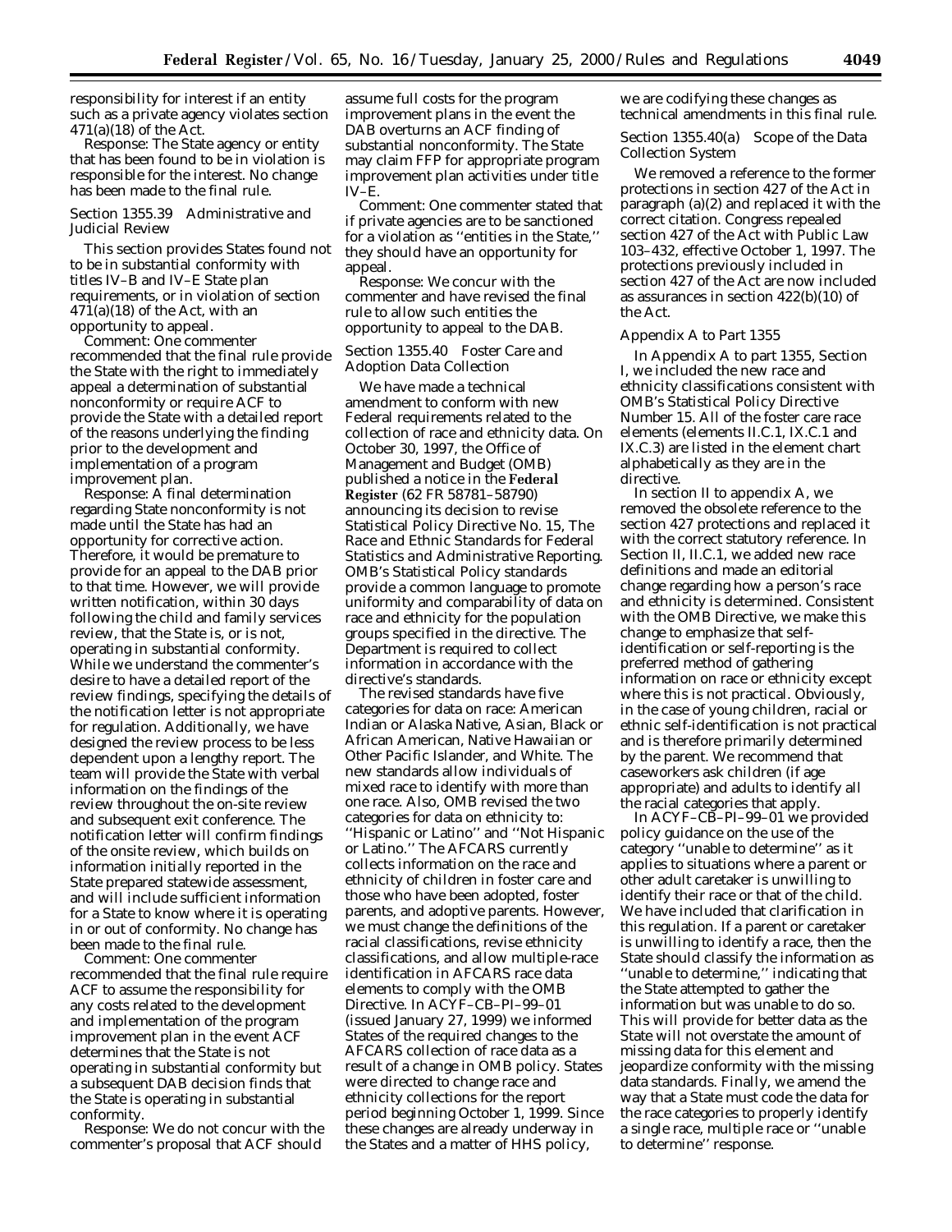responsibility for interest if an entity such as a private agency violates section 471(a)(18) of the Act.

*Response:* The State agency or entity that has been found to be in violation is responsible for the interest. No change has been made to the final rule.

*Section 1355.39 Administrative and Judicial Review*

This section provides States found not to be in substantial conformity with titles IV–B and IV–E State plan requirements, or in violation of section 471(a)(18) of the Act, with an opportunity to appeal.

*Comment:* One commenter recommended that the final rule provide the State with the right to immediately appeal a determination of substantial nonconformity or require ACF to provide the State with a detailed report of the reasons underlying the finding prior to the development and implementation of a program improvement plan.

*Response:* A final determination regarding State nonconformity is not made until the State has had an opportunity for corrective action. Therefore, it would be premature to provide for an appeal to the DAB prior to that time. However, we will provide written notification, within 30 days following the child and family services review, that the State is, or is not, operating in substantial conformity. While we understand the commenter's desire to have a detailed report of the review findings, specifying the details of the notification letter is not appropriate for regulation. Additionally, we have designed the review process to be less dependent upon a lengthy report. The team will provide the State with verbal information on the findings of the review throughout the on-site review and subsequent exit conference. The notification letter will confirm findings of the onsite review, which builds on information initially reported in the State prepared statewide assessment, and will include sufficient information for a State to know where it is operating in or out of conformity. No change has been made to the final rule.

*Comment:* One commenter recommended that the final rule require ACF to assume the responsibility for any costs related to the development and implementation of the program improvement plan in the event ACF determines that the State is not operating in substantial conformity but a subsequent DAB decision finds that the State is operating in substantial conformity.

*Response:* We do not concur with the commenter's proposal that ACF should assume full costs for the program improvement plans in the event the DAB overturns an ACF finding of substantial nonconformity. The State may claim FFP for appropriate program improvement plan activities under title IV–E.

*Comment:* One commenter stated that if private agencies are to be sanctioned for a violation as ''entities in the State,'' they should have an opportunity for appeal.

*Response:* We concur with the commenter and have revised the final rule to allow such entities the opportunity to appeal to the DAB.

*Section 1355.40 Foster Care and Adoption Data Collection*

We have made a technical amendment to conform with new Federal requirements related to the collection of race and ethnicity data. On October 30, 1997, the Office of Management and Budget (OMB) published a notice in the **Federal Register** (62 FR 58781–58790) announcing its decision to revise Statistical Policy Directive No. 15, The Race and Ethnic Standards for Federal Statistics and Administrative Reporting. OMB's Statistical Policy standards provide a common language to promote uniformity and comparability of data on race and ethnicity for the population groups specified in the directive. The Department is required to collect information in accordance with the directive's standards.

The revised standards have five categories for data on race: American Indian or Alaska Native, Asian, Black or African American, Native Hawaiian or Other Pacific Islander, and White. The new standards allow individuals of mixed race to identify with more than one race. Also, OMB revised the two categories for data on ethnicity to: ''Hispanic or Latino'' and ''Not Hispanic or Latino.'' The AFCARS currently collects information on the race and ethnicity of children in foster care and those who have been adopted, foster parents, and adoptive parents. However, we must change the definitions of the racial classifications, revise ethnicity classifications, and allow multiple-race identification in AFCARS race data elements to comply with the OMB Directive. In ACYF–CB–PI–99–01 (issued January 27, 1999) we informed States of the required changes to the AFCARS collection of race data as a result of a change in OMB policy. States were directed to change race and ethnicity collections for the report period beginning October 1, 1999. Since these changes are already underway in the States and a matter of HHS policy, we are codifying these changes as technical amendments in this final rule.

*Section 1355.40(a) Scope of the Data Collection System*

We removed a reference to the former protections in section 427 of the Act in paragraph (a)(2) and replaced it with the correct citation. Congress repealed section 427 of the Act with Public Law 103–432, effective October 1, 1997. The protections previously included in section 427 of the Act are now included as assurances in section 422(b)(10) of the Act.

*Appendix A to Part 1355*

In Appendix A to part 1355, Section I, we included the new race and ethnicity classifications consistent with OMB's Statistical Policy Directive Number 15. All of the foster care race elements (elements II.C.1, IX.C.1 and IX.C.3) are listed in the element chart alphabetically as they are in the directive.

In section II to appendix A, we removed the obsolete reference to the section 427 protections and replaced it with the correct statutory reference. In Section II, II.C.1, we added new race definitions and made an editorial change regarding how a person's race and ethnicity is determined. Consistent with the OMB Directive, we make this change to emphasize that self-identification or self-reporting is the preferred method of gathering information on race or ethnicity except where this is not practical. Obviously, in the case of young children, racial or ethnic self-identification is not practical and is therefore primarily determined by the parent. We recommend that caseworkers ask children (if age appropriate) and adults to identify all the racial categories that apply.

In ACYF–CB–PI–99–01 we provided policy guidance on the use of the category ''unable to determine'' as it applies to situations where a parent or other adult caretaker is unwilling to identify their race or that of the child. We have included that clarification in this regulation. If a parent or caretaker is unwilling to identify a race, then the State should classify the information as ''unable to determine,'' indicating that the State attempted to gather the information but was unable to do so. This will provide for better data as the State will not overstate the amount of missing data for this element and jeopardize conformity with the missing data standards. Finally, we amend the way that a State must code the data for the race categories to properly identify a single race, multiple race or ''unable to determine'' response.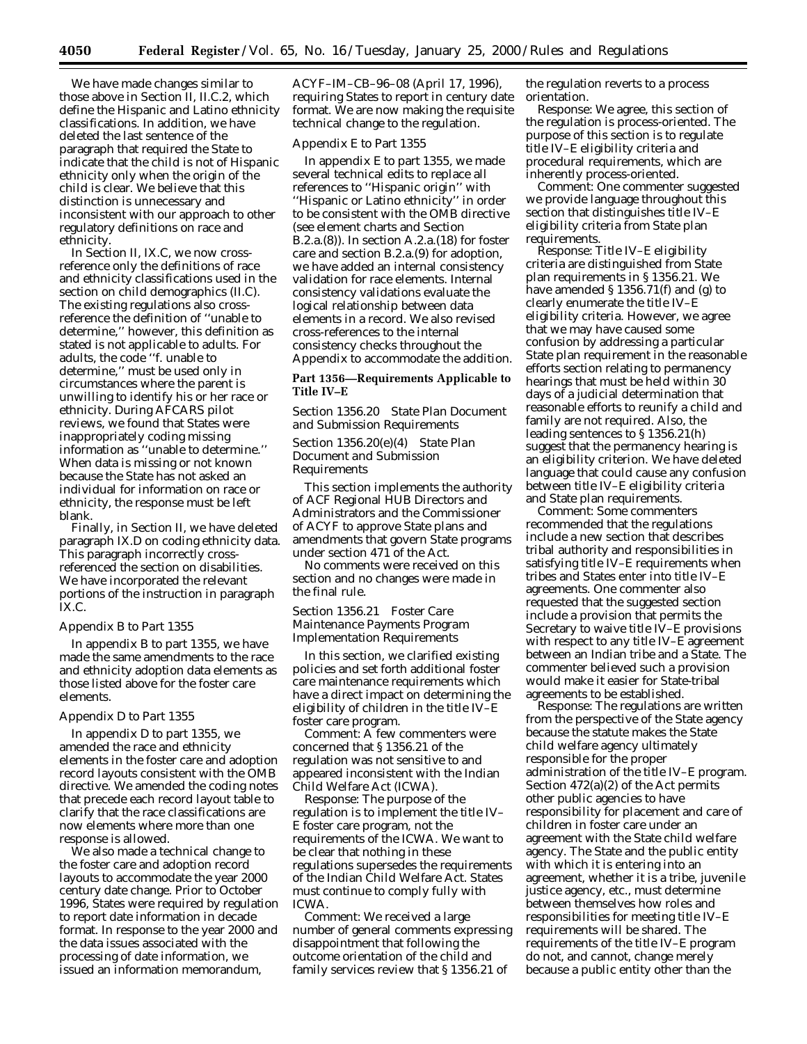We have made changes similar to those above in Section II, II.C.2, which define the Hispanic and Latino ethnicity classifications. In addition, we have deleted the last sentence of the paragraph that required the State to indicate that the child is not of Hispanic ethnicity only when the origin of the child is clear. We believe that this distinction is unnecessary and inconsistent with our approach to other regulatory definitions on race and ethnicity.

In Section II, IX.C, we now cross-reference only the definitions of race and ethnicity classifications used in the section on child demographics (II.C). The existing regulations also cross-reference the definition of ''unable to determine,'' however, this definition as stated is not applicable to adults. For adults, the code ''f. unable to determine,'' must be used only in circumstances where the parent is unwilling to identify his or her race or ethnicity. During AFCARS pilot reviews, we found that States were inappropriately coding missing information as ''unable to determine.'' When data is missing or not known because the State has not asked an individual for information on race or ethnicity, the response must be left blank.

Finally, in Section II, we have deleted paragraph IX.D on coding ethnicity data. This paragraph incorrectly cross-referenced the section on disabilities. We have incorporated the relevant portions of the instruction in paragraph IX.C.

*Appendix B to Part 1355*

In appendix B to part 1355, we have made the same amendments to the race and ethnicity adoption data elements as those listed above for the foster care elements.

*Appendix D to Part 1355*

In appendix D to part 1355, we amended the race and ethnicity elements in the foster care and adoption record layouts consistent with the OMB directive. We amended the coding notes that precede each record layout table to clarify that the race classifications are now elements where more than one response is allowed.

We also made a technical change to the foster care and adoption record layouts to accommodate the year 2000 century date change. Prior to October 1996, States were required by regulation to report date information in decade format. In response to the year 2000 and the data issues associated with the processing of date information, we issued an information memorandum, ACYF–IM–CB–96–08 (April 17, 1996), requiring States to report in century date format. We are now making the requisite technical change to the regulation.

*Appendix E to Part 1355*

In appendix E to part 1355, we made several technical edits to replace all references to ''Hispanic origin'' with ''Hispanic or Latino ethnicity'' in order to be consistent with the OMB directive (see element charts and Section B.2.a.(8)). In section A.2.a.(18) for foster care and section B.2.a.(9) for adoption, we have added an internal consistency validation for race elements. Internal consistency validations evaluate the logical relationship between data elements in a record. We also revised cross-references to the internal consistency checks throughout the Appendix to accommodate the addition.

## Part 1356—Requirements Applicable to Title IV–E

*Section 1356.20 State Plan Document and Submission Requirements*

*Section 1356.20(e)(4) State Plan Document and Submission Requirements*

This section implements the authority of ACF Regional HUB Directors and Administrators and the Commissioner of ACYF to approve State plans and amendments that govern State programs under section 471 of the Act.

No comments were received on this section and no changes were made in the final rule.

*Section 1356.21 Foster Care Maintenance Payments Program Implementation Requirements*

In this section, we clarified existing policies and set forth additional foster care maintenance requirements which have a direct impact on determining the eligibility of children in the title IV–E foster care program.

*Comment:* A few commenters were concerned that § 1356.21 of the regulation was not sensitive to and appeared inconsistent with the Indian Child Welfare Act (ICWA).

*Response:* The purpose of the regulation is to implement the title IV–E foster care program, not the requirements of the ICWA. We want to be clear that nothing in these regulations supersedes the requirements of the Indian Child Welfare Act. States must continue to comply fully with ICWA.

*Comment:* We received a large number of general comments expressing disappointment that following the outcome orientation of the child and family services review that § 1356.21 of the regulation reverts to a process orientation.

*Response:* We agree, this section of the regulation is process-oriented. The purpose of this section is to regulate title IV–E eligibility criteria and procedural requirements, which are inherently process-oriented.

*Comment:* One commenter suggested we provide language throughout this section that distinguishes title IV–E eligibility criteria from State plan requirements.

*Response:* Title IV–E eligibility criteria are distinguished from State plan requirements in § 1356.21. We have amended § 1356.71(f) and (g) to clearly enumerate the title IV–E eligibility criteria. However, we agree that we may have caused some confusion by addressing a particular State plan requirement in the reasonable efforts section relating to permanency hearings that must be held within 30 days of a judicial determination that reasonable efforts to reunify a child and family are not required. Also, the leading sentences to § 1356.21(h) suggest that the permanency hearing is an eligibility criterion. We have deleted language that could cause any confusion between title IV–E eligibility criteria and State plan requirements.

*Comment:* Some commenters recommended that the regulations include a new section that describes tribal authority and responsibilities in satisfying title IV–E requirements when tribes and States enter into title IV–E agreements. One commenter also requested that the suggested section include a provision that permits the Secretary to waive title IV–E provisions with respect to any title IV–E agreement between an Indian tribe and a State. The commenter believed such a provision would make it easier for State-tribal agreements to be established.

*Response:* The regulations are written from the perspective of the State agency because the statute makes the State child welfare agency ultimately responsible for the proper administration of the title IV–E program. Section 472(a)(2) of the Act permits other public agencies to have responsibility for placement and care of children in foster care under an agreement with the State child welfare agency. The State and the public entity with which it is entering into an agreement, whether it is a tribe, juvenile justice agency, etc., must determine between themselves how roles and responsibilities for meeting title IV–E requirements will be shared. The requirements of the title IV–E program do not, and cannot, change merely because a public entity other than the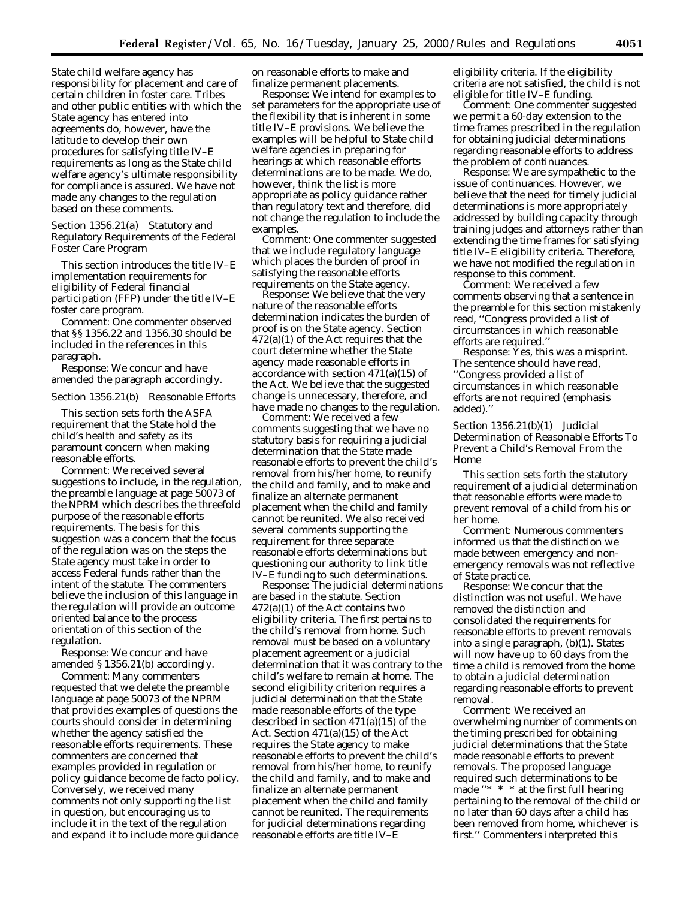State child welfare agency has responsibility for placement and care of certain children in foster care. Tribes and other public entities with which the State agency has entered into agreements do, however, have the latitude to develop their own procedures for satisfying title IV–E requirements as long as the State child welfare agency's ultimate responsibility for compliance is assured. We have not made any changes to the regulation based on these comments.

*Section 1356.21(a) Statutory and Regulatory Requirements of the Federal Foster Care Program*

This section introduces the title IV–E implementation requirements for eligibility of Federal financial participation (FFP) under the title IV–E foster care program.

*Comment:* One commenter observed that §§ 1356.22 and 1356.30 should be included in the references in this paragraph.

*Response:* We concur and have amended the paragraph accordingly.

*Section 1356.21(b) Reasonable Efforts*

This section sets forth the ASFA requirement that the State hold the child's health and safety as its paramount concern when making reasonable efforts.

*Comment:* We received several suggestions to include, in the regulation, the preamble language at page 50073 of the NPRM which describes the threefold purpose of the reasonable efforts requirements. The basis for this suggestion was a concern that the focus of the regulation was on the steps the State agency must take in order to access Federal funds rather than the intent of the statute. The commenters believe the inclusion of this language in the regulation will provide an outcome oriented balance to the process orientation of this section of the regulation.

*Response:* We concur and have amended § 1356.21(b) accordingly.

*Comment:* Many commenters requested that we delete the preamble language at page 50073 of the NPRM that provides examples of questions the courts should consider in determining whether the agency satisfied the reasonable efforts requirements. These commenters are concerned that examples provided in regulation or policy guidance become de facto policy. Conversely, we received many comments not only supporting the list in question, but encouraging us to include it in the text of the regulation and expand it to include more guidance on reasonable efforts to make and finalize permanent placements.

*Response:* We intend for examples to set parameters for the appropriate use of the flexibility that is inherent in some title IV–E provisions. We believe the examples will be helpful to State child welfare agencies in preparing for hearings at which reasonable efforts determinations are to be made. We do, however, think the list is more appropriate as policy guidance rather than regulatory text and therefore, did not change the regulation to include the examples.

*Comment:* One commenter suggested that we include regulatory language which places the burden of proof in satisfying the reasonable efforts requirements on the State agency.

*Response:* We believe that the very nature of the reasonable efforts determination indicates the burden of proof is on the State agency. Section 472(a)(1) of the Act requires that the court determine whether the State agency made reasonable efforts in accordance with section 471(a)(15) of the Act. We believe that the suggested change is unnecessary, therefore, and have made no changes to the regulation.

*Comment:* We received a few comments suggesting that we have no statutory basis for requiring a judicial determination that the State made reasonable efforts to prevent the child's removal from his/her home, to reunify the child and family, and to make and finalize an alternate permanent placement when the child and family cannot be reunited. We also received several comments supporting the requirement for three separate reasonable efforts determinations but questioning our authority to link title IV–E funding to such determinations.

*Response:* The judicial determinations are based in the statute. Section 472(a)(1) of the Act contains two eligibility criteria. The first pertains to the child's removal from home. Such removal must be based on a voluntary placement agreement or a judicial determination that it was contrary to the child's welfare to remain at home. The second eligibility criterion requires a judicial determination that the State made reasonable efforts of the type described in section 471(a)(15) of the Act. Section 471(a)(15) of the Act requires the State agency to make reasonable efforts to prevent the child's removal from his/her home, to reunify the child and family, and to make and finalize an alternate permanent placement when the child and family cannot be reunited. The requirements for judicial determinations regarding reasonable efforts are title IV–E eligibility criteria. If the eligibility criteria are not satisfied, the child is not eligible for title IV–E funding.

*Comment:* One commenter suggested we permit a 60-day extension to the time frames prescribed in the regulation for obtaining judicial determinations regarding reasonable efforts to address the problem of continuances.

*Response:* We are sympathetic to the issue of continuances. However, we believe that the need for timely judicial determinations is more appropriately addressed by building capacity through training judges and attorneys rather than extending the time frames for satisfying title IV–E eligibility criteria. Therefore, we have not modified the regulation in response to this comment.

*Comment:* We received a few comments observing that a sentence in the preamble for this section mistakenly read, ''Congress provided a list of circumstances in which reasonable efforts are required.''

*Response:* Yes, this was a misprint. The sentence should have read, ''Congress provided a list of circumstances in which reasonable efforts are **not** required (emphasis added).''

*Section 1356.21(b)(1) Judicial Determination of Reasonable Efforts To Prevent a Child's Removal From the Home*

This section sets forth the statutory requirement of a judicial determination that reasonable efforts were made to prevent removal of a child from his or her home.

*Comment:* Numerous commenters informed us that the distinction we made between emergency and non-emergency removals was not reflective of State practice.

*Response:* We concur that the distinction was not useful. We have removed the distinction and consolidated the requirements for reasonable efforts to prevent removals into a single paragraph, (b)(1). States will now have up to 60 days from the time a child is removed from the home to obtain a judicial determination regarding reasonable efforts to prevent removal.

*Comment:* We received an overwhelming number of comments on the timing prescribed for obtaining judicial determinations that the State made reasonable efforts to prevent removals. The proposed language required such determinations to be made ''* * * at the first full hearing pertaining to the removal of the child or no later than 60 days after a child has been removed from home, whichever is first.'' Commenters interpreted this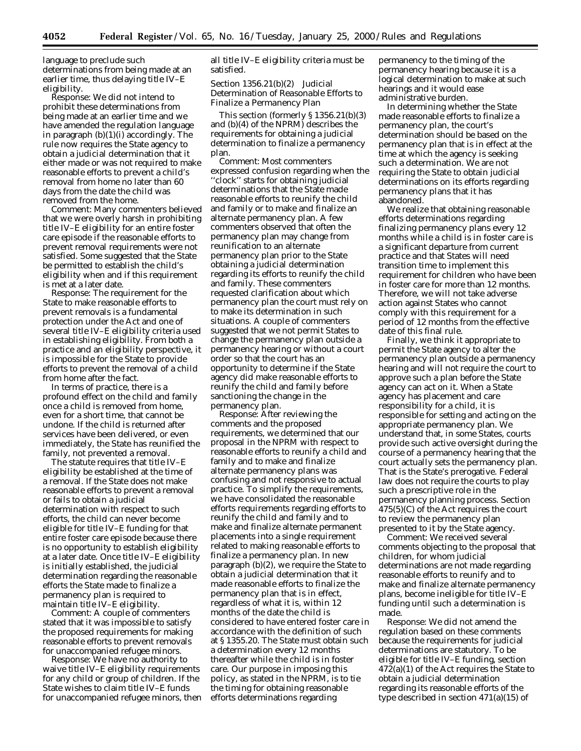language to preclude such determinations from being made at an earlier time, thus delaying title IV–E eligibility.

*Response:* We did not intend to prohibit these determinations from being made at an earlier time and we have amended the regulation language in paragraph (b)(1)(i) accordingly. The rule now requires the State agency to obtain a judicial determination that it either made or was not required to make reasonable efforts to prevent a child's removal from home no later than 60 days from the date the child was removed from the home.

*Comment:* Many commenters believed that we were overly harsh in prohibiting title IV–E eligibility for an entire foster care episode if the reasonable efforts to prevent removal requirements were not satisfied. Some suggested that the State be permitted to establish the child's eligibility when and if this requirement is met at a later date.

*Response:* The requirement for the State to make reasonable efforts to prevent removals is a fundamental protection under the Act and one of several title IV–E eligibility criteria used in establishing eligibility. From both a practice and an eligibility perspective, it is impossible for the State to provide efforts to prevent the removal of a child from home after the fact.

In terms of practice, there is a profound effect on the child and family once a child is removed from home, even for a short time, that cannot be undone. If the child is returned after services have been delivered, or even immediately, the State has reunified the family, not prevented a removal.

The statute requires that title IV–E eligibility be established at the time of a removal. If the State does not make reasonable efforts to prevent a removal or fails to obtain a judicial determination with respect to such efforts, the child can never become eligible for title IV–E funding for that entire foster care episode because there is no opportunity to establish eligibility at a later date. Once title IV–E eligibility is initially established, the judicial determination regarding the reasonable efforts the State made to finalize a permanency plan is required to maintain title IV–E eligibility.

*Comment:* A couple of commenters stated that it was impossible to satisfy the proposed requirements for making reasonable efforts to prevent removals for unaccompanied refugee minors.

*Response:* We have no authority to waive title IV–E eligibility requirements for any child or group of children. If the State wishes to claim title IV–E funds for unaccompanied refugee minors, then all title IV–E eligibility criteria must be satisfied.

*Section 1356.21(b)(2) Judicial Determination of Reasonable Efforts to Finalize a Permanency Plan*

This section (formerly § 1356.21(b)(3) and (b)(4) of the NPRM) describes the requirements for obtaining a judicial determination to finalize a permanency plan.

*Comment:* Most commenters expressed confusion regarding when the ''clock'' starts for obtaining judicial determinations that the State made reasonable efforts to reunify the child and family or to make and finalize an alternate permanency plan. A few commenters observed that often the permanency plan may change from reunification to an alternate permanency plan prior to the State obtaining a judicial determination regarding its efforts to reunify the child and family. These commenters requested clarification about which permanency plan the court must rely on to make its determination in such situations. A couple of commenters suggested that we not permit States to change the permanency plan outside a permanency hearing or without a court order so that the court has an opportunity to determine if the State agency did make reasonable efforts to reunify the child and family before sanctioning the change in the permanency plan.

*Response:* After reviewing the comments and the proposed requirements, we determined that our proposal in the NPRM with respect to reasonable efforts to reunify a child and family and to make and finalize alternate permanency plans was confusing and not responsive to actual practice. To simplify the requirements, we have consolidated the reasonable efforts requirements regarding efforts to reunify the child and family and to make and finalize alternate permanent placements into a single requirement related to making reasonable efforts to finalize a permanency plan. In new paragraph (b)(2), we require the State to obtain a judicial determination that it made reasonable efforts to finalize the permanency plan that is in effect, regardless of what it is, within 12 months of the date the child is considered to have entered foster care in accordance with the definition of such at § 1355.20. The State must obtain such a determination every 12 months thereafter while the child is in foster care. Our purpose in imposing this policy, as stated in the NPRM, is to tie the timing for obtaining reasonable efforts determinations regarding permanency to the timing of the permanency hearing because it is a logical determination to make at such hearings and it would ease administrative burden.

In determining whether the State made reasonable efforts to finalize a permanency plan, the court's determination should be based on the permanency plan that is in effect at the time at which the agency is seeking such a determination. We are not requiring the State to obtain judicial determinations on its efforts regarding permanency plans that it has abandoned.

We realize that obtaining reasonable efforts determinations regarding finalizing permanency plans every 12 months while a child is in foster care is a significant departure from current practice and that States will need transition time to implement this requirement for children who have been in foster care for more than 12 months. Therefore, we will not take adverse action against States who cannot comply with this requirement for a period of 12 months from the effective date of this final rule.

Finally, we think it appropriate to permit the State agency to alter the permanency plan outside a permanency hearing and will not require the court to approve such a plan before the State agency can act on it. When a State agency has placement and care responsibility for a child, it is responsible for setting and acting on the appropriate permanency plan. We understand that, in some States, courts provide such active oversight during the course of a permanency hearing that the court actually sets the permanency plan. That is the State's prerogative. Federal law does not require the courts to play such a prescriptive role in the permanency planning process. Section 475(5)(C) of the Act requires the court to review the permanency plan presented to it by the State agency.

*Comment:* We received several comments objecting to the proposal that children, for whom judicial determinations are not made regarding reasonable efforts to reunify and to make and finalize alternate permanency plans, become ineligible for title IV–E funding until such a determination is made.

*Response:* We did not amend the regulation based on these comments because the requirements for judicial determinations are statutory. To be eligible for title IV–E funding, section 472(a)(1) of the Act requires the State to obtain a judicial determination regarding its reasonable efforts of the type described in section 471(a)(15) of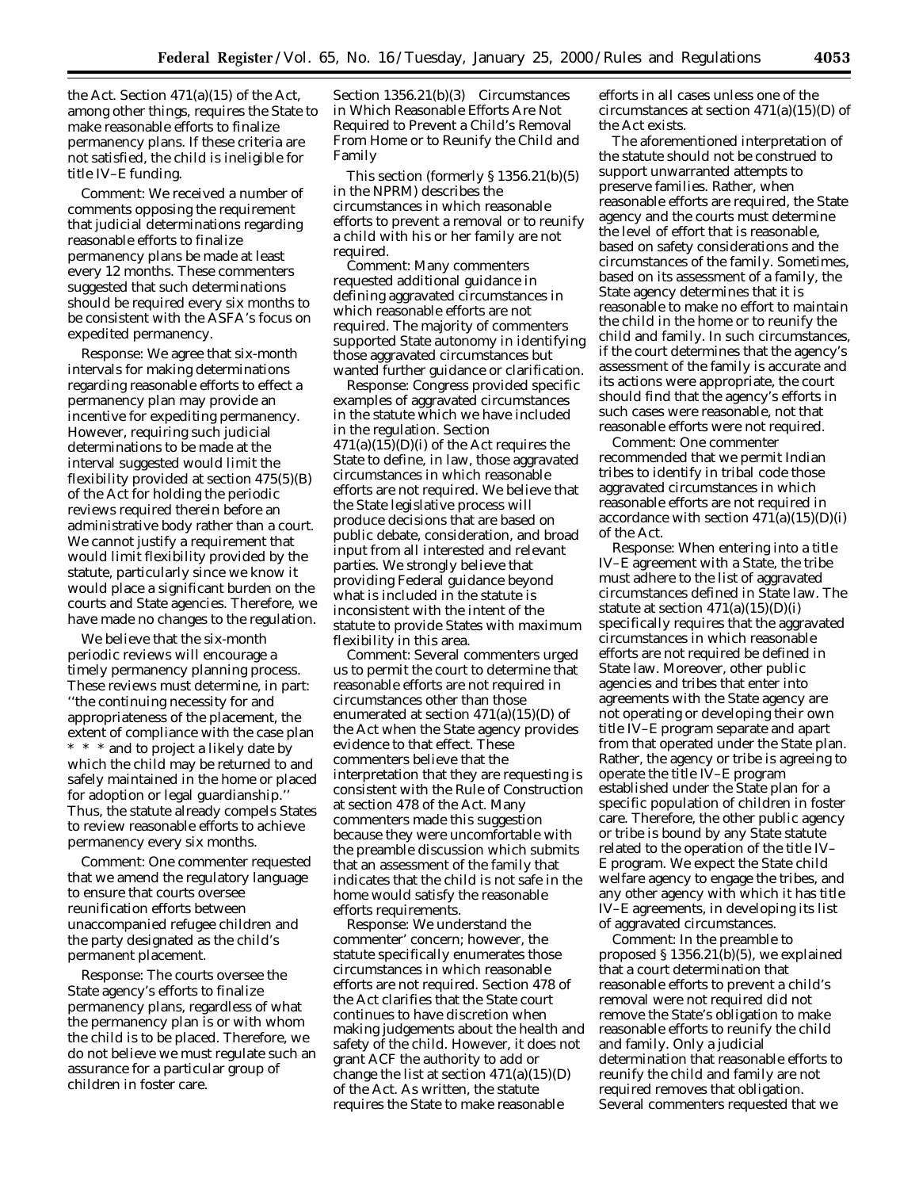the Act. Section 471(a)(15) of the Act, among other things, requires the State to make reasonable efforts to finalize permanency plans. If these criteria are not satisfied, the child is ineligible for title IV–E funding.

*Comment:* We received a number of comments opposing the requirement that judicial determinations regarding reasonable efforts to finalize permanency plans be made at least every 12 months. These commenters suggested that such determinations should be required every six months to be consistent with the ASFA's focus on expedited permanency.

*Response:* We agree that six-month intervals for making determinations regarding reasonable efforts to effect a permanency plan may provide an incentive for expediting permanency. However, requiring such judicial determinations to be made at the interval suggested would limit the flexibility provided at section 475(5)(B) of the Act for holding the periodic reviews required therein before an administrative body rather than a court. We cannot justify a requirement that would limit flexibility provided by the statute, particularly since we know it would place a significant burden on the courts and State agencies. Therefore, we have made no changes to the regulation.

We believe that the six-month periodic reviews will encourage a timely permanency planning process. These reviews must determine, in part: "the continuing necessity for and appropriateness of the placement, the extent of compliance with the case plan * * * and to project a likely date by which the child may be returned to and safely maintained in the home or placed for adoption or legal guardianship." Thus, the statute already compels States to review reasonable efforts to achieve permanency every six months.

*Comment:* One commenter requested that we amend the regulatory language to ensure that courts oversee reunification efforts between unaccompanied refugee children and the party designated as the child's permanent placement.

*Response:* The courts oversee the State agency's efforts to finalize permanency plans, regardless of what the permanency plan is or with whom the child is to be placed. Therefore, we do not believe we must regulate such an assurance for a particular group of children in foster care.

### Section 1356.21(b)(3) Circumstances in Which Reasonable Efforts Are Not Required to Prevent a Child's Removal From Home or to Reunify the Child and Family

This section (formerly § 1356.21(b)(5) in the NPRM) describes the circumstances in which reasonable efforts to prevent a removal or to reunify a child with his or her family are not required.

*Comment:* Many commenters requested additional guidance in defining aggravated circumstances in which reasonable efforts are not required. The majority of commenters supported State autonomy in identifying those aggravated circumstances but wanted further guidance or clarification.

*Response:* Congress provided specific examples of aggravated circumstances in the statute which we have included in the regulation. Section 471(a)(15)(D)(i) of the Act requires the State to define, in law, those aggravated circumstances in which reasonable efforts are not required. We believe that the State legislative process will produce decisions that are based on public debate, consideration, and broad input from all interested and relevant parties. We strongly believe that providing Federal guidance beyond what is included in the statute is inconsistent with the intent of the statute to provide States with maximum flexibility in this area.

*Comment:* Several commenters urged us to permit the court to determine that reasonable efforts are not required in circumstances other than those enumerated at section 471(a)(15)(D) of the Act when the State agency provides evidence to that effect. These commenters believe that the interpretation that they are requesting is consistent with the Rule of Construction at section 478 of the Act. Many commenters made this suggestion because they were uncomfortable with the preamble discussion which submits that an assessment of the family that indicates that the child is not safe in the home would satisfy the reasonable efforts requirements.

*Response:* We understand the commenter' concern; however, the statute specifically enumerates those circumstances in which reasonable efforts are not required. Section 478 of the Act clarifies that the State court continues to have discretion when making judgements about the health and safety of the child. However, it does not grant ACF the authority to add or change the list at section 471(a)(15)(D) of the Act. As written, the statute requires the State to make reasonable efforts in all cases unless one of the circumstances at section 471(a)(15)(D) of the Act exists.

The aforementioned interpretation of the statute should not be construed to support unwarranted attempts to preserve families. Rather, when reasonable efforts are required, the State agency and the courts must determine the level of effort that is reasonable, based on safety considerations and the circumstances of the family. Sometimes, based on its assessment of a family, the State agency determines that it is reasonable to make no effort to maintain the child in the home or to reunify the child and family. In such circumstances, if the court determines that the agency's assessment of the family is accurate and its actions were appropriate, the court should find that the agency's efforts in such cases were reasonable, not that reasonable efforts were not required.

*Comment:* One commenter recommended that we permit Indian tribes to identify in tribal code those aggravated circumstances in which reasonable efforts are not required in accordance with section 471(a)(15)(D)(i) of the Act.

*Response:* When entering into a title IV–E agreement with a State, the tribe must adhere to the list of aggravated circumstances defined in State law. The statute at section 471(a)(15)(D)(i) specifically requires that the aggravated circumstances in which reasonable efforts are not required be defined in State law. Moreover, other public agencies and tribes that enter into agreements with the State agency are not operating or developing their own title IV–E program separate and apart from that operated under the State plan. Rather, the agency or tribe is agreeing to operate the title IV–E program established under the State plan for a specific population of children in foster care. Therefore, the other public agency or tribe is bound by any State statute related to the operation of the title IV–E program. We expect the State child welfare agency to engage the tribes, and any other agency with which it has title IV–E agreements, in developing its list of aggravated circumstances.

*Comment:* In the preamble to proposed § 1356.21(b)(5), we explained that a court determination that reasonable efforts to prevent a child's removal were not required did not remove the State's obligation to make reasonable efforts to reunify the child and family. Only a judicial determination that reasonable efforts to reunify the child and family are not required removes that obligation. Several commenters requested that we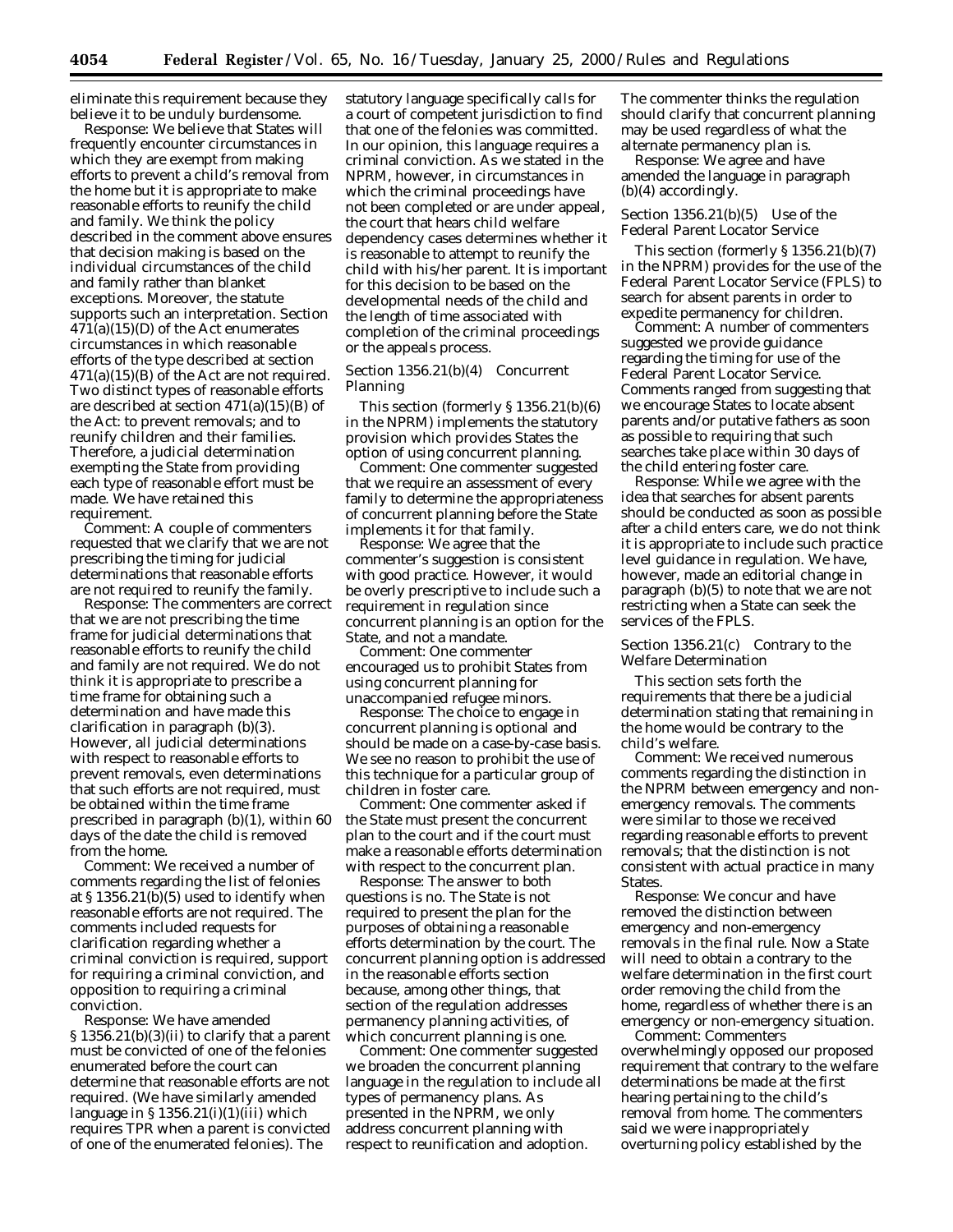eliminate this requirement because they believe it to be unduly burdensome.

*Response:* We believe that States will frequently encounter circumstances in which they are exempt from making efforts to prevent a child's removal from the home but it is appropriate to make reasonable efforts to reunify the child and family. We think the policy described in the comment above ensures that decision making is based on the individual circumstances of the child and family rather than blanket exceptions. Moreover, the statute supports such an interpretation. Section 471(a)(15)(D) of the Act enumerates circumstances in which reasonable efforts of the type described at section 471(a)(15)(B) of the Act are not required. Two distinct types of reasonable efforts are described at section 471(a)(15)(B) of the Act: to prevent removals; and to reunify children and their families. Therefore, a judicial determination exempting the State from providing each type of reasonable effort must be made. We have retained this requirement.

*Comment:* A couple of commenters requested that we clarify that we are not prescribing the timing for judicial determinations that reasonable efforts are not required to reunify the family.

*Response:* The commenters are correct that we are not prescribing the time frame for judicial determinations that reasonable efforts to reunify the child and family are not required. We do not think it is appropriate to prescribe a time frame for obtaining such a determination and have made this clarification in paragraph (b)(3). However, all judicial determinations with respect to reasonable efforts to prevent removals, even determinations that such efforts are not required, must be obtained within the time frame prescribed in paragraph (b)(1), within 60 days of the date the child is removed from the home.

*Comment:* We received a number of comments regarding the list of felonies at § 1356.21(b)(5) used to identify when reasonable efforts are not required. The comments included requests for clarification regarding whether a criminal conviction is required, support for requiring a criminal conviction, and opposition to requiring a criminal conviction.

*Response:* We have amended § 1356.21(b)(3)(ii) to clarify that a parent must be convicted of one of the felonies enumerated before the court can determine that reasonable efforts are not required. (We have similarly amended language in § 1356.21(i)(1)(iii) which requires TPR when a parent is convicted of one of the enumerated felonies). The statutory language specifically calls for a court of competent jurisdiction to find that one of the felonies was committed. In our opinion, this language requires a criminal conviction. As we stated in the NPRM, however, in circumstances in which the criminal proceedings have not been completed or are under appeal, the court that hears child welfare dependency cases determines whether it is reasonable to attempt to reunify the child with his/her parent. It is important for this decision to be based on the developmental needs of the child and the length of time associated with completion of the criminal proceedings or the appeals process.

*Section 1356.21(b)(4) Concurrent Planning*

This section (formerly § 1356.21(b)(6) in the NPRM) implements the statutory provision which provides States the option of using concurrent planning.

*Comment:* One commenter suggested that we require an assessment of every family to determine the appropriateness of concurrent planning before the State implements it for that family.

*Response:* We agree that the commenter's suggestion is consistent with good practice. However, it would be overly prescriptive to include such a requirement in regulation since concurrent planning is an option for the State, and not a mandate.

*Comment:* One commenter encouraged us to prohibit States from using concurrent planning for unaccompanied refugee minors.

*Response:* The choice to engage in concurrent planning is optional and should be made on a case-by-case basis. We see no reason to prohibit the use of this technique for a particular group of children in foster care.

*Comment:* One commenter asked if the State must present the concurrent plan to the court and if the court must make a reasonable efforts determination with respect to the concurrent plan.

*Response:* The answer to both questions is no. The State is not required to present the plan for the purposes of obtaining a reasonable efforts determination by the court. The concurrent planning option is addressed in the reasonable efforts section because, among other things, that section of the regulation addresses permanency planning activities, of which concurrent planning is one.

*Comment:* One commenter suggested we broaden the concurrent planning language in the regulation to include all types of permanency plans. As presented in the NPRM, we only address concurrent planning with respect to reunification and adoption. The commenter thinks the regulation should clarify that concurrent planning may be used regardless of what the alternate permanency plan is.

*Response:* We agree and have amended the language in paragraph (b)(4) accordingly.

*Section 1356.21(b)(5) Use of the Federal Parent Locator Service*

This section (formerly § 1356.21(b)(7) in the NPRM) provides for the use of the Federal Parent Locator Service (FPLS) to search for absent parents in order to expedite permanency for children.

*Comment:* A number of commenters suggested we provide guidance regarding the timing for use of the Federal Parent Locator Service. Comments ranged from suggesting that we encourage States to locate absent parents and/or putative fathers as soon as possible to requiring that such searches take place within 30 days of the child entering foster care.

*Response:* While we agree with the idea that searches for absent parents should be conducted as soon as possible after a child enters care, we do not think it is appropriate to include such practice level guidance in regulation. We have, however, made an editorial change in paragraph (b)(5) to note that we are not restricting when a State can seek the services of the FPLS.

*Section 1356.21(c) Contrary to the Welfare Determination*

This section sets forth the requirements that there be a judicial determination stating that remaining in the home would be contrary to the child's welfare.

*Comment:* We received numerous comments regarding the distinction in the NPRM between emergency and non-emergency removals. The comments were similar to those we received regarding reasonable efforts to prevent removals; that the distinction is not consistent with actual practice in many States.

*Response:* We concur and have removed the distinction between emergency and non-emergency removals in the final rule. Now a State will need to obtain a contrary to the welfare determination in the first court order removing the child from the home, regardless of whether there is an emergency or non-emergency situation.

*Comment:* Commenters overwhelmingly opposed our proposed requirement that contrary to the welfare determinations be made at the first hearing pertaining to the child's removal from home. The commenters said we were inappropriately overturning policy established by the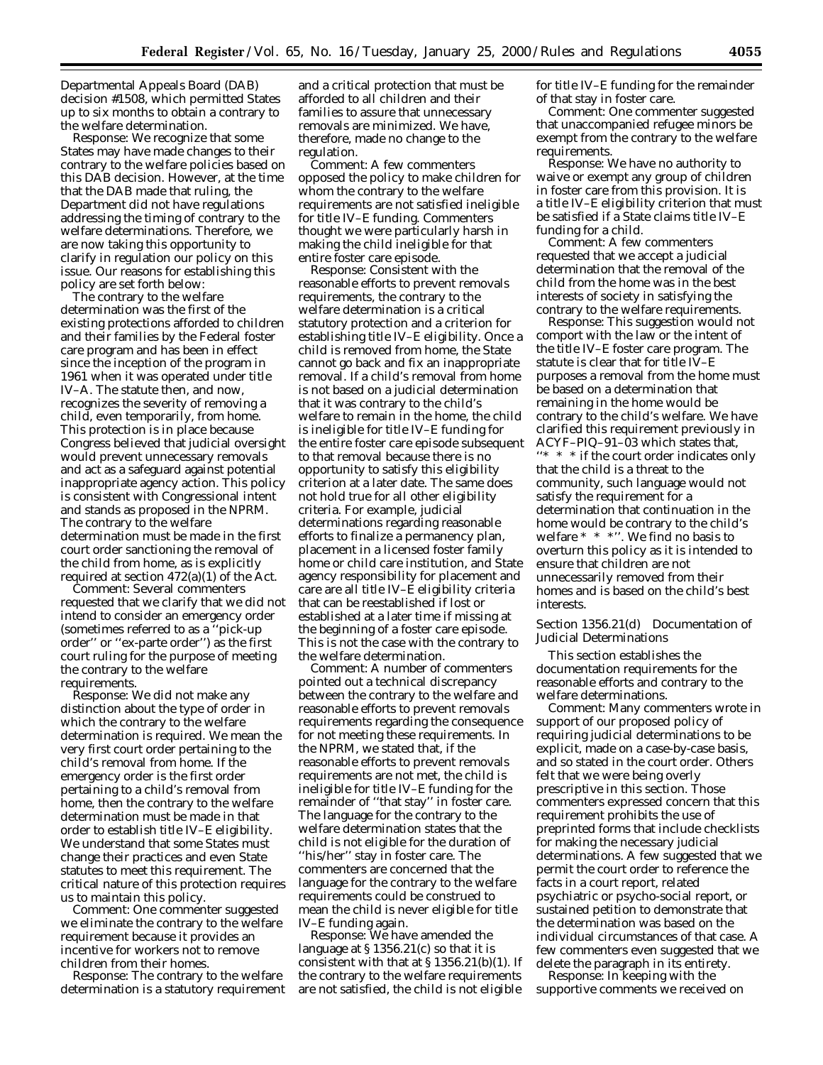Departmental Appeals Board (DAB) decision #1508, which permitted States up to six months to obtain a contrary to the welfare determination.

*Response:* We recognize that some States may have made changes to their contrary to the welfare policies based on this DAB decision. However, at the time that the DAB made that ruling, the Department did not have regulations addressing the timing of contrary to the welfare determinations. Therefore, we are now taking this opportunity to clarify in regulation our policy on this issue. Our reasons for establishing this policy are set forth below:

The contrary to the welfare determination was the first of the existing protections afforded to children and their families by the Federal foster care program and has been in effect since the inception of the program in 1961 when it was operated under title IV–A. The statute then, and now, recognizes the severity of removing a child, even temporarily, from home. This protection is in place because Congress believed that judicial oversight would prevent unnecessary removals and act as a safeguard against potential inappropriate agency action. This policy is consistent with Congressional intent and stands as proposed in the NPRM. The contrary to the welfare determination must be made in the first court order sanctioning the removal of the child from home, as is explicitly required at section 472(a)(1) of the Act.

*Comment:* Several commenters requested that we clarify that we did not intend to consider an emergency order (sometimes referred to as a ''pick-up order'' or ''ex-parte order'') as the first court ruling for the purpose of meeting the contrary to the welfare requirements.

*Response:* We did not make any distinction about the type of order in which the contrary to the welfare determination is required. We mean the very first court order pertaining to the child's removal from home. If the emergency order is the first order pertaining to a child's removal from home, then the contrary to the welfare determination must be made in that order to establish title IV–E eligibility. We understand that some States must change their practices and even State statutes to meet this requirement. The critical nature of this protection requires us to maintain this policy.

*Comment:* One commenter suggested we eliminate the contrary to the welfare requirement because it provides an incentive for workers not to remove children from their homes.

*Response:* The contrary to the welfare determination is a statutory requirement and a critical protection that must be afforded to all children and their families to assure that unnecessary removals are minimized. We have, therefore, made no change to the regulation.

*Comment:* A few commenters opposed the policy to make children for whom the contrary to the welfare requirements are not satisfied ineligible for title IV–E funding. Commenters thought we were particularly harsh in making the child ineligible for that entire foster care episode.

*Response:* Consistent with the reasonable efforts to prevent removals requirements, the contrary to the welfare determination is a critical statutory protection and a criterion for establishing title IV–E eligibility. Once a child is removed from home, the State cannot go back and fix an inappropriate removal. If a child's removal from home is not based on a judicial determination that it was contrary to the child's welfare to remain in the home, the child is ineligible for title IV–E funding for the entire foster care episode subsequent to that removal because there is no opportunity to satisfy this eligibility criterion at a later date. The same does not hold true for all other eligibility criteria. For example, judicial determinations regarding reasonable efforts to finalize a permanency plan, placement in a licensed foster family home or child care institution, and State agency responsibility for placement and care are all title IV–E eligibility criteria that can be reestablished if lost or established at a later time if missing at the beginning of a foster care episode. This is not the case with the contrary to the welfare determination.

*Comment:* A number of commenters pointed out a technical discrepancy between the contrary to the welfare and reasonable efforts to prevent removals requirements regarding the consequence for not meeting these requirements. In the NPRM, we stated that, if the reasonable efforts to prevent removals requirements are not met, the child is ineligible for title IV–E funding for the remainder of ''that stay'' in foster care. The language for the contrary to the welfare determination states that the child is not eligible for the duration of ''his/her'' stay in foster care. The commenters are concerned that the language for the contrary to the welfare requirements could be construed to mean the child is never eligible for title IV–E funding again.

*Response:* We have amended the language at § 1356.21(c) so that it is consistent with that at § 1356.21(b)(1). If the contrary to the welfare requirements are not satisfied, the child is not eligible for title IV–E funding for the remainder of that stay in foster care.

*Comment:* One commenter suggested that unaccompanied refugee minors be exempt from the contrary to the welfare requirements.

*Response:* We have no authority to waive or exempt any group of children in foster care from this provision. It is a title IV–E eligibility criterion that must be satisfied if a State claims title IV–E funding for a child.

*Comment:* A few commenters requested that we accept a judicial determination that the removal of the child from the home was in the best interests of society in satisfying the contrary to the welfare requirements.

*Response:* This suggestion would not comport with the law or the intent of the title IV–E foster care program. The statute is clear that for title IV–E purposes a removal from the home must be based on a determination that remaining in the home would be contrary to the child's welfare. We have clarified this requirement previously in ACYF–PIQ–91–03 which states that, ''* * * if the court order indicates only that the child is a threat to the community, such language would not satisfy the requirement for a determination that continuation in the home would be contrary to the child's welfare * * *''. We find no basis to overturn this policy as it is intended to ensure that children are not unnecessarily removed from their homes and is based on the child's best interests.

### Section 1356.21(d) Documentation of Judicial Determinations

This section establishes the documentation requirements for the reasonable efforts and contrary to the welfare determinations.

*Comment:* Many commenters wrote in support of our proposed policy of requiring judicial determinations to be explicit, made on a case-by-case basis, and so stated in the court order. Others felt that we were being overly prescriptive in this section. Those commenters expressed concern that this requirement prohibits the use of preprinted forms that include checklists for making the necessary judicial determinations. A few suggested that we permit the court order to reference the facts in a court report, related psychiatric or psycho-social report, or sustained petition to demonstrate that the determination was based on the individual circumstances of that case. A few commenters even suggested that we delete the paragraph in its entirety.

*Response:* In keeping with the supportive comments we received on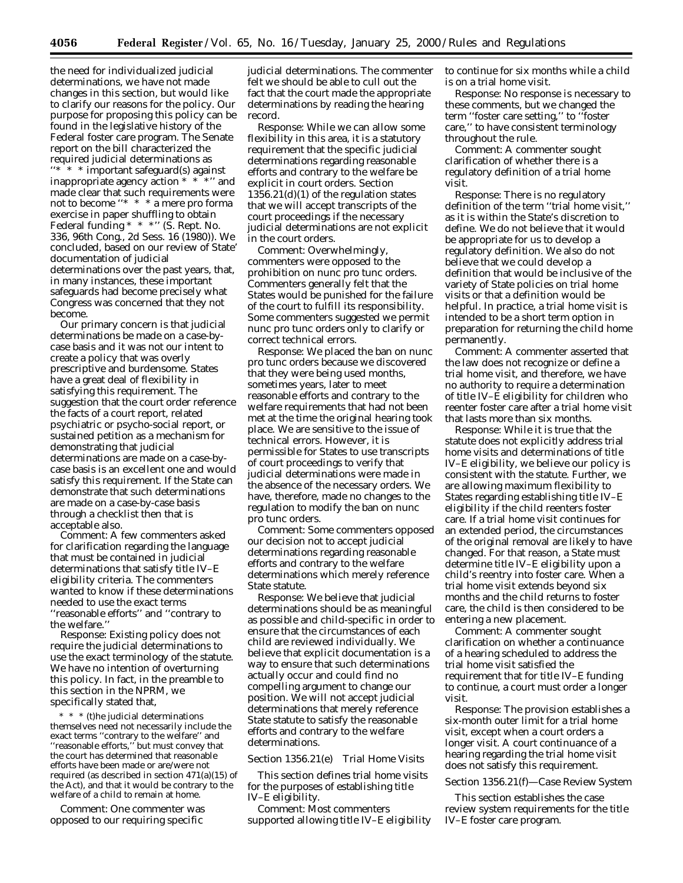the need for individualized judicial determinations, we have not made changes in this section, but would like to clarify our reasons for the policy. Our purpose for proposing this policy can be found in the legislative history of the Federal foster care program. The Senate report on the bill characterized the required judicial determinations as ''* * * important safeguard(s) against inappropriate agency action * * *'' and made clear that such requirements were not to become ''* * * a mere pro forma exercise in paper shuffling to obtain Federal funding * * *'' (S. Rept. No. 336, 96th Cong., 2d Sess. 16 (1980)). We concluded, based on our review of State' documentation of judicial determinations over the past years, that, in many instances, these important safeguards had become precisely what Congress was concerned that they not become.

Our primary concern is that judicial determinations be made on a case-by-case basis and it was not our intent to create a policy that was overly prescriptive and burdensome. States have a great deal of flexibility in satisfying this requirement. The suggestion that the court order reference the facts of a court report, related psychiatric or psycho-social report, or sustained petition as a mechanism for demonstrating that judicial determinations are made on a case-by-case basis is an excellent one and would satisfy this requirement. If the State can demonstrate that such determinations are made on a case-by-case basis through a checklist then that is acceptable also.

*Comment:* A few commenters asked for clarification regarding the language that must be contained in judicial determinations that satisfy title IV–E eligibility criteria. The commenters wanted to know if these determinations needed to use the exact terms ''reasonable efforts'' and ''contrary to the welfare.''

*Response:* Existing policy does not require the judicial determinations to use the exact terminology of the statute. We have no intention of overturning this policy. In fact, in the preamble to this section in the NPRM, we specifically stated that,

> * * * (t)he judicial determinations themselves need not necessarily include the exact terms ''contrary to the welfare'' and ''reasonable efforts,'' but must convey that the court has determined that reasonable efforts have been made or are/were not required (as described in section 471(a)(15) of the Act), and that it would be contrary to the welfare of a child to remain at home.

*Comment:* One commenter was opposed to our requiring specific judicial determinations. The commenter felt we should be able to cull out the fact that the court made the appropriate determinations by reading the hearing record.

*Response:* While we can allow some flexibility in this area, it is a statutory requirement that the specific judicial determinations regarding reasonable efforts and contrary to the welfare be explicit in court orders. Section 1356.21(d)(1) of the regulation states that we will accept transcripts of the court proceedings if the necessary judicial determinations are not explicit in the court orders.

*Comment:* Overwhelmingly, commenters were opposed to the prohibition on nunc pro tunc orders. Commenters generally felt that the States would be punished for the failure of the court to fulfill its responsibility. Some commenters suggested we permit nunc pro tunc orders only to clarify or correct technical errors.

*Response:* We placed the ban on nunc pro tunc orders because we discovered that they were being used months, sometimes years, later to meet reasonable efforts and contrary to the welfare requirements that had not been met at the time the original hearing took place. We are sensitive to the issue of technical errors. However, it is permissible for States to use transcripts of court proceedings to verify that judicial determinations were made in the absence of the necessary orders. We have, therefore, made no changes to the regulation to modify the ban on nunc pro tunc orders.

*Comment:* Some commenters opposed our decision not to accept judicial determinations regarding reasonable efforts and contrary to the welfare determinations which merely reference State statute.

*Response:* We believe that judicial determinations should be as meaningful as possible and child-specific in order to ensure that the circumstances of each child are reviewed individually. We believe that explicit documentation is a way to ensure that such determinations actually occur and could find no compelling argument to change our position. We will not accept judicial determinations that merely reference State statute to satisfy the reasonable efforts and contrary to the welfare determinations.

*Section 1356.21(e) Trial Home Visits*

This section defines trial home visits for the purposes of establishing title IV–E eligibility.

*Comment:* Most commenters supported allowing title IV–E eligibility to continue for six months while a child is on a trial home visit.

*Response:* No response is necessary to these comments, but we changed the term ''foster care setting,'' to ''foster care,'' to have consistent terminology throughout the rule.

*Comment:* A commenter sought clarification of whether there is a regulatory definition of a trial home visit.

*Response:* There is no regulatory definition of the term ''trial home visit,'' as it is within the State's discretion to define. We do not believe that it would be appropriate for us to develop a regulatory definition. We also do not believe that we could develop a definition that would be inclusive of the variety of State policies on trial home visits or that a definition would be helpful. In practice, a trial home visit is intended to be a short term option in preparation for returning the child home permanently.

*Comment:* A commenter asserted that the law does not recognize or define a trial home visit, and therefore, we have no authority to require a determination of title IV–E eligibility for children who reenter foster care after a trial home visit that lasts more than six months.

*Response:* While it is true that the statute does not explicitly address trial home visits and determinations of title IV–E eligibility, we believe our policy is consistent with the statute. Further, we are allowing maximum flexibility to States regarding establishing title IV–E eligibility if the child reenters foster care. If a trial home visit continues for an extended period, the circumstances of the original removal are likely to have changed. For that reason, a State must determine title IV–E eligibility upon a child's reentry into foster care. When a trial home visit extends beyond six months and the child returns to foster care, the child is then considered to be entering a new placement.

*Comment:* A commenter sought clarification on whether a continuance of a hearing scheduled to address the trial home visit satisfied the requirement that for title IV–E funding to continue, a court must order a longer visit.

*Response:* The provision establishes a six-month outer limit for a trial home visit, except when a court orders a longer visit. A court continuance of a hearing regarding the trial home visit does not satisfy this requirement.

*Section 1356.21(f)—Case Review System*

This section establishes the case review system requirements for the title IV–E foster care program.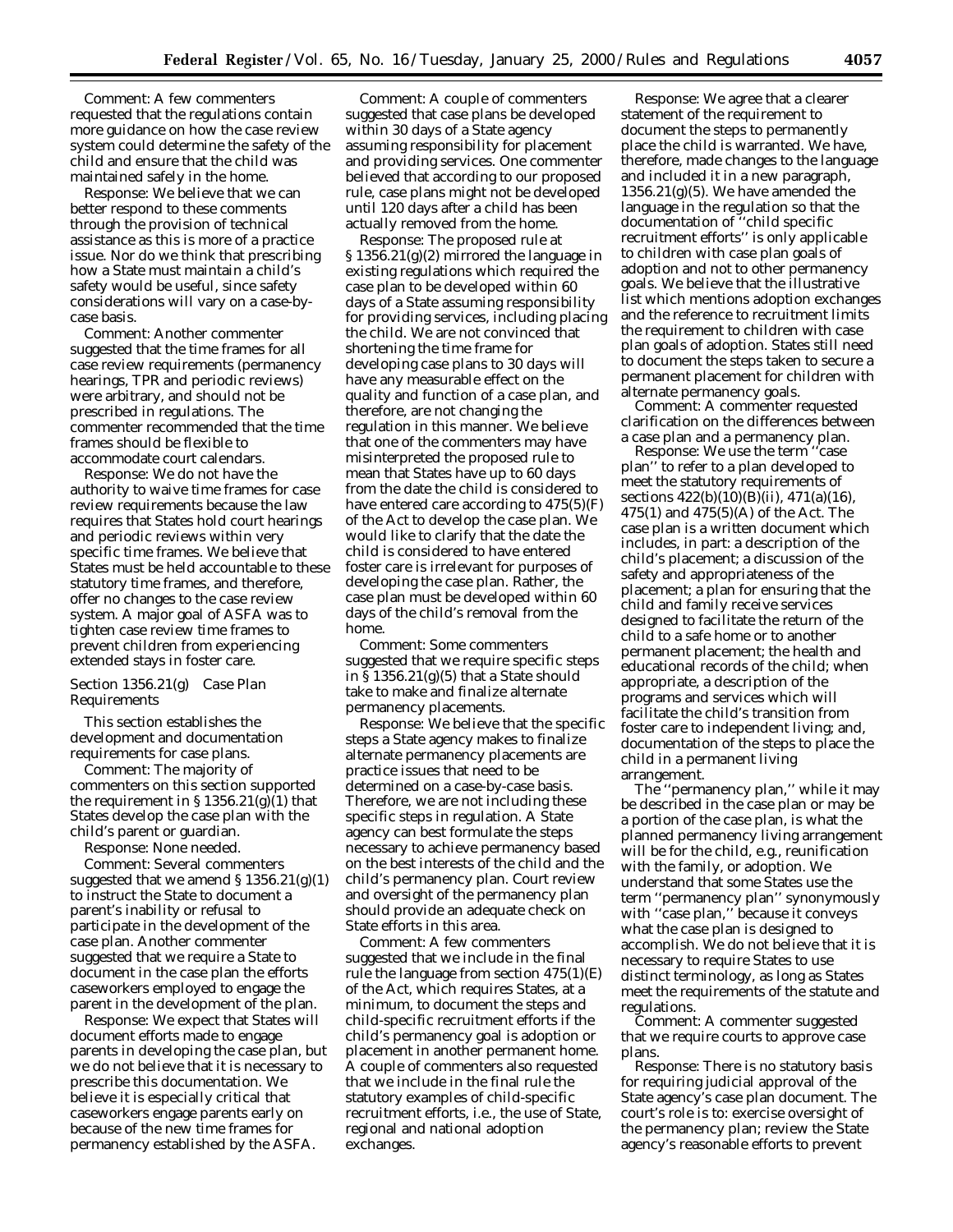Comment: A few commenters requested that the regulations contain more guidance on how the case review system could determine the safety of the child and ensure that the child was maintained safely in the home.

Response: We believe that we can better respond to these comments through the provision of technical assistance as this is more of a practice issue. Nor do we think that prescribing how a State must maintain a child's safety would be useful, since safety considerations will vary on a case-by-case basis.

Comment: Another commenter suggested that the time frames for all case review requirements (permanency hearings, TPR and periodic reviews) were arbitrary, and should not be prescribed in regulations. The commenter recommended that the time frames should be flexible to accommodate court calendars.

Response: We do not have the authority to waive time frames for case review requirements because the law requires that States hold court hearings and periodic reviews within very specific time frames. We believe that States must be held accountable to these statutory time frames, and therefore, offer no changes to the case review system. A major goal of ASFA was to tighten case review time frames to prevent children from experiencing extended stays in foster care.

## Section 1356.21(g) Case Plan Requirements

This section establishes the development and documentation requirements for case plans.

Comment: The majority of commenters on this section supported the requirement in § 1356.21(g)(1) that States develop the case plan with the child's parent or guardian.

Response: None needed.

Comment: Several commenters suggested that we amend § 1356.21(g)(1) to instruct the State to document a parent's inability or refusal to participate in the development of the case plan. Another commenter suggested that we require a State to document in the case plan the efforts caseworkers employed to engage the parent in the development of the plan.

Response: We expect that States will document efforts made to engage parents in developing the case plan, but we do not believe that it is necessary to prescribe this documentation. We believe it is especially critical that caseworkers engage parents early on because of the new time frames for permanency established by the ASFA.

Comment: A couple of commenters suggested that case plans be developed within 30 days of a State agency assuming responsibility for placement and providing services. One commenter believed that according to our proposed rule, case plans might not be developed until 120 days after a child has been actually removed from the home.

Response: The proposed rule at § 1356.21(g)(2) mirrored the language in existing regulations which required the case plan to be developed within 60 days of a State assuming responsibility for providing services, including placing the child. We are not convinced that shortening the time frame for developing case plans to 30 days will have any measurable effect on the quality and function of a case plan, and therefore, are not changing the regulation in this manner. We believe that one of the commenters may have misinterpreted the proposed rule to mean that States have up to 60 days from the date the child is considered to have entered care according to 475(5)(F) of the Act to develop the case plan. We would like to clarify that the date the child is considered to have entered foster care is irrelevant for purposes of developing the case plan. Rather, the case plan must be developed within 60 days of the child's removal from the home.

Comment: Some commenters suggested that we require specific steps in § 1356.21(g)(5) that a State should take to make and finalize alternate permanency placements.

Response: We believe that the specific steps a State agency makes to finalize alternate permanency placements are practice issues that need to be determined on a case-by-case basis. Therefore, we are not including these specific steps in regulation. A State agency can best formulate the steps necessary to achieve permanency based on the best interests of the child and the child's permanency plan. Court review and oversight of the permanency plan should provide an adequate check on State efforts in this area.

Comment: A few commenters suggested that we include in the final rule the language from section 475(1)(E) of the Act, which requires States, at a minimum, to document the steps and child-specific recruitment efforts if the child's permanency goal is adoption or placement in another permanent home. A couple of commenters also requested that we include in the final rule the statutory examples of child-specific recruitment efforts, i.e., the use of State, regional and national adoption exchanges.

Response: We agree that a clearer statement of the requirement to document the steps to permanently place the child is warranted. We have, therefore, made changes to the language and included it in a new paragraph, 1356.21(g)(5). We have amended the language in the regulation so that the documentation of ''child specific recruitment efforts'' is only applicable to children with case plan goals of adoption and not to other permanency goals. We believe that the illustrative list which mentions adoption exchanges and the reference to recruitment limits the requirement to children with case plan goals of adoption. States still need to document the steps taken to secure a permanent placement for children with alternate permanency goals.

Comment: A commenter requested clarification on the differences between a case plan and a permanency plan.

Response: We use the term ''case plan'' to refer to a plan developed to meet the statutory requirements of sections 422(b)(10)(B)(ii), 471(a)(16), 475(1) and 475(5)(A) of the Act. The case plan is a written document which includes, in part: a description of the child's placement; a discussion of the safety and appropriateness of the placement; a plan for ensuring that the child and family receive services designed to facilitate the return of the child to a safe home or to another permanent placement; the health and educational records of the child; when appropriate, a description of the programs and services which will facilitate the child's transition from foster care to independent living; and, documentation of the steps to place the child in a permanent living arrangement.

The ''permanency plan,'' while it may be described in the case plan or may be a portion of the case plan, is what the planned permanency living arrangement will be for the child, e.g., reunification with the family, or adoption. We understand that some States use the term ''permanency plan'' synonymously with ''case plan,'' because it conveys what the case plan is designed to accomplish. We do not believe that it is necessary to require States to use distinct terminology, as long as States meet the requirements of the statute and regulations.

Comment: A commenter suggested that we require courts to approve case plans.

Response: There is no statutory basis for requiring judicial approval of the State agency's case plan document. The court's role is to: exercise oversight of the permanency plan; review the State agency's reasonable efforts to prevent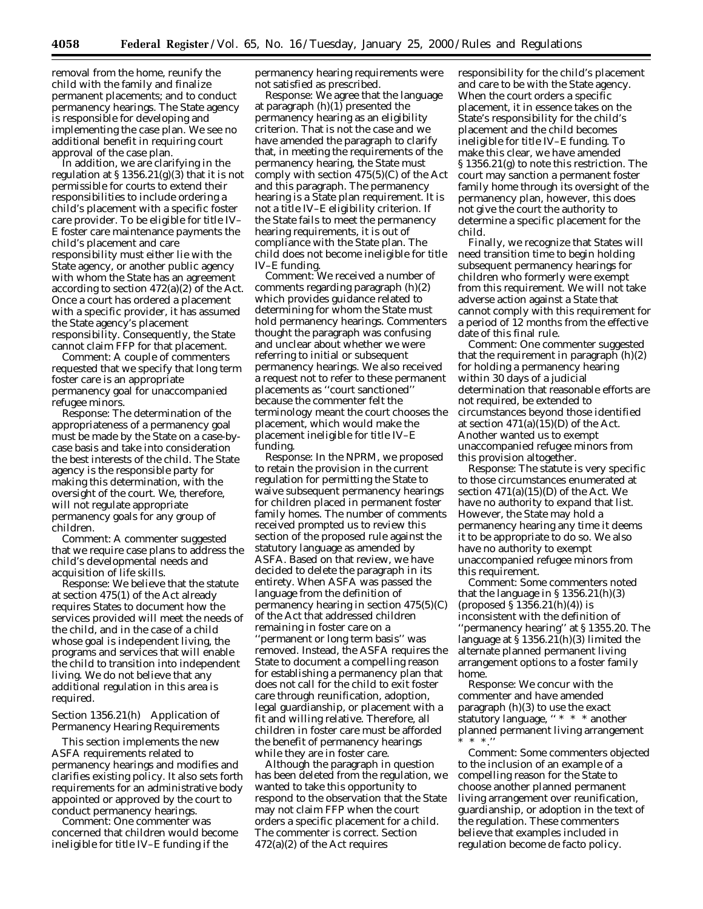removal from the home, reunify the child with the family and finalize permanent placements; and to conduct permanency hearings. The State agency is responsible for developing and implementing the case plan. We see no additional benefit in requiring court approval of the case plan.

In addition, we are clarifying in the regulation at § 1356.21(g)(3) that it is not permissible for courts to extend their responsibilities to include ordering a child's placement with a specific foster care provider. To be eligible for title IV–E foster care maintenance payments the child's placement and care responsibility must either lie with the State agency, or another public agency with whom the State has an agreement according to section 472(a)(2) of the Act. Once a court has ordered a placement with a specific provider, it has assumed the State agency's placement responsibility. Consequently, the State cannot claim FFP for that placement.

*Comment:* A couple of commenters requested that we specify that long term foster care is an appropriate permanency goal for unaccompanied refugee minors.

*Response:* The determination of the appropriateness of a permanency goal must be made by the State on a case-by-case basis and take into consideration the best interests of the child. The State agency is the responsible party for making this determination, with the oversight of the court. We, therefore, will not regulate appropriate permanency goals for any group of children.

*Comment:* A commenter suggested that we require case plans to address the child's developmental needs and acquisition of life skills.

*Response:* We believe that the statute at section 475(1) of the Act already requires States to document how the services provided will meet the needs of the child, and in the case of a child whose goal is independent living, the programs and services that will enable the child to transition into independent living. We do not believe that any additional regulation in this area is required.

### *Section 1356.21(h) Application of Permanency Hearing Requirements*

This section implements the new ASFA requirements related to permanency hearings and modifies and clarifies existing policy. It also sets forth requirements for an administrative body appointed or approved by the court to conduct permanency hearings.

*Comment:* One commenter was concerned that children would become ineligible for title IV–E funding if the permanency hearing requirements were not satisfied as prescribed.

*Response:* We agree that the language at paragraph (h)(1) presented the permanency hearing as an eligibility criterion. That is not the case and we have amended the paragraph to clarify that, in meeting the requirements of the permanency hearing, the State must comply with section 475(5)(C) of the Act and this paragraph. The permanency hearing is a State plan requirement. It is not a title IV–E eligibility criterion. If the State fails to meet the permanency hearing requirements, it is out of compliance with the State plan. The child does not become ineligible for title IV–E funding.

*Comment:* We received a number of comments regarding paragraph (h)(2) which provides guidance related to determining for whom the State must hold permanency hearings. Commenters thought the paragraph was confusing and unclear about whether we were referring to initial or subsequent permanency hearings. We also received a request not to refer to these permanent placements as ''court sanctioned'' because the commenter felt the terminology meant the court chooses the placement, which would make the placement ineligible for title IV–E funding.

*Response:* In the NPRM, we proposed to retain the provision in the current regulation for permitting the State to waive subsequent permanency hearings for children placed in permanent foster family homes. The number of comments received prompted us to review this section of the proposed rule against the statutory language as amended by ASFA. Based on that review, we have decided to delete the paragraph in its entirety. When ASFA was passed the language from the definition of permanency hearing in section 475(5)(C) of the Act that addressed children remaining in foster care on a ''permanent or long term basis'' was removed. Instead, the ASFA requires the State to document a compelling reason for establishing a permanency plan that does not call for the child to exit foster care through reunification, adoption, legal guardianship, or placement with a fit and willing relative. Therefore, all children in foster care must be afforded the benefit of permanency hearings while they are in foster care.

Although the paragraph in question has been deleted from the regulation, we wanted to take this opportunity to respond to the observation that the State may not claim FFP when the court orders a specific placement for a child. The commenter is correct. Section 472(a)(2) of the Act requires responsibility for the child's placement and care to be with the State agency. When the court orders a specific placement, it in essence takes on the State's responsibility for the child's placement and the child becomes ineligible for title IV–E funding. To make this clear, we have amended § 1356.21(g) to note this restriction. The court may sanction a permanent foster family home through its oversight of the permanency plan, however, this does not give the court the authority to determine a specific placement for the child.

Finally, we recognize that States will need transition time to begin holding subsequent permanency hearings for children who formerly were exempt from this requirement. We will not take adverse action against a State that cannot comply with this requirement for a period of 12 months from the effective date of this final rule.

*Comment:* One commenter suggested that the requirement in paragraph (h)(2) for holding a permanency hearing within 30 days of a judicial determination that reasonable efforts are not required, be extended to circumstances beyond those identified at section 471(a)(15)(D) of the Act. Another wanted us to exempt unaccompanied refugee minors from this provision altogether.

*Response:* The statute is very specific to those circumstances enumerated at section 471(a)(15)(D) of the Act. We have no authority to expand that list. However, the State may hold a permanency hearing any time it deems it to be appropriate to do so. We also have no authority to exempt unaccompanied refugee minors from this requirement.

*Comment:* Some commenters noted that the language in § 1356.21(h)(3) (proposed § 1356.21(h)(4)) is inconsistent with the definition of ''permanency hearing'' at § 1355.20. The language at § 1356.21(h)(3) limited the alternate planned permanent living arrangement options to a foster family home.

*Response:* We concur with the commenter and have amended paragraph (h)(3) to use the exact statutory language, '' * * * another planned permanent living arrangement * * *.''

*Comment:* Some commenters objected to the inclusion of an example of a compelling reason for the State to choose another planned permanent living arrangement over reunification, guardianship, or adoption in the text of the regulation. These commenters believe that examples included in regulation become de facto policy.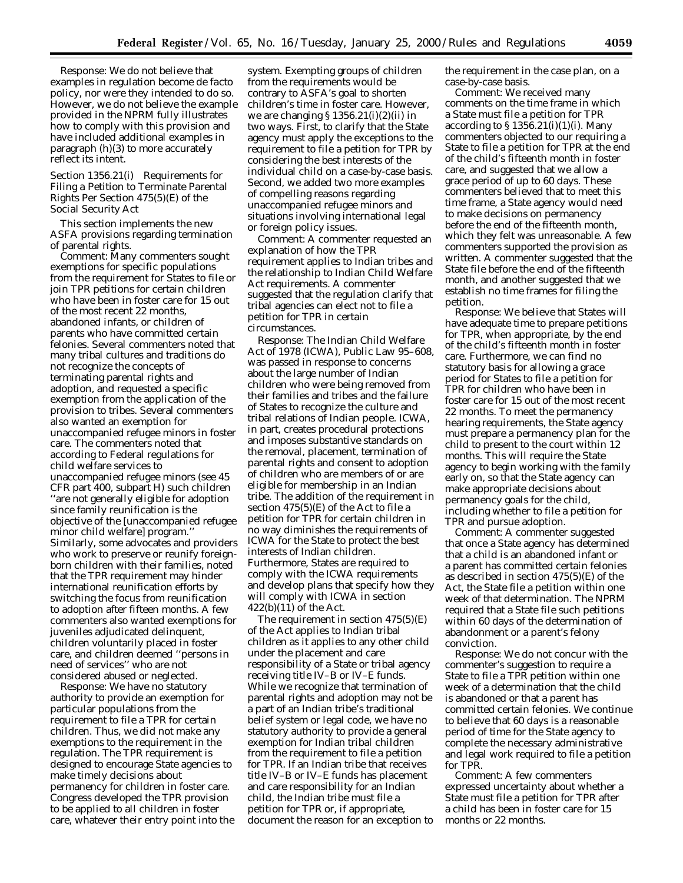*Response:* We do not believe that examples in regulation become de facto policy, nor were they intended to do so. However, we do not believe the example provided in the NPRM fully illustrates how to comply with this provision and have included additional examples in paragraph (h)(3) to more accurately reflect its intent.

### Section 1356.21(i) Requirements for Filing a Petition to Terminate Parental Rights Per Section 475(5)(E) of the Social Security Act

This section implements the new ASFA provisions regarding termination of parental rights.

*Comment:* Many commenters sought exemptions for specific populations from the requirement for States to file or join TPR petitions for certain children who have been in foster care for 15 out of the most recent 22 months, abandoned infants, or children of parents who have committed certain felonies. Several commenters noted that many tribal cultures and traditions do not recognize the concepts of terminating parental rights and adoption, and requested a specific exemption from the application of the provision to tribes. Several commenters also wanted an exemption for unaccompanied refugee minors in foster care. The commenters noted that according to Federal regulations for child welfare services to unaccompanied refugee minors (see 45 CFR part 400, subpart H) such children ''are not generally eligible for adoption since family reunification is the objective of the [unaccompanied refugee minor child welfare] program.'' Similarly, some advocates and providers who work to preserve or reunify foreign-born children with their families, noted that the TPR requirement may hinder international reunification efforts by switching the focus from reunification to adoption after fifteen months. A few commenters also wanted exemptions for juveniles adjudicated delinquent, children voluntarily placed in foster care, and children deemed ''persons in need of services'' who are not considered abused or neglected.

*Response:* We have no statutory authority to provide an exemption for particular populations from the requirement to file a TPR for certain children. Thus, we did not make any exemptions to the requirement in the regulation. The TPR requirement is designed to encourage State agencies to make timely decisions about permanency for children in foster care. Congress developed the TPR provision to be applied to all children in foster care, whatever their entry point into the system. Exempting groups of children from the requirements would be contrary to ASFA's goal to shorten children's time in foster care. However, we are changing § 1356.21(i)(2)(ii) in two ways. First, to clarify that the State agency must apply the exceptions to the requirement to file a petition for TPR by considering the best interests of the individual child on a case-by-case basis. Second, we added two more examples of compelling reasons regarding unaccompanied refugee minors and situations involving international legal or foreign policy issues.

*Comment:* A commenter requested an explanation of how the TPR requirement applies to Indian tribes and the relationship to Indian Child Welfare Act requirements. A commenter suggested that the regulation clarify that tribal agencies can elect not to file a petition for TPR in certain circumstances.

*Response:* The Indian Child Welfare Act of 1978 (ICWA), Public Law 95–608, was passed in response to concerns about the large number of Indian children who were being removed from their families and tribes and the failure of States to recognize the culture and tribal relations of Indian people. ICWA, in part, creates procedural protections and imposes substantive standards on the removal, placement, termination of parental rights and consent to adoption of children who are members of or are eligible for membership in an Indian tribe. The addition of the requirement in section 475(5)(E) of the Act to file a petition for TPR for certain children in no way diminishes the requirements of ICWA for the State to protect the best interests of Indian children. Furthermore, States are required to comply with the ICWA requirements and develop plans that specify how they will comply with ICWA in section 422(b)(11) of the Act.

The requirement in section 475(5)(E) of the Act applies to Indian tribal children as it applies to any other child under the placement and care responsibility of a State or tribal agency receiving title IV–B or IV–E funds. While we recognize that termination of parental rights and adoption may not be a part of an Indian tribe's traditional belief system or legal code, we have no statutory authority to provide a general exemption for Indian tribal children from the requirement to file a petition for TPR. If an Indian tribe that receives title IV–B or IV–E funds has placement and care responsibility for an Indian child, the Indian tribe must file a petition for TPR or, if appropriate, document the reason for an exception to the requirement in the case plan, on a case-by-case basis.

*Comment:* We received many comments on the time frame in which a State must file a petition for TPR according to § 1356.21(i)(1)(i). Many commenters objected to our requiring a State to file a petition for TPR at the end of the child's fifteenth month in foster care, and suggested that we allow a grace period of up to 60 days. These commenters believed that to meet this time frame, a State agency would need to make decisions on permanency before the end of the fifteenth month, which they felt was unreasonable. A few commenters supported the provision as written. A commenter suggested that the State file before the end of the fifteenth month, and another suggested that we establish no time frames for filing the petition.

*Response:* We believe that States will have adequate time to prepare petitions for TPR, when appropriate, by the end of the child's fifteenth month in foster care. Furthermore, we can find no statutory basis for allowing a grace period for States to file a petition for TPR for children who have been in foster care for 15 out of the most recent 22 months. To meet the permanency hearing requirements, the State agency must prepare a permanency plan for the child to present to the court within 12 months. This will require the State agency to begin working with the family early on, so that the State agency can make appropriate decisions about permanency goals for the child, including whether to file a petition for TPR and pursue adoption.

*Comment:* A commenter suggested that once a State agency has determined that a child is an abandoned infant or a parent has committed certain felonies as described in section 475(5)(E) of the Act, the State file a petition within one week of that determination. The NPRM required that a State file such petitions within 60 days of the determination of abandonment or a parent's felony conviction.

*Response:* We do not concur with the commenter's suggestion to require a State to file a TPR petition within one week of a determination that the child is abandoned or that a parent has committed certain felonies. We continue to believe that 60 days is a reasonable period of time for the State agency to complete the necessary administrative and legal work required to file a petition for TPR.

*Comment:* A few commenters expressed uncertainty about whether a State must file a petition for TPR after a child has been in foster care for 15 months or 22 months.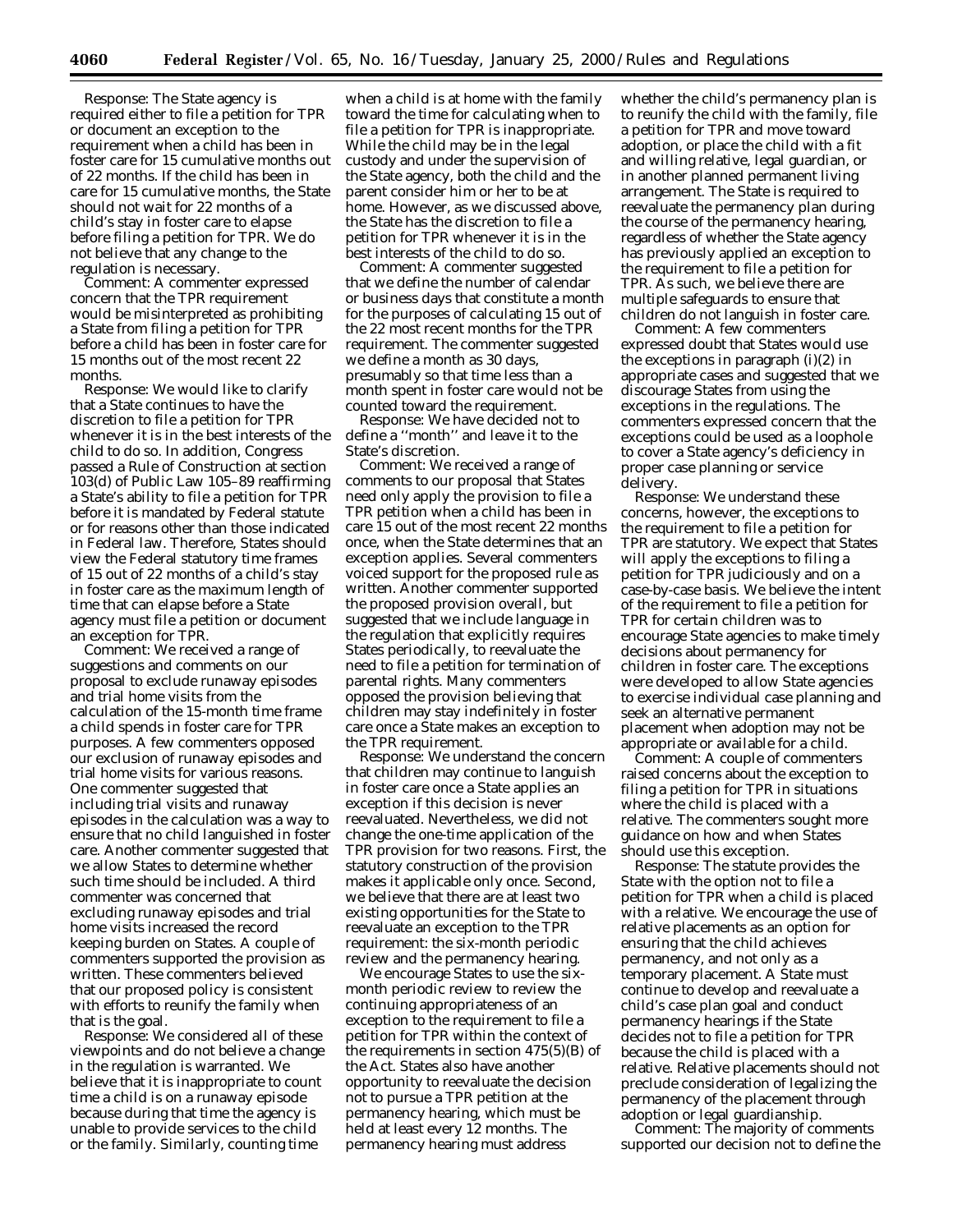Response: The State agency is required either to file a petition for TPR or document an exception to the requirement when a child has been in foster care for 15 cumulative months out of 22 months. If the child has been in care for 15 cumulative months, the State should not wait for 22 months of a child's stay in foster care to elapse before filing a petition for TPR. We do not believe that any change to the regulation is necessary.

Comment: A commenter expressed concern that the TPR requirement would be misinterpreted as prohibiting a State from filing a petition for TPR before a child has been in foster care for 15 months out of the most recent 22 months.

Response: We would like to clarify that a State continues to have the discretion to file a petition for TPR whenever it is in the best interests of the child to do so. In addition, Congress passed a Rule of Construction at section 103(d) of Public Law 105–89 reaffirming a State's ability to file a petition for TPR before it is mandated by Federal statute or for reasons other than those indicated in Federal law. Therefore, States should view the Federal statutory time frames of 15 out of 22 months of a child's stay in foster care as the maximum length of time that can elapse before a State agency must file a petition or document an exception for TPR.

Comment: We received a range of suggestions and comments on our proposal to exclude runaway episodes and trial home visits from the calculation of the 15-month time frame a child spends in foster care for TPR purposes. A few commenters opposed our exclusion of runaway episodes and trial home visits for various reasons. One commenter suggested that including trial visits and runaway episodes in the calculation was a way to ensure that no child languished in foster care. Another commenter suggested that we allow States to determine whether such time should be included. A third commenter was concerned that excluding runaway episodes and trial home visits increased the record keeping burden on States. A couple of commenters supported the provision as written. These commenters believed that our proposed policy is consistent with efforts to reunify the family when that is the goal.

Response: We considered all of these viewpoints and do not believe a change in the regulation is warranted. We believe that it is inappropriate to count time a child is on a runaway episode because during that time the agency is unable to provide services to the child or the family. Similarly, counting time when a child is at home with the family toward the time for calculating when to file a petition for TPR is inappropriate. While the child may be in the legal custody and under the supervision of the State agency, both the child and the parent consider him or her to be at home. However, as we discussed above, the State has the discretion to file a petition for TPR whenever it is in the best interests of the child to do so.

Comment: A commenter suggested that we define the number of calendar or business days that constitute a month for the purposes of calculating 15 out of the 22 most recent months for the TPR requirement. The commenter suggested we define a month as 30 days, presumably so that time less than a month spent in foster care would not be counted toward the requirement.

Response: We have decided not to define a "month" and leave it to the State's discretion.

Comment: We received a range of comments to our proposal that States need only apply the provision to file a TPR petition when a child has been in care 15 out of the most recent 22 months once, when the State determines that an exception applies. Several commenters voiced support for the proposed rule as written. Another commenter supported the proposed provision overall, but suggested that we include language in the regulation that explicitly requires States periodically, to reevaluate the need to file a petition for termination of parental rights. Many commenters opposed the provision believing that children may stay indefinitely in foster care once a State makes an exception to the TPR requirement.

Response: We understand the concern that children may continue to languish in foster care once a State applies an exception if this decision is never reevaluated. Nevertheless, we did not change the one-time application of the TPR provision for two reasons. First, the statutory construction of the provision makes it applicable only once. Second, we believe that there are at least two existing opportunities for the State to reevaluate an exception to the TPR requirement: the six-month periodic review and the permanency hearing.

We encourage States to use the six-month periodic review to review the continuing appropriateness of an exception to the requirement to file a petition for TPR within the context of the requirements in section 475(5)(B) of the Act. States also have another opportunity to reevaluate the decision not to pursue a TPR petition at the permanency hearing, which must be held at least every 12 months. The permanency hearing must address whether the child's permanency plan is to reunify the child with the family, file a petition for TPR and move toward adoption, or place the child with a fit and willing relative, legal guardian, or in another planned permanent living arrangement. The State is required to reevaluate the permanency plan during the course of the permanency hearing, regardless of whether the State agency has previously applied an exception to the requirement to file a petition for TPR. As such, we believe there are multiple safeguards to ensure that children do not languish in foster care.

Comment: A few commenters expressed doubt that States would use the exceptions in paragraph (i)(2) in appropriate cases and suggested that we discourage States from using the exceptions in the regulations. The commenters expressed concern that the exceptions could be used as a loophole to cover a State agency's deficiency in proper case planning or service delivery.

Response: We understand these concerns, however, the exceptions to the requirement to file a petition for TPR are statutory. We expect that States will apply the exceptions to filing a petition for TPR judiciously and on a case-by-case basis. We believe the intent of the requirement to file a petition for TPR for certain children was to encourage State agencies to make timely decisions about permanency for children in foster care. The exceptions were developed to allow State agencies to exercise individual case planning and seek an alternative permanent placement when adoption may not be appropriate or available for a child.

Comment: A couple of commenters raised concerns about the exception to filing a petition for TPR in situations where the child is placed with a relative. The commenters sought more guidance on how and when States should use this exception.

Response: The statute provides the State with the option not to file a petition for TPR when a child is placed with a relative. We encourage the use of relative placements as an option for ensuring that the child achieves permanency, and not only as a temporary placement. A State must continue to develop and reevaluate a child's case plan goal and conduct permanency hearings if the State decides not to file a petition for TPR because the child is placed with a relative. Relative placements should not preclude consideration of legalizing the permanency of the placement through adoption or legal guardianship.

Comment: The majority of comments supported our decision not to define the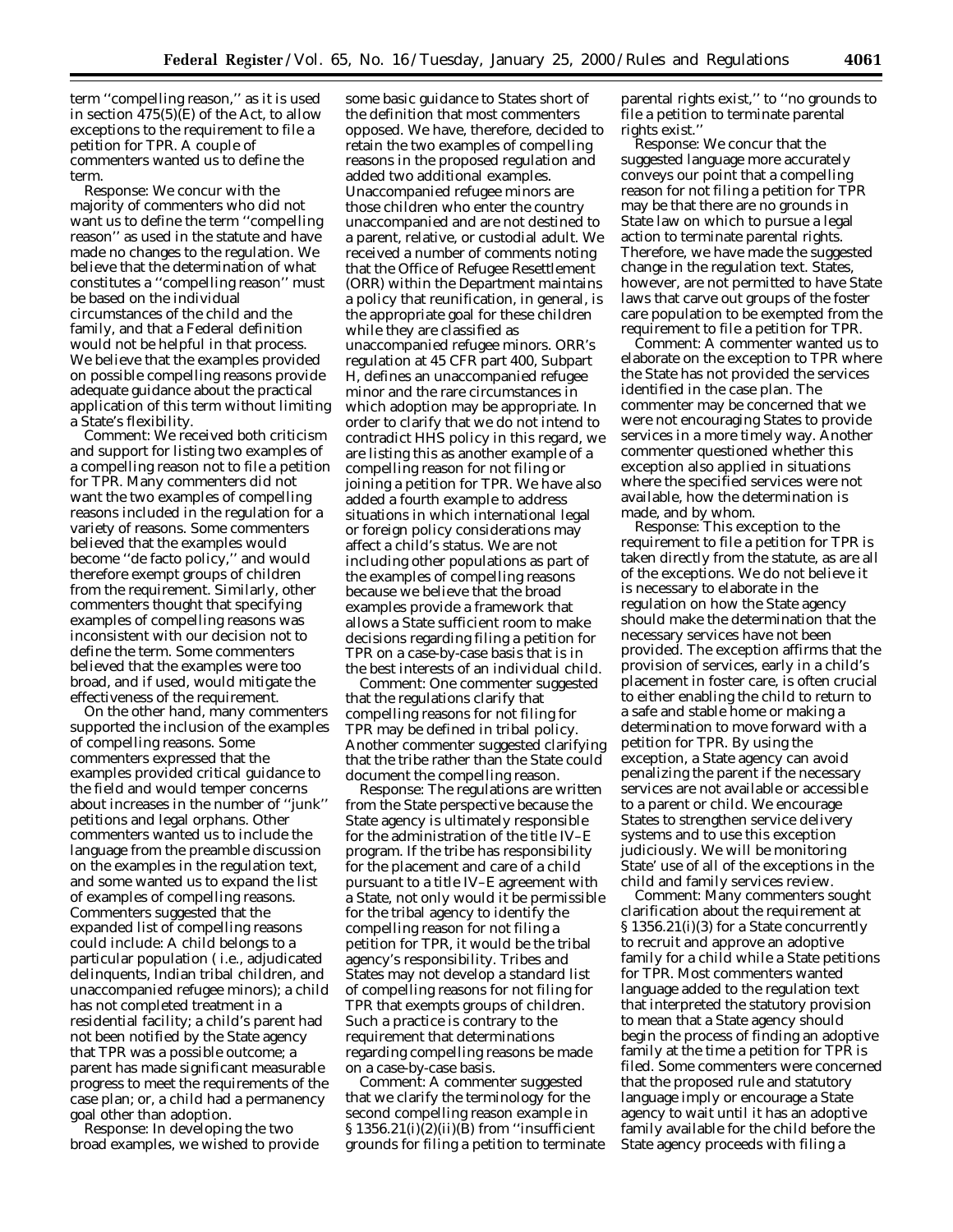term ''compelling reason,'' as it is used in section 475(5)(E) of the Act, to allow exceptions to the requirement to file a petition for TPR. A couple of commenters wanted us to define the term.

*Response:* We concur with the majority of commenters who did not want us to define the term ''compelling reason'' as used in the statute and have made no changes to the regulation. We believe that the determination of what constitutes a ''compelling reason'' must be based on the individual circumstances of the child and the family, and that a Federal definition would not be helpful in that process. We believe that the examples provided on possible compelling reasons provide adequate guidance about the practical application of this term without limiting a State's flexibility.

*Comment:* We received both criticism and support for listing two examples of a compelling reason not to file a petition for TPR. Many commenters did not want the two examples of compelling reasons included in the regulation for a variety of reasons. Some commenters believed that the examples would become ''de facto policy,'' and would therefore exempt groups of children from the requirement. Similarly, other commenters thought that specifying examples of compelling reasons was inconsistent with our decision not to define the term. Some commenters believed that the examples were too broad, and if used, would mitigate the effectiveness of the requirement.

On the other hand, many commenters supported the inclusion of the examples of compelling reasons. Some commenters expressed that the examples provided critical guidance to the field and would temper concerns about increases in the number of ''junk'' petitions and legal orphans. Other commenters wanted us to include the language from the preamble discussion on the examples in the regulation text, and some wanted us to expand the list of examples of compelling reasons. Commenters suggested that the expanded list of compelling reasons could include: A child belongs to a particular population ( *i.e.,* adjudicated delinquents, Indian tribal children, and unaccompanied refugee minors); a child has not completed treatment in a residential facility; a child's parent had not been notified by the State agency that TPR was a possible outcome; a parent has made significant measurable progress to meet the requirements of the case plan; or, a child had a permanency goal other than adoption.

*Response:* In developing the two broad examples, we wished to provide some basic guidance to States short of the definition that most commenters opposed. We have, therefore, decided to retain the two examples of compelling reasons in the proposed regulation and added two additional examples. Unaccompanied refugee minors are those children who enter the country unaccompanied and are not destined to a parent, relative, or custodial adult. We received a number of comments noting that the Office of Refugee Resettlement (ORR) within the Department maintains a policy that reunification, in general, is the appropriate goal for these children while they are classified as unaccompanied refugee minors. ORR's regulation at 45 CFR part 400, Subpart H, defines an unaccompanied refugee minor and the rare circumstances in which adoption may be appropriate. In order to clarify that we do not intend to contradict HHS policy in this regard, we are listing this as another example of a compelling reason for not filing or joining a petition for TPR. We have also added a fourth example to address situations in which international legal or foreign policy considerations may affect a child's status. We are not including other populations as part of the examples of compelling reasons because we believe that the broad examples provide a framework that allows a State sufficient room to make decisions regarding filing a petition for TPR on a case-by-case basis that is in the best interests of an individual child.

*Comment:* One commenter suggested that the regulations clarify that compelling reasons for not filing for TPR may be defined in tribal policy. Another commenter suggested clarifying that the tribe rather than the State could document the compelling reason.

*Response:* The regulations are written from the State perspective because the State agency is ultimately responsible for the administration of the title IV–E program. If the tribe has responsibility for the placement and care of a child pursuant to a title IV–E agreement with a State, not only would it be permissible for the tribal agency to identify the compelling reason for not filing a petition for TPR, it would be the tribal agency's responsibility. Tribes and States may not develop a standard list of compelling reasons for not filing for TPR that exempts groups of children. Such a practice is contrary to the requirement that determinations regarding compelling reasons be made on a case-by-case basis.

*Comment:* A commenter suggested that we clarify the terminology for the second compelling reason example in § 1356.21(i)(2)(ii)(B) from ''insufficient grounds for filing a petition to terminate parental rights exist,'' to ''no grounds to file a petition to terminate parental rights exist.''

*Response:* We concur that the suggested language more accurately conveys our point that a compelling reason for not filing a petition for TPR may be that there are no grounds in State law on which to pursue a legal action to terminate parental rights. Therefore, we have made the suggested change in the regulation text. States, however, are not permitted to have State laws that carve out groups of the foster care population to be exempted from the requirement to file a petition for TPR.

*Comment:* A commenter wanted us to elaborate on the exception to TPR where the State has not provided the services identified in the case plan. The commenter may be concerned that we were not encouraging States to provide services in a more timely way. Another commenter questioned whether this exception also applied in situations where the specified services were not available, how the determination is made, and by whom.

*Response:* This exception to the requirement to file a petition for TPR is taken directly from the statute, as are all of the exceptions. We do not believe it is necessary to elaborate in the regulation on how the State agency should make the determination that the necessary services have not been provided. The exception affirms that the provision of services, early in a child's placement in foster care, is often crucial to either enabling the child to return to a safe and stable home or making a determination to move forward with a petition for TPR. By using the exception, a State agency can avoid penalizing the parent if the necessary services are not available or accessible to a parent or child. We encourage States to strengthen service delivery systems and to use this exception judiciously. We will be monitoring State' use of all of the exceptions in the child and family services review.

*Comment:* Many commenters sought clarification about the requirement at § 1356.21(i)(3) for a State concurrently to recruit and approve an adoptive family for a child while a State petitions for TPR. Most commenters wanted language added to the regulation text that interpreted the statutory provision to mean that a State agency should begin the process of finding an adoptive family at the time a petition for TPR is filed. Some commenters were concerned that the proposed rule and statutory language imply or encourage a State agency to wait until it has an adoptive family available for the child before the State agency proceeds with filing a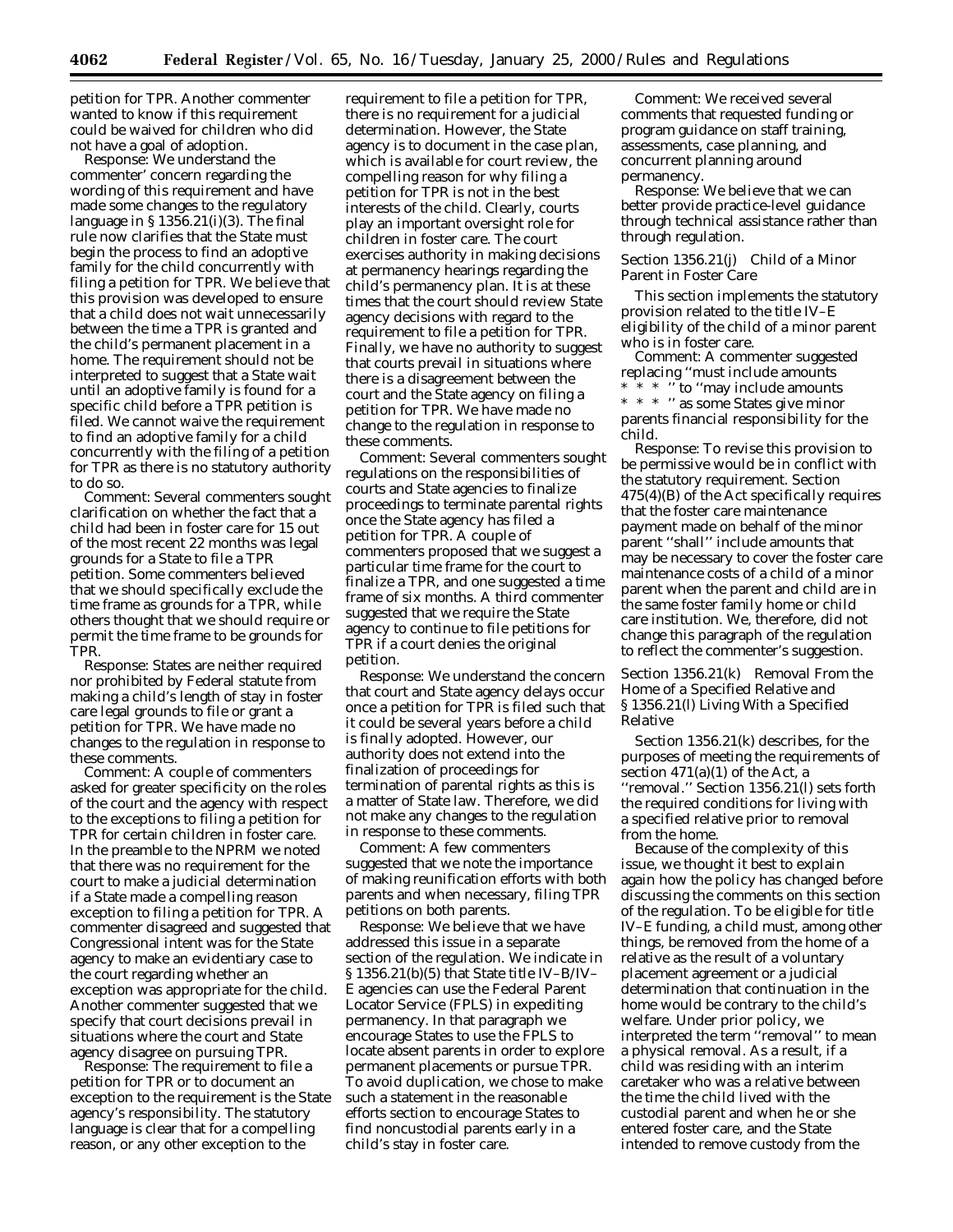petition for TPR. Another commenter wanted to know if this requirement could be waived for children who did not have a goal of adoption.

*Response:* We understand the commenter' concern regarding the wording of this requirement and have made some changes to the regulatory language in § 1356.21(i)(3). The final rule now clarifies that the State must begin the process to find an adoptive family for the child concurrently with filing a petition for TPR. We believe that this provision was developed to ensure that a child does not wait unnecessarily between the time a TPR is granted and the child's permanent placement in a home. The requirement should not be interpreted to suggest that a State wait until an adoptive family is found for a specific child before a TPR petition is filed. We cannot waive the requirement to find an adoptive family for a child concurrently with the filing of a petition for TPR as there is no statutory authority to do so.

*Comment:* Several commenters sought clarification on whether the fact that a child had been in foster care for 15 out of the most recent 22 months was legal grounds for a State to file a TPR petition. Some commenters believed that we should specifically exclude the time frame as grounds for a TPR, while others thought that we should require or permit the time frame to be grounds for TPR.

*Response:* States are neither required nor prohibited by Federal statute from making a child's length of stay in foster care legal grounds to file or grant a petition for TPR. We have made no changes to the regulation in response to these comments.

*Comment:* A couple of commenters asked for greater specificity on the roles of the court and the agency with respect to the exceptions to filing a petition for TPR for certain children in foster care. In the preamble to the NPRM we noted that there was no requirement for the court to make a judicial determination if a State made a compelling reason exception to filing a petition for TPR. A commenter disagreed and suggested that Congressional intent was for the State agency to make an evidentiary case to the court regarding whether an exception was appropriate for the child. Another commenter suggested that we specify that court decisions prevail in situations where the court and State agency disagree on pursuing TPR.

*Response:* The requirement to file a petition for TPR or to document an exception to the requirement is the State agency's responsibility. The statutory language is clear that for a compelling reason, or any other exception to the requirement to file a petition for TPR, there is no requirement for a judicial determination. However, the State agency is to document in the case plan, which is available for court review, the compelling reason for why filing a petition for TPR is not in the best interests of the child. Clearly, courts play an important oversight role for children in foster care. The court exercises authority in making decisions at permanency hearings regarding the child's permanency plan. It is at these times that the court should review State agency decisions with regard to the requirement to file a petition for TPR. Finally, we have no authority to suggest that courts prevail in situations where there is a disagreement between the court and the State agency on filing a petition for TPR. We have made no change to the regulation in response to these comments.

*Comment:* Several commenters sought regulations on the responsibilities of courts and State agencies to finalize proceedings to terminate parental rights once the State agency has filed a petition for TPR. A couple of commenters proposed that we suggest a particular time frame for the court to finalize a TPR, and one suggested a time frame of six months. A third commenter suggested that we require the State agency to continue to file petitions for TPR if a court denies the original petition.

*Response:* We understand the concern that court and State agency delays occur once a petition for TPR is filed such that it could be several years before a child is finally adopted. However, our authority does not extend into the finalization of proceedings for termination of parental rights as this is a matter of State law. Therefore, we did not make any changes to the regulation in response to these comments.

*Comment:* A few commenters suggested that we note the importance of making reunification efforts with both parents and when necessary, filing TPR petitions on both parents.

*Response:* We believe that we have addressed this issue in a separate section of the regulation. We indicate in § 1356.21(b)(5) that State title IV–B/IV–E agencies can use the Federal Parent Locator Service (FPLS) in expediting permanency. In that paragraph we encourage States to use the FPLS to locate absent parents in order to explore permanent placements or pursue TPR. To avoid duplication, we chose to make such a statement in the reasonable efforts section to encourage States to find noncustodial parents early in a child's stay in foster care.

*Comment:* We received several comments that requested funding or program guidance on staff training, assessments, case planning, and concurrent planning around permanency.

*Response:* We believe that we can better provide practice-level guidance through technical assistance rather than through regulation.

### *Section 1356.21(j) Child of a Minor Parent in Foster Care*

This section implements the statutory provision related to the title IV–E eligibility of the child of a minor parent who is in foster care.

*Comment:* A commenter suggested replacing "must include amounts * * * " to "may include amounts * * * " as some States give minor parents financial responsibility for the child.

*Response:* To revise this provision to be permissive would be in conflict with the statutory requirement. Section 475(4)(B) of the Act specifically requires that the foster care maintenance payment made on behalf of the minor parent "shall" include amounts that may be necessary to cover the foster care maintenance costs of a child of a minor parent when the parent and child are in the same foster family home or child care institution. We, therefore, did not change this paragraph of the regulation to reflect the commenter's suggestion.

### *Section 1356.21(k) Removal From the Home of a Specified Relative and § 1356.21(l) Living With a Specified Relative*

Section 1356.21(k) describes, for the purposes of meeting the requirements of section 471(a)(1) of the Act, a "removal." Section 1356.21(l) sets forth the required conditions for living with a specified relative prior to removal from the home.

Because of the complexity of this issue, we thought it best to explain again how the policy has changed before discussing the comments on this section of the regulation. To be eligible for title IV–E funding, a child must, among other things, be removed from the home of a relative as the result of a voluntary placement agreement or a judicial determination that continuation in the home would be contrary to the child's welfare. Under prior policy, we interpreted the term "removal" to mean a physical removal. As a result, if a child was residing with an interim caretaker who was a relative between the time the child lived with the custodial parent and when he or she entered foster care, and the State intended to remove custody from the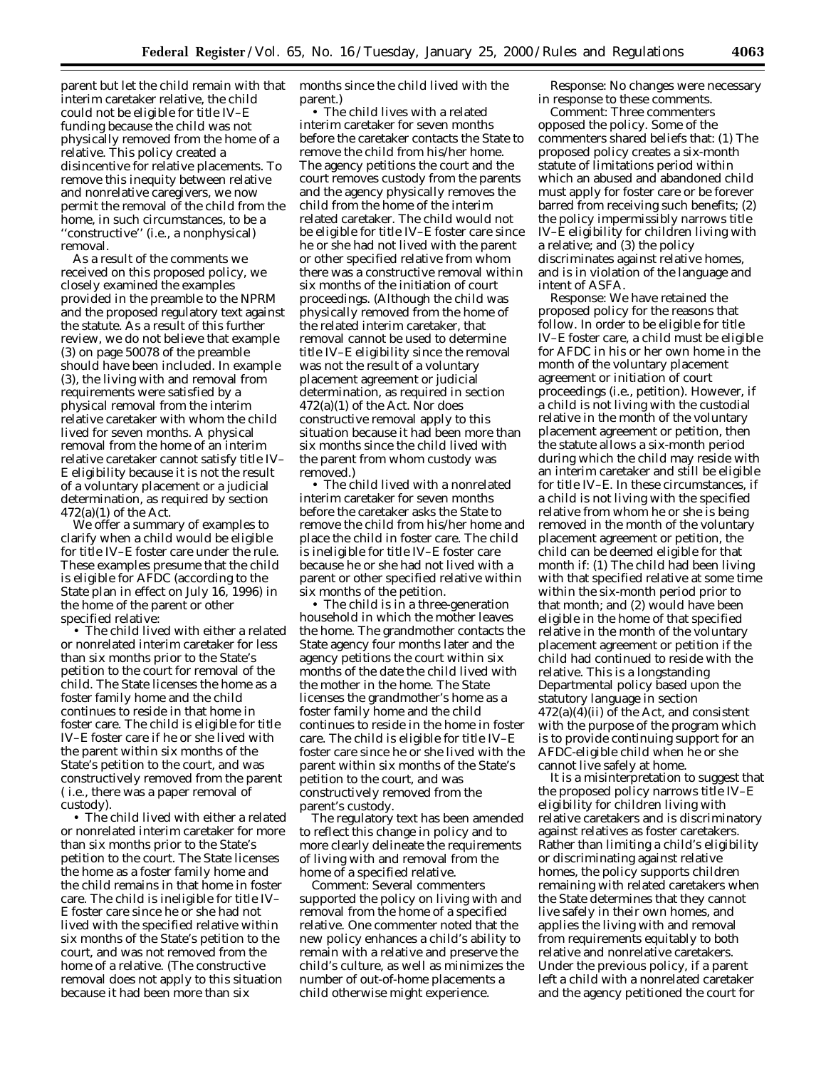parent but let the child remain with that interim caretaker relative, the child could not be eligible for title IV–E funding because the child was not physically removed from the home of a relative. This policy created a disincentive for relative placements. To remove this inequity between relative and nonrelative caregivers, we now permit the removal of the child from the home, in such circumstances, to be a ''constructive'' (i.e., a nonphysical) removal.

As a result of the comments we received on this proposed policy, we closely examined the examples provided in the preamble to the NPRM and the proposed regulatory text against the statute. As a result of this further review, we do not believe that example (3) on page 50078 of the preamble should have been included. In example (3), the living with and removal from requirements were satisfied by a physical removal from the interim relative caretaker with whom the child lived for seven months. A physical removal from the home of an interim relative caretaker cannot satisfy title IV–E eligibility because it is not the result of a voluntary placement or a judicial determination, as required by section 472(a)(1) of the Act.

We offer a summary of examples to clarify when a child would be eligible for title IV–E foster care under the rule. These examples presume that the child is eligible for AFDC (according to the State plan in effect on July 16, 1996) in the home of the parent or other specified relative:

- The child lived with either a related or nonrelated interim caretaker for less than six months prior to the State's petition to the court for removal of the child. The State licenses the home as a foster family home and the child continues to reside in that home in foster care. The child is eligible for title IV–E foster care if he or she lived with the parent within six months of the State's petition to the court, and was constructively removed from the parent ( i.e., there was a paper removal of custody).
- The child lived with either a related or nonrelated interim caretaker for more than six months prior to the State's petition to the court. The State licenses the home as a foster family home and the child remains in that home in foster care. The child is ineligible for title IV–E foster care since he or she had not lived with the specified relative within six months of the State's petition to the court, and was not removed from the home of a relative. (The constructive removal does not apply to this situation because it had been more than six months since the child lived with the parent.)
- The child lives with a related interim caretaker for seven months before the caretaker contacts the State to remove the child from his/her home. The agency petitions the court and the court removes custody from the parents and the agency physically removes the child from the home of the interim related caretaker. The child would not be eligible for title IV–E foster care since he or she had not lived with the parent or other specified relative from whom there was a constructive removal within six months of the initiation of court proceedings. (Although the child was physically removed from the home of the related interim caretaker, that removal cannot be used to determine title IV–E eligibility since the removal was not the result of a voluntary placement agreement or judicial determination, as required in section 472(a)(1) of the Act. Nor does constructive removal apply to this situation because it had been more than six months since the child lived with the parent from whom custody was removed.)
- The child lived with a nonrelated interim caretaker for seven months before the caretaker asks the State to remove the child from his/her home and place the child in foster care. The child is ineligible for title IV–E foster care because he or she had not lived with a parent or other specified relative within six months of the petition.
- The child is in a three-generation household in which the mother leaves the home. The grandmother contacts the State agency four months later and the agency petitions the court within six months of the date the child lived with the mother in the home. The State licenses the grandmother's home as a foster family home and the child continues to reside in the home in foster care. The child is eligible for title IV–E foster care since he or she lived with the parent within six months of the State's petition to the court, and was constructively removed from the parent's custody.

The regulatory text has been amended to reflect this change in policy and to more clearly delineate the requirements of living with and removal from the home of a specified relative.

*Comment:* Several commenters supported the policy on living with and removal from the home of a specified relative. One commenter noted that the new policy enhances a child's ability to remain with a relative and preserve the child's culture, as well as minimizes the number of out-of-home placements a child otherwise might experience.

*Response:* No changes were necessary in response to these comments.

*Comment:* Three commenters opposed the policy. Some of the commenters shared beliefs that: (1) The proposed policy creates a six-month statute of limitations period within which an abused and abandoned child must apply for foster care or be forever barred from receiving such benefits; (2) the policy impermissibly narrows title IV–E eligibility for children living with a relative; and (3) the policy discriminates against relative homes, and is in violation of the language and intent of ASFA.

*Response:* We have retained the proposed policy for the reasons that follow. In order to be eligible for title IV–E foster care, a child must be eligible for AFDC in his or her own home in the month of the voluntary placement agreement or initiation of court proceedings (i.e., petition). However, if a child is not living with the custodial relative in the month of the voluntary placement agreement or petition, then the statute allows a six-month period during which the child may reside with an interim caretaker and still be eligible for title IV–E. In these circumstances, if a child is not living with the specified relative from whom he or she is being removed in the month of the voluntary placement agreement or petition, the child can be deemed eligible for that month if: (1) The child had been living with that specified relative at some time within the six-month period prior to that month; and (2) would have been eligible in the home of that specified relative in the month of the voluntary placement agreement or petition if the child had continued to reside with the relative. This is a longstanding Departmental policy based upon the statutory language in section 472(a)(4)(ii) of the Act, and consistent with the purpose of the program which is to provide continuing support for an AFDC-eligible child when he or she cannot live safely at home.

It is a misinterpretation to suggest that the proposed policy narrows title IV–E eligibility for children living with relative caretakers and is discriminatory against relatives as foster caretakers. Rather than limiting a child's eligibility or discriminating against relative homes, the policy supports children remaining with related caretakers when the State determines that they cannot live safely in their own homes, and applies the living with and removal from requirements equitably to both relative and nonrelative caretakers. Under the previous policy, if a parent left a child with a nonrelated caretaker and the agency petitioned the court for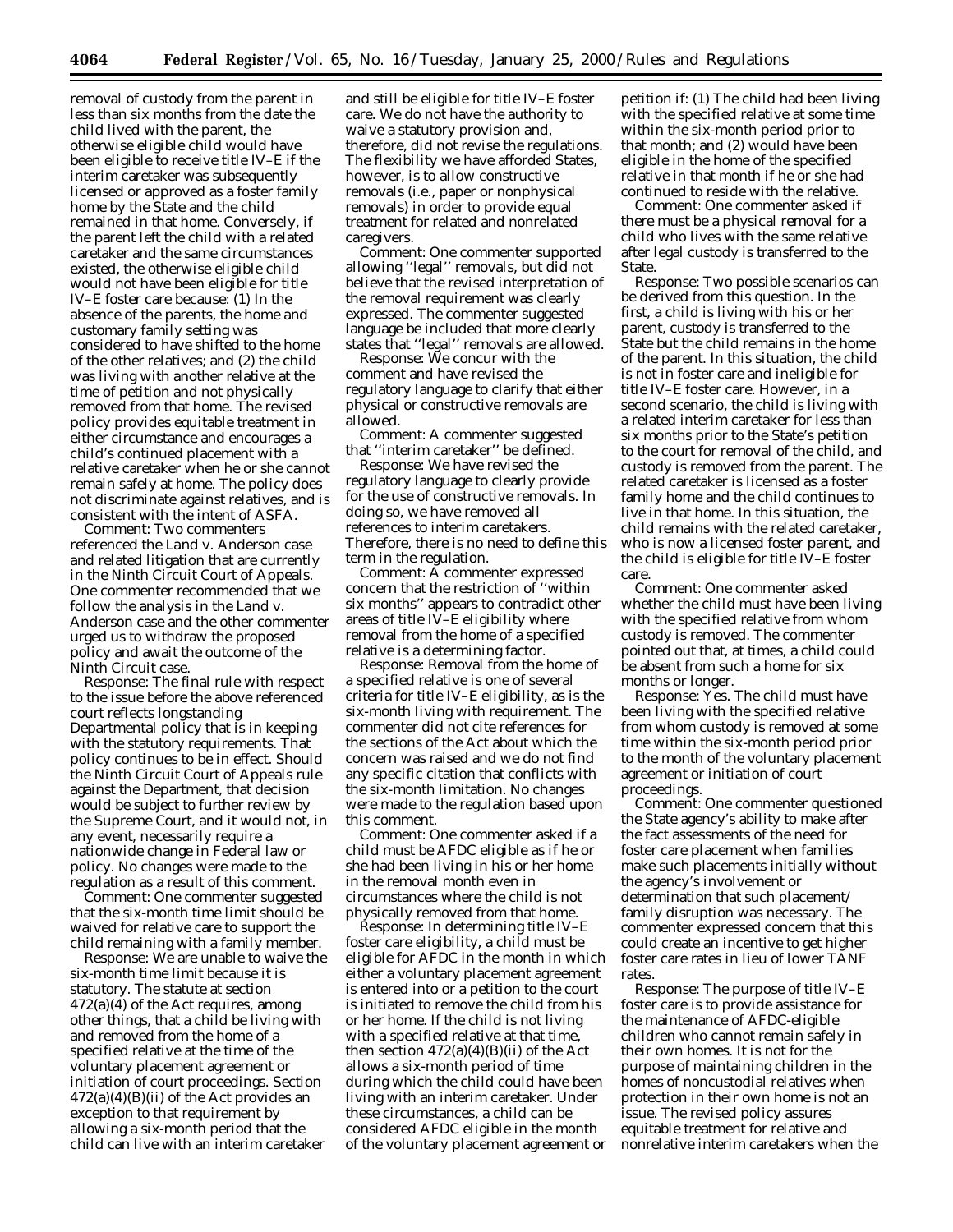removal of custody from the parent in less than six months from the date the child lived with the parent, the otherwise eligible child would have been eligible to receive title IV–E if the interim caretaker was subsequently licensed or approved as a foster family home by the State and the child remained in that home. Conversely, if the parent left the child with a related caretaker and the same circumstances existed, the otherwise eligible child would not have been eligible for title IV–E foster care because: (1) In the absence of the parents, the home and customary family setting was considered to have shifted to the home of the other relatives; and (2) the child was living with another relative at the time of petition and not physically removed from that home. The revised policy provides equitable treatment in either circumstance and encourages a child's continued placement with a relative caretaker when he or she cannot remain safely at home. The policy does not discriminate against relatives, and is consistent with the intent of ASFA.

*Comment:* Two commenters referenced the *Land* v. *Anderson* case and related litigation that are currently in the Ninth Circuit Court of Appeals. One commenter recommended that we follow the analysis in the *Land* v. *Anderson* case and the other commenter urged us to withdraw the proposed policy and await the outcome of the Ninth Circuit case.

*Response:* The final rule with respect to the issue before the above referenced court reflects longstanding Departmental policy that is in keeping with the statutory requirements. That policy continues to be in effect. Should the Ninth Circuit Court of Appeals rule against the Department, that decision would be subject to further review by the Supreme Court, and it would not, in any event, necessarily require a nationwide change in Federal law or policy. No changes were made to the regulation as a result of this comment.

*Comment:* One commenter suggested that the six-month time limit should be waived for relative care to support the child remaining with a family member.

*Response:* We are unable to waive the six-month time limit because it is statutory. The statute at section 472(a)(4) of the Act requires, among other things, that a child be living with and removed from the home of a specified relative at the time of the voluntary placement agreement or initiation of court proceedings. Section 472(a)(4)(B)(ii) of the Act provides an exception to that requirement by allowing a six-month period that the child can live with an interim caretaker and still be eligible for title IV–E foster care. We do not have the authority to waive a statutory provision and, therefore, did not revise the regulations. The flexibility we have afforded States, however, is to allow constructive removals (i.e., paper or nonphysical removals) in order to provide equal treatment for related and nonrelated caregivers.

*Comment:* One commenter supported allowing "legal" removals, but did not believe that the revised interpretation of the removal requirement was clearly expressed. The commenter suggested language be included that more clearly states that "legal" removals are allowed.

*Response:* We concur with the comment and have revised the regulatory language to clarify that either physical or constructive removals are allowed.

*Comment:* A commenter suggested that "interim caretaker" be defined.

*Response:* We have revised the regulatory language to clearly provide for the use of constructive removals. In doing so, we have removed all references to interim caretakers. Therefore, there is no need to define this term in the regulation.

*Comment:* A commenter expressed concern that the restriction of "within six months" appears to contradict other areas of title IV–E eligibility where removal from the home of a specified relative is a determining factor.

*Response:* Removal from the home of a specified relative is one of several criteria for title IV–E eligibility, as is the six-month living with requirement. The commenter did not cite references for the sections of the Act about which the concern was raised and we do not find any specific citation that conflicts with the six-month limitation. No changes were made to the regulation based upon this comment.

*Comment:* One commenter asked if a child must be AFDC eligible as if he or she had been living in his or her home in the removal month even in circumstances where the child is not physically removed from that home.

*Response:* In determining title IV–E foster care eligibility, a child must be eligible for AFDC in the month in which either a voluntary placement agreement is entered into or a petition to the court is initiated to remove the child from his or her home. If the child is not living with a specified relative at that time, then section 472(a)(4)(B)(ii) of the Act allows a six-month period of time during which the child could have been living with an interim caretaker. Under these circumstances, a child can be considered AFDC eligible in the month of the voluntary placement agreement or petition if: (1) The child had been living with the specified relative at some time within the six-month period prior to that month; and (2) would have been eligible in the home of the specified relative in that month if he or she had continued to reside with the relative.

*Comment:* One commenter asked if there must be a physical removal for a child who lives with the same relative after legal custody is transferred to the State.

*Response:* Two possible scenarios can be derived from this question. In the first, a child is living with his or her parent, custody is transferred to the State but the child remains in the home of the parent. In this situation, the child is not in foster care and ineligible for title IV–E foster care. However, in a second scenario, the child is living with a related interim caretaker for less than six months prior to the State's petition to the court for removal of the child, and custody is removed from the parent. The related caretaker is licensed as a foster family home and the child continues to live in that home. In this situation, the child remains with the related caretaker, who is now a licensed foster parent, and the child is eligible for title IV–E foster care.

*Comment:* One commenter asked whether the child must have been living with the specified relative from whom custody is removed. The commenter pointed out that, at times, a child could be absent from such a home for six months or longer.

*Response:* Yes. The child must have been living with the specified relative from whom custody is removed at some time within the six-month period prior to the month of the voluntary placement agreement or initiation of court proceedings.

*Comment:* One commenter questioned the State agency's ability to make after the fact assessments of the need for foster care placement when families make such placements initially without the agency's involvement or determination that such placement/ family disruption was necessary. The commenter expressed concern that this could create an incentive to get higher foster care rates in lieu of lower TANF rates.

*Response:* The purpose of title IV–E foster care is to provide assistance for the maintenance of AFDC-eligible children who cannot remain safely in their own homes. It is not for the purpose of maintaining children in the homes of noncustodial relatives when protection in their own home is not an issue. The revised policy assures equitable treatment for relative and nonrelative interim caretakers when the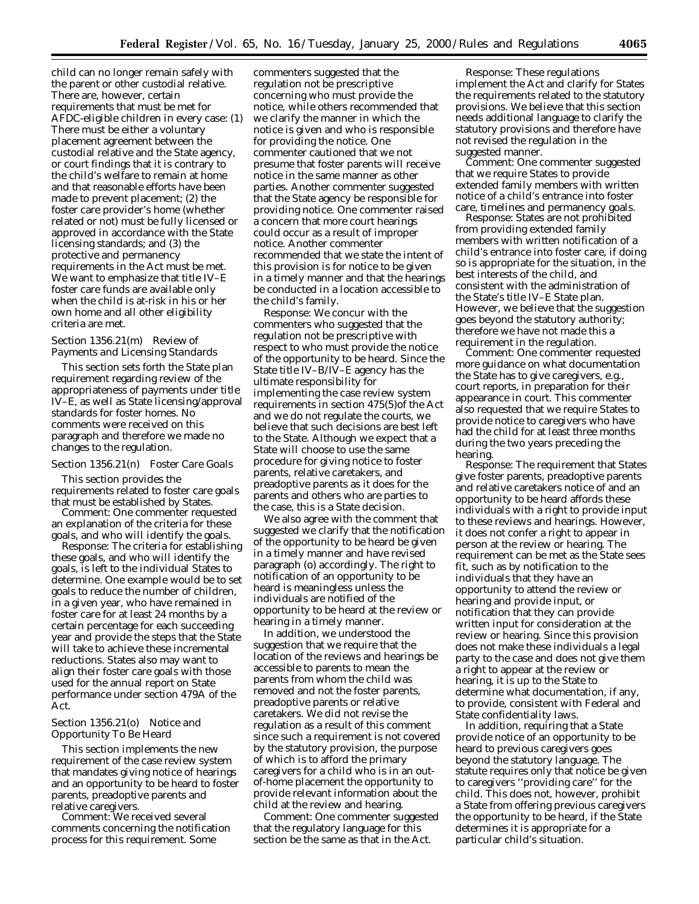child can no longer remain safely with the parent or other custodial relative. There are, however, certain requirements that must be met for AFDC-eligible children in every case: (1) There must be either a voluntary placement agreement between the custodial relative and the State agency, or court findings that it is contrary to the child's welfare to remain at home and that reasonable efforts have been made to prevent placement; (2) the foster care provider's home (whether related or not) must be fully licensed or approved in accordance with the State licensing standards; and (3) the protective and permanency requirements in the Act must be met. We want to emphasize that title IV–E foster care funds are available only when the child is at-risk in his or her own home and all other eligibility criteria are met.

*Section 1356.21(m) Review of Payments and Licensing Standards*

This section sets forth the State plan requirement regarding review of the appropriateness of payments under title IV–E, as well as State licensing/approval standards for foster homes. No comments were received on this paragraph and therefore we made no changes to the regulation.

*Section 1356.21(n) Foster Care Goals*

This section provides the requirements related to foster care goals that must be established by States.

*Comment:* One commenter requested an explanation of the criteria for these goals, and who will identify the goals.

*Response:* The criteria for establishing these goals, and who will identify the goals, is left to the individual States to determine. One example would be to set goals to reduce the number of children, in a given year, who have remained in foster care for at least 24 months by a certain percentage for each succeeding year and provide the steps that the State will take to achieve these incremental reductions. States also may want to align their foster care goals with those used for the annual report on State performance under section 479A of the Act.

*Section 1356.21(o) Notice and Opportunity To Be Heard*

This section implements the new requirement of the case review system that mandates giving notice of hearings and an opportunity to be heard to foster parents, preadoptive parents and relative caregivers.

*Comment:* We received several comments concerning the notification process for this requirement. Some commenters suggested that the regulation not be prescriptive concerning who must provide the notice, while others recommended that we clarify the manner in which the notice is given and who is responsible for providing the notice. One commenter cautioned that we not presume that foster parents will receive notice in the same manner as other parties. Another commenter suggested that the State agency be responsible for providing notice. One commenter raised a concern that more court hearings could occur as a result of improper notice. Another commenter recommended that we state the intent of this provision is for notice to be given in a timely manner and that the hearings be conducted in a location accessible to the child's family.

*Response:* We concur with the commenters who suggested that the regulation not be prescriptive with respect to who must provide the notice of the opportunity to be heard. Since the State title IV–B/IV–E agency has the ultimate responsibility for implementing the case review system requirements in section 475(5)of the Act and we do not regulate the courts, we believe that such decisions are best left to the State. Although we expect that a State will choose to use the same procedure for giving notice to foster parents, relative caretakers, and preadoptive parents as it does for the parents and others who are parties to the case, this is a State decision.

We also agree with the comment that suggested we clarify that the notification of the opportunity to be heard be given in a timely manner and have revised paragraph (o) accordingly. The right to notification of an opportunity to be heard is meaningless unless the individuals are notified of the opportunity to be heard at the review or hearing in a timely manner.

In addition, we understood the suggestion that we require that the location of the reviews and hearings be accessible to parents to mean the parents from whom the child was removed and not the foster parents, preadoptive parents or relative caretakers. We did not revise the regulation as a result of this comment since such a requirement is not covered by the statutory provision, the purpose of which is to afford the primary caregivers for a child who is in an out-of-home placement the opportunity to provide relevant information about the child at the review and hearing.

*Comment:* One commenter suggested that the regulatory language for this section be the same as that in the Act.

*Response:* These regulations implement the Act and clarify for States the requirements related to the statutory provisions. We believe that this section needs additional language to clarify the statutory provisions and therefore have not revised the regulation in the suggested manner.

*Comment:* One commenter suggested that we require States to provide extended family members with written notice of a child's entrance into foster care, timelines and permanency goals.

*Response:* States are not prohibited from providing extended family members with written notification of a child's entrance into foster care, if doing so is appropriate for the situation, in the best interests of the child, and consistent with the administration of the State's title IV–E State plan. However, we believe that the suggestion goes beyond the statutory authority; therefore we have not made this a requirement in the regulation.

*Comment:* One commenter requested more guidance on what documentation the State has to give caregivers, e.g., court reports, in preparation for their appearance in court. This commenter also requested that we require States to provide notice to caregivers who have had the child for at least three months during the two years preceding the hearing.

*Response:* The requirement that States give foster parents, preadoptive parents and relative caretakers notice of and an opportunity to be heard affords these individuals with a right to provide input to these reviews and hearings. However, it does not confer a right to appear in person at the review or hearing. The requirement can be met as the State sees fit, such as by notification to the individuals that they have an opportunity to attend the review or hearing and provide input, or notification that they can provide written input for consideration at the review or hearing. Since this provision does not make these individuals a legal party to the case and does not give them a right to appear at the review or hearing, it is up to the State to determine what documentation, if any, to provide, consistent with Federal and State confidentiality laws.

In addition, requiring that a State provide notice of an opportunity to be heard to previous caregivers goes beyond the statutory language. The statute requires only that notice be given to caregivers "providing care" for the child. This does not, however, prohibit a State from offering previous caregivers the opportunity to be heard, if the State determines it is appropriate for a particular child's situation.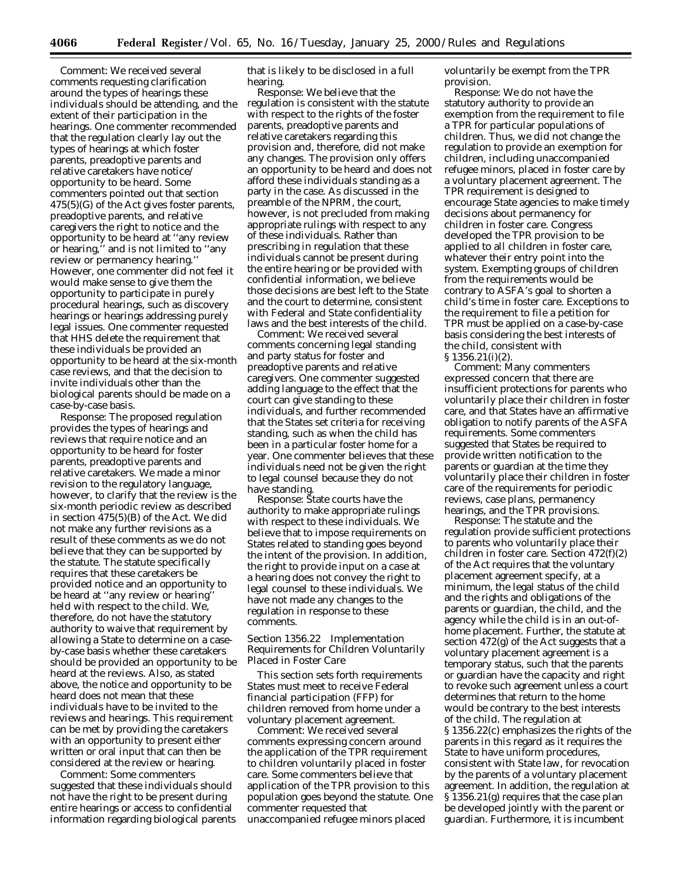Comment: We received several comments requesting clarification around the types of hearings these individuals should be attending, and the extent of their participation in the hearings. One commenter recommended that the regulation clearly lay out the types of hearings at which foster parents, preadoptive parents and relative caretakers have notice/opportunity to be heard. Some commenters pointed out that section 475(5)(G) of the Act gives foster parents, preadoptive parents, and relative caregivers the right to notice and the opportunity to be heard at "any review or hearing," and is not limited to "any review or permanency hearing." However, one commenter did not feel it would make sense to give them the opportunity to participate in purely procedural hearings, such as discovery hearings or hearings addressing purely legal issues. One commenter requested that HHS delete the requirement that these individuals be provided an opportunity to be heard at the six-month case reviews, and that the decision to invite individuals other than the biological parents should be made on a case-by-case basis.

Response: The proposed regulation provides the types of hearings and reviews that require notice and an opportunity to be heard for foster parents, preadoptive parents and relative caretakers. We made a minor revision, however, to the regulatory language, to clarify that the review is the six-month periodic review as described in section 475(5)(B) of the Act. We did not make any further revisions as a result of these comments as we do not believe that they can be supported by the statute. The statute specifically requires that these caretakers be provided notice and an opportunity to be heard at "any review or hearing" held with respect to the child. We, therefore, do not have the statutory authority to waive that requirement by allowing a State to determine on a case-by-case basis whether these caretakers should be provided an opportunity to be heard at the reviews. Also, as stated above, the notice and opportunity to be heard does not mean that these individuals have to be invited to the reviews and hearings. This requirement can be met by providing the caretakers with an opportunity to present either written or oral input that can then be considered at the review or hearing.

Comment: Some commenters suggested that these individuals should not have the right to be present during entire hearings or access to confidential information regarding biological parents that is likely to be disclosed in a full hearing.

Response: We believe that the regulation is consistent with the statute with respect to the rights of the foster parents, preadoptive parents and relative caretakers regarding this provision and, therefore, did not make any changes. The provision only offers an opportunity to be heard and does not afford these individuals standing as a party in the case. As discussed in the preamble of the NPRM, the court, however, is not precluded from making appropriate rulings with respect to any of these individuals. Rather than prescribing in regulation that these individuals cannot be present during the entire hearing or be provided with confidential information, we believe those decisions are best left to the State and the court to determine, consistent with Federal and State confidentiality laws and the best interests of the child.

Comment: We received several comments concerning legal standing and party status for foster and preadoptive parents and relative caregivers. One commenter suggested adding language to the effect that the court can give standing to these individuals, and further recommended that the States set criteria for receiving standing, such as when the child has been in a particular foster home for a year. One commenter believes that these individuals need not be given the right to legal counsel because they do not have standing.

Response: State courts have the authority to make appropriate rulings with respect to these individuals. We believe that to impose requirements on States related to standing goes beyond the intent of the provision. In addition, the right to provide input on a case at a hearing does not convey the right to legal counsel to these individuals. We have not made any changes to the regulation in response to these comments.

*Section 1356.22 Implementation Requirements for Children Voluntarily Placed in Foster Care*

This section sets forth requirements States must meet to receive Federal financial participation (FFP) for children removed from home under a voluntary placement agreement.

Comment: We received several comments expressing concern around the application of the TPR requirement to children voluntarily placed in foster care. Some commenters believe that application of the TPR provision to this population goes beyond the statute. One commenter requested that unaccompanied refugee minors placed voluntarily be exempt from the TPR provision.

Response: We do not have the statutory authority to provide an exemption from the requirement to file a TPR for particular populations of children. Thus, we did not change the regulation to provide an exemption for children, including unaccompanied refugee minors, placed in foster care by a voluntary placement agreement. The TPR requirement is designed to encourage State agencies to make timely decisions about permanency for children in foster care. Congress developed the TPR provision to be applied to all children in foster care, whatever their entry point into the system. Exempting groups of children from the requirements would be contrary to ASFA's goal to shorten a child's time in foster care. Exceptions to the requirement to file a petition for TPR must be applied on a case-by-case basis considering the best interests of the child, consistent with § 1356.21(i)(2).

Comment: Many commenters expressed concern that there are insufficient protections for parents who voluntarily place their children in foster care, and that States have an affirmative obligation to notify parents of the ASFA requirements. Some commenters suggested that States be required to provide written notification to the parents or guardian at the time they voluntarily place their children in foster care of the requirements for periodic reviews, case plans, permanency hearings, and the TPR provisions.

Response: The statute and the regulation provide sufficient protections to parents who voluntarily place their children in foster care. Section 472(f)(2) of the Act requires that the voluntary placement agreement specify, at a minimum, the legal status of the child and the rights and obligations of the parents or guardian, the child, and the agency while the child is in an out-of-home placement. Further, the statute at section 472(g) of the Act suggests that a voluntary placement agreement is a temporary status, such that the parents or guardian have the capacity and right to revoke such agreement unless a court determines that return to the home would be contrary to the best interests of the child. The regulation at § 1356.22(c) emphasizes the rights of the parents in this regard as it requires the State to have uniform procedures, consistent with State law, for revocation by the parents of a voluntary placement agreement. In addition, the regulation at § 1356.21(g) requires that the case plan be developed jointly with the parent or guardian. Furthermore, it is incumbent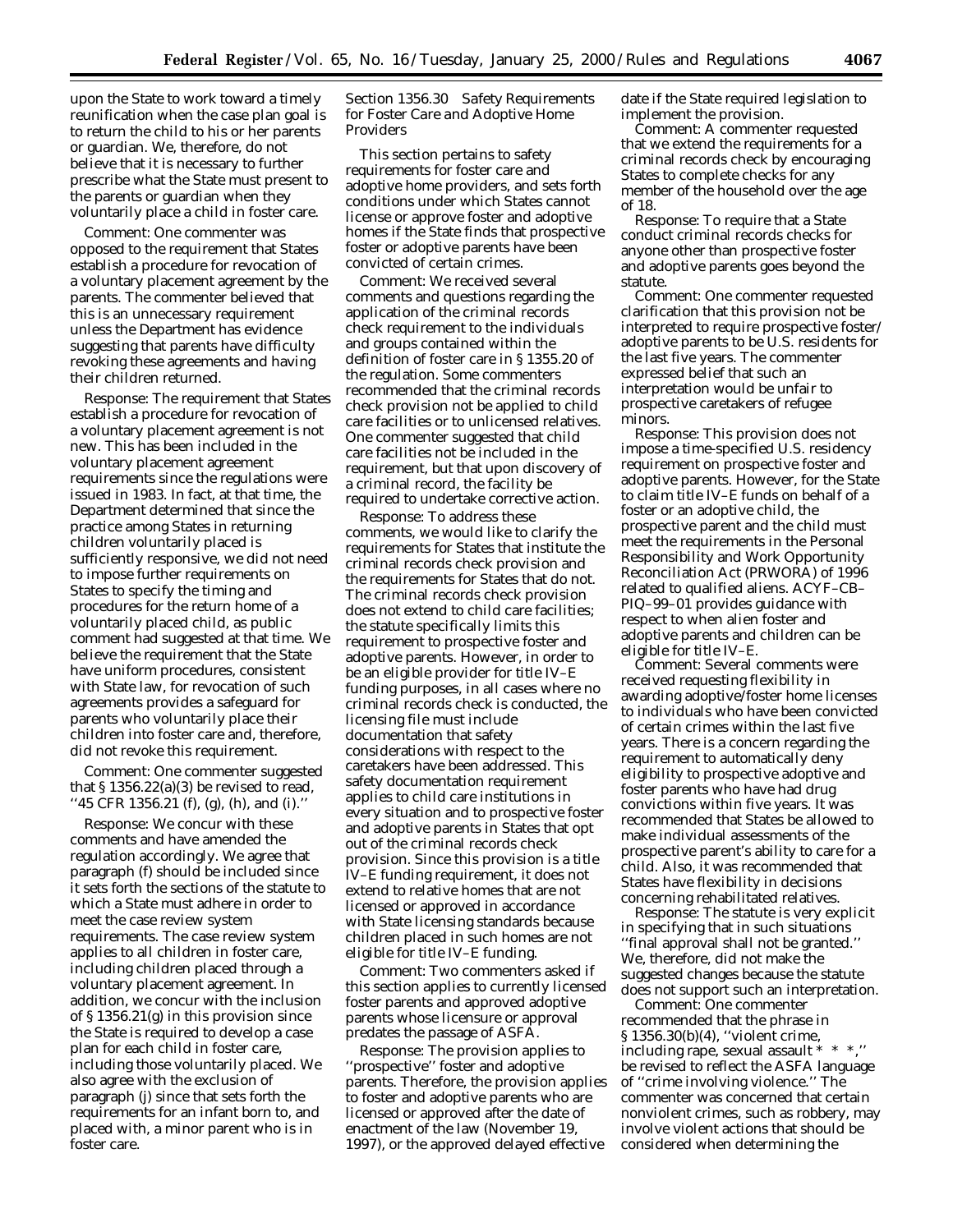upon the State to work toward a timely reunification when the case plan goal is to return the child to his or her parents or guardian. We, therefore, do not believe that it is necessary to further prescribe what the State must present to the parents or guardian when they voluntarily place a child in foster care.

*Comment:* One commenter was opposed to the requirement that States establish a procedure for revocation of a voluntary placement agreement by the parents. The commenter believed that this is an unnecessary requirement unless the Department has evidence suggesting that parents have difficulty revoking these agreements and having their children returned.

*Response:* The requirement that States establish a procedure for revocation of a voluntary placement agreement is not new. This has been included in the voluntary placement agreement requirements since the regulations were issued in 1983. In fact, at that time, the Department determined that since the practice among States in returning children voluntarily placed is sufficiently responsive, we did not need to impose further requirements on States to specify the timing and procedures for the return home of a voluntarily placed child, as public comment had suggested at that time. We believe the requirement that the State have uniform procedures, consistent with State law, for revocation of such agreements provides a safeguard for parents who voluntarily place their children into foster care and, therefore, did not revoke this requirement.

*Comment:* One commenter suggested that § 1356.22(a)(3) be revised to read, ''45 CFR 1356.21 (f), (g), (h), and (i).''

*Response:* We concur with these comments and have amended the regulation accordingly. We agree that paragraph (f) should be included since it sets forth the sections of the statute to which a State must adhere in order to meet the case review system requirements. The case review system applies to all children in foster care, including children placed through a voluntary placement agreement. In addition, we concur with the inclusion of § 1356.21(g) in this provision since the State is required to develop a case plan for each child in foster care, including those voluntarily placed. We also agree with the exclusion of paragraph (j) since that sets forth the requirements for an infant born to, and placed with, a minor parent who is in foster care.

Section 1356.30 Safety Requirements for Foster Care and Adoptive Home Providers

This section pertains to safety requirements for foster care and adoptive home providers, and sets forth conditions under which States cannot license or approve foster and adoptive homes if the State finds that prospective foster or adoptive parents have been convicted of certain crimes.

*Comment:* We received several comments and questions regarding the application of the criminal records check requirement to the individuals and groups contained within the definition of foster care in § 1355.20 of the regulation. Some commenters recommended that the criminal records check provision not be applied to child care facilities or to unlicensed relatives. One commenter suggested that child care facilities not be included in the requirement, but that upon discovery of a criminal record, the facility be required to undertake corrective action.

*Response:* To address these comments, we would like to clarify the requirements for States that institute the criminal records check provision and the requirements for States that do not. The criminal records check provision does not extend to child care facilities; the statute specifically limits this requirement to prospective foster and adoptive parents. However, in order to be an eligible provider for title IV–E funding purposes, in all cases where no criminal records check is conducted, the licensing file must include documentation that safety considerations with respect to the caretakers have been addressed. This safety documentation requirement applies to child care institutions in every situation and to prospective foster and adoptive parents in States that opt out of the criminal records check provision. Since this provision is a title IV–E funding requirement, it does not extend to relative homes that are not licensed or approved in accordance with State licensing standards because children placed in such homes are not eligible for title IV–E funding.

*Comment:* Two commenters asked if this section applies to currently licensed foster parents and approved adoptive parents whose licensure or approval predates the passage of ASFA.

*Response:* The provision applies to ''prospective'' foster and adoptive parents. Therefore, the provision applies to foster and adoptive parents who are licensed or approved after the date of enactment of the law (November 19, 1997), or the approved delayed effective date if the State required legislation to implement the provision.

*Comment:* A commenter requested that we extend the requirements for a criminal records check by encouraging States to complete checks for any member of the household over the age of 18.

*Response:* To require that a State conduct criminal records checks for anyone other than prospective foster and adoptive parents goes beyond the statute.

*Comment:* One commenter requested clarification that this provision not be interpreted to require prospective foster/adoptive parents to be U.S. residents for the last five years. The commenter expressed belief that such an interpretation would be unfair to prospective caretakers of refugee minors.

*Response:* This provision does not impose a time-specified U.S. residency requirement on prospective foster and adoptive parents. However, for the State to claim title IV–E funds on behalf of a foster or an adoptive child, the prospective parent and the child must meet the requirements in the Personal Responsibility and Work Opportunity Reconciliation Act (PRWORA) of 1996 related to qualified aliens. ACYF–CB–PIQ–99–01 provides guidance with respect to when alien foster and adoptive parents and children can be eligible for title IV–E.

*Comment:* Several comments were received requesting flexibility in awarding adoptive/foster home licenses to individuals who have been convicted of certain crimes within the last five years. There is a concern regarding the requirement to automatically deny eligibility to prospective adoptive and foster parents who have had drug convictions within five years. It was recommended that States be allowed to make individual assessments of the prospective parent's ability to care for a child. Also, it was recommended that States have flexibility in decisions concerning rehabilitated relatives.

*Response:* The statute is very explicit in specifying that in such situations ''final approval shall not be granted.'' We, therefore, did not make the suggested changes because the statute does not support such an interpretation.

*Comment:* One commenter recommended that the phrase in § 1356.30(b)(4), ''violent crime, including rape, sexual assault * * *,'' be revised to reflect the ASFA language of ''crime involving violence.'' The commenter was concerned that certain nonviolent crimes, such as robbery, may involve violent actions that should be considered when determining the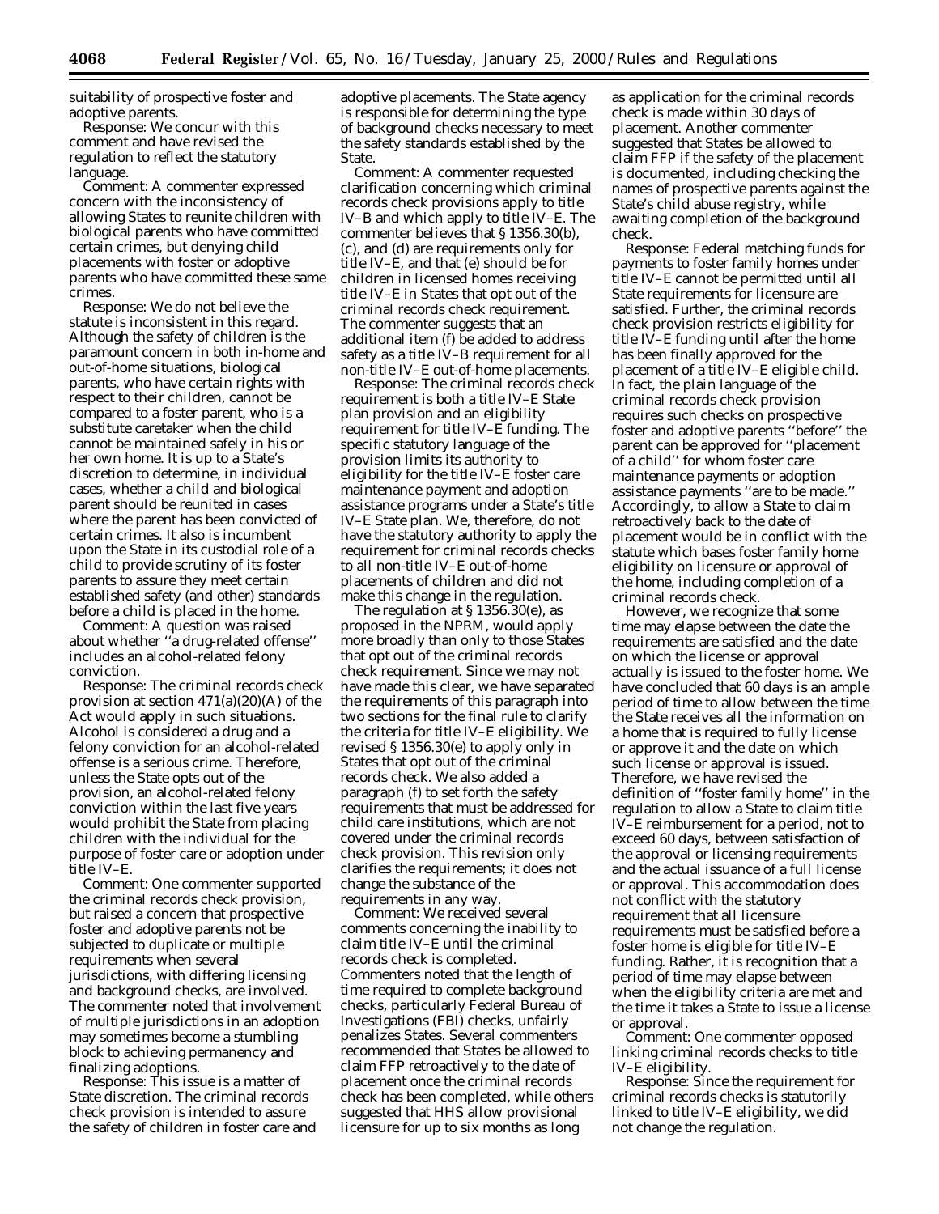suitability of prospective foster and adoptive parents.

Response: We concur with this comment and have revised the regulation to reflect the statutory language.

Comment: A commenter expressed concern with the inconsistency of allowing States to reunite children with biological parents who have committed certain crimes, but denying child placements with foster or adoptive parents who have committed these same crimes.

Response: We do not believe the statute is inconsistent in this regard. Although the safety of children is the paramount concern in both in-home and out-of-home situations, biological parents, who have certain rights with respect to their children, cannot be compared to a foster parent, who is a substitute caretaker when the child cannot be maintained safely in his or her own home. It is up to a State's discretion to determine, in individual cases, whether a child and biological parent should be reunited in cases where the parent has been convicted of certain crimes. It also is incumbent upon the State in its custodial role of a child to provide scrutiny of its foster parents to assure they meet certain established safety (and other) standards before a child is placed in the home.

Comment: A question was raised about whether "a drug-related offense" includes an alcohol-related felony conviction.

Response: The criminal records check provision at section 471(a)(20)(A) of the Act would apply in such situations. Alcohol is considered a drug and a felony conviction for an alcohol-related offense is a serious crime. Therefore, unless the State opts out of the provision, an alcohol-related felony conviction within the last five years would prohibit the State from placing children with the individual for the purpose of foster care or adoption under title IV–E.

Comment: One commenter supported the criminal records check provision, but raised a concern that prospective foster and adoptive parents not be subjected to duplicate or multiple requirements when several jurisdictions, with differing licensing and background checks, are involved. The commenter noted that involvement of multiple jurisdictions in an adoption may sometimes become a stumbling block to achieving permanency and finalizing adoptions.

Response: This issue is a matter of State discretion. The criminal records check provision is intended to assure the safety of children in foster care and adoptive placements. The State agency is responsible for determining the type of background checks necessary to meet the safety standards established by the State.

Comment: A commenter requested clarification concerning which criminal records check provisions apply to title IV–B and which apply to title IV–E. The commenter believes that § 1356.30(b), (c), and (d) are requirements only for title IV–E, and that (e) should be for children in licensed homes receiving title IV–E in States that opt out of the criminal records check requirement. The commenter suggests that an additional item (f) be added to address safety as a title IV–B requirement for all non-title IV–E out-of-home placements.

Response: The criminal records check requirement is both a title IV–E State plan provision and an eligibility requirement for title IV–E funding. The specific statutory language of the provision limits its authority to eligibility for the title IV–E foster care maintenance payment and adoption assistance programs under a State's title IV–E State plan. We, therefore, do not have the statutory authority to apply the requirement for criminal records checks to all non-title IV–E out-of-home placements of children and did not make this change in the regulation.

The regulation at § 1356.30(e), as proposed in the NPRM, would apply more broadly than only to those States that opt out of the criminal records check requirement. Since we may not have made this clear, we have separated the requirements of this paragraph into two sections for the final rule to clarify the criteria for title IV–E eligibility. We revised § 1356.30(e) to apply only in States that opt out of the criminal records check. We also added a paragraph (f) to set forth the safety requirements that must be addressed for child care institutions, which are not covered under the criminal records check provision. This revision only clarifies the requirements; it does not change the substance of the requirements in any way.

Comment: We received several comments concerning the inability to claim title IV–E until the criminal records check is completed. Commenters noted that the length of time required to complete background checks, particularly Federal Bureau of Investigations (FBI) checks, unfairly penalizes States. Several commenters recommended that States be allowed to claim FFP retroactively to the date of placement once the criminal records check has been completed, while others suggested that HHS allow provisional licensure for up to six months as long as application for the criminal records check is made within 30 days of placement. Another commenter suggested that States be allowed to claim FFP if the safety of the placement is documented, including checking the names of prospective parents against the State's child abuse registry, while awaiting completion of the background check.

Response: Federal matching funds for payments to foster family homes under title IV–E cannot be permitted until all State requirements for licensure are satisfied. Further, the criminal records check provision restricts eligibility for title IV–E funding until after the home has been finally approved for the placement of a title IV–E eligible child. In fact, the plain language of the criminal records check provision requires such checks on prospective foster and adoptive parents "before" the parent can be approved for "placement of a child" for whom foster care maintenance payments or adoption assistance payments "are to be made." Accordingly, to allow a State to claim retroactively back to the date of placement would be in conflict with the statute which bases foster family home eligibility on licensure or approval of the home, including completion of a criminal records check.

However, we recognize that some time may elapse between the date the requirements are satisfied and the date on which the license or approval actually is issued to the foster home. We have concluded that 60 days is an ample period of time to allow between the time the State receives all the information on a home that is required to fully license or approve it and the date on which such license or approval is issued. Therefore, we have revised the definition of "foster family home" in the regulation to allow a State to claim title IV–E reimbursement for a period, not to exceed 60 days, between satisfaction of the approval or licensing requirements and the actual issuance of a full license or approval. This accommodation does not conflict with the statutory requirement that all licensure requirements must be satisfied before a foster home is eligible for title IV–E funding. Rather, it is recognition that a period of time may elapse between when the eligibility criteria are met and the time it takes a State to issue a license or approval.

Comment: One commenter opposed linking criminal records checks to title IV–E eligibility.

Response: Since the requirement for criminal records checks is statutorily linked to title IV–E eligibility, we did not change the regulation.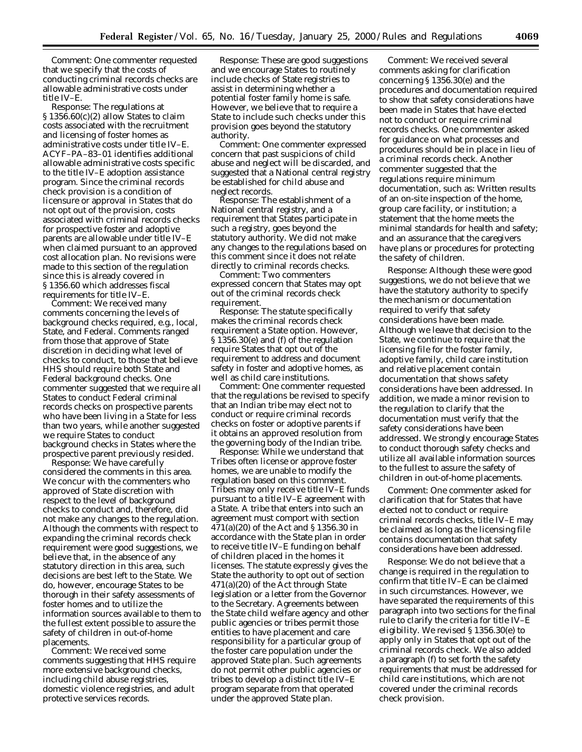*Comment:* One commenter requested that we specify that the costs of conducting criminal records checks are allowable administrative costs under title IV–E.

*Response:* The regulations at § 1356.60(c)(2) allow States to claim costs associated with the recruitment and licensing of foster homes as administrative costs under title IV–E. ACYF–PA–83–01 identifies additional allowable administrative costs specific to the title IV–E adoption assistance program. Since the criminal records check provision is a condition of licensure or approval in States that do not opt out of the provision, costs associated with criminal records checks for prospective foster and adoptive parents are allowable under title IV–E when claimed pursuant to an approved cost allocation plan. No revisions were made to this section of the regulation since this is already covered in § 1356.60 which addresses fiscal requirements for title IV–E.

*Comment:* We received many comments concerning the levels of background checks required, e.g., local, State, and Federal. Comments ranged from those that approve of State discretion in deciding what level of checks to conduct, to those that believe HHS should require both State and Federal background checks. One commenter suggested that we require all States to conduct Federal criminal records checks on prospective parents who have been living in a State for less than two years, while another suggested we require States to conduct background checks in States where the prospective parent previously resided.

*Response:* We have carefully considered the comments in this area. We concur with the commenters who approved of State discretion with respect to the level of background checks to conduct and, therefore, did not make any changes to the regulation. Although the comments with respect to expanding the criminal records check requirement were good suggestions, we believe that, in the absence of any statutory direction in this area, such decisions are best left to the State. We do, however, encourage States to be thorough in their safety assessments of foster homes and to utilize the information sources available to them to the fullest extent possible to assure the safety of children in out-of-home placements.

*Comment:* We received some comments suggesting that HHS require more extensive background checks, including child abuse registries, domestic violence registries, and adult protective services records.

*Response:* These are good suggestions and we encourage States to routinely include checks of State registries to assist in determining whether a potential foster family home is safe. However, we believe that to require a State to include such checks under this provision goes beyond the statutory authority.

*Comment:* One commenter expressed concern that past suspicions of child abuse and neglect will be discarded, and suggested that a National central registry be established for child abuse and neglect records.

*Response:* The establishment of a National central registry, and a requirement that States participate in such a registry, goes beyond the statutory authority. We did not make any changes to the regulations based on this comment since it does not relate directly to criminal records checks.

*Comment:* Two commenters expressed concern that States may opt out of the criminal records check requirement.

*Response:* The statute specifically makes the criminal records check requirement a State option. However, § 1356.30(e) and (f) of the regulation require States that opt out of the requirement to address and document safety in foster and adoptive homes, as well as child care institutions.

*Comment:* One commenter requested that the regulations be revised to specify that an Indian tribe may elect not to conduct or require criminal records checks on foster or adoptive parents if it obtains an approved resolution from the governing body of the Indian tribe.

*Response:* While we understand that Tribes often license or approve foster homes, we are unable to modify the regulation based on this comment. Tribes may only receive title IV–E funds pursuant to a title IV–E agreement with a State. A tribe that enters into such an agreement must comport with section 471(a)(20) of the Act and § 1356.30 in accordance with the State plan in order to receive title IV–E funding on behalf of children placed in the homes it licenses. The statute expressly gives the State the authority to opt out of section 471(a)(20) of the Act through State legislation or a letter from the Governor to the Secretary. Agreements between the State child welfare agency and other public agencies or tribes permit those entities to have placement and care responsibility for a particular group of the foster care population under the approved State plan. Such agreements do not permit other public agencies or tribes to develop a distinct title IV–E program separate from that operated under the approved State plan.

*Comment:* We received several comments asking for clarification concerning § 1356.30(e) and the procedures and documentation required to show that safety considerations have been made in States that have elected not to conduct or require criminal records checks. One commenter asked for guidance on what processes and procedures should be in place in lieu of a criminal records check. Another commenter suggested that the regulations require minimum documentation, such as: Written results of an on-site inspection of the home, group care facility, or institution; a statement that the home meets the minimal standards for health and safety; and an assurance that the caregivers have plans or procedures for protecting the safety of children.

*Response:* Although these were good suggestions, we do not believe that we have the statutory authority to specify the mechanism or documentation required to verify that safety considerations have been made. Although we leave that decision to the State, we continue to require that the licensing file for the foster family, adoptive family, child care institution and relative placement contain documentation that shows safety considerations have been addressed. In addition, we made a minor revision to the regulation to clarify that the documentation must verify that the safety considerations have been addressed. We strongly encourage States to conduct thorough safety checks and utilize all available information sources to the fullest to assure the safety of children in out-of-home placements.

*Comment:* One commenter asked for clarification that for States that have elected not to conduct or require criminal records checks, title IV–E may be claimed as long as the licensing file contains documentation that safety considerations have been addressed.

*Response:* We do not believe that a change is required in the regulation to confirm that title IV–E can be claimed in such circumstances. However, we have separated the requirements of this paragraph into two sections for the final rule to clarify the criteria for title IV–E eligibility. We revised § 1356.30(e) to apply only in States that opt out of the criminal records check. We also added a paragraph (f) to set forth the safety requirements that must be addressed for child care institutions, which are not covered under the criminal records check provision.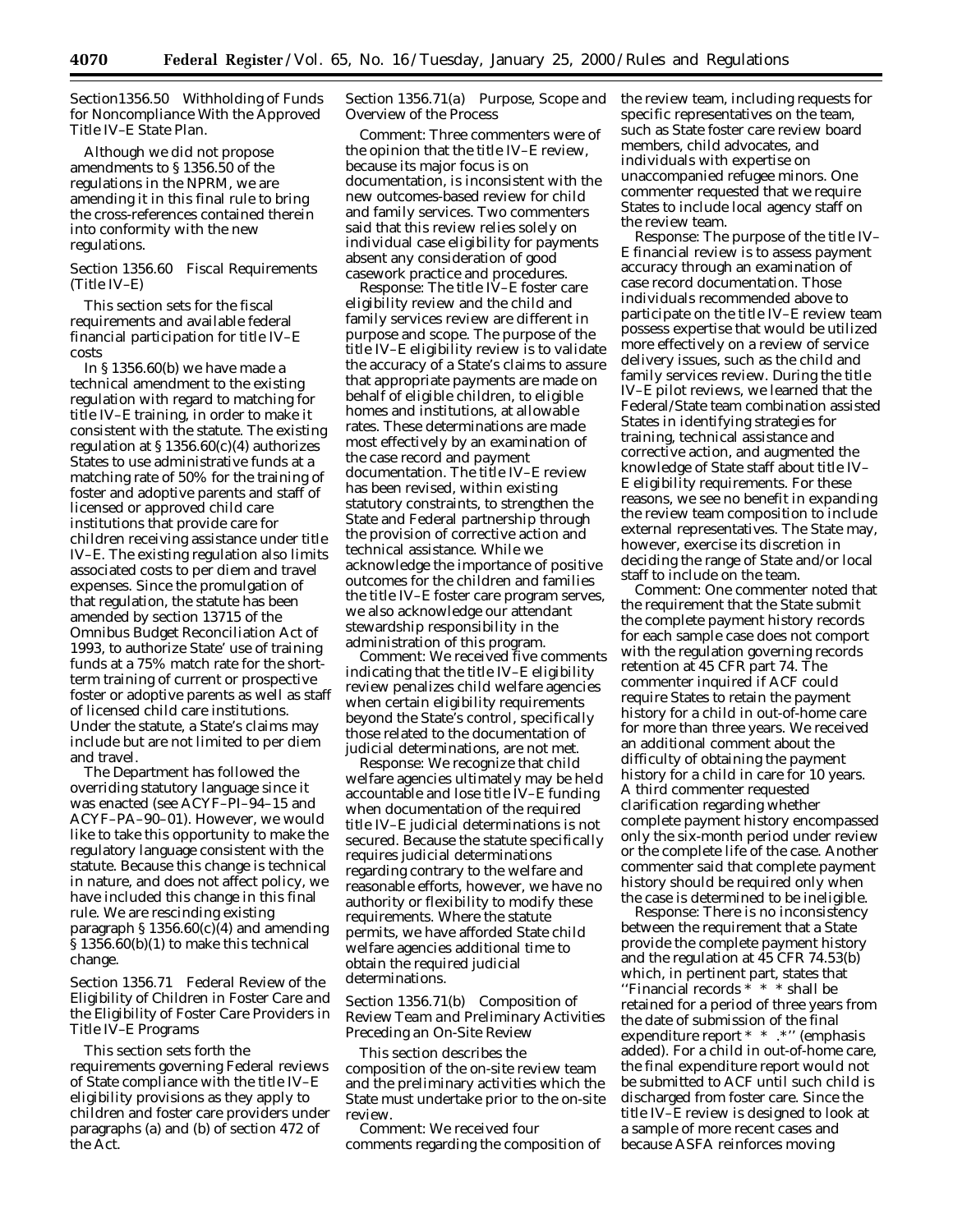Section1356.50 Withholding of Funds for Noncompliance With the Approved Title IV–E State Plan.

Although we did not propose amendments to § 1356.50 of the regulations in the NPRM, we are amending it in this final rule to bring the cross-references contained therein into conformity with the new regulations.

Section 1356.60 Fiscal Requirements (Title IV–E)

This section sets for the fiscal requirements and available federal financial participation for title IV–E costs

In § 1356.60(b) we have made a technical amendment to the existing regulation with regard to matching for title IV–E training, in order to make it consistent with the statute. The existing regulation at § 1356.60(c)(4) authorizes States to use administrative funds at a matching rate of 50% for the training of foster and adoptive parents and staff of licensed or approved child care institutions that provide care for children receiving assistance under title IV–E. The existing regulation also limits associated costs to per diem and travel expenses. Since the promulgation of that regulation, the statute has been amended by section 13715 of the Omnibus Budget Reconciliation Act of 1993, to authorize State' use of training funds at a 75% match rate for the short-term training of current or prospective foster or adoptive parents as well as staff of licensed child care institutions. Under the statute, a State's claims may include but are not limited to per diem and travel.

The Department has followed the overriding statutory language since it was enacted (see ACYF–PI–94–15 and ACYF–PA–90–01). However, we would like to take this opportunity to make the regulatory language consistent with the statute. Because this change is technical in nature, and does not affect policy, we have included this change in this final rule. We are rescinding existing paragraph § 1356.60(c)(4) and amending § 1356.60(b)(1) to make this technical change.

Section 1356.71 Federal Review of the Eligibility of Children in Foster Care and the Eligibility of Foster Care Providers in Title IV–E Programs

This section sets forth the requirements governing Federal reviews of State compliance with the title IV–E eligibility provisions as they apply to children and foster care providers under paragraphs (a) and (b) of section 472 of the Act.

Section 1356.71(a) Purpose, Scope and Overview of the Process

*Comment:* Three commenters were of the opinion that the title IV–E review, because its major focus is on documentation, is inconsistent with the new outcomes-based review for child and family services. Two commenters said that this review relies solely on individual case eligibility for payments absent any consideration of good casework practice and procedures.

*Response:* The title IV–E foster care eligibility review and the child and family services review are different in purpose and scope. The purpose of the title IV–E eligibility review is to validate the accuracy of a State's claims to assure that appropriate payments are made on behalf of eligible children, to eligible homes and institutions, at allowable rates. These determinations are made most effectively by an examination of the case record and payment documentation. The title IV–E review has been revised, within existing statutory constraints, to strengthen the State and Federal partnership through the provision of corrective action and technical assistance. While we acknowledge the importance of positive outcomes for the children and families the title IV–E foster care program serves, we also acknowledge our attendant stewardship responsibility in the administration of this program.

*Comment:* We received five comments indicating that the title IV–E eligibility review penalizes child welfare agencies when certain eligibility requirements beyond the State's control, specifically those related to the documentation of judicial determinations, are not met.

*Response:* We recognize that child welfare agencies ultimately may be held accountable and lose title IV–E funding when documentation of the required title IV–E judicial determinations is not secured. Because the statute specifically requires judicial determinations regarding contrary to the welfare and reasonable efforts, however, we have no authority or flexibility to modify these requirements. Where the statute permits, we have afforded State child welfare agencies additional time to obtain the required judicial determinations.

Section 1356.71(b) Composition of Review Team and Preliminary Activities Preceding an On-Site Review

This section describes the composition of the on-site review team and the preliminary activities which the State must undertake prior to the on-site review.

*Comment:* We received four comments regarding the composition of the review team, including requests for specific representatives on the team, such as State foster care review board members, child advocates, and individuals with expertise on unaccompanied refugee minors. One commenter requested that we require States to include local agency staff on the review team.

*Response:* The purpose of the title IV–E financial review is to assess payment accuracy through an examination of case record documentation. Those individuals recommended above to participate on the title IV–E review team possess expertise that would be utilized more effectively on a review of service delivery issues, such as the child and family services review. During the title IV–E pilot reviews, we learned that the Federal/State team combination assisted States in identifying strategies for training, technical assistance and corrective action, and augmented the knowledge of State staff about title IV–E eligibility requirements. For these reasons, we see no benefit in expanding the review team composition to include external representatives. The State may, however, exercise its discretion in deciding the range of State and/or local staff to include on the team.

*Comment:* One commenter noted that the requirement that the State submit the complete payment history records for each sample case does not comport with the regulation governing records retention at 45 CFR part 74. The commenter inquired if ACF could require States to retain the payment history for a child in out-of-home care for more than three years. We received an additional comment about the difficulty of obtaining the payment history for a child in care for 10 years. A third commenter requested clarification regarding whether complete payment history encompassed only the six-month period under review or the complete life of the case. Another commenter said that complete payment history should be required only when the case is determined to be ineligible.

*Response:* There is no inconsistency between the requirement that a State provide the complete payment history and the regulation at 45 CFR 74.53(b) which, in pertinent part, states that ''Financial records * * * shall be retained for a period of three years from the date of submission of the *final* expenditure report * * *.'' (emphasis added). For a child in out-of-home care, the final expenditure report would not be submitted to ACF until such child is discharged from foster care. Since the title IV–E review is designed to look at a sample of more recent cases and because ASFA reinforces moving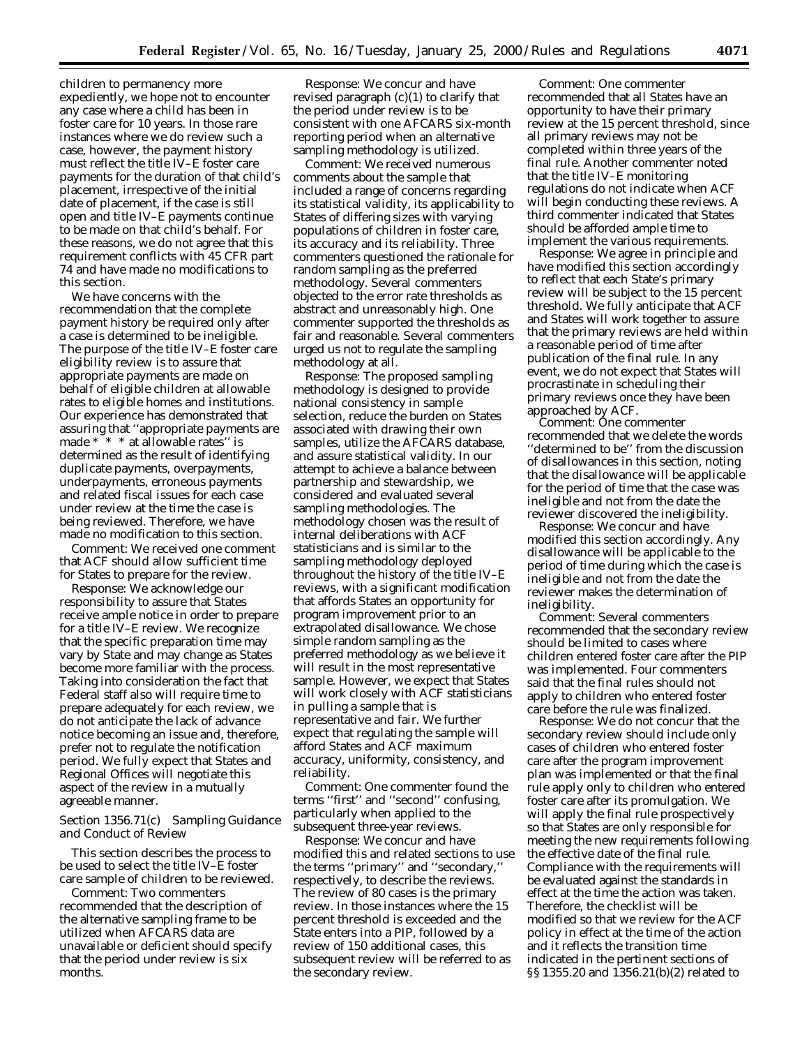children to permanency more expediently, we hope not to encounter any case where a child has been in foster care for 10 years. In those rare instances where we do review such a case, however, the payment history must reflect the title IV–E foster care payments for the duration of that child's placement, irrespective of the initial date of placement, if the case is still open and title IV–E payments continue to be made on that child's behalf. For these reasons, we do not agree that this requirement conflicts with 45 CFR part 74 and have made no modifications to this section.

We have concerns with the recommendation that the complete payment history be required only after a case is determined to be ineligible. The purpose of the title IV–E foster care eligibility review is to assure that appropriate payments are made on behalf of eligible children at allowable rates to eligible homes and institutions. Our experience has demonstrated that assuring that ''appropriate payments are made * * * at allowable rates'' is determined as the result of identifying duplicate payments, overpayments, underpayments, erroneous payments and related fiscal issues for each case under review at the time the case is being reviewed. Therefore, we have made no modification to this section.

*Comment:* We received one comment that ACF should allow sufficient time for States to prepare for the review.

*Response:* We acknowledge our responsibility to assure that States receive ample notice in order to prepare for a title IV–E review. We recognize that the specific preparation time may vary by State and may change as States become more familiar with the process. Taking into consideration the fact that Federal staff also will require time to prepare adequately for each review, we do not anticipate the lack of advance notice becoming an issue and, therefore, prefer not to regulate the notification period. We fully expect that States and Regional Offices will negotiate this aspect of the review in a mutually agreeable manner.

### *Section 1356.71(c) Sampling Guidance and Conduct of Review*

This section describes the process to be used to select the title IV–E foster care sample of children to be reviewed.

*Comment:* Two commenters recommended that the description of the alternative sampling frame to be utilized when AFCARS data are unavailable or deficient should specify that the period under review is six months.

*Response:* We concur and have revised paragraph (c)(1) to clarify that the period under review is to be consistent with one AFCARS six-month reporting period when an alternative sampling methodology is utilized.

*Comment:* We received numerous comments about the sample that included a range of concerns regarding its statistical validity, its applicability to States of differing sizes with varying populations of children in foster care, its accuracy and its reliability. Three commenters questioned the rationale for random sampling as the preferred methodology. Several commenters objected to the error rate thresholds as abstract and unreasonably high. One commenter supported the thresholds as fair and reasonable. Several commenters urged us not to regulate the sampling methodology at all.

*Response:* The proposed sampling methodology is designed to provide national consistency in sample selection, reduce the burden on States associated with drawing their own samples, utilize the AFCARS database, and assure statistical validity. In our attempt to achieve a balance between partnership and stewardship, we considered and evaluated several sampling methodologies. The methodology chosen was the result of internal deliberations with ACF statisticians and is similar to the sampling methodology deployed throughout the history of the title IV–E reviews, with a significant modification that affords States an opportunity for program improvement prior to an extrapolated disallowance. We chose simple random sampling as the preferred methodology as we believe it will result in the most representative sample. However, we expect that States will work closely with ACF statisticians in pulling a sample that is representative and fair. We further expect that regulating the sample will afford States and ACF maximum accuracy, uniformity, consistency, and reliability.

*Comment:* One commenter found the terms ''first'' and ''second'' confusing, particularly when applied to the subsequent three-year reviews.

*Response:* We concur and have modified this and related sections to use the terms ''primary'' and ''secondary,'' respectively, to describe the reviews. The review of 80 cases is the primary review. In those instances where the 15 percent threshold is exceeded and the State enters into a PIP, followed by a review of 150 additional cases, this subsequent review will be referred to as the secondary review.

*Comment:* One commenter recommended that all States have an opportunity to have their primary review at the 15 percent threshold, since all primary reviews may not be completed within three years of the final rule. Another commenter noted that the title IV–E monitoring regulations do not indicate when ACF will begin conducting these reviews. A third commenter indicated that States should be afforded ample time to implement the various requirements.

*Response:* We agree in principle and have modified this section accordingly to reflect that each State's primary review will be subject to the 15 percent threshold. We fully anticipate that ACF and States will work together to assure that the primary reviews are held within a reasonable period of time after publication of the final rule. In any event, we do not expect that States will procrastinate in scheduling their primary reviews once they have been approached by ACF.

*Comment:* One commenter recommended that we delete the words ''determined to be'' from the discussion of disallowances in this section, noting that the disallowance will be applicable for the period of time that the case was ineligible and not from the date the reviewer discovered the ineligibility.

*Response:* We concur and have modified this section accordingly. Any disallowance will be applicable to the period of time during which the case is ineligible and not from the date the reviewer makes the determination of ineligibility.

*Comment:* Several commenters recommended that the secondary review should be limited to cases where children entered foster care after the PIP was implemented. Four commenters said that the final rules should not apply to children who entered foster care before the rule was finalized.

*Response:* We do not concur that the secondary review should include only cases of children who entered foster care after the program improvement plan was implemented or that the final rule apply only to children who entered foster care after its promulgation. We will apply the final rule prospectively so that States are only responsible for meeting the new requirements following the effective date of the final rule. Compliance with the requirements will be evaluated against the standards in effect at the time the action was taken. Therefore, the checklist will be modified so that we review for the ACF policy in effect at the time of the action and it reflects the transition time indicated in the pertinent sections of §§ 1355.20 and 1356.21(b)(2) related to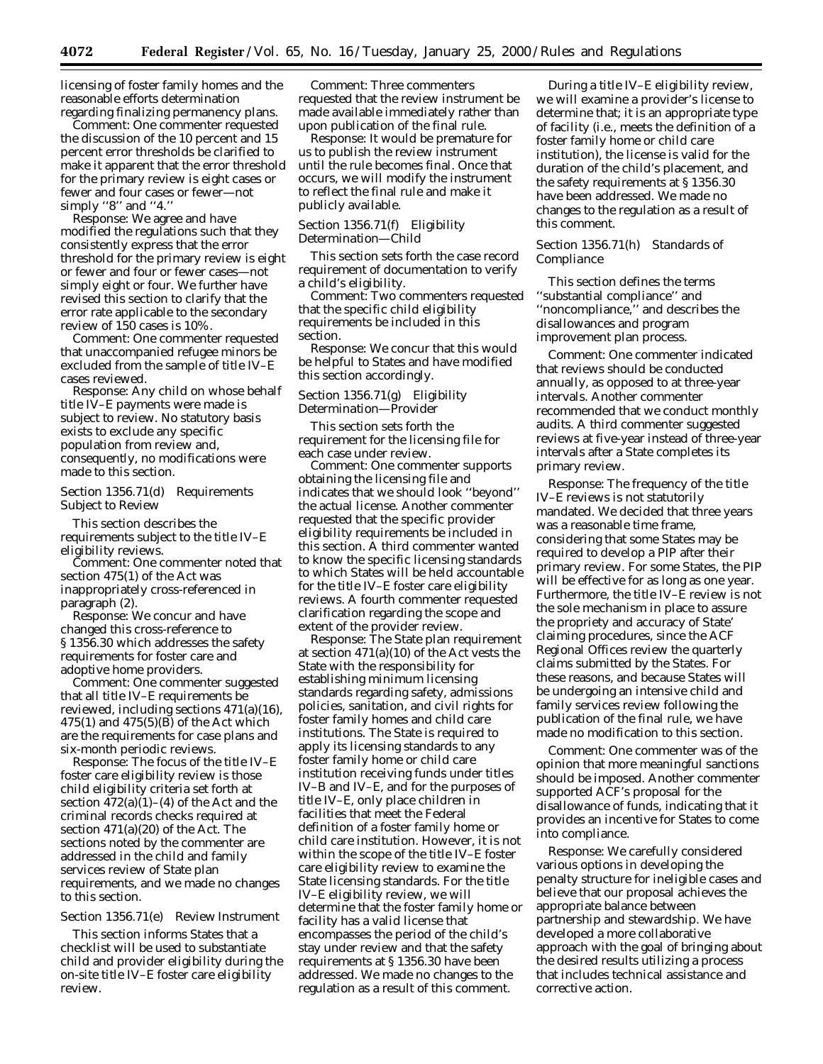licensing of foster family homes and the reasonable efforts determination regarding finalizing permanency plans.

*Comment:* One commenter requested the discussion of the 10 percent and 15 percent error thresholds be clarified to make it apparent that the error threshold for the primary review is eight cases or fewer and four cases or fewer—not simply ''8'' and ''4.''

*Response:* We agree and have modified the regulations such that they consistently express that the error threshold for the primary review is eight or fewer and four or fewer cases—not simply eight or four. We further have revised this section to clarify that the error rate applicable to the secondary review of 150 cases is 10%.

*Comment:* One commenter requested that unaccompanied refugee minors be excluded from the sample of title IV–E cases reviewed.

*Response:* Any child on whose behalf title IV–E payments were made is subject to review. No statutory basis exists to exclude any specific population from review and, consequently, no modifications were made to this section.

*Section 1356.71(d) Requirements Subject to Review*

This section describes the requirements subject to the title IV–E eligibility reviews.

*Comment:* One commenter noted that section 475(1) of the Act was inappropriately cross-referenced in paragraph (2).

*Response:* We concur and have changed this cross-reference to § 1356.30 which addresses the safety requirements for foster care and adoptive home providers.

*Comment:* One commenter suggested that all title IV–E requirements be reviewed, including sections 471(a)(16), 475(1) and 475(5)(B) of the Act which are the requirements for case plans and six-month periodic reviews.

*Response:* The focus of the title IV–E foster care eligibility review is those child eligibility criteria set forth at section 472(a)(1)–(4) of the Act and the criminal records checks required at section 471(a)(20) of the Act. The sections noted by the commenter are addressed in the child and family services review of State plan requirements, and we made no changes to this section.

*Section 1356.71(e) Review Instrument*

This section informs States that a checklist will be used to substantiate child and provider eligibility during the on-site title IV–E foster care eligibility review.

*Comment:* Three commenters requested that the review instrument be made available immediately rather than upon publication of the final rule.

*Response:* It would be premature for us to publish the review instrument until the rule becomes final. Once that occurs, we will modify the instrument to reflect the final rule and make it publicly available.

*Section 1356.71(f) Eligibility Determination—Child*

This section sets forth the case record requirement of documentation to verify a child's eligibility.

*Comment:* Two commenters requested that the specific child eligibility requirements be included in this section.

*Response:* We concur that this would be helpful to States and have modified this section accordingly.

*Section 1356.71(g) Eligibility Determination—Provider*

This section sets forth the requirement for the licensing file for each case under review.

*Comment:* One commenter supports obtaining the licensing file and indicates that we should look ''beyond'' the actual license. Another commenter requested that the specific provider eligibility requirements be included in this section. A third commenter wanted to know the specific licensing standards to which States will be held accountable for the title IV–E foster care eligibility reviews. A fourth commenter requested clarification regarding the scope and extent of the provider review.

*Response:* The State plan requirement at section 471(a)(10) of the Act vests the State with the responsibility for establishing minimum licensing standards regarding safety, admissions policies, sanitation, and civil rights for foster family homes and child care institutions. The State is required to apply its licensing standards to any foster family home or child care institution receiving funds under titles IV–B and IV–E, and for the purposes of title IV–E, only place children in facilities that meet the Federal definition of a foster family home or child care institution. However, it is not within the scope of the title IV–E foster care eligibility review to examine the State licensing standards. For the title IV–E eligibility review, we will determine that the foster family home or facility has a valid license that encompasses the period of the child's stay under review and that the safety requirements at § 1356.30 have been addressed. We made no changes to the regulation as a result of this comment.

During a title IV–E eligibility review, we will examine a provider's license to determine that; it is an appropriate type of facility (i.e., meets the definition of a foster family home or child care institution), the license is valid for the duration of the child's placement, and the safety requirements at § 1356.30 have been addressed. We made no changes to the regulation as a result of this comment.

*Section 1356.71(h) Standards of Compliance*

This section defines the terms ''substantial compliance'' and ''noncompliance,'' and describes the disallowances and program improvement plan process.

*Comment:* One commenter indicated that reviews should be conducted annually, as opposed to at three-year intervals. Another commenter recommended that we conduct monthly audits. A third commenter suggested reviews at five-year instead of three-year intervals after a State completes its primary review.

*Response:* The frequency of the title IV–E reviews is not statutorily mandated. We decided that three years was a reasonable time frame, considering that some States may be required to develop a PIP after their primary review. For some States, the PIP will be effective for as long as one year. Furthermore, the title IV–E review is not the sole mechanism in place to assure the propriety and accuracy of State' claiming procedures, since the ACF Regional Offices review the quarterly claims submitted by the States. For these reasons, and because States will be undergoing an intensive child and family services review following the publication of the final rule, we have made no modification to this section.

*Comment:* One commenter was of the opinion that more meaningful sanctions should be imposed. Another commenter supported ACF's proposal for the disallowance of funds, indicating that it provides an incentive for States to come into compliance.

*Response:* We carefully considered various options in developing the penalty structure for ineligible cases and believe that our proposal achieves the appropriate balance between partnership and stewardship. We have developed a more collaborative approach with the goal of bringing about the desired results utilizing a process that includes technical assistance and corrective action.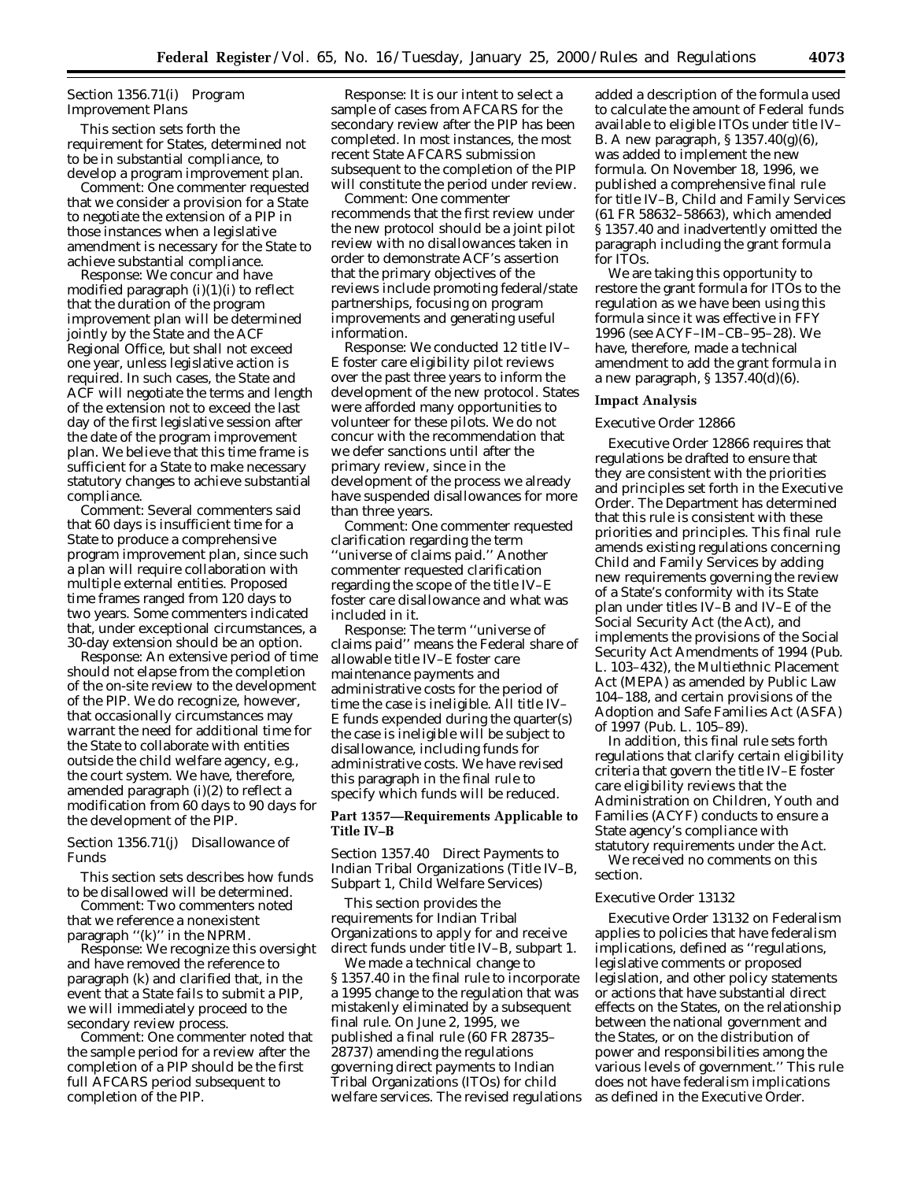### Section 1356.71(i) Program Improvement Plans

This section sets forth the requirement for States, determined not to be in substantial compliance, to develop a program improvement plan.

Comment: One commenter requested that we consider a provision for a State to negotiate the extension of a PIP in those instances when a legislative amendment is necessary for the State to achieve substantial compliance.

Response: We concur and have modified paragraph (i)(1)(i) to reflect that the duration of the program improvement plan will be determined jointly by the State and the ACF Regional Office, but shall not exceed one year, unless legislative action is required. In such cases, the State and ACF will negotiate the terms and length of the extension not to exceed the last day of the first legislative session after the date of the program improvement plan. We believe that this time frame is sufficient for a State to make necessary statutory changes to achieve substantial compliance.

Comment: Several commenters said that 60 days is insufficient time for a State to produce a comprehensive program improvement plan, since such a plan will require collaboration with multiple external entities. Proposed time frames ranged from 120 days to two years. Some commenters indicated that, under exceptional circumstances, a 30-day extension should be an option.

Response: An extensive period of time should not elapse from the completion of the on-site review to the development of the PIP. We do recognize, however, that occasionally circumstances may warrant the need for additional time for the State to collaborate with entities outside the child welfare agency, e.g., the court system. We have, therefore, amended paragraph (i)(2) to reflect a modification from 60 days to 90 days for the development of the PIP.

### Section 1356.71(j) Disallowance of Funds

This section sets describes how funds to be disallowed will be determined.

Comment: Two commenters noted that we reference a nonexistent paragraph ''(k)'' in the NPRM.

Response: We recognize this oversight and have removed the reference to paragraph (k) and clarified that, in the event that a State fails to submit a PIP, we will immediately proceed to the secondary review process.

Comment: One commenter noted that the sample period for a review after the completion of a PIP should be the first full AFCARS period subsequent to completion of the PIP.

Response: It is our intent to select a sample of cases from AFCARS for the secondary review after the PIP has been completed. In most instances, the most recent State AFCARS submission subsequent to the completion of the PIP will constitute the period under review.

Comment: One commenter recommends that the first review under the new protocol should be a joint pilot review with no disallowances taken in order to demonstrate ACF's assertion that the primary objectives of the reviews include promoting federal/state partnerships, focusing on program improvements and generating useful information.

Response: We conducted 12 title IV–E foster care eligibility pilot reviews over the past three years to inform the development of the new protocol. States were afforded many opportunities to volunteer for these pilots. We do not concur with the recommendation that we defer sanctions until after the primary review, since in the development of the process we already have suspended disallowances for more than three years.

Comment: One commenter requested clarification regarding the term ''universe of claims paid.'' Another commenter requested clarification regarding the scope of the title IV–E foster care disallowance and what was included in it.

Response: The term ''universe of claims paid'' means the Federal share of allowable title IV–E foster care maintenance payments and administrative costs for the period of time the case is ineligible. All title IV–E funds expended during the quarter(s) the case is ineligible will be subject to disallowance, including funds for administrative costs. We have revised this paragraph in the final rule to specify which funds will be reduced.

## Part 1357—Requirements Applicable to Title IV–B

### Section 1357.40 Direct Payments to Indian Tribal Organizations (Title IV–B, Subpart 1, Child Welfare Services)

This section provides the requirements for Indian Tribal Organizations to apply for and receive direct funds under title IV–B, subpart 1.

We made a technical change to § 1357.40 in the final rule to incorporate a 1995 change to the regulation that was mistakenly eliminated by a subsequent final rule. On June 2, 1995, we published a final rule (60 FR 28735–28737) amending the regulations governing direct payments to Indian Tribal Organizations (ITOs) for child welfare services. The revised regulations added a description of the formula used to calculate the amount of Federal funds available to eligible ITOs under title IV–B. A new paragraph, § 1357.40(g)(6), was added to implement the new formula. On November 18, 1996, we published a comprehensive final rule for title IV–B, Child and Family Services (61 FR 58632–58663), which amended § 1357.40 and inadvertently omitted the paragraph including the grant formula for ITOs.

We are taking this opportunity to restore the grant formula for ITOs to the regulation as we have been using this formula since it was effective in FFY 1996 (see ACYF–IM–CB–95–28). We have, therefore, made a technical amendment to add the grant formula in a new paragraph, § 1357.40(d)(6).

## Impact Analysis

### Executive Order 12866

Executive Order 12866 requires that regulations be drafted to ensure that they are consistent with the priorities and principles set forth in the Executive Order. The Department has determined that this rule is consistent with these priorities and principles. This final rule amends existing regulations concerning Child and Family Services by adding new requirements governing the review of a State's conformity with its State plan under titles IV–B and IV–E of the Social Security Act (the Act), and implements the provisions of the Social Security Act Amendments of 1994 (Pub. L. 103–432), the Multiethnic Placement Act (MEPA) as amended by Public Law 104–188, and certain provisions of the Adoption and Safe Families Act (ASFA) of 1997 (Pub. L. 105–89).

In addition, this final rule sets forth regulations that clarify certain eligibility criteria that govern the title IV–E foster care eligibility reviews that the Administration on Children, Youth and Families (ACYF) conducts to ensure a State agency's compliance with statutory requirements under the Act.

We received no comments on this section.

### Executive Order 13132

Executive Order 13132 on Federalism applies to policies that have federalism implications, defined as ''regulations, legislative comments or proposed legislation, and other policy statements or actions that have substantial direct effects on the States, on the relationship between the national government and the States, or on the distribution of power and responsibilities among the various levels of government.'' This rule does not have federalism implications as defined in the Executive Order.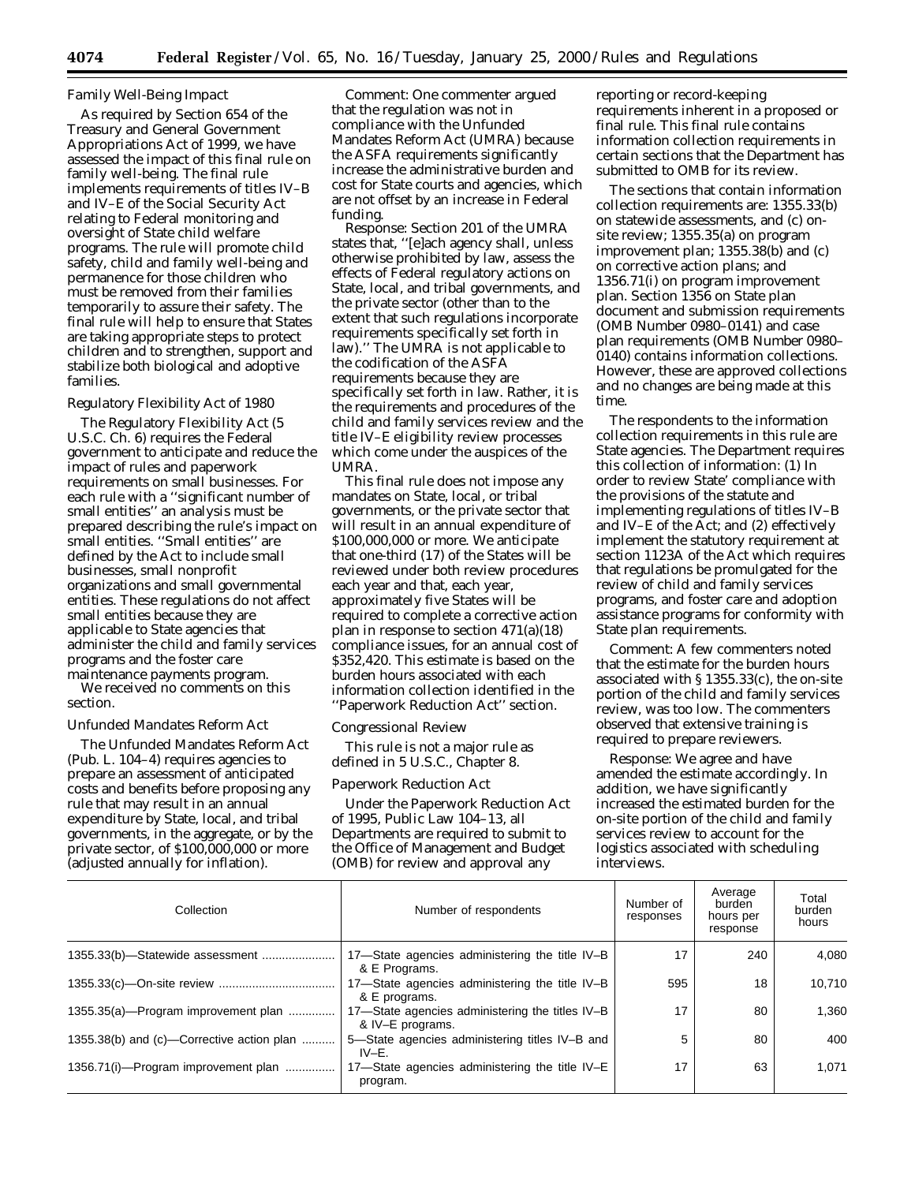### Family Well-Being Impact

As required by Section 654 of the Treasury and General Government Appropriations Act of 1999, we have assessed the impact of this final rule on family well-being. The final rule implements requirements of titles IV–B and IV–E of the Social Security Act relating to Federal monitoring and oversight of State child welfare programs. The rule will promote child safety, child and family well-being and permanence for those children who must be removed from their families temporarily to assure their safety. The final rule will help to ensure that States are taking appropriate steps to protect children and to strengthen, support and stabilize both biological and adoptive families.

### Regulatory Flexibility Act of 1980

The Regulatory Flexibility Act (5 U.S.C. Ch. 6) requires the Federal government to anticipate and reduce the impact of rules and paperwork requirements on small businesses. For each rule with a ''significant number of small entities'' an analysis must be prepared describing the rule's impact on small entities. ''Small entities'' are defined by the Act to include small businesses, small nonprofit organizations and small governmental entities. These regulations do not affect small entities because they are applicable to State agencies that administer the child and family services programs and the foster care maintenance payments program.

We received no comments on this section.

### Unfunded Mandates Reform Act

The Unfunded Mandates Reform Act (Pub. L. 104–4) requires agencies to prepare an assessment of anticipated costs and benefits before proposing any rule that may result in an annual expenditure by State, local, and tribal governments, in the aggregate, or by the private sector, of $100,000,000 or more (adjusted annually for inflation).

*Comment:* One commenter argued that the regulation was not in compliance with the Unfunded Mandates Reform Act (UMRA) because the ASFA requirements significantly increase the administrative burden and cost for State courts and agencies, which are not offset by an increase in Federal funding.

*Response:* Section 201 of the UMRA states that, ''[e]ach agency shall, unless otherwise prohibited by law, assess the effects of Federal regulatory actions on State, local, and tribal governments, and the private sector (other than to the extent that such regulations incorporate requirements specifically set forth in law).'' The UMRA is not applicable to the codification of the ASFA requirements because they are specifically set forth in law. Rather, it is the requirements and procedures of the child and family services review and the title IV–E eligibility review processes which come under the auspices of the UMRA.

This final rule does not impose any mandates on State, local, or tribal governments, or the private sector that will result in an annual expenditure of $100,000,000 or more. We anticipate that one-third (17) of the States will be reviewed under both review procedures each year and that, each year, approximately five States will be required to complete a corrective action plan in response to section 471(a)(18) compliance issues, for an annual cost of $352,420. This estimate is based on the burden hours associated with each information collection identified in the ''Paperwork Reduction Act'' section.

### Congressional Review

This rule is not a major rule as defined in 5 U.S.C., Chapter 8.

### Paperwork Reduction Act

Under the Paperwork Reduction Act of 1995, Public Law 104–13, all Departments are required to submit to the Office of Management and Budget (OMB) for review and approval any reporting or record-keeping requirements inherent in a proposed or final rule. This final rule contains information collection requirements in certain sections that the Department has submitted to OMB for its review.

The sections that contain information collection requirements are: 1355.33(b) on statewide assessments, and (c) on-site review; 1355.35(a) on program improvement plan; 1355.38(b) and (c) on corrective action plans; and 1356.71(i) on program improvement plan. Section 1356 on State plan document and submission requirements (OMB Number 0980–0141) and case plan requirements (OMB Number 0980–0140) contains information collections. However, these are approved collections and no changes are being made at this time.

The respondents to the information collection requirements in this rule are State agencies. The Department requires this collection of information: (1) In order to review State' compliance with the provisions of the statute and implementing regulations of titles IV–B and IV–E of the Act; and (2) effectively implement the statutory requirement at section 1123A of the Act which requires that regulations be promulgated for the review of child and family services programs, and foster care and adoption assistance programs for conformity with State plan requirements.

*Comment:* A few commenters noted that the estimate for the burden hours associated with § 1355.33(c), the on-site portion of the child and family services review, was too low. The commenters observed that extensive training is required to prepare reviewers.

*Response:* We agree and have amended the estimate accordingly. In addition, we have significantly increased the estimated burden for the on-site portion of the child and family services review to account for the logistics associated with scheduling interviews.

| Collection | Number of respondents | Number of responses | Average burden hours per response | Total burden hours |
|---|---|---|---|---|
| 1355.33(b)—Statewide assessment | 17—State agencies administering the title IV–B & E Programs. | 17 | 240 | 4,080 |
| 1355.33(c)—On-site review | 17—State agencies administering the title IV–B & E programs. | 595 | 18 | 10,710 |
| 1355.35(a)—Program improvement plan | 17—State agencies administering the titles IV–B & IV–E programs. | 17 | 80 | 1,360 |
| 1355.38(b) and (c)—Corrective action plan | 5—State agencies administering titles IV–B and IV–E. | 5 | 80 | 400 |
| 1356.71(i)—Program improvement plan | 17—State agencies administering the title IV–E program. | 17 | 63 | 1,071 |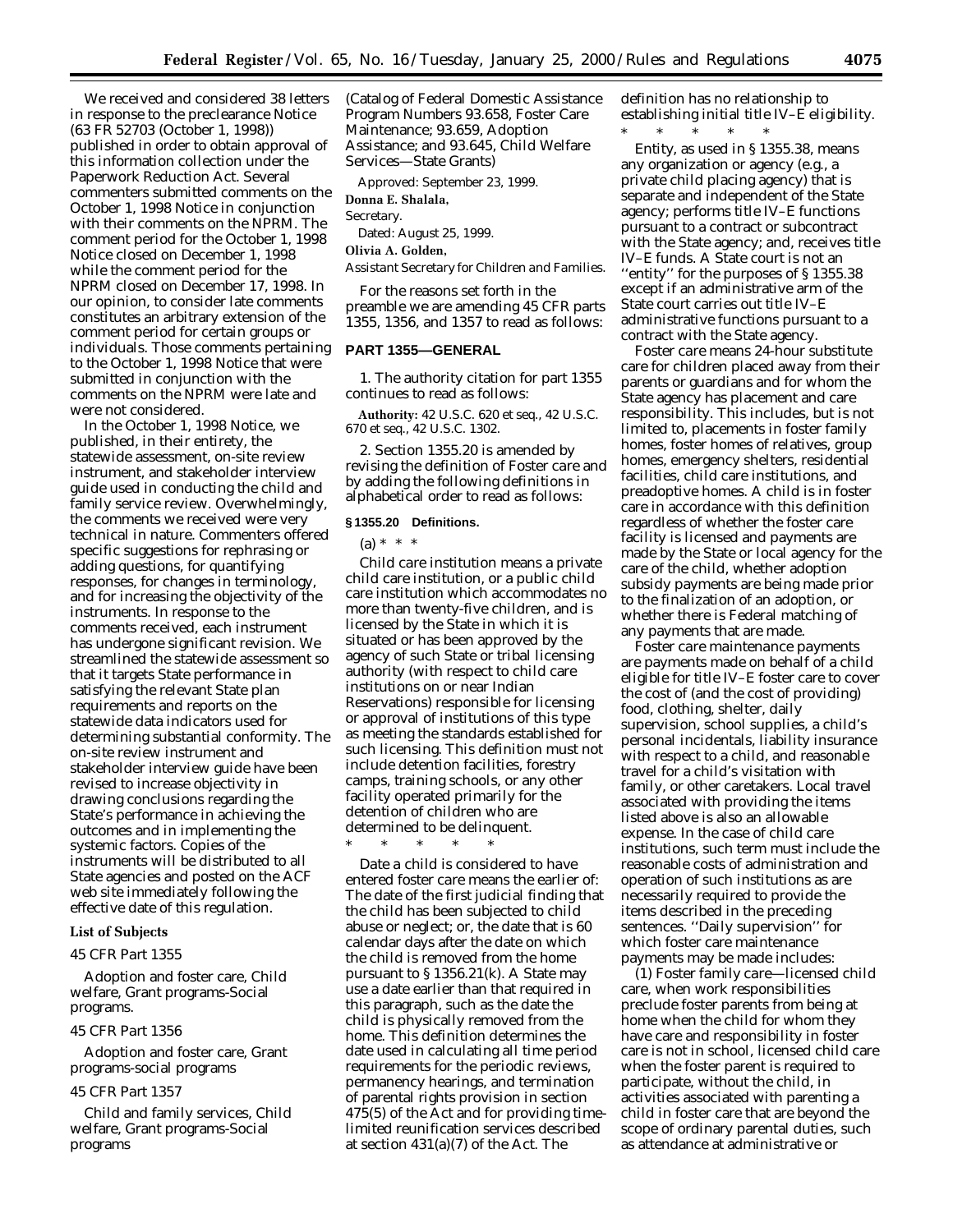We received and considered 38 letters in response to the preclearance Notice (63 FR 52703 (October 1, 1998)) published in order to obtain approval of this information collection under the Paperwork Reduction Act. Several commenters submitted comments on the October 1, 1998 Notice in conjunction with their comments on the NPRM. The comment period for the October 1, 1998 Notice closed on December 1, 1998 while the comment period for the NPRM closed on December 17, 1998. In our opinion, to consider late comments constitutes an arbitrary extension of the comment period for certain groups or individuals. Those comments pertaining to the October 1, 1998 Notice that were submitted in conjunction with the comments on the NPRM were late and were not considered.

In the October 1, 1998 Notice, we published, in their entirety, the statewide assessment, on-site review instrument, and stakeholder interview guide used in conducting the child and family service review. Overwhelmingly, the comments we received were very technical in nature. Commenters offered specific suggestions for rephrasing or adding questions, for quantifying responses, for changes in terminology, and for increasing the objectivity of the instruments. In response to the comments received, each instrument has undergone significant revision. We streamlined the statewide assessment so that it targets State performance in satisfying the relevant State plan requirements and reports on the statewide data indicators used for determining substantial conformity. The on-site review instrument and stakeholder interview guide have been revised to increase objectivity in drawing conclusions regarding the State's performance in achieving the outcomes and in implementing the systemic factors. Copies of the instruments will be distributed to all State agencies and posted on the ACF web site immediately following the effective date of this regulation.

**List of Subjects**

*45 CFR Part 1355*

Adoption and foster care, Child welfare, Grant programs-Social programs.

*45 CFR Part 1356*

Adoption and foster care, Grant programs-social programs

*45 CFR Part 1357*

Child and family services, Child welfare, Grant programs-Social programs

(Catalog of Federal Domestic Assistance Program Numbers 93.658, Foster Care Maintenance; 93.659, Adoption Assistance; and 93.645, Child Welfare Services—State Grants)

Approved: September 23, 1999.

**Donna E. Shalala,**

*Secretary.*

Dated: August 25, 1999.

**Olivia A. Golden,**

*Assistant Secretary for Children and Families.*

For the reasons set forth in the preamble we are amending 45 CFR parts 1355, 1356, and 1357 to read as follows:

**PART 1355—GENERAL**

1. The authority citation for part 1355 continues to read as follows:

**Authority:** 42 U.S.C. 620 *et seq.*, 42 U.S.C. 670 *et seq.*, 42 U.S.C. 1302.

2. Section 1355.20 is amended by revising the definition of Foster care and by adding the following definitions in alphabetical order to read as follows:

**§ 1355.20 Definitions.**

(a) * * *

*Child care institution* means a private child care institution, or a public child care institution which accommodates no more than twenty-five children, and is licensed by the State in which it is situated or has been approved by the agency of such State or tribal licensing authority (with respect to child care institutions on or near Indian Reservations) responsible for licensing or approval of institutions of this type as meeting the standards established for such licensing. This definition must not include detention facilities, forestry camps, training schools, or any other facility operated primarily for the detention of children who are determined to be delinquent.

\* \* \* \* \*

*Date a child is considered to have entered foster care* means the earlier of: The date of the first judicial finding that the child has been subjected to child abuse or neglect; or, the date that is 60 calendar days after the date on which the child is removed from the home pursuant to § 1356.21(k). A State may use a date earlier than that required in this paragraph, such as the date the child is physically removed from the home. This definition determines the date used in calculating all time period requirements for the periodic reviews, permanency hearings, and termination of parental rights provision in section 475(5) of the Act and for providing time-limited reunification services described at section 431(a)(7) of the Act. The definition has no relationship to establishing initial title IV–E eligibility.

\* \* \* \* \*

*Entity*, as used in § 1355.38, means any organization or agency (e.g., a private child placing agency) that is separate and independent of the State agency; performs title IV–E functions pursuant to a contract or subcontract with the State agency; and, receives title IV–E funds. A State court is not an "entity" for the purposes of § 1355.38 except if an administrative arm of the State court carries out title IV–E administrative functions pursuant to a contract with the State agency.

*Foster care* means 24-hour substitute care for children placed away from their parents or guardians and for whom the State agency has placement and care responsibility. This includes, but is not limited to, placements in foster family homes, foster homes of relatives, group homes, emergency shelters, residential facilities, child care institutions, and preadoptive homes. A child is in foster care in accordance with this definition regardless of whether the foster care facility is licensed and payments are made by the State or local agency for the care of the child, whether adoption subsidy payments are being made prior to the finalization of an adoption, or whether there is Federal matching of any payments that are made.

*Foster care maintenance payments* are payments made on behalf of a child eligible for title IV–E foster care to cover the cost of (and the cost of providing) food, clothing, shelter, daily supervision, school supplies, a child's personal incidentals, liability insurance with respect to a child, and reasonable travel for a child's visitation with family, or other caretakers. Local travel associated with providing the items listed above is also an allowable expense. In the case of child care institutions, such term must include the reasonable costs of administration and operation of such institutions as are necessarily required to provide the items described in the preceding sentences. "Daily supervision" for which foster care maintenance payments may be made includes:

(1) Foster family care—licensed child care, when work responsibilities preclude foster parents from being at home when the child for whom they have care and responsibility in foster care is not in school, licensed child care when the foster parent is required to participate, without the child, in activities associated with parenting a child in foster care that are beyond the scope of ordinary parental duties, such as attendance at administrative or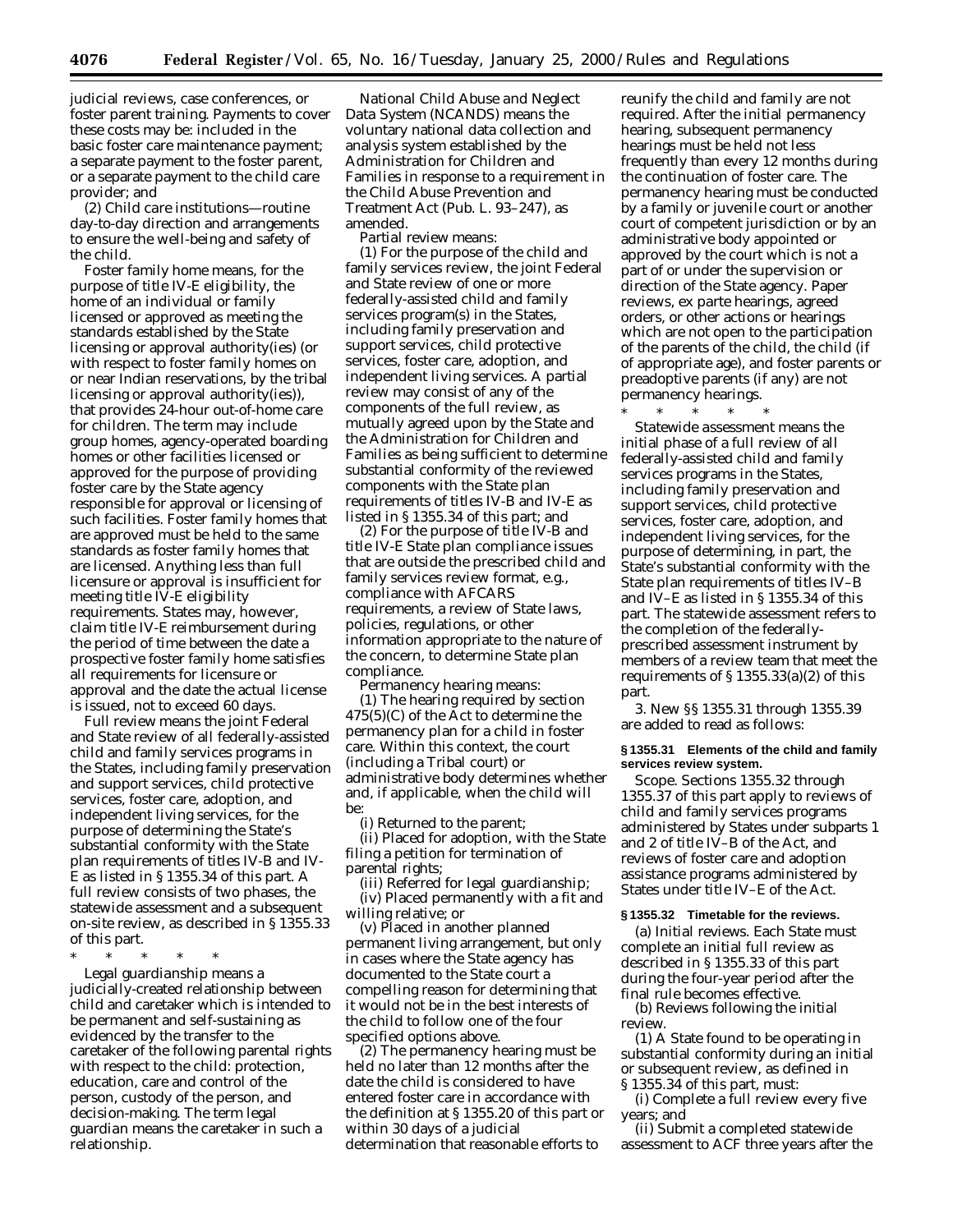judicial reviews, case conferences, or foster parent training. Payments to cover these costs may be: included in the basic foster care maintenance payment; a separate payment to the foster parent, or a separate payment to the child care provider; and

(2) *Child care institutions*—routine day-to-day direction and arrangements to ensure the well-being and safety of the child.

*Foster family home* means, for the purpose of title IV-E eligibility, the home of an individual or family licensed or approved as meeting the standards established by the State licensing or approval authority(ies) (or with respect to foster family homes on or near Indian reservations, by the tribal licensing or approval authority(ies)), that provides 24-hour out-of-home care for children. The term may include group homes, agency-operated boarding homes or other facilities licensed or approved for the purpose of providing foster care by the State agency responsible for approval or licensing of such facilities. Foster family homes that are approved must be held to the same standards as foster family homes that are licensed. Anything less than full licensure or approval is insufficient for meeting title IV-E eligibility requirements. States may, however, claim title IV-E reimbursement during the period of time between the date a prospective foster family home satisfies all requirements for licensure or approval and the date the actual license is issued, not to exceed 60 days.

*Full review* means the joint Federal and State review of all federally-assisted child and family services programs in the States, including family preservation and support services, child protective services, foster care, adoption, and independent living services, for the purpose of determining the State's substantial conformity with the State plan requirements of titles IV-B and IV-E as listed in § 1355.34 of this part. A full review consists of two phases, the statewide assessment and a subsequent on-site review, as described in § 1355.33 of this part.

\* \* \* \* \*

*Legal guardianship* means a judicially-created relationship between child and caretaker which is intended to be permanent and self-sustaining as evidenced by the transfer to the caretaker of the following parental rights with respect to the child: protection, education, care and control of the person, custody of the person, and decision-making. The term legal guardian means the caretaker in such a relationship.

*National Child Abuse and Neglect Data System (NCANDS)* means the voluntary national data collection and analysis system established by the Administration for Children and Families in response to a requirement in the Child Abuse Prevention and Treatment Act (Pub. L. 93–247), as amended.

*Partial review* means:

(1) For the purpose of the child and family services review, the joint Federal and State review of one or more federally-assisted child and family services program(s) in the States, including family preservation and support services, child protective services, foster care, adoption, and independent living services. A partial review may consist of any of the components of the full review, as mutually agreed upon by the State and the Administration for Children and Families as being sufficient to determine substantial conformity of the reviewed components with the State plan requirements of titles IV-B and IV-E as listed in § 1355.34 of this part; and

(2) For the purpose of title IV-B and title IV-E State plan compliance issues that are outside the prescribed child and family services review format, e.g., compliance with AFCARS requirements, a review of State laws, policies, regulations, or other information appropriate to the nature of the concern, to determine State plan compliance.

*Permanency hearing* means:

(1) The hearing required by section 475(5)(C) of the Act to determine the permanency plan for a child in foster care. Within this context, the court (including a Tribal court) or administrative body determines whether and, if applicable, when the child will be:

(i) Returned to the parent;

(ii) Placed for adoption, with the State filing a petition for termination of parental rights;

(iii) Referred for legal guardianship;

(iv) Placed permanently with a fit and willing relative; or

(v) Placed in another planned permanent living arrangement, but only in cases where the State agency has documented to the State court a compelling reason for determining that it would not be in the best interests of the child to follow one of the four specified options above.

(2) The permanency hearing must be held no later than 12 months after the date the child is considered to have entered foster care in accordance with the definition at § 1355.20 of this part or within 30 days of a judicial determination that reasonable efforts to reunify the child and family are not required. After the initial permanency hearing, subsequent permanency hearings must be held not less frequently than every 12 months during the continuation of foster care. The permanency hearing must be conducted by a family or juvenile court or another court of competent jurisdiction or by an administrative body appointed or approved by the court which is not a part of or under the supervision or direction of the State agency. Paper reviews, ex parte hearings, agreed orders, or other actions or hearings which are not open to the participation of the parents of the child, the child (if of appropriate age), and foster parents or preadoptive parents (if any) are not permanency hearings.

\* \* \* \* \*

*Statewide assessment* means the initial phase of a full review of all federally-assisted child and family services programs in the States, including family preservation and support services, child protective services, foster care, adoption, and independent living services, for the purpose of determining, in part, the State's substantial conformity with the State plan requirements of titles IV–B and IV–E as listed in § 1355.34 of this part. The statewide assessment refers to the completion of the federally-prescribed assessment instrument by members of a review team that meet the requirements of § 1355.33(a)(2) of this part.

3. New §§ 1355.31 through 1355.39 are added to read as follows:

**§ 1355.31 Elements of the child and family services review system.**

*Scope.* Sections 1355.32 through 1355.37 of this part apply to reviews of child and family services programs administered by States under subparts 1 and 2 of title IV–B of the Act, and reviews of foster care and adoption assistance programs administered by States under title IV–E of the Act.

**§ 1355.32 Timetable for the reviews.**

(a) *Initial reviews.* Each State must complete an initial full review as described in § 1355.33 of this part during the four-year period after the final rule becomes effective.

(b) *Reviews following the initial review.*

(1) A State found to be operating in substantial conformity during an initial or subsequent review, as defined in § 1355.34 of this part, must:

(i) Complete a full review every five years; and

(ii) Submit a completed statewide assessment to ACF three years after the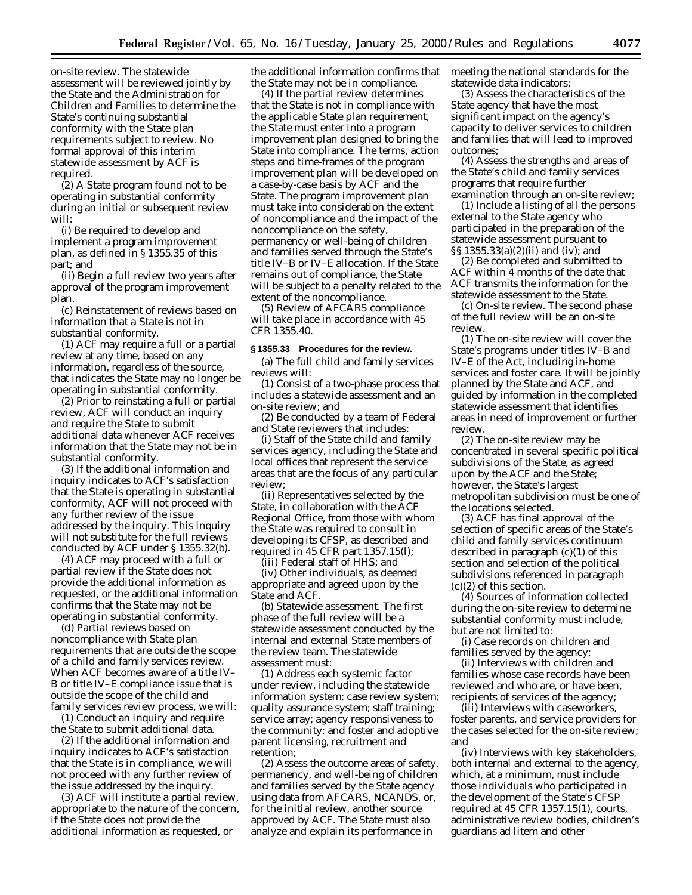on-site review. The statewide assessment will be reviewed jointly by the State and the Administration for Children and Families to determine the State's continuing substantial conformity with the State plan requirements subject to review. No formal approval of this interim statewide assessment by ACF is required.

(2) A State program found not to be operating in substantial conformity during an initial or subsequent review will:

(i) Be required to develop and implement a program improvement plan, as defined in § 1355.35 of this part; and

(ii) Begin a full review two years after approval of the program improvement plan.

(c) *Reinstatement of reviews based on information that a State is not in substantial conformity.*

(1) ACF may require a full or a partial review at any time, based on any information, regardless of the source, that indicates the State may no longer be operating in substantial conformity.

(2) Prior to reinstating a full or partial review, ACF will conduct an inquiry and require the State to submit additional data whenever ACF receives information that the State may not be in substantial conformity.

(3) If the additional information and inquiry indicates to ACF's satisfaction that the State is operating in substantial conformity, ACF will not proceed with any further review of the issue addressed by the inquiry. This inquiry will not substitute for the full reviews conducted by ACF under § 1355.32(b).

(4) ACF may proceed with a full or partial review if the State does not provide the additional information as requested, or the additional information confirms that the State may not be operating in substantial conformity.

(d) *Partial reviews based on noncompliance with State plan requirements that are outside the scope of a child and family services review.* When ACF becomes aware of a title IV–B or title IV–E compliance issue that is outside the scope of the child and family services review process, we will:

(1) Conduct an inquiry and require the State to submit additional data.

(2) If the additional information and inquiry indicates to ACF's satisfaction that the State is in compliance, we will not proceed with any further review of the issue addressed by the inquiry.

(3) ACF will institute a partial review, appropriate to the nature of the concern, if the State does not provide the additional information as requested, or the additional information confirms that the State may not be in compliance.

(4) If the partial review determines that the State is not in compliance with the applicable State plan requirement, the State must enter into a program improvement plan designed to bring the State into compliance. The terms, action steps and time-frames of the program improvement plan will be developed on a case-by-case basis by ACF and the State. The program improvement plan must take into consideration the extent of noncompliance and the impact of the noncompliance on the safety, permanency or well-being of children and families served through the State's title IV–B or IV–E allocation. If the State remains out of compliance, the State will be subject to a penalty related to the extent of the noncompliance.

(5) Review of AFCARS compliance will take place in accordance with 45 CFR 1355.40.

**§ 1355.33 Procedures for the review.**

(a) The full child and family services reviews will:

(1) Consist of a two-phase process that includes a statewide assessment and an on-site review; and

(2) Be conducted by a team of Federal and State reviewers that includes:

(i) Staff of the State child and family services agency, including the State and local offices that represent the service areas that are the focus of any particular review;

(ii) Representatives selected by the State, in collaboration with the ACF Regional Office, from those with whom the State was required to consult in developing its CFSP, as described and required in 45 CFR part 1357.15(l);

(iii) Federal staff of HHS; and

(iv) Other individuals, as deemed appropriate and agreed upon by the State and ACF.

(b) *Statewide assessment.* The first phase of the full review will be a statewide assessment conducted by the internal and external State members of the review team. The statewide assessment must:

(1) Address each systemic factor under review, including the statewide information system; case review system; quality assurance system; staff training; service array; agency responsiveness to the community; and foster and adoptive parent licensing, recruitment and retention;

(2) Assess the outcome areas of safety, permanency, and well-being of children and families served by the State agency using data from AFCARS, NCANDS, or, for the initial review, another source approved by ACF. The State must also analyze and explain its performance in meeting the national standards for the statewide data indicators;

(3) Assess the characteristics of the State agency that have the most significant impact on the agency's capacity to deliver services to children and families that will lead to improved outcomes;

(4) Assess the strengths and areas of the State's child and family services programs that require further examination through an on-site review;

(1) Include a listing of all the persons external to the State agency who participated in the preparation of the statewide assessment pursuant to §§ 1355.33(a)(2)(ii) and (iv); and

(2) Be completed and submitted to ACF within 4 months of the date that ACF transmits the information for the statewide assessment to the State.

(c) *On-site review.* The second phase of the full review will be an on-site review.

(1) The on-site review will cover the State's programs under titles IV–B and IV–E of the Act, including in-home services and foster care. It will be jointly planned by the State and ACF, and guided by information in the completed statewide assessment that identifies areas in need of improvement or further review.

(2) The on-site review may be concentrated in several specific political subdivisions of the State, as agreed upon by the ACF and the State; however, the State's largest metropolitan subdivision must be one of the locations selected.

(3) ACF has final approval of the selection of specific areas of the State's child and family services continuum described in paragraph (c)(1) of this section and selection of the political subdivisions referenced in paragraph (c)(2) of this section.

(4) Sources of information collected during the on-site review to determine substantial conformity must include, but are not limited to:

(i) Case records on children and families served by the agency;

(ii) Interviews with children and families whose case records have been reviewed and who are, or have been, recipients of services of the agency;

(iii) Interviews with caseworkers, foster parents, and service providers for the cases selected for the on-site review; and

(iv) Interviews with key stakeholders, both internal and external to the agency, which, at a minimum, must include those individuals who participated in the development of the State's CFSP required at 45 CFR 1357.15(1), courts, administrative review bodies, children's guardians ad litem and other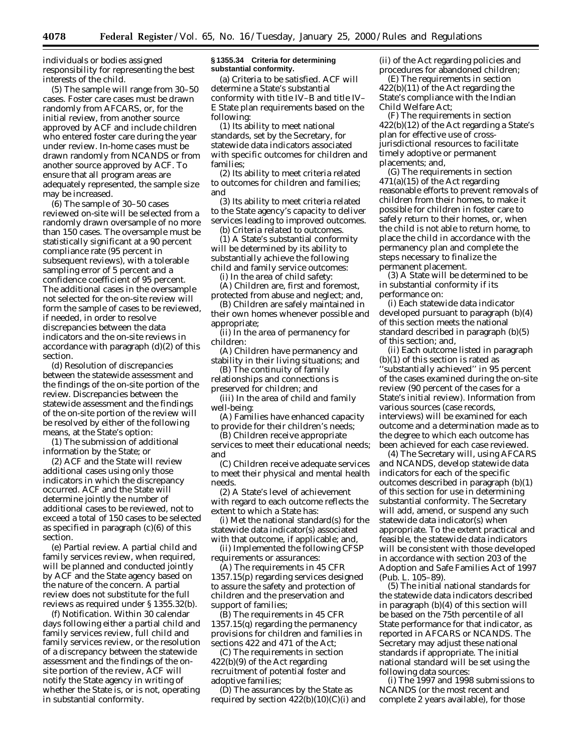individuals or bodies assigned responsibility for representing the best interests of the child.

(5) The sample will range from 30–50 cases. Foster care cases must be drawn randomly from AFCARS, or, for the initial review, from another source approved by ACF and include children who entered foster care during the year under review. In-home cases must be drawn randomly from NCANDS or from another source approved by ACF. To ensure that all program areas are adequately represented, the sample size may be increased.

(6) The sample of 30–50 cases reviewed on-site will be selected from a randomly drawn oversample of no more than 150 cases. The oversample must be statistically significant at a 90 percent compliance rate (95 percent in subsequent reviews), with a tolerable sampling error of 5 percent and a confidence coefficient of 95 percent. The additional cases in the oversample not selected for the on-site review will form the sample of cases to be reviewed, if needed, in order to resolve discrepancies between the data indicators and the on-site reviews in accordance with paragraph (d)(2) of this section.

(d) *Resolution of discrepancies between the statewide assessment and the findings of the on-site portion of the review.* Discrepancies between the statewide assessment and the findings of the on-site portion of the review will be resolved by either of the following means, at the State's option:

(1) The submission of additional information by the State; or

(2) ACF and the State will review additional cases using only those indicators in which the discrepancy occurred. ACF and the State will determine jointly the number of additional cases to be reviewed, not to exceed a total of 150 cases to be selected as specified in paragraph (c)(6) of this section.

(e) *Partial review.* A partial child and family services review, when required, will be planned and conducted jointly by ACF and the State agency based on the nature of the concern. A partial review does not substitute for the full reviews as required under § 1355.32(b).

(f) *Notification.* Within 30 calendar days following either a partial child and family services review, full child and family services review, or the resolution of a discrepancy between the statewide assessment and the findings of the on-site portion of the review, ACF will notify the State agency in writing of whether the State is, or is not, operating in substantial conformity.

**§ 1355.34 Criteria for determining substantial conformity.**

(a) *Criteria to be satisfied.* ACF will determine a State's substantial conformity with title IV–B and title IV–E State plan requirements based on the following:

(1) Its ability to meet national standards, set by the Secretary, for statewide data indicators associated with specific outcomes for children and families;

(2) Its ability to meet criteria related to outcomes for children and families; and

(3) Its ability to meet criteria related to the State agency's capacity to deliver services leading to improved outcomes.

(b) *Criteria related to outcomes.*

(1) A State's substantial conformity will be determined by its ability to substantially achieve the following child and family service outcomes:

(i) In the area of child safety:

(A) Children are, first and foremost, protected from abuse and neglect; and,

(B) Children are safely maintained in their own homes whenever possible and appropriate;

(ii) In the area of permanency for children:

(A) Children have permanency and stability in their living situations; and

(B) The continuity of family relationships and connections is preserved for children; and

(iii) In the area of child and family well-being:

(A) Families have enhanced capacity to provide for their children's needs;

(B) Children receive appropriate services to meet their educational needs; and

(C) Children receive adequate services to meet their physical and mental health needs.

(2) A State's level of achievement with regard to each outcome reflects the extent to which a State has:

(i) Met the national standard(s) for the statewide data indicator(s) associated with that outcome, if applicable; and,

(ii) Implemented the following CFSP requirements or assurances:

(A) The requirements in 45 CFR 1357.15(p) regarding services designed to assure the safety and protection of children and the preservation and support of families;

(B) The requirements in 45 CFR 1357.15(q) regarding the permanency provisions for children and families in sections 422 and 471 of the Act;

(C) The requirements in section 422(b)(9) of the Act regarding recruitment of potential foster and adoptive families;

(D) The assurances by the State as required by section 422(b)(10)(C)(i) and (ii) of the Act regarding policies and procedures for abandoned children;

(E) The requirements in section 422(b)(11) of the Act regarding the State's compliance with the Indian Child Welfare Act;

(F) The requirements in section 422(b)(12) of the Act regarding a State's plan for effective use of cross-jurisdictional resources to facilitate timely adoptive or permanent placements; and,

(G) The requirements in section 471(a)(15) of the Act regarding reasonable efforts to prevent removals of children from their homes, to make it possible for children in foster care to safely return to their homes, or, when the child is not able to return home, to place the child in accordance with the permanency plan and complete the steps necessary to finalize the permanent placement.

(3) A State will be determined to be in substantial conformity if its performance on:

(i) Each statewide data indicator developed pursuant to paragraph (b)(4) of this section meets the national standard described in paragraph (b)(5) of this section; and,

(ii) Each outcome listed in paragraph (b)(1) of this section is rated as ''substantially achieved'' in 95 percent of the cases examined during the on-site review (90 percent of the cases for a State's initial review). Information from various sources (case records, interviews) will be examined for each outcome and a determination made as to the degree to which each outcome has been achieved for each case reviewed.

(4) The Secretary will, using AFCARS and NCANDS, develop statewide data indicators for each of the specific outcomes described in paragraph (b)(1) of this section for use in determining substantial conformity. The Secretary will add, amend, or suspend any such statewide data indicator(s) when appropriate. To the extent practical and feasible, the statewide data indicators will be consistent with those developed in accordance with section 203 of the Adoption and Safe Families Act of 1997 (Pub. L. 105–89).

(5) The initial national standards for the statewide data indicators described in paragraph (b)(4) of this section will be based on the 75th percentile of all State performance for that indicator, as reported in AFCARS or NCANDS. The Secretary may adjust these national standards if appropriate. The initial national standard will be set using the following data sources:

(i) The 1997 and 1998 submissions to NCANDS (or the most recent and complete 2 years available), for those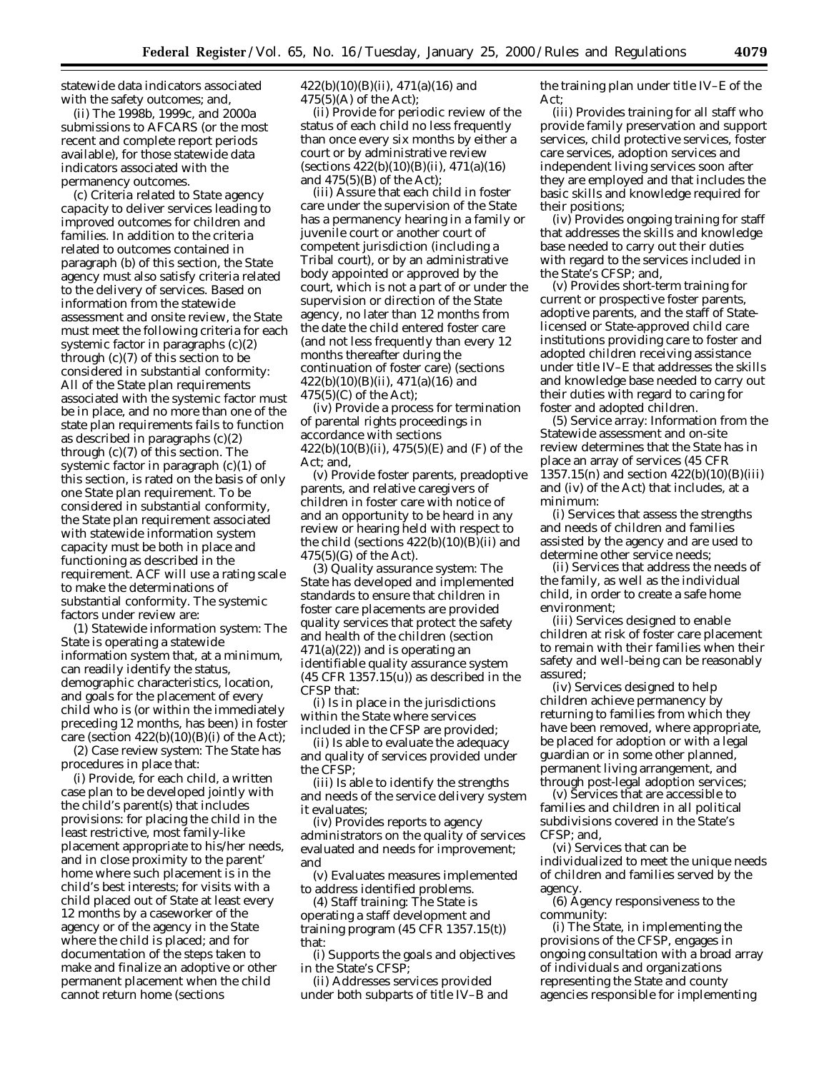statewide data indicators associated with the safety outcomes; and,

(ii) The 1998b, 1999c, and 2000a submissions to AFCARS (or the most recent and complete report periods available), for those statewide data indicators associated with the permanency outcomes.

(c) *Criteria related to State agency capacity to deliver services leading to improved outcomes for children and families.* In addition to the criteria related to outcomes contained in paragraph (b) of this section, the State agency must also satisfy criteria related to the delivery of services. Based on information from the statewide assessment and onsite review, the State must meet the following criteria for each systemic factor in paragraphs (c)(2) through (c)(7) of this section to be considered in substantial conformity: All of the State plan requirements associated with the systemic factor must be in place, and no more than one of the state plan requirements fails to function as described in paragraphs (c)(2) through (c)(7) of this section. The systemic factor in paragraph (c)(1) of this section, is rated on the basis of only one State plan requirement. To be considered in substantial conformity, the State plan requirement associated with statewide information system capacity must be both in place and functioning as described in the requirement. ACF will use a rating scale to make the determinations of substantial conformity. The systemic factors under review are:

(1) *Statewide information system:* The State is operating a statewide information system that, at a minimum, can readily identify the status, demographic characteristics, location, and goals for the placement of every child who is (or within the immediately preceding 12 months, has been) in foster care (section 422(b)(10)(B)(i) of the Act);

(2) *Case review system:* The State has procedures in place that:

(i) Provide, for each child, a written case plan to be developed jointly with the child's parent(s) that includes provisions: for placing the child in the least restrictive, most family-like placement appropriate to his/her needs, and in close proximity to the parent' home where such placement is in the child's best interests; for visits with a child placed out of State at least every 12 months by a caseworker of the agency or of the agency in the State where the child is placed; and for documentation of the steps taken to make and finalize an adoptive or other permanent placement when the child cannot return home (sections 422(b)(10)(B)(ii), 471(a)(16) and 475(5)(A) of the Act);

(ii) Provide for periodic review of the status of each child no less frequently than once every six months by either a court or by administrative review (sections 422(b)(10)(B)(ii), 471(a)(16) and 475(5)(B) of the Act);

(iii) Assure that each child in foster care under the supervision of the State has a permanency hearing in a family or juvenile court or another court of competent jurisdiction (including a Tribal court), or by an administrative body appointed or approved by the court, which is not a part of or under the supervision or direction of the State agency, no later than 12 months from the date the child entered foster care (and not less frequently than every 12 months thereafter during the continuation of foster care) (sections 422(b)(10)(B)(ii), 471(a)(16) and 475(5)(C) of the Act);

(iv) Provide a process for termination of parental rights proceedings in accordance with sections 422(b)(10(B)(ii), 475(5)(E) and (F) of the Act; and,

(v) Provide foster parents, preadoptive parents, and relative caregivers of children in foster care with notice of and an opportunity to be heard in any review or hearing held with respect to the child (sections 422(b)(10)(B)(ii) and 475(5)(G) of the Act).

(3) *Quality assurance system:* The State has developed and implemented standards to ensure that children in foster care placements are provided quality services that protect the safety and health of the children (section 471(a)(22)) and is operating an identifiable quality assurance system (45 CFR 1357.15(u)) as described in the CFSP that:

(i) Is in place in the jurisdictions within the State where services included in the CFSP are provided;

(ii) Is able to evaluate the adequacy and quality of services provided under the CFSP;

(iii) Is able to identify the strengths and needs of the service delivery system it evaluates;

(iv) Provides reports to agency administrators on the quality of services evaluated and needs for improvement; and

(v) Evaluates measures implemented to address identified problems.

(4) *Staff training:* The State is operating a staff development and training program (45 CFR 1357.15(t)) that:

(i) Supports the goals and objectives in the State's CFSP;

(ii) Addresses services provided under both subparts of title IV–B and the training plan under title IV–E of the Act;

(iii) Provides training for all staff who provide family preservation and support services, child protective services, foster care services, adoption services and independent living services soon after they are employed and that includes the basic skills and knowledge required for their positions;

(iv) Provides ongoing training for staff that addresses the skills and knowledge base needed to carry out their duties with regard to the services included in the State's CFSP; and,

(v) Provides short-term training for current or prospective foster parents, adoptive parents, and the staff of State-licensed or State-approved child care institutions providing care to foster and adopted children receiving assistance under title IV–E that addresses the skills and knowledge base needed to carry out their duties with regard to caring for foster and adopted children.

(5) *Service array:* Information from the Statewide assessment and on-site review determines that the State has in place an array of services (45 CFR 1357.15(n) and section 422(b)(10)(B)(iii) and (iv) of the Act) that includes, at a minimum:

(i) Services that assess the strengths and needs of children and families assisted by the agency and are used to determine other service needs;

(ii) Services that address the needs of the family, as well as the individual child, in order to create a safe home environment;

(iii) Services designed to enable children at risk of foster care placement to remain with their families when their safety and well-being can be reasonably assured;

(iv) Services designed to help children achieve permanency by returning to families from which they have been removed, where appropriate, be placed for adoption or with a legal guardian or in some other planned, permanent living arrangement, and through post-legal adoption services;

(v) Services that are accessible to families and children in all political subdivisions covered in the State's CFSP; and,

(vi) Services that can be individualized to meet the unique needs of children and families served by the agency.

(6) *Agency responsiveness to the community:*

(i) The State, in implementing the provisions of the CFSP, engages in ongoing consultation with a broad array of individuals and organizations representing the State and county agencies responsible for implementing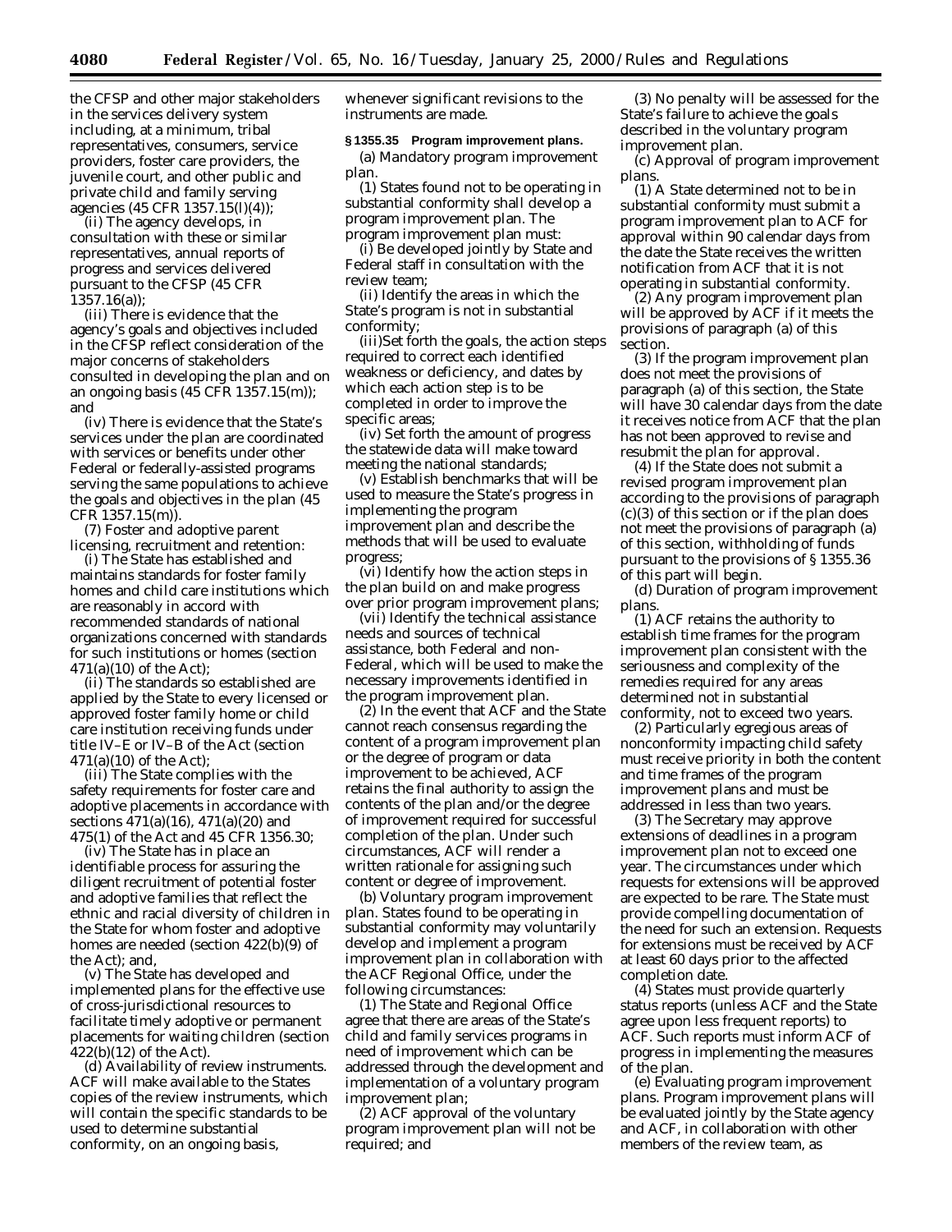the CFSP and other major stakeholders in the services delivery system including, at a minimum, tribal representatives, consumers, service providers, foster care providers, the juvenile court, and other public and private child and family serving agencies (45 CFR 1357.15(l)(4));

(ii) The agency develops, in consultation with these or similar representatives, annual reports of progress and services delivered pursuant to the CFSP (45 CFR 1357.16(a));

(iii) There is evidence that the agency's goals and objectives included in the CFSP reflect consideration of the major concerns of stakeholders consulted in developing the plan and on an ongoing basis (45 CFR 1357.15(m)); and

(iv) There is evidence that the State's services under the plan are coordinated with services or benefits under other Federal or federally-assisted programs serving the same populations to achieve the goals and objectives in the plan (45 CFR 1357.15(m)).

(7) *Foster and adoptive parent licensing, recruitment and retention:*

(i) The State has established and maintains standards for foster family homes and child care institutions which are reasonably in accord with recommended standards of national organizations concerned with standards for such institutions or homes (section 471(a)(10) of the Act);

(ii) The standards so established are applied by the State to every licensed or approved foster family home or child care institution receiving funds under title IV–E or IV–B of the Act (section 471(a)(10) of the Act);

(iii) The State complies with the safety requirements for foster care and adoptive placements in accordance with sections 471(a)(16), 471(a)(20) and 475(1) of the Act and 45 CFR 1356.30;

(iv) The State has in place an identifiable process for assuring the diligent recruitment of potential foster and adoptive families that reflect the ethnic and racial diversity of children in the State for whom foster and adoptive homes are needed (section 422(b)(9) of the Act); and,

(v) The State has developed and implemented plans for the effective use of cross-jurisdictional resources to facilitate timely adoptive or permanent placements for waiting children (section 422(b)(12) of the Act).

(d) *Availability of review instruments.* ACF will make available to the States copies of the review instruments, which will contain the specific standards to be used to determine substantial conformity, on an ongoing basis, whenever significant revisions to the instruments are made.

**§ 1355.35 Program improvement plans.**

(a) *Mandatory program improvement plan.*

(1) States found not to be operating in substantial conformity shall develop a program improvement plan. The program improvement plan must:

(i) Be developed jointly by State and Federal staff in consultation with the review team;

(ii) Identify the areas in which the State's program is not in substantial conformity;

(iii)Set forth the goals, the action steps required to correct each identified weakness or deficiency, and dates by which each action step is to be completed in order to improve the specific areas;

(iv) Set forth the amount of progress the statewide data will make toward meeting the national standards;

(v) Establish benchmarks that will be used to measure the State's progress in implementing the program improvement plan and describe the methods that will be used to evaluate progress;

(vi) Identify how the action steps in the plan build on and make progress over prior program improvement plans;

(vii) Identify the technical assistance needs and sources of technical assistance, both Federal and non-Federal, which will be used to make the necessary improvements identified in the program improvement plan.

(2) In the event that ACF and the State cannot reach consensus regarding the content of a program improvement plan or the degree of program or data improvement to be achieved, ACF retains the final authority to assign the contents of the plan and/or the degree of improvement required for successful completion of the plan. Under such circumstances, ACF will render a written rationale for assigning such content or degree of improvement.

(b) *Voluntary program improvement plan.* States found to be operating in substantial conformity may voluntarily develop and implement a program improvement plan in collaboration with the ACF Regional Office, under the following circumstances:

(1) The State and Regional Office agree that there are areas of the State's child and family services programs in need of improvement which can be addressed through the development and implementation of a voluntary program improvement plan;

(2) ACF approval of the voluntary program improvement plan will not be required; and

(3) No penalty will be assessed for the State's failure to achieve the goals described in the voluntary program improvement plan.

(c) *Approval of program improvement plans.*

(1) A State determined not to be in substantial conformity must submit a program improvement plan to ACF for approval within 90 calendar days from the date the State receives the written notification from ACF that it is not operating in substantial conformity.

(2) Any program improvement plan will be approved by ACF if it meets the provisions of paragraph (a) of this section.

(3) If the program improvement plan does not meet the provisions of paragraph (a) of this section, the State will have 30 calendar days from the date it receives notice from ACF that the plan has not been approved to revise and resubmit the plan for approval.

(4) If the State does not submit a revised program improvement plan according to the provisions of paragraph (c)(3) of this section or if the plan does not meet the provisions of paragraph (a) of this section, withholding of funds pursuant to the provisions of § 1355.36 of this part will begin.

(d) *Duration of program improvement plans.*

(1) ACF retains the authority to establish time frames for the program improvement plan consistent with the seriousness and complexity of the remedies required for any areas determined not in substantial conformity, not to exceed two years.

(2) Particularly egregious areas of nonconformity impacting child safety must receive priority in both the content and time frames of the program improvement plans and must be addressed in less than two years.

(3) The Secretary may approve extensions of deadlines in a program improvement plan not to exceed one year. The circumstances under which requests for extensions will be approved are expected to be rare. The State must provide compelling documentation of the need for such an extension. Requests for extensions must be received by ACF at least 60 days prior to the affected completion date.

(4) States must provide quarterly status reports (unless ACF and the State agree upon less frequent reports) to ACF. Such reports must inform ACF of progress in implementing the measures of the plan.

(e) *Evaluating program improvement plans.* Program improvement plans will be evaluated jointly by the State agency and ACF, in collaboration with other members of the review team, as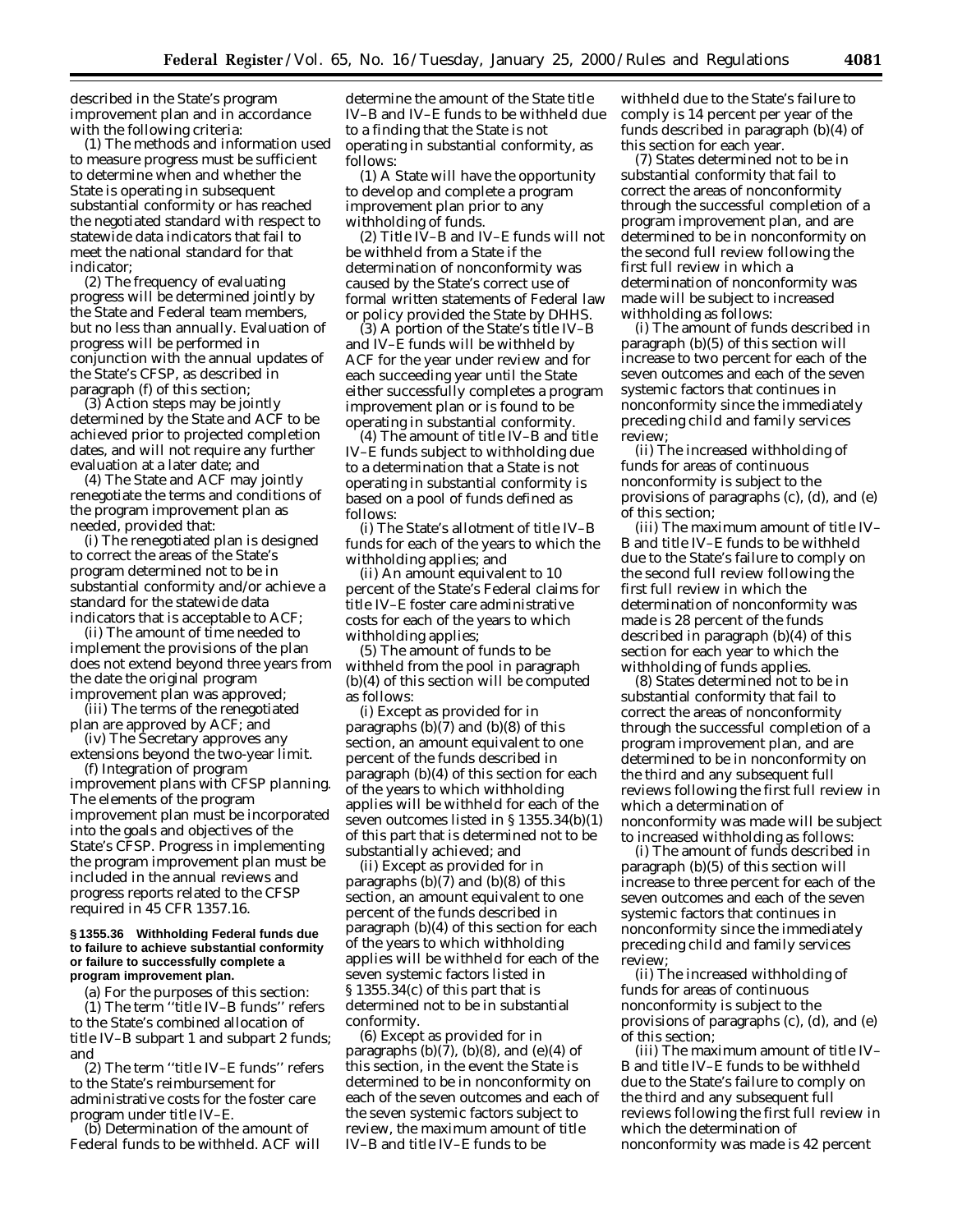described in the State's program improvement plan and in accordance with the following criteria:

(1) The methods and information used to measure progress must be sufficient to determine when and whether the State is operating in subsequent substantial conformity or has reached the negotiated standard with respect to statewide data indicators that fail to meet the national standard for that indicator;

(2) The frequency of evaluating progress will be determined jointly by the State and Federal team members, but no less than annually. Evaluation of progress will be performed in conjunction with the annual updates of the State's CFSP, as described in paragraph (f) of this section;

(3) Action steps may be jointly determined by the State and ACF to be achieved prior to projected completion dates, and will not require any further evaluation at a later date; and

(4) The State and ACF may jointly renegotiate the terms and conditions of the program improvement plan as needed, provided that:

(i) The renegotiated plan is designed to correct the areas of the State's program determined not to be in substantial conformity and/or achieve a standard for the statewide data indicators that is acceptable to ACF;

(ii) The amount of time needed to implement the provisions of the plan does not extend beyond three years from the date the original program improvement plan was approved;

(iii) The terms of the renegotiated plan are approved by ACF; and

(iv) The Secretary approves any extensions beyond the two-year limit.

(f) *Integration of program improvement plans with CFSP planning.* The elements of the program improvement plan must be incorporated into the goals and objectives of the State's CFSP. Progress in implementing the program improvement plan must be included in the annual reviews and progress reports related to the CFSP required in 45 CFR 1357.16.

**§ 1355.36 Withholding Federal funds due to failure to achieve substantial conformity or failure to successfully complete a program improvement plan.**

(a) For the purposes of this section:

(1) The term ''title IV–B funds'' refers to the State's combined allocation of title IV–B subpart 1 and subpart 2 funds; and

(2) The term ''title IV–E funds'' refers to the State's reimbursement for administrative costs for the foster care program under title IV–E.

(b) *Determination of the amount of Federal funds to be withheld.* ACF will determine the amount of the State title IV–B and IV–E funds to be withheld due to a finding that the State is not operating in substantial conformity, as follows:

(1) A State will have the opportunity to develop and complete a program improvement plan prior to any withholding of funds.

(2) Title IV–B and IV–E funds will not be withheld from a State if the determination of nonconformity was caused by the State's correct use of formal written statements of Federal law or policy provided the State by DHHS.

(3) A portion of the State's title IV–B and IV–E funds will be withheld by ACF for the year under review and for each succeeding year until the State either successfully completes a program improvement plan or is found to be operating in substantial conformity.

(4) The amount of title IV–B and title IV–E funds subject to withholding due to a determination that a State is not operating in substantial conformity is based on a pool of funds defined as follows:

(i) The State's allotment of title IV–B funds for each of the years to which the withholding applies; and

(ii) An amount equivalent to 10 percent of the State's Federal claims for title IV–E foster care administrative costs for each of the years to which withholding applies;

(5) The amount of funds to be withheld from the pool in paragraph (b)(4) of this section will be computed as follows:

(i) Except as provided for in paragraphs (b)(7) and (b)(8) of this section, an amount equivalent to one percent of the funds described in paragraph (b)(4) of this section for each of the years to which withholding applies will be withheld for each of the seven outcomes listed in § 1355.34(b)(1) of this part that is determined not to be substantially achieved; and

(ii) Except as provided for in paragraphs (b)(7) and (b)(8) of this section, an amount equivalent to one percent of the funds described in paragraph (b)(4) of this section for each of the years to which withholding applies will be withheld for each of the seven systemic factors listed in § 1355.34(c) of this part that is determined not to be in substantial conformity.

(6) Except as provided for in paragraphs (b)(7), (b)(8), and (e)(4) of this section, in the event the State is determined to be in nonconformity on each of the seven outcomes and each of the seven systemic factors subject to review, the maximum amount of title IV–B and title IV–E funds to be withheld due to the State's failure to comply is 14 percent per year of the funds described in paragraph (b)(4) of this section for each year.

(7) States determined not to be in substantial conformity that fail to correct the areas of nonconformity through the successful completion of a program improvement plan, and are determined to be in nonconformity on the second full review following the first full review in which a determination of nonconformity was made will be subject to increased withholding as follows:

(i) The amount of funds described in paragraph (b)(5) of this section will increase to two percent for each of the seven outcomes and each of the seven systemic factors that continues in nonconformity since the immediately preceding child and family services review;

(ii) The increased withholding of funds for areas of continuous nonconformity is subject to the provisions of paragraphs (c), (d), and (e) of this section;

(iii) The maximum amount of title IV–B and title IV–E funds to be withheld due to the State's failure to comply on the second full review following the first full review in which the determination of nonconformity was made is 28 percent of the funds described in paragraph (b)(4) of this section for each year to which the withholding of funds applies.

(8) States determined not to be in substantial conformity that fail to correct the areas of nonconformity through the successful completion of a program improvement plan, and are determined to be in nonconformity on the third and any subsequent full reviews following the first full review in which a determination of nonconformity was made will be subject to increased withholding as follows:

(i) The amount of funds described in paragraph (b)(5) of this section will increase to three percent for each of the seven outcomes and each of the seven systemic factors that continues in nonconformity since the immediately preceding child and family services review;

(ii) The increased withholding of funds for areas of continuous nonconformity is subject to the provisions of paragraphs (c), (d), and (e) of this section;

(iii) The maximum amount of title IV–B and title IV–E funds to be withheld due to the State's failure to comply on the third and any subsequent full reviews following the first full review in which the determination of nonconformity was made is 42 percent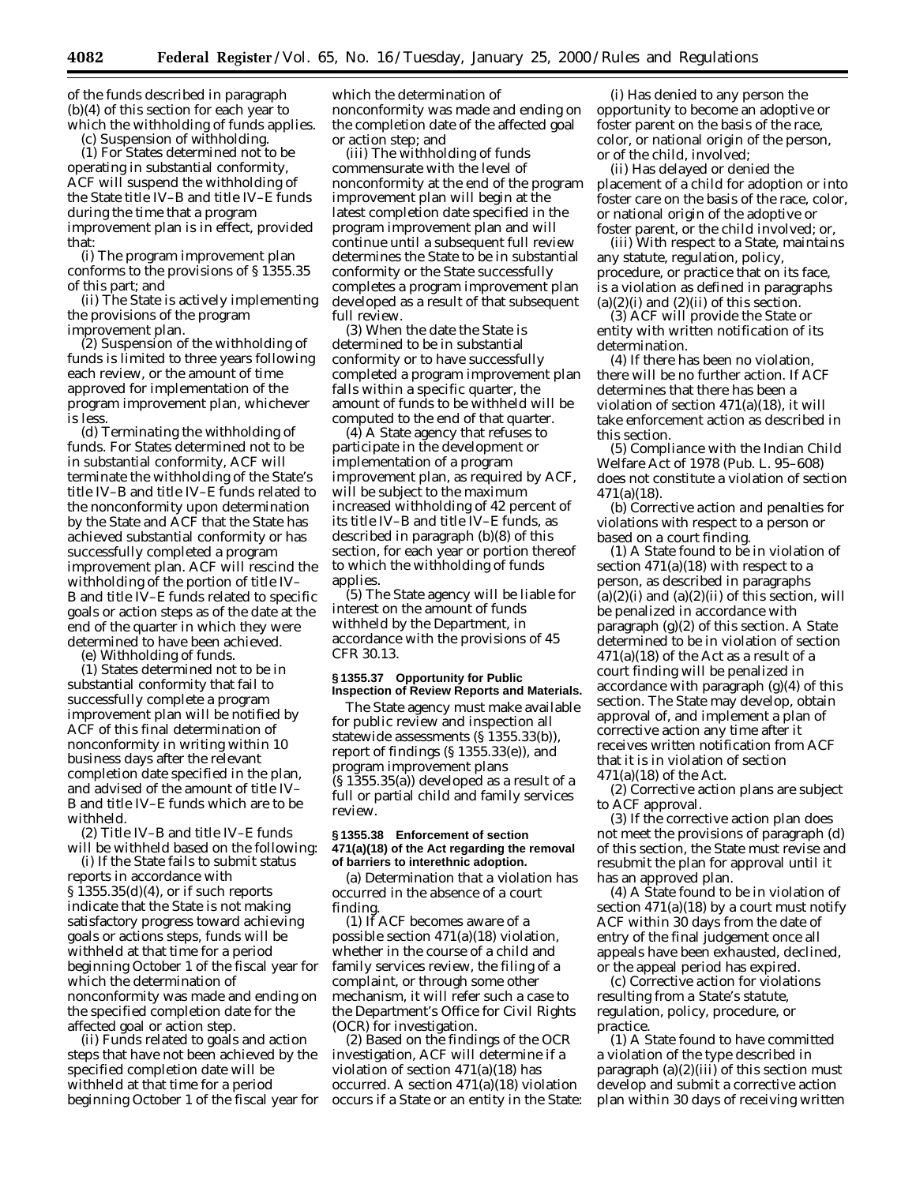of the funds described in paragraph (b)(4) of this section for each year to which the withholding of funds applies.

(c) Suspension of withholding.

(1) For States determined not to be operating in substantial conformity, ACF will suspend the withholding of the State title IV–B and title IV–E funds during the time that a program improvement plan is in effect, provided that:

(i) The program improvement plan conforms to the provisions of § 1355.35 of this part; and

(ii) The State is actively implementing the provisions of the program improvement plan.

(2) Suspension of the withholding of funds is limited to three years following each review, or the amount of time approved for implementation of the program improvement plan, whichever is less.

(d) Terminating the withholding of funds. For States determined not to be in substantial conformity, ACF will terminate the withholding of the State's title IV–B and title IV–E funds related to the nonconformity upon determination by the State and ACF that the State has achieved substantial conformity or has successfully completed a program improvement plan. ACF will rescind the withholding of the portion of title IV–B and title IV–E funds related to specific goals or action steps as of the date at the end of the quarter in which they were determined to have been achieved.

(e) Withholding of funds.

(1) States determined not to be in substantial conformity that fail to successfully complete a program improvement plan will be notified by ACF of this final determination of nonconformity in writing within 10 business days after the relevant completion date specified in the plan, and advised of the amount of title IV–B and title IV–E funds which are to be withheld.

(2) Title IV–B and title IV–E funds will be withheld based on the following:

(i) If the State fails to submit status reports in accordance with § 1355.35(d)(4), or if such reports indicate that the State is not making satisfactory progress toward achieving goals or actions steps, funds will be withheld at that time for a period beginning October 1 of the fiscal year for which the determination of nonconformity was made and ending on the specified completion date for the affected goal or action step.

(ii) Funds related to goals and action steps that have not been achieved by the specified completion date will be withheld at that time for a period beginning October 1 of the fiscal year for which the determination of nonconformity was made and ending on the completion date of the affected goal or action step; and

(iii) The withholding of funds commensurate with the level of nonconformity at the end of the program improvement plan will begin at the latest completion date specified in the program improvement plan and will continue until a subsequent full review determines the State to be in substantial conformity or the State successfully completes a program improvement plan developed as a result of that subsequent full review.

(3) When the date the State is determined to be in substantial conformity or to have successfully completed a program improvement plan falls within a specific quarter, the amount of funds to be withheld will be computed to the end of that quarter.

(4) A State agency that refuses to participate in the development or implementation of a program improvement plan, as required by ACF, will be subject to the maximum increased withholding of 42 percent of its title IV–B and title IV–E funds, as described in paragraph (b)(8) of this section, for each year or portion thereof to which the withholding of funds applies.

(5) The State agency will be liable for interest on the amount of funds withheld by the Department, in accordance with the provisions of 45 CFR 30.13.

### § 1355.37 Opportunity for Public Inspection of Review Reports and Materials.

The State agency must make available for public review and inspection all statewide assessments (§ 1355.33(b)), report of findings (§ 1355.33(e)), and program improvement plans (§ 1355.35(a)) developed as a result of a full or partial child and family services review.

### § 1355.38 Enforcement of section 471(a)(18) of the Act regarding the removal of barriers to interethnic adoption.

(a) *Determination that a violation has occurred in the absence of a court finding.*

(1) If ACF becomes aware of a possible section 471(a)(18) violation, whether in the course of a child and family services review, the filing of a complaint, or through some other mechanism, it will refer such a case to the Department's Office for Civil Rights (OCR) for investigation.

(2) Based on the findings of the OCR investigation, ACF will determine if a violation of section 471(a)(18) has occurred. A section 471(a)(18) violation occurs if a State or an entity in the State:

(i) Has denied to any person the opportunity to become an adoptive or foster parent on the basis of the race, color, or national origin of the person, or of the child, involved;

(ii) Has delayed or denied the placement of a child for adoption or into foster care on the basis of the race, color, or national origin of the adoptive or foster parent, or the child involved; or,

(iii) With respect to a State, maintains any statute, regulation, policy, procedure, or practice that on its face, is a violation as defined in paragraphs (a)(2)(i) and (2)(ii) of this section.

(3) ACF will provide the State or entity with written notification of its determination.

(4) If there has been no violation, there will be no further action. If ACF determines that there has been a violation of section 471(a)(18), it will take enforcement action as described in this section.

(5) Compliance with the Indian Child Welfare Act of 1978 (Pub. L. 95–608) does not constitute a violation of section 471(a)(18).

(b) *Corrective action and penalties for violations with respect to a person or based on a court finding.*

(1) A State found to be in violation of section 471(a)(18) with respect to a person, as described in paragraphs (a)(2)(i) and (a)(2)(ii) of this section, will be penalized in accordance with paragraph (g)(2) of this section. A State determined to be in violation of section 471(a)(18) of the Act as a result of a court finding will be penalized in accordance with paragraph (g)(4) of this section. The State may develop, obtain approval of, and implement a plan of corrective action any time after it receives written notification from ACF that it is in violation of section 471(a)(18) of the Act.

(2) Corrective action plans are subject to ACF approval.

(3) If the corrective action plan does not meet the provisions of paragraph (d) of this section, the State must revise and resubmit the plan for approval until it has an approved plan.

(4) A State found to be in violation of section 471(a)(18) by a court must notify ACF within 30 days from the date of entry of the final judgement once all appeals have been exhausted, declined, or the appeal period has expired.

(c) *Corrective action for violations resulting from a State's statute, regulation, policy, procedure, or practice.*

(1) A State found to have committed a violation of the type described in paragraph (a)(2)(iii) of this section must develop and submit a corrective action plan within 30 days of receiving written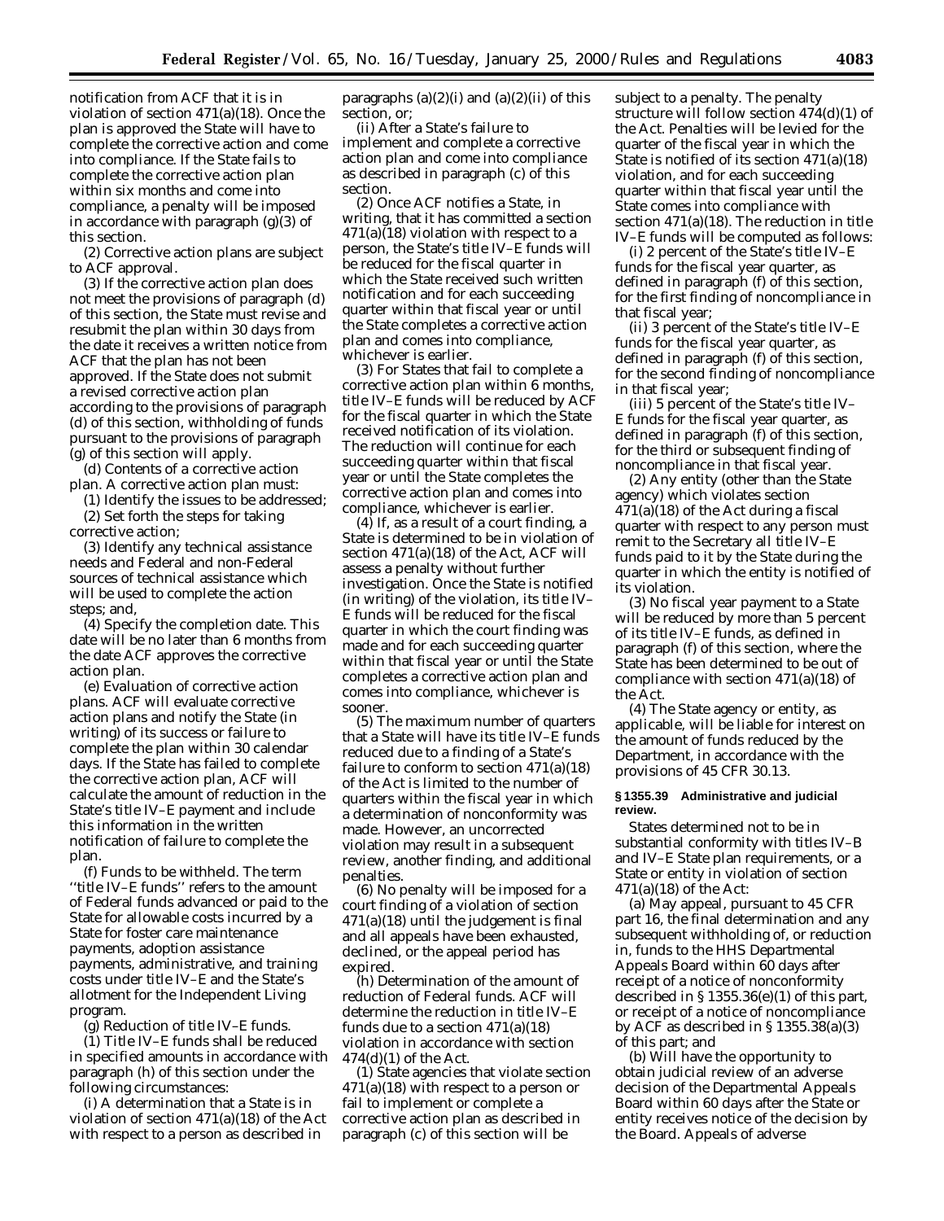notification from ACF that it is in violation of section 471(a)(18). Once the plan is approved the State will have to complete the corrective action and come into compliance. If the State fails to complete the corrective action plan within six months and come into compliance, a penalty will be imposed in accordance with paragraph (g)(3) of this section.

(2) Corrective action plans are subject to ACF approval.

(3) If the corrective action plan does not meet the provisions of paragraph (d) of this section, the State must revise and resubmit the plan within 30 days from the date it receives a written notice from ACF that the plan has not been approved. If the State does not submit a revised corrective action plan according to the provisions of paragraph (d) of this section, withholding of funds pursuant to the provisions of paragraph (g) of this section will apply.

(d) *Contents of a corrective action plan.* A corrective action plan must:

(1) Identify the issues to be addressed;

(2) Set forth the steps for taking corrective action;

(3) Identify any technical assistance needs and Federal and non-Federal sources of technical assistance which will be used to complete the action steps; and,

(4) Specify the completion date. This date will be no later than 6 months from the date ACF approves the corrective action plan.

(e) *Evaluation of corrective action plans.* ACF will evaluate corrective action plans and notify the State (in writing) of its success or failure to complete the plan within 30 calendar days. If the State has failed to complete the corrective action plan, ACF will calculate the amount of reduction in the State's title IV–E payment and include this information in the written notification of failure to complete the plan.

(f) *Funds to be withheld.* The term ''title IV–E funds'' refers to the amount of Federal funds advanced or paid to the State for allowable costs incurred by a State for foster care maintenance payments, adoption assistance payments, administrative, and training costs under title IV–E and the State's allotment for the Independent Living program.

(g) *Reduction of title IV–E funds.*

(1) Title IV–E funds shall be reduced in specified amounts in accordance with paragraph (h) of this section under the following circumstances:

(i) A determination that a State is in violation of section 471(a)(18) of the Act with respect to a person as described in paragraphs (a)(2)(i) and (a)(2)(ii) of this section, or;

(ii) After a State's failure to implement and complete a corrective action plan and come into compliance as described in paragraph (c) of this section.

(2) Once ACF notifies a State, in writing, that it has committed a section 471(a)(18) violation with respect to a person, the State's title IV–E funds will be reduced for the fiscal quarter in which the State received such written notification and for each succeeding quarter within that fiscal year or until the State completes a corrective action plan and comes into compliance, whichever is earlier.

(3) For States that fail to complete a corrective action plan within 6 months, title IV–E funds will be reduced by ACF for the fiscal quarter in which the State received notification of its violation. The reduction will continue for each succeeding quarter within that fiscal year or until the State completes the corrective action plan and comes into compliance, whichever is earlier.

(4) If, as a result of a court finding, a State is determined to be in violation of section 471(a)(18) of the Act, ACF will assess a penalty without further investigation. Once the State is notified (in writing) of the violation, its title IV–E funds will be reduced for the fiscal quarter in which the court finding was made and for each succeeding quarter within that fiscal year or until the State completes a corrective action plan and comes into compliance, whichever is sooner.

(5) The maximum number of quarters that a State will have its title IV–E funds reduced due to a finding of a State's failure to conform to section 471(a)(18) of the Act is limited to the number of quarters within the fiscal year in which a determination of nonconformity was made. However, an uncorrected violation may result in a subsequent review, another finding, and additional penalties.

(6) No penalty will be imposed for a court finding of a violation of section 471(a)(18) until the judgement is final and all appeals have been exhausted, declined, or the appeal period has expired.

(h) *Determination of the amount of reduction of Federal funds.* ACF will determine the reduction in title IV–E funds due to a section 471(a)(18) violation in accordance with section 474(d)(1) of the Act.

(1) State agencies that violate section 471(a)(18) with respect to a person or fail to implement or complete a corrective action plan as described in paragraph (c) of this section will be subject to a penalty. The penalty structure will follow section 474(d)(1) of the Act. Penalties will be levied for the quarter of the fiscal year in which the State is notified of its section 471(a)(18) violation, and for each succeeding quarter within that fiscal year until the State comes into compliance with section 471(a)(18). The reduction in title IV–E funds will be computed as follows:

(i) 2 percent of the State's title IV–E funds for the fiscal year quarter, as defined in paragraph (f) of this section, for the first finding of noncompliance in that fiscal year;

(ii) 3 percent of the State's title IV–E funds for the fiscal year quarter, as defined in paragraph (f) of this section, for the second finding of noncompliance in that fiscal year;

(iii) 5 percent of the State's title IV–E funds for the fiscal year quarter, as defined in paragraph (f) of this section, for the third or subsequent finding of noncompliance in that fiscal year.

(2) Any entity (other than the State agency) which violates section 471(a)(18) of the Act during a fiscal quarter with respect to any person must remit to the Secretary all title IV–E funds paid to it by the State during the quarter in which the entity is notified of its violation.

(3) No fiscal year payment to a State will be reduced by more than 5 percent of its title IV–E funds, as defined in paragraph (f) of this section, where the State has been determined to be out of compliance with section 471(a)(18) of the Act.

(4) The State agency or entity, as applicable, will be liable for interest on the amount of funds reduced by the Department, in accordance with the provisions of 45 CFR 30.13.

### § 1355.39 Administrative and judicial review.

States determined not to be in substantial conformity with titles IV–B and IV–E State plan requirements, or a State or entity in violation of section 471(a)(18) of the Act:

(a) May appeal, pursuant to 45 CFR part 16, the final determination and any subsequent withholding of, or reduction in, funds to the HHS Departmental Appeals Board within 60 days after receipt of a notice of nonconformity described in § 1355.36(e)(1) of this part, or receipt of a notice of noncompliance by ACF as described in § 1355.38(a)(3) of this part; and

(b) Will have the opportunity to obtain judicial review of an adverse decision of the Departmental Appeals Board within 60 days after the State or entity receives notice of the decision by the Board. Appeals of adverse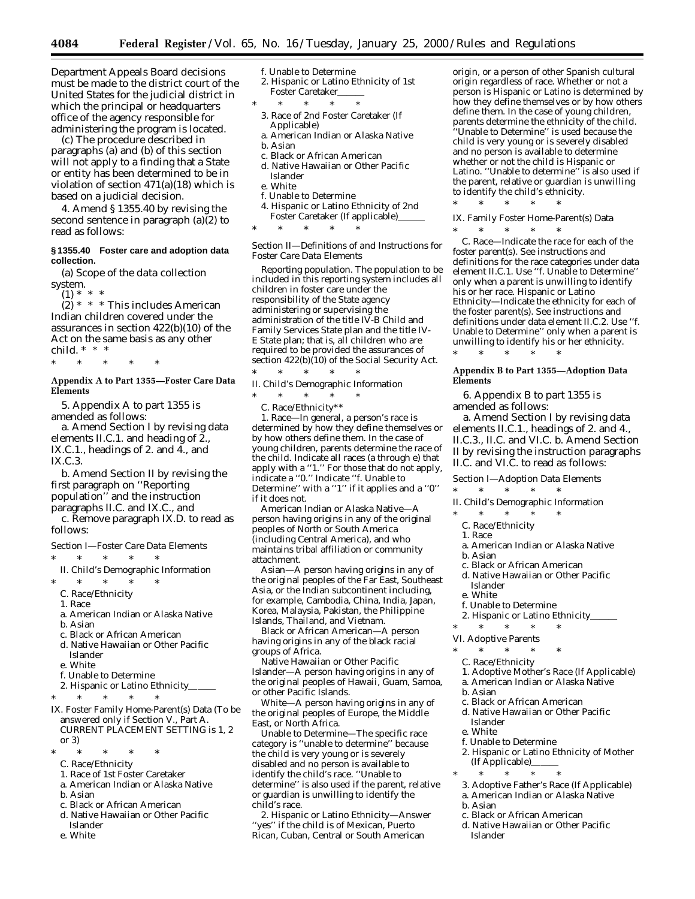Department Appeals Board decisions must be made to the district court of the United States for the judicial district in which the principal or headquarters office of the agency responsible for administering the program is located.

(c) The procedure described in paragraphs (a) and (b) of this section will not apply to a finding that a State or entity has been determined to be in violation of section 471(a)(18) which is based on a judicial decision.

4. Amend § 1355.40 by revising the second sentence in paragraph (a)(2) to read as follows:

**§ 1355.40 Foster care and adoption data collection.**

(a) Scope of the data collection system.

(1) * * *

(2) * * * This includes American Indian children covered under the assurances in section 422(b)(10) of the Act on the same basis as any other child. * * *

\* \* \* \* \*

**Appendix A to Part 1355—Foster Care Data Elements**

5. Appendix A to part 1355 is amended as follows:

a. Amend Section I by revising data elements II.C.1. and heading of 2., IX.C.1., headings of 2. and 4., and IX.C.3.

b. Amend Section II by revising the first paragraph on ''Reporting population'' and the instruction paragraphs II.C. and IX.C., and

c. Remove paragraph IX.D. to read as follows:

Section I—Foster Care Data Elements

\* \* \* \* \*

II. Child's Demographic Information

\* \* \* \* \*

C. Race/Ethnicity

1. Race

a. American Indian or Alaska Native

b. Asian

c. Black or African American

d. Native Hawaiian or Other Pacific Islander

e. White

f. Unable to Determine

2. Hispanic or Latino Ethnicity______

\* \* \* \* \*

IX. Foster Family Home-Parent(s) Data (To be answered only if Section V., Part A. CURRENT PLACEMENT SETTING is 1, 2 or 3)

\* \* \* \* \*

C. Race/Ethnicity

1. Race of 1st Foster Caretaker

a. American Indian or Alaska Native

b. Asian

c. Black or African American

d. Native Hawaiian or Other Pacific Islander

e. White

f. Unable to Determine

2. Hispanic or Latino Ethnicity of 1st Foster Caretaker______

\* \* \* \* \*

3. Race of 2nd Foster Caretaker (If Applicable)

a. American Indian or Alaska Native

b. Asian

c. Black or African American

d. Native Hawaiian or Other Pacific Islander

e. White

f. Unable to Determine

4. Hispanic or Latino Ethnicity of 2nd Foster Caretaker (If applicable)______

\* \* \* \* \*

Section II—Definitions of and Instructions for Foster Care Data Elements

Reporting population. The population to be included in this reporting system includes all children in foster care under the responsibility of the State agency administering or supervising the administration of the title IV-B Child and Family Services State plan and the title IV-E State plan; that is, all children who are required to be provided the assurances of section 422(b)(10) of the Social Security Act.

\* \* \* \* \*

II. Child's Demographic Information

\* \* \* \* \*

C. Race/Ethnicity\*\*

1. Race—In general, a person's race is determined by how they define themselves or by how others define them. In the case of young children, parents determine the race of the child. Indicate all races (a through e) that apply with a ''1.'' For those that do not apply, indicate a ''0.'' Indicate ''f. Unable to Determine'' with a ''1'' if it applies and a ''0'' if it does not.

American Indian or Alaska Native—A person having origins in any of the original peoples of North or South America (including Central America), and who maintains tribal affiliation or community attachment.

Asian—A person having origins in any of the original peoples of the Far East, Southeast Asia, or the Indian subcontinent including, for example, Cambodia, China, India, Japan, Korea, Malaysia, Pakistan, the Philippine Islands, Thailand, and Vietnam.

Black or African American—A person having origins in any of the black racial groups of Africa.

Native Hawaiian or Other Pacific Islander—A person having origins in any of the original peoples of Hawaii, Guam, Samoa, or other Pacific Islands.

White—A person having origins in any of the original peoples of Europe, the Middle East, or North Africa.

Unable to Determine—The specific race category is ''unable to determine'' because the child is very young or is severely disabled and no person is available to identify the child's race. ''Unable to determine'' is also used if the parent, relative or guardian is unwilling to identify the child's race.

2. Hispanic or Latino Ethnicity—Answer ''yes'' if the child is of Mexican, Puerto Rican, Cuban, Central or South American origin, or a person of other Spanish cultural origin regardless of race. Whether or not a person is Hispanic or Latino is determined by how they define themselves or by how others define them. In the case of young children, parents determine the ethnicity of the child. ''Unable to Determine'' is used because the child is very young or is severely disabled and no person is available to determine whether or not the child is Hispanic or Latino. ''Unable to determine'' is also used if the parent, relative or guardian is unwilling to identify the child's ethnicity.

\* \* \* \* \*

IX. Family Foster Home-Parent(s) Data

\* \* \* \* \*

C. Race—Indicate the race for each of the foster parent(s). See instructions and definitions for the race categories under data element II.C.1. Use ''f. Unable to Determine'' only when a parent is unwilling to identify his or her race. Hispanic or Latino Ethnicity—Indicate the ethnicity for each of the foster parent(s). See instructions and definitions under data element II.C.2. Use ''f. Unable to Determine'' only when a parent is unwilling to identify his or her ethnicity.

\* \* \* \* \*

**Appendix B to Part 1355—Adoption Data Elements**

6. Appendix B to part 1355 is amended as follows:

a. Amend Section I by revising data elements II.C.1., headings of 2. and 4., II.C.3., II.C. and VI.C. b. Amend Section II by revising the instruction paragraphs II.C. and VI.C. to read as follows:

Section I—Adoption Data Elements

\* \* \* \* \*

II. Child's Demographic Information

\* \* \* \* \*

C. Race/Ethnicity

1. Race

a. American Indian or Alaska Native

b. Asian

c. Black or African American

d. Native Hawaiian or Other Pacific Islander

e. White

f. Unable to Determine

2. Hispanic or Latino Ethnicity______

\* \* \* \* \*

VI. Adoptive Parents

\* \* \* \* \*

C. Race/Ethnicity

1. Adoptive Mother's Race (If Applicable)

a. American Indian or Alaska Native

b. Asian

c. Black or African American

d. Native Hawaiian or Other Pacific Islander

e. White

f. Unable to Determine

2. Hispanic or Latino Ethnicity of Mother (If Applicable)______

\* \* \* \* \*

3. Adoptive Father's Race (If Applicable)

a. American Indian or Alaska Native

b. Asian

c. Black or African American

d. Native Hawaiian or Other Pacific Islander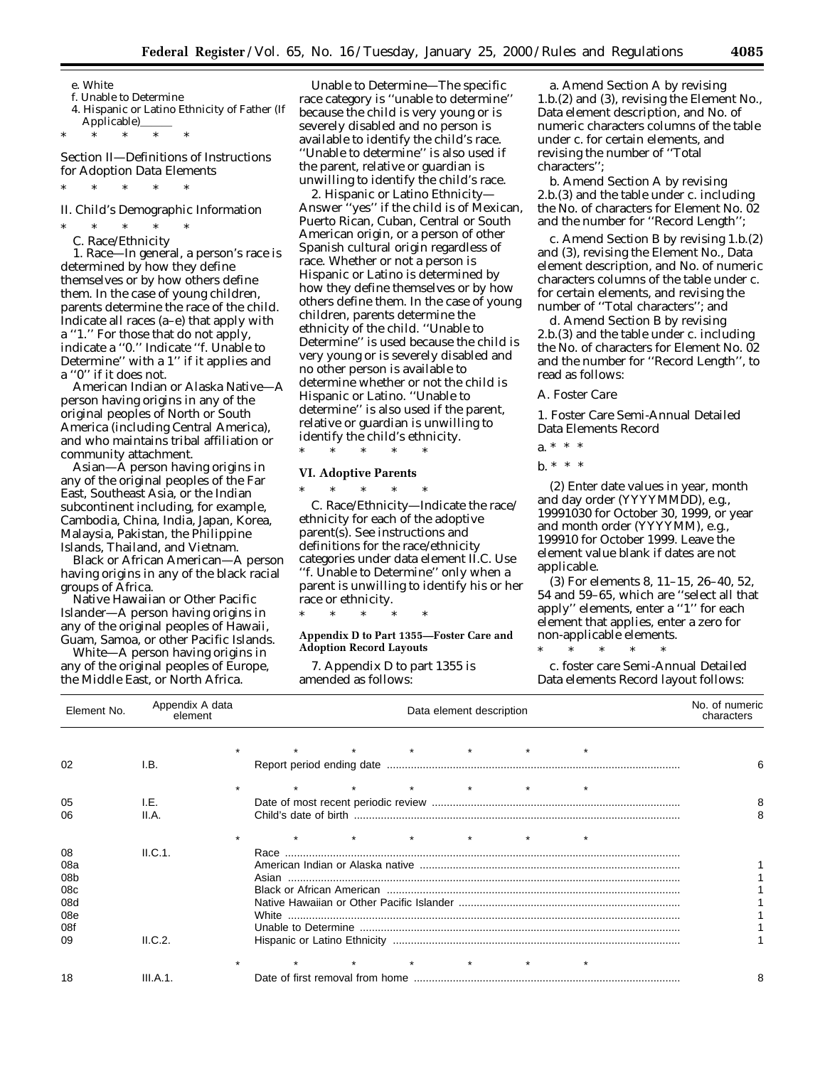e. White

f. Unable to Determine

4. Hispanic or Latino Ethnicity of Father (If Applicable)\_\_\_\_\_\_

\* \* \* \* \*

Section II—Definitions of Instructions for Adoption Data Elements

\* \* \* \* \*

II. Child's Demographic Information

\* \* \* \* \*

C. Race/Ethnicity

1. Race—In general, a person's race is determined by how they define themselves or by how others define them. In the case of young children, parents determine the race of the child. Indicate all races (a–e) that apply with a ''1.'' For those that do not apply, indicate a ''0.'' Indicate ''f. Unable to Determine'' with a 1'' if it applies and a ''0'' if it does not.

American Indian or Alaska Native—A person having origins in any of the original peoples of North or South America (including Central America), and who maintains tribal affiliation or community attachment.

Asian—A person having origins in any of the original peoples of the Far East, Southeast Asia, or the Indian subcontinent including, for example, Cambodia, China, India, Japan, Korea, Malaysia, Pakistan, the Philippine Islands, Thailand, and Vietnam.

Black or African American—A person having origins in any of the black racial groups of Africa.

Native Hawaiian or Other Pacific Islander—A person having origins in any of the original peoples of Hawaii, Guam, Samoa, or other Pacific Islands.

White—A person having origins in any of the original peoples of Europe, the Middle East, or North Africa.

Unable to Determine—The specific race category is ''unable to determine'' because the child is very young or is severely disabled and no person is available to identify the child's race. ''Unable to determine'' is also used if the parent, relative or guardian is unwilling to identify the child's race.

2. Hispanic or Latino Ethnicity—Answer ''yes'' if the child is of Mexican, Puerto Rican, Cuban, Central or South American origin, or a person of other Spanish cultural origin regardless of race. Whether or not a person is Hispanic or Latino is determined by how they define themselves or by how others define them. In the case of young children, parents determine the ethnicity of the child. ''Unable to Determine'' is used because the child is very young or is severely disabled and no other person is available to determine whether or not the child is Hispanic or Latino. ''Unable to determine'' is also used if the parent, relative or guardian is unwilling to identify the child's ethnicity.

\* \* \* \* \*

**VI. Adoptive Parents**

\* \* \* \* \*

C. Race/Ethnicity—Indicate the race/ethnicity for each of the adoptive parent(s). See instructions and definitions for the race/ethnicity categories under data element II.C. Use ''f. Unable to Determine'' only when a parent is unwilling to identify his or her race or ethnicity.

\* \* \* \* \*

**Appendix D to Part 1355—Foster Care and Adoption Record Layouts**

7. Appendix D to part 1355 is amended as follows:

a. Amend Section A by revising 1.b.(2) and (3), revising the Element No., Data element description, and No. of numeric characters columns of the table under c. for certain elements, and revising the number of ''Total characters'';

b. Amend Section A by revising 2.b.(3) and the table under c. including the No. of characters for Element No. 02 and the number for ''Record Length'';

c. Amend Section B by revising 1.b.(2) and (3), revising the Element No., Data element description, and No. of numeric characters columns of the table under c. for certain elements, and revising the number of ''Total characters''; and

d. Amend Section B by revising 2.b.(3) and the table under c. including the No. of characters for Element No. 02 and the number for ''Record Length'', to read as follows:

A. Foster Care

1. Foster Care Semi-Annual Detailed Data Elements Record

a. \* \* \*

b. \* \* \*

(2) Enter date values in year, month and day order (YYYYMMDD), e.g., 19991030 for October 30, 1999, or year and month order (YYYYMM), e.g., 199910 for October 1999. Leave the element value blank if dates are not applicable.

(3) For elements 8, 11–15, 26–40, 52, 54 and 59–65, which are ''select all that apply'' elements, enter a ''1'' for each element that applies, enter a zero for non-applicable elements.

\* \* \* \* \*

c. foster care Semi-Annual Detailed Data elements Record layout follows:

| Element No. | Appendix A data element | Data element description | No. of numeric characters |
|---|---|---|---|
| * | * | * * * * * | |
| 02 | I.B. | Report period ending date | 6 |
| * | * | * * * * * | |
| 05 | I.E. | Date of most recent periodic review | 8 |
| 06 | II.A. | Child's date of birth | 8 |
| * | * | * * * * * | |
| 08 | II.C.1. | Race | |
| 08a | | American Indian or Alaska native | 1 |
| 08b | | Asian | 1 |
| 08c | | Black or African American | 1 |
| 08d | | Native Hawaiian or Other Pacific Islander | 1 |
| 08e | | White | 1 |
| 08f | | Unable to Determine | 1 |
| 09 | II.C.2. | Hispanic or Latino Ethnicity | 1 |
| * | * | * * * * * | |
| 18 | III.A.1. | Date of first removal from home | 8 |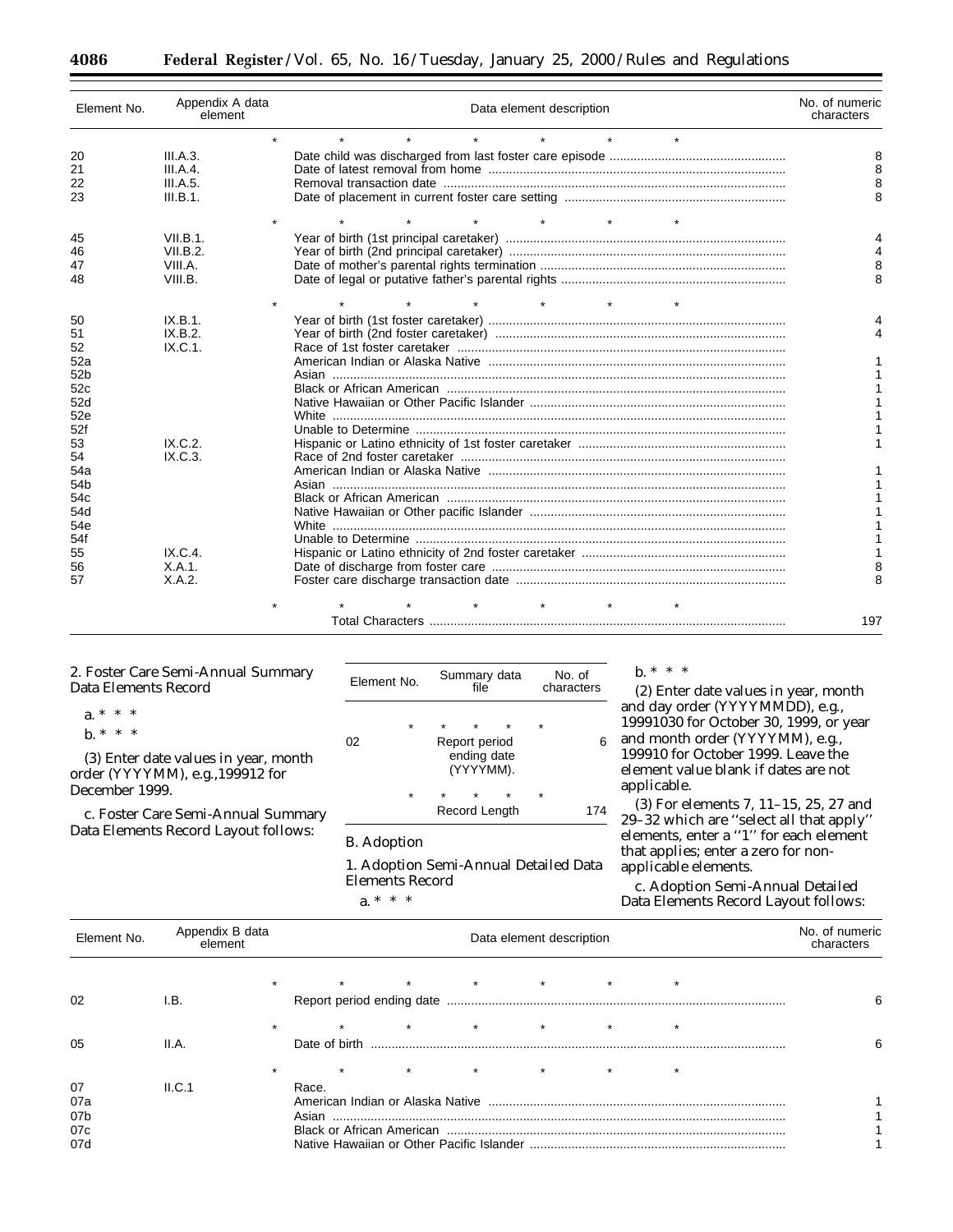| Element No. | Appendix A data element | Data element description | No. of numeric characters |
|---|---|---|---|
| | * | * * * * * * | |
| 20 | III.A.3. | Date child was discharged from last foster care episode | 8 |
| 21 | III.A.4. | Date of latest removal from home | 8 |
| 22 | III.A.5. | Removal transaction date | 8 |
| 23 | III.B.1. | Date of placement in current foster care setting | 8 |
| | * | * * * * * * | |
| 45 | VII.B.1. | Year of birth (1st principal caretaker) | 4 |
| 46 | VII.B.2. | Year of birth (2nd principal caretaker) | 4 |
| 47 | VIII.A. | Date of mother's parental rights termination | 8 |
| 48 | VIII.B. | Date of legal or putative father's parental rights | 8 |
| | * | * * * * * * | |
| 50 | IX.B.1. | Year of birth (1st foster caretaker) | 4 |
| 51 | IX.B.2. | Year of birth (2nd foster caretaker) | 4 |
| 52 | IX.C.1. | Race of 1st foster caretaker | |
| 52a | | American Indian or Alaska Native | 1 |
| 52b | | Asian | 1 |
| 52c | | Black or African American | 1 |
| 52d | | Native Hawaiian or Other Pacific Islander | 1 |
| 52e | | White | 1 |
| 52f | | Unable to Determine | 1 |
| 53 | IX.C.2. | Hispanic or Latino ethnicity of 1st foster caretaker | 1 |
| 54 | IX.C.3. | Race of 2nd foster caretaker | |
| 54a | | American Indian or Alaska Native | 1 |
| 54b | | Asian | 1 |
| 54c | | Black or African American | 1 |
| 54d | | Native Hawaiian or Other pacific Islander | 1 |
| 54e | | White | 1 |
| 54f | | Unable to Determine | 1 |
| 55 | IX.C.4. | Hispanic or Latino ethnicity of 2nd foster caretaker | 1 |
| 56 | X.A.1. | Date of discharge from foster care | 8 |
| 57 | X.A.2. | Foster care discharge transaction date | 8 |
| | * | * * * * * * | |
| | | Total Characters | 197 |

2. Foster Care Semi-Annual Summary Data Elements Record

a. * * *

b. * * *

(3) Enter date values in year, month order (YYYYMM), e.g.,199912 for December 1999.

c. Foster Care Semi-Annual Summary Data Elements Record Layout follows:

| Element No. | Summary data file | No. of characters |
|---|---|---|
| * | * * * * | * |
| 02 | Report period ending date (YYYYMM). | 6 |
| * | * * * * | * |
| | Record Length | 174 |

B. Adoption

1. Adoption Semi-Annual Detailed Data Elements Record

a. * * *

b. * * *

(2) Enter date values in year, month and day order (YYYYMMDD), e.g., 19991030 for October 30, 1999, or year and month order (YYYYMM), e.g., 199910 for October 1999. Leave the element value blank if dates are not applicable.

(3) For elements 7, 11–15, 25, 27 and 29–32 which are "select all that apply" elements, enter a "1" for each element that applies; enter a zero for non-applicable elements.

c. Adoption Semi-Annual Detailed Data Elements Record Layout follows:

| Element No. | Appendix B data element | Data element description | No. of numeric characters |
|---|---|---|---|
| | * | * * * * * * | |
| 02 | I.B. | Report period ending date | 6 |
| | * | * * * * * * | |
| 05 | II.A. | Date of birth | 6 |
| | * | * * * * * * | |
| 07 | II.C.1 | Race. | |
| 07a | | American Indian or Alaska Native | 1 |
| 07b | | Asian | 1 |
| 07c | | Black or African American | 1 |
| 07d | | Native Hawaiian or Other Pacific Islander | 1 |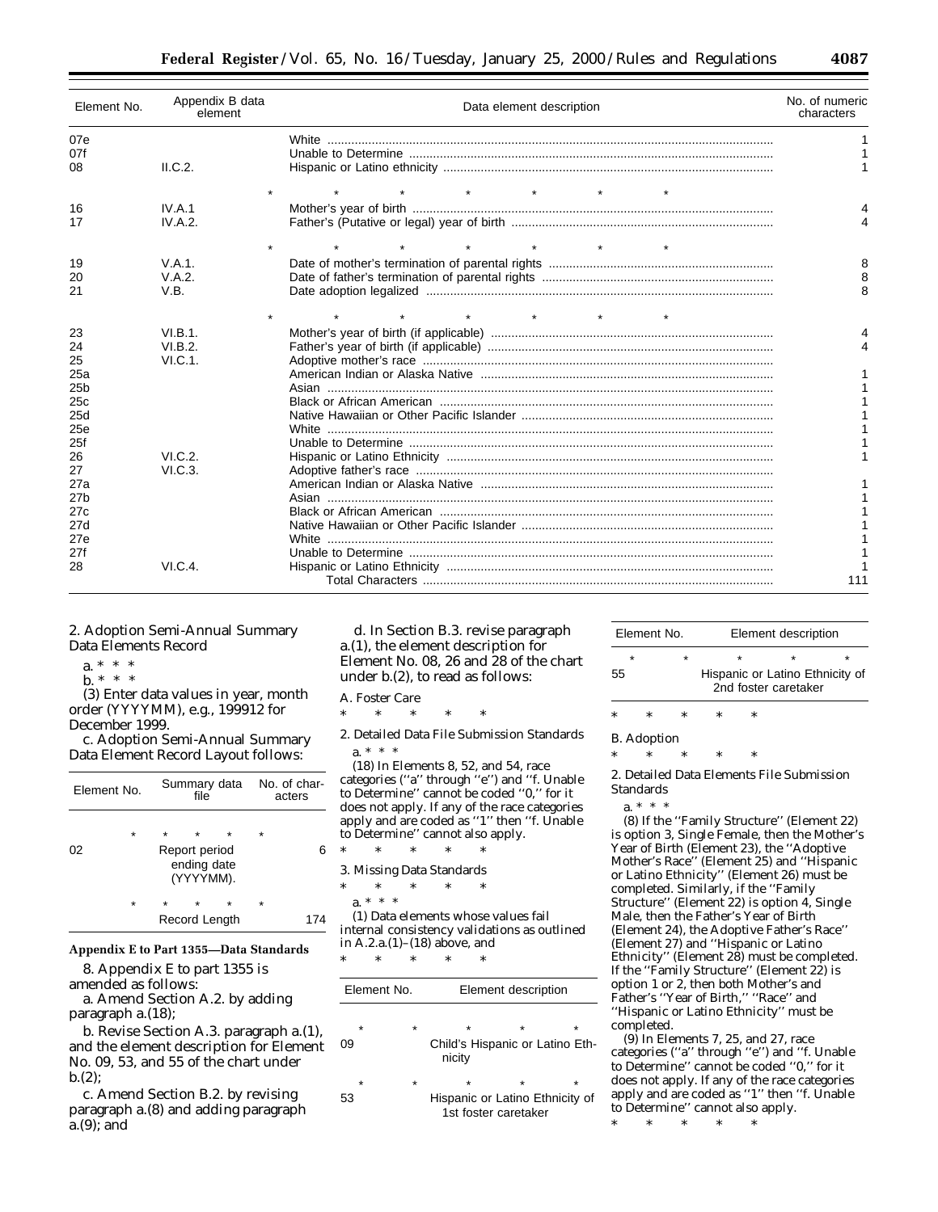| Element No. | Appendix B data element | Data element description | No. of numeric characters |
|---|---|---|---|
| 07e | | White | 1 |
| 07f | | Unable to Determine | 1 |
| 08 | II.C.2. | Hispanic or Latino ethnicity | 1 |
| * | * | * * * * * | * |
| 16 | IV.A.1 | Mother's year of birth | 4 |
| 17 | IV.A.2. | Father's (Putative or legal) year of birth | 4 |
| * | * | * * * * * | * |
| 19 | V.A.1. | Date of mother's termination of parental rights | 8 |
| 20 | V.A.2. | Date of father's termination of parental rights | 8 |
| 21 | V.B. | Date adoption legalized | 8 |
| * | * | * * * * * | * |
| 23 | VI.B.1. | Mother's year of birth (if applicable) | 4 |
| 24 | VI.B.2. | Father's year of birth (if applicable) | 4 |
| 25 | VI.C.1. | Adoptive mother's race | |
| 25a | | American Indian or Alaska Native | 1 |
| 25b | | Asian | 1 |
| 25c | | Black or African American | 1 |
| 25d | | Native Hawaiian or Other Pacific Islander | 1 |
| 25e | | White | 1 |
| 25f | | Unable to Determine | 1 |
| 26 | VI.C.2. | Hispanic or Latino Ethnicity | 1 |
| 27 | VI.C.3. | Adoptive father's race | |
| 27a | | American Indian or Alaska Native | 1 |
| 27b | | Asian | 1 |
| 27c | | Black or African American | 1 |
| 27d | | Native Hawaiian or Other Pacific Islander | 1 |
| 27e | | White | 1 |
| 27f | | Unable to Determine | 1 |
| 28 | VI.C.4. | Hispanic or Latino Ethnicity | 1 |
| | | Total Characters | 111 |

2. Adoption Semi-Annual Summary Data Elements Record

a. * * *

b. * * *

(3) Enter data values in year, month order (YYYYMM), e.g., 199912 for December 1999.

c. Adoption Semi-Annual Summary Data Element Record Layout follows:

| Element No. | Summary data file | No. of characters |
|---|---|---|
| * | * * * * | * |
| 02 | Report period ending date (YYYYMM). | 6 |
| * | * * * * | * |
| | Record Length | 174 |

**Appendix E to Part 1355—Data Standards**

8. Appendix E to part 1355 is amended as follows:

a. Amend Section A.2. by adding paragraph a.(18);

b. Revise Section A.3. paragraph a.(1), and the element description for Element No. 09, 53, and 55 of the chart under b.(2);

c. Amend Section B.2. by revising paragraph a.(8) and adding paragraph a.(9); and

d. In Section B.3. revise paragraph a.(1), the element description for Element No. 08, 26 and 28 of the chart under b.(2), to read as follows:

A. Foster Care

\* * * * *

2. Detailed Data File Submission Standards

a. * * *

(18) In Elements 8, 52, and 54, race categories (''a'' through ''e'') and ''f. Unable to Determine'' cannot be coded ''0,'' for it does not apply. If any of the race categories apply and are coded as ''1'' then ''f. Unable to Determine'' cannot also apply.

\* * * * *

3. Missing Data Standards

\* * * * *

a. * * *

(1) Data elements whose values fail internal consistency validations as outlined in A.2.a.(1)–(18) above, and

\* * * * *

| Element No. | Element description |
|---|---|
| * | * * * * |
| 09 | Child's Hispanic or Latino Ethnicity |
| * | * * * * |
| 53 | Hispanic or Latino Ethnicity of 1st foster caretaker |
| * | * * * * |
| 55 | Hispanic or Latino Ethnicity of 2nd foster caretaker |

\* * * * *

B. Adoption

\* * * * *

2. Detailed Data Elements File Submission Standards

a. * * *

(8) If the ''Family Structure'' (Element 22) is option 3, Single Female, then the Mother's Year of Birth (Element 23), the ''Adoptive Mother's Race'' (Element 25) and ''Hispanic or Latino Ethnicity'' (Element 26) must be completed. Similarly, if the ''Family Structure'' (Element 22) is option 4, Single Male, then the Father's Year of Birth (Element 24), the Adoptive Father's Race'' (Element 27) and ''Hispanic or Latino Ethnicity'' (Element 28) must be completed. If the ''Family Structure'' (Element 22) is option 1 or 2, then both Mother's and Father's ''Year of Birth,'' ''Race'' and ''Hispanic or Latino Ethnicity'' must be completed.

(9) In Elements 7, 25, and 27, race categories (''a'' through ''e'') and ''f. Unable to Determine'' cannot be coded ''0,'' for it does not apply. If any of the race categories apply and are coded as ''1'' then ''f. Unable to Determine'' cannot also apply.

\* * * * *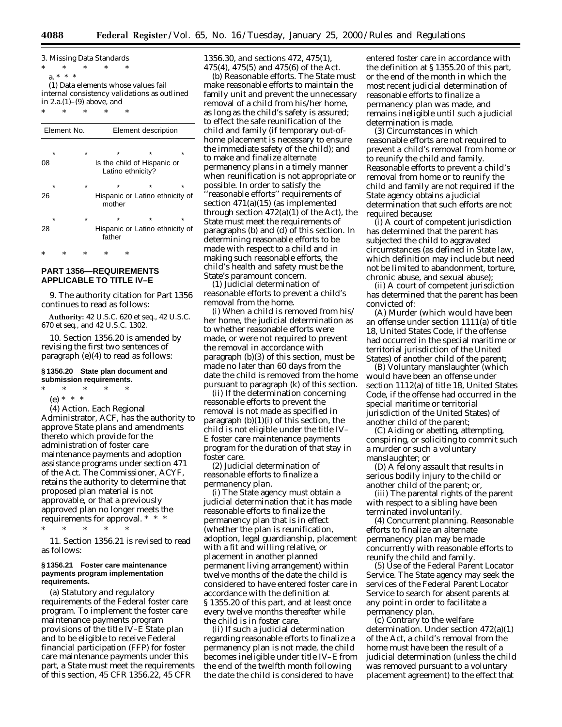3. Missing Data Standards

\* \* \* \* \*

a. \* \* \*

(1) Data elements whose values fail internal consistency validations as outlined in 2.a.(1)–(9) above, and

\* \* \* \* \*

| Element No. | Element description |
|---|---|
| \* \* | \* \* \* |
| 08 | Is the child of Hispanic or Latino ethnicity? |
| \* \* | \* \* \* |
| 26 | Hispanic or Latino ethnicity of mother |
| \* \* | \* \* \* |
| 28 | Hispanic or Latino ethnicity of father |

\* \* \* \* \*

## PART 1356—REQUIREMENTS APPLICABLE TO TITLE IV–E

9. The authority citation for Part 1356 continues to read as follows:

**Authority:** 42 U.S.C. 620 et seq., 42 U.S.C. 670 et seq., and 42 U.S.C. 1302.

10. Section 1356.20 is amended by revising the first two sentences of paragraph (e)(4) to read as follows:

### § 1356.20 State plan document and submission requirements.

\* \* \* \* \*

(e) \* \* \*

(4) *Action.* Each Regional Administrator, ACF, has the authority to approve State plans and amendments thereto which provide for the administration of foster care maintenance payments and adoption assistance programs under section 471 of the Act. The Commissioner, ACYF, retains the authority to determine that proposed plan material is not approvable, or that a previously approved plan no longer meets the requirements for approval. \* \* \*

\* \* \* \* \*

11. Section 1356.21 is revised to read as follows:

### § 1356.21 Foster care maintenance payments program implementation requirements.

(a) *Statutory and regulatory requirements of the Federal foster care program.* To implement the foster care maintenance payments program provisions of the title IV–E State plan and to be eligible to receive Federal financial participation (FFP) for foster care maintenance payments under this part, a State must meet the requirements of this section, 45 CFR 1356.22, 45 CFR 1356.30, and sections 472, 475(1), 475(4), 475(5) and 475(6) of the Act.

(b) *Reasonable efforts.* The State must make reasonable efforts to maintain the family unit and prevent the unnecessary removal of a child from his/her home, as long as the child's safety is assured; to effect the safe reunification of the child and family (if temporary out-of-home placement is necessary to ensure the immediate safety of the child); and to make and finalize alternate permanency plans in a timely manner when reunification is not appropriate or possible. In order to satisfy the ''reasonable efforts'' requirements of section 471(a)(15) (as implemented through section 472(a)(1) of the Act), the State must meet the requirements of paragraphs (b) and (d) of this section. In determining reasonable efforts to be made with respect to a child and in making such reasonable efforts, the child's health and safety must be the State's paramount concern.

(1) *Judicial determination of reasonable efforts to prevent a child's removal from the home.*

(i) When a child is removed from his/her home, the judicial determination as to whether reasonable efforts were made, or were not required to prevent the removal in accordance with paragraph (b)(3) of this section, must be made no later than 60 days from the date the child is removed from the home pursuant to paragraph (k) of this section.

(ii) If the determination concerning reasonable efforts to prevent the removal is not made as specified in paragraph (b)(1)(i) of this section, the child is not eligible under the title IV–E foster care maintenance payments program for the duration of that stay in foster care.

(2) *Judicial determination of reasonable efforts to finalize a permanency plan.*

(i) The State agency must obtain a judicial determination that it has made reasonable efforts to finalize the permanency plan that is in effect (whether the plan is reunification, adoption, legal guardianship, placement with a fit and willing relative, or placement in another planned permanent living arrangement) within twelve months of the date the child is considered to have entered foster care in accordance with the definition at § 1355.20 of this part, and at least once every twelve months thereafter while the child is in foster care.

(ii) If such a judicial determination regarding reasonable efforts to finalize a permanency plan is not made, the child becomes ineligible under title IV–E from the end of the twelfth month following the date the child is considered to have entered foster care in accordance with the definition at § 1355.20 of this part, or the end of the month in which the most recent judicial determination of reasonable efforts to finalize a permanency plan was made, and remains ineligible until such a judicial determination is made.

(3) *Circumstances in which reasonable efforts are not required to prevent a child's removal from home or to reunify the child and family.* Reasonable efforts to prevent a child's removal from home or to reunify the child and family are not required if the State agency obtains a judicial determination that such efforts are not required because:

(i) A court of competent jurisdiction has determined that the parent has subjected the child to aggravated circumstances (as defined in State law, which definition may include but need not be limited to abandonment, torture, chronic abuse, and sexual abuse);

(ii) A court of competent jurisdiction has determined that the parent has been convicted of:

(A) Murder (which would have been an offense under section 1111(a) of title 18, United States Code, if the offense had occurred in the special maritime or territorial jurisdiction of the United States) of another child of the parent;

(B) Voluntary manslaughter (which would have been an offense under section 1112(a) of title 18, United States Code, if the offense had occurred in the special maritime or territorial jurisdiction of the United States) of another child of the parent;

(C) Aiding or abetting, attempting, conspiring, or soliciting to commit such a murder or such a voluntary manslaughter; or

(D) A felony assault that results in serious bodily injury to the child or another child of the parent; or,

(iii) The parental rights of the parent with respect to a sibling have been terminated involuntarily.

(4) *Concurrent planning.* Reasonable efforts to finalize an alternate permanency plan may be made concurrently with reasonable efforts to reunify the child and family.

(5) *Use of the Federal Parent Locator Service.* The State agency may seek the services of the Federal Parent Locator Service to search for absent parents at any point in order to facilitate a permanency plan.

(c) *Contrary to the welfare determination.* Under section 472(a)(1) of the Act, a child's removal from the home must have been the result of a judicial determination (unless the child was removed pursuant to a voluntary placement agreement) to the effect that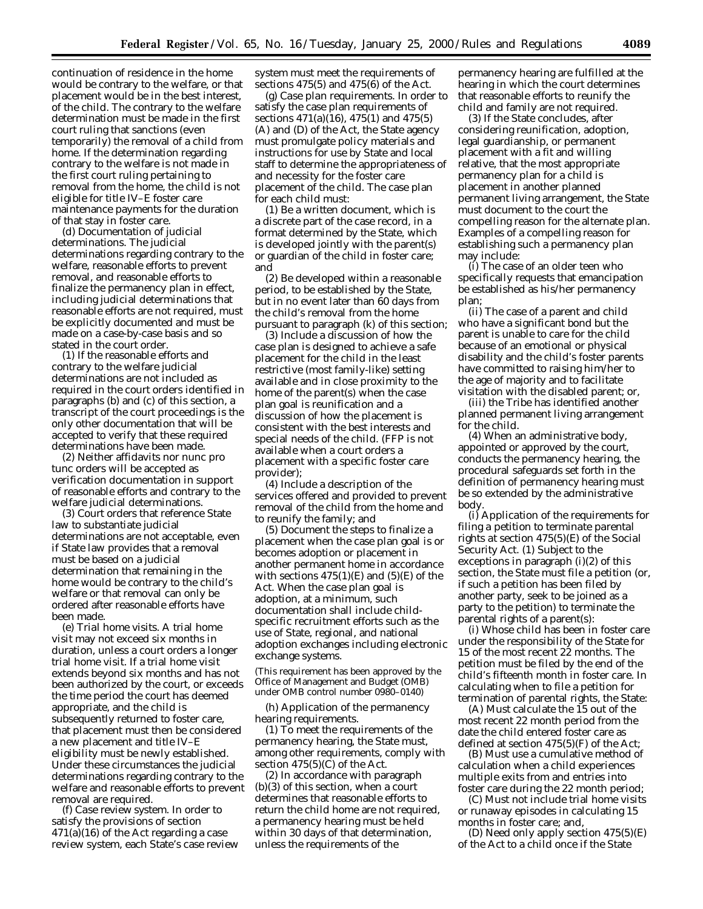continuation of residence in the home would be contrary to the welfare, or that placement would be in the best interest, of the child. The contrary to the welfare determination must be made in the first court ruling that sanctions (even temporarily) the removal of a child from home. If the determination regarding contrary to the welfare is not made in the first court ruling pertaining to removal from the home, the child is not eligible for title IV–E foster care maintenance payments for the duration of that stay in foster care.

(d) *Documentation of judicial determinations.* The judicial determinations regarding contrary to the welfare, reasonable efforts to prevent removal, and reasonable efforts to finalize the permanency plan in effect, including judicial determinations that reasonable efforts are not required, must be explicitly documented and must be made on a case-by-case basis and so stated in the court order.

(1) If the reasonable efforts and contrary to the welfare judicial determinations are not included as required in the court orders identified in paragraphs (b) and (c) of this section, a transcript of the court proceedings is the only other documentation that will be accepted to verify that these required determinations have been made.

(2) Neither affidavits nor nunc pro tunc orders will be accepted as verification documentation in support of reasonable efforts and contrary to the welfare judicial determinations.

(3) Court orders that reference State law to substantiate judicial determinations are not acceptable, even if State law provides that a removal must be based on a judicial determination that remaining in the home would be contrary to the child's welfare or that removal can only be ordered after reasonable efforts have been made.

(e) *Trial home visits.* A trial home visit may not exceed six months in duration, unless a court orders a longer trial home visit. If a trial home visit extends beyond six months and has not been authorized by the court, or exceeds the time period the court has deemed appropriate, and the child is subsequently returned to foster care, that placement must then be considered a new placement and title IV–E eligibility must be newly established. Under these circumstances the judicial determinations regarding contrary to the welfare and reasonable efforts to prevent removal are required.

(f) *Case review system.* In order to satisfy the provisions of section 471(a)(16) of the Act regarding a case review system, each State's case review system must meet the requirements of sections 475(5) and 475(6) of the Act.

(g) *Case plan requirements.* In order to satisfy the case plan requirements of sections 471(a)(16), 475(1) and 475(5) (A) and (D) of the Act, the State agency must promulgate policy materials and instructions for use by State and local staff to determine the appropriateness of and necessity for the foster care placement of the child. The case plan for each child must:

(1) Be a written document, which is a discrete part of the case record, in a format determined by the State, which is developed jointly with the parent(s) or guardian of the child in foster care; and

(2) Be developed within a reasonable period, to be established by the State, but in no event later than 60 days from the child's removal from the home pursuant to paragraph (k) of this section;

(3) Include a discussion of how the case plan is designed to achieve a safe placement for the child in the least restrictive (most family-like) setting available and in close proximity to the home of the parent(s) when the case plan goal is reunification and a discussion of how the placement is consistent with the best interests and special needs of the child. (FFP is not available when a court orders a placement with a specific foster care provider);

(4) Include a description of the services offered and provided to prevent removal of the child from the home and to reunify the family; and

(5) Document the steps to finalize a placement when the case plan goal is or becomes adoption or placement in another permanent home in accordance with sections 475(1)(E) and (5)(E) of the Act. When the case plan goal is adoption, at a minimum, such documentation shall include child-specific recruitment efforts such as the use of State, regional, and national adoption exchanges including electronic exchange systems.

(This requirement has been approved by the Office of Management and Budget (OMB) under OMB control number 0980–0140)

(h) *Application of the permanency hearing requirements.*

(1) To meet the requirements of the permanency hearing, the State must, among other requirements, comply with section 475(5)(C) of the Act.

(2) In accordance with paragraph (b)(3) of this section, when a court determines that reasonable efforts to return the child home are not required, a permanency hearing must be held within 30 days of that determination, unless the requirements of the permanency hearing are fulfilled at the hearing in which the court determines that reasonable efforts to reunify the child and family are not required.

(3) If the State concludes, after considering reunification, adoption, legal guardianship, or permanent placement with a fit and willing relative, that the most appropriate permanency plan for a child is placement in another planned permanent living arrangement, the State must document to the court the compelling reason for the alternate plan. Examples of a compelling reason for establishing such a permanency plan may include:

(i) The case of an older teen who specifically requests that emancipation be established as his/her permanency plan;

(ii) The case of a parent and child who have a significant bond but the parent is unable to care for the child because of an emotional or physical disability and the child's foster parents have committed to raising him/her to the age of majority and to facilitate visitation with the disabled parent; or,

(iii) the Tribe has identified another planned permanent living arrangement for the child.

(4) When an administrative body, appointed or approved by the court, conducts the permanency hearing, the procedural safeguards set forth in the definition of permanency hearing must be so extended by the administrative body.

(i) *Application of the requirements for filing a petition to terminate parental rights at section 475(5)(E) of the Social Security Act.* (1) Subject to the exceptions in paragraph (i)(2) of this section, the State must file a petition (or, if such a petition has been filed by another party, seek to be joined as a party to the petition) to terminate the parental rights of a parent(s):

(i) Whose child has been in foster care under the responsibility of the State for 15 of the most recent 22 months. The petition must be filed by the end of the child's fifteenth month in foster care. In calculating when to file a petition for termination of parental rights, the State:

(A) Must calculate the 15 out of the most recent 22 month period from the date the child entered foster care as defined at section 475(5)(F) of the Act;

(B) Must use a cumulative method of calculation when a child experiences multiple exits from and entries into foster care during the 22 month period;

(C) Must not include trial home visits or runaway episodes in calculating 15 months in foster care; and,

(D) Need only apply section 475(5)(E) of the Act to a child once if the State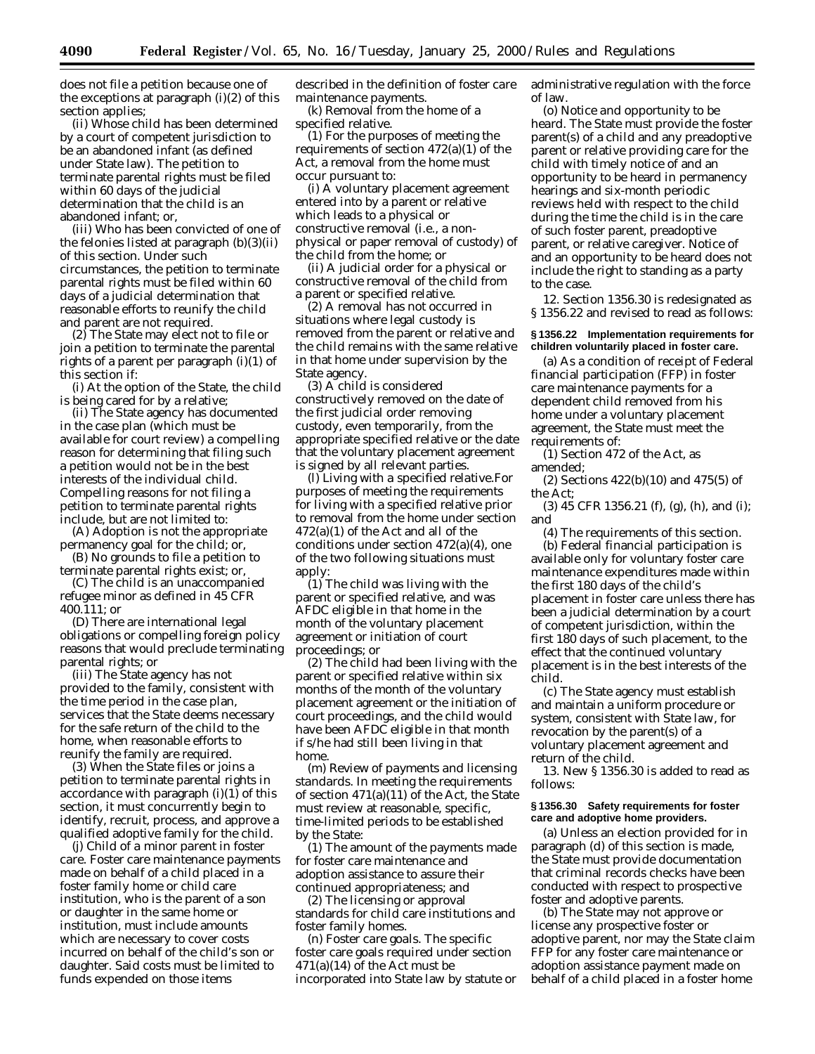does not file a petition because one of the exceptions at paragraph (i)(2) of this section applies;

(ii) Whose child has been determined by a court of competent jurisdiction to be an abandoned infant (as defined under State law). The petition to terminate parental rights must be filed within 60 days of the judicial determination that the child is an abandoned infant; or,

(iii) Who has been convicted of one of the felonies listed at paragraph (b)(3)(ii) of this section. Under such circumstances, the petition to terminate parental rights must be filed within 60 days of a judicial determination that reasonable efforts to reunify the child and parent are not required.

(2) The State may elect not to file or join a petition to terminate the parental rights of a parent per paragraph (i)(1) of this section if:

(i) At the option of the State, the child is being cared for by a relative;

(ii) The State agency has documented in the case plan (which must be available for court review) a compelling reason for determining that filing such a petition would not be in the best interests of the individual child. Compelling reasons for not filing a petition to terminate parental rights include, but are not limited to:

(A) Adoption is not the appropriate permanency goal for the child; or,

(B) No grounds to file a petition to terminate parental rights exist; or,

(C) The child is an unaccompanied refugee minor as defined in 45 CFR 400.111; or

(D) There are international legal obligations or compelling foreign policy reasons that would preclude terminating parental rights; or

(iii) The State agency has not provided to the family, consistent with the time period in the case plan, services that the State deems necessary for the safe return of the child to the home, when reasonable efforts to reunify the family are required.

(3) When the State files or joins a petition to terminate parental rights in accordance with paragraph (i)(1) of this section, it must concurrently begin to identify, recruit, process, and approve a qualified adoptive family for the child.

(j) *Child of a minor parent in foster care.* Foster care maintenance payments made on behalf of a child placed in a foster family home or child care institution, who is the parent of a son or daughter in the same home or institution, must include amounts which are necessary to cover costs incurred on behalf of the child's son or daughter. Said costs must be limited to funds expended on those items described in the definition of foster care maintenance payments.

(k) *Removal from the home of a specified relative.*

(1) For the purposes of meeting the requirements of section 472(a)(1) of the Act, a removal from the home must occur pursuant to:

(i) A voluntary placement agreement entered into by a parent or relative which leads to a physical or constructive removal (i.e., a non-physical or paper removal of custody) of the child from the home; or

(ii) A judicial order for a physical or constructive removal of the child from a parent or specified relative.

(2) A removal has not occurred in situations where legal custody is removed from the parent or relative and the child remains with the same relative in that home under supervision by the State agency.

(3) A child is considered constructively removed on the date of the first judicial order removing custody, even temporarily, from the appropriate specified relative or the date that the voluntary placement agreement is signed by all relevant parties.

(l) *Living with a specified relative.* For purposes of meeting the requirements for living with a specified relative prior to removal from the home under section 472(a)(1) of the Act and all of the conditions under section 472(a)(4), one of the two following situations must apply:

(1) The child was living with the parent or specified relative, and was AFDC eligible in that home in the month of the voluntary placement agreement or initiation of court proceedings; or

(2) The child had been living with the parent or specified relative within six months of the month of the voluntary placement agreement or the initiation of court proceedings, and the child would have been AFDC eligible in that month if s/he had still been living in that home.

(m) *Review of payments and licensing standards.* In meeting the requirements of section 471(a)(11) of the Act, the State must review at reasonable, specific, time-limited periods to be established by the State:

(1) The amount of the payments made for foster care maintenance and adoption assistance to assure their continued appropriateness; and

(2) The licensing or approval standards for child care institutions and foster family homes.

(n) *Foster care goals.* The specific foster care goals required under section 471(a)(14) of the Act must be incorporated into State law by statute or administrative regulation with the force of law.

(o) *Notice and opportunity to be heard.* The State must provide the foster parent(s) of a child and any preadoptive parent or relative providing care for the child with timely notice of and an opportunity to be heard in permanency hearings and six-month periodic reviews held with respect to the child during the time the child is in the care of such foster parent, preadoptive parent, or relative caregiver. Notice of and an opportunity to be heard does not include the right to standing as a party to the case.

12. Section 1356.30 is redesignated as § 1356.22 and revised to read as follows:

**§ 1356.22 Implementation requirements for children voluntarily placed in foster care.**

(a) As a condition of receipt of Federal financial participation (FFP) in foster care maintenance payments for a dependent child removed from his home under a voluntary placement agreement, the State must meet the requirements of:

(1) Section 472 of the Act, as amended;

(2) Sections 422(b)(10) and 475(5) of the Act;

(3) 45 CFR 1356.21 (f), (g), (h), and (i); and

(4) The requirements of this section.

(b) Federal financial participation is available only for voluntary foster care maintenance expenditures made within the first 180 days of the child's placement in foster care unless there has been a judicial determination by a court of competent jurisdiction, within the first 180 days of such placement, to the effect that the continued voluntary placement is in the best interests of the child.

(c) The State agency must establish and maintain a uniform procedure or system, consistent with State law, for revocation by the parent(s) of a voluntary placement agreement and return of the child.

13. New § 1356.30 is added to read as follows:

**§ 1356.30 Safety requirements for foster care and adoptive home providers.**

(a) Unless an election provided for in paragraph (d) of this section is made, the State must provide documentation that criminal records checks have been conducted with respect to prospective foster and adoptive parents.

(b) The State may not approve or license any prospective foster or adoptive parent, nor may the State claim FFP for any foster care maintenance or adoption assistance payment made on behalf of a child placed in a foster home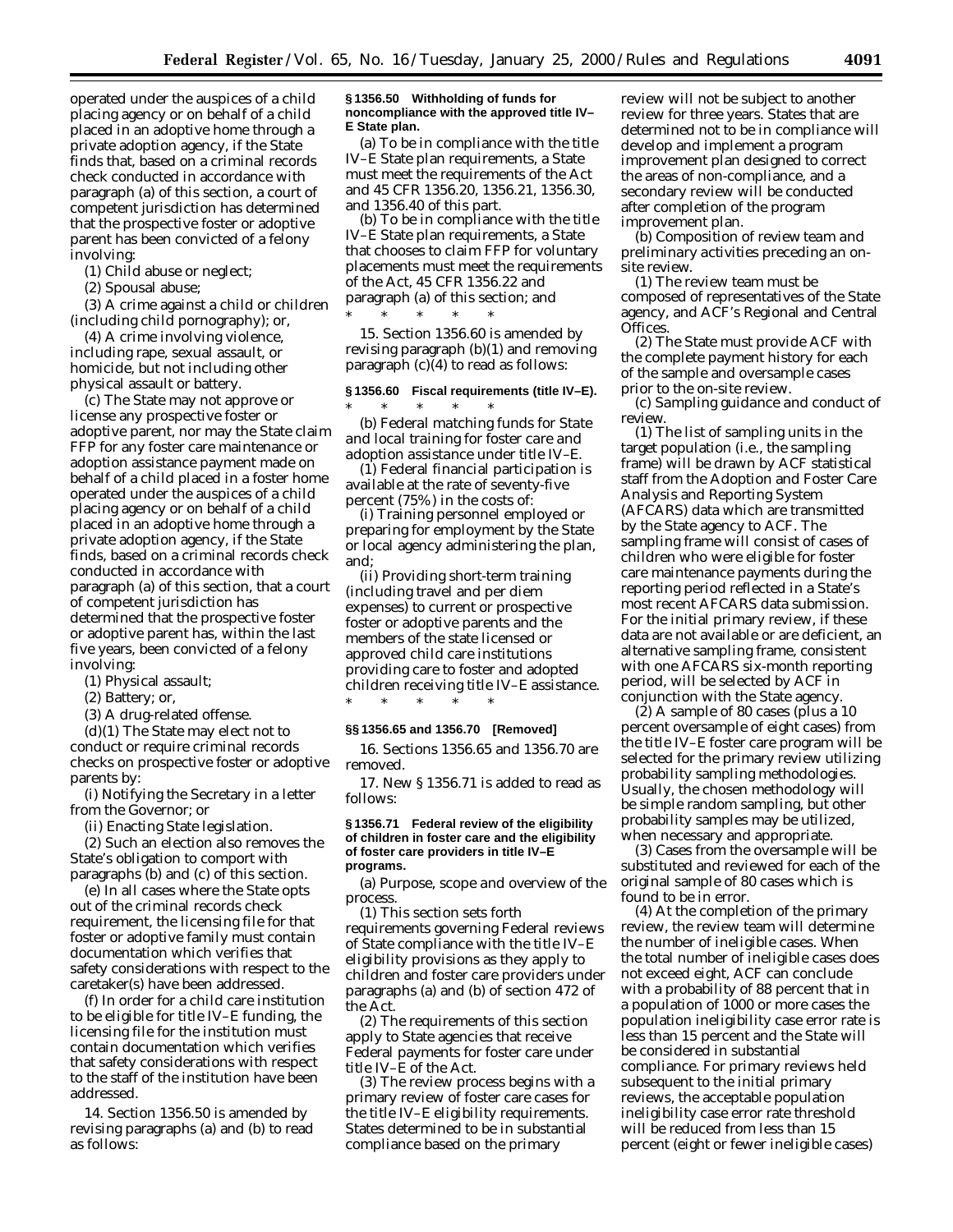operated under the auspices of a child placing agency or on behalf of a child placed in an adoptive home through a private adoption agency, if the State finds that, based on a criminal records check conducted in accordance with paragraph (a) of this section, a court of competent jurisdiction has determined that the prospective foster or adoptive parent has been convicted of a felony involving:

(1) Child abuse or neglect;

(2) Spousal abuse;

(3) A crime against a child or children (including child pornography); or,

(4) A crime involving violence, including rape, sexual assault, or homicide, but not including other physical assault or battery.

(c) The State may not approve or license any prospective foster or adoptive parent, nor may the State claim FFP for any foster care maintenance or adoption assistance payment made on behalf of a child placed in a foster home operated under the auspices of a child placing agency or on behalf of a child placed in an adoptive home through a private adoption agency, if the State finds, based on a criminal records check conducted in accordance with paragraph (a) of this section, that a court of competent jurisdiction has determined that the prospective foster or adoptive parent has, within the last five years, been convicted of a felony involving:

(1) Physical assault;

(2) Battery; or,

(3) A drug-related offense.

(d)(1) The State may elect not to conduct or require criminal records checks on prospective foster or adoptive parents by:

(i) Notifying the Secretary in a letter from the Governor; or

(ii) Enacting State legislation.

(2) Such an election also removes the State's obligation to comport with paragraphs (b) and (c) of this section.

(e) In all cases where the State opts out of the criminal records check requirement, the licensing file for that foster or adoptive family must contain documentation which verifies that safety considerations with respect to the caretaker(s) have been addressed.

(f) In order for a child care institution to be eligible for title IV–E funding, the licensing file for the institution must contain documentation which verifies that safety considerations with respect to the staff of the institution have been addressed.

14. Section 1356.50 is amended by revising paragraphs (a) and (b) to read as follows:

**§ 1356.50 Withholding of funds for noncompliance with the approved title IV–E State plan.**

(a) To be in compliance with the title IV–E State plan requirements, a State must meet the requirements of the Act and 45 CFR 1356.20, 1356.21, 1356.30, and 1356.40 of this part.

(b) To be in compliance with the title IV–E State plan requirements, a State that chooses to claim FFP for voluntary placements must meet the requirements of the Act, 45 CFR 1356.22 and paragraph (a) of this section; and

\* \* \* \* \*

15. Section 1356.60 is amended by revising paragraph (b)(1) and removing paragraph (c)(4) to read as follows:

**§ 1356.60 Fiscal requirements (title IV–E).**

\* \* \* \* \*

(b) Federal matching funds for State and local training for foster care and adoption assistance under title IV–E.

(1) Federal financial participation is available at the rate of seventy-five percent (75%) in the costs of:

(i) Training personnel employed or preparing for employment by the State or local agency administering the plan, and;

(ii) Providing short-term training (including travel and per diem expenses) to current or prospective foster or adoptive parents and the members of the state licensed or approved child care institutions providing care to foster and adopted children receiving title IV–E assistance.

\* \* \* \* \*

**§§ 1356.65 and 1356.70 [Removed]**

16. Sections 1356.65 and 1356.70 are removed.

17. New § 1356.71 is added to read as follows:

**§ 1356.71 Federal review of the eligibility of children in foster care and the eligibility of foster care providers in title IV–E programs.**

(a) *Purpose, scope and overview of the process.*

(1) This section sets forth requirements governing Federal reviews of State compliance with the title IV–E eligibility provisions as they apply to children and foster care providers under paragraphs (a) and (b) of section 472 of the Act.

(2) The requirements of this section apply to State agencies that receive Federal payments for foster care under title IV–E of the Act.

(3) The review process begins with a primary review of foster care cases for the title IV–E eligibility requirements. States determined to be in substantial compliance based on the primary review will not be subject to another review for three years. States that are determined not to be in compliance will develop and implement a program improvement plan designed to correct the areas of non-compliance, and a secondary review will be conducted after completion of the program improvement plan.

(b) *Composition of review team and preliminary activities preceding an on-site review.*

(1) The review team must be composed of representatives of the State agency, and ACF's Regional and Central Offices.

(2) The State must provide ACF with the complete payment history for each of the sample and oversample cases prior to the on-site review.

(c) *Sampling guidance and conduct of review.*

(1) The list of sampling units in the target population (i.e., the sampling frame) will be drawn by ACF statistical staff from the Adoption and Foster Care Analysis and Reporting System (AFCARS) data which are transmitted by the State agency to ACF. The sampling frame will consist of cases of children who were eligible for foster care maintenance payments during the reporting period reflected in a State's most recent AFCARS data submission. For the initial primary review, if these data are not available or are deficient, an alternative sampling frame, consistent with one AFCARS six-month reporting period, will be selected by ACF in conjunction with the State agency.

(2) A sample of 80 cases (plus a 10 percent oversample of eight cases) from the title IV–E foster care program will be selected for the primary review utilizing probability sampling methodologies. Usually, the chosen methodology will be simple random sampling, but other probability samples may be utilized, when necessary and appropriate.

(3) Cases from the oversample will be substituted and reviewed for each of the original sample of 80 cases which is found to be in error.

(4) At the completion of the primary review, the review team will determine the number of ineligible cases. When the total number of ineligible cases does not exceed eight, ACF can conclude with a probability of 88 percent that in a population of 1000 or more cases the population ineligibility case error rate is less than 15 percent and the State will be considered in substantial compliance. For primary reviews held subsequent to the initial primary reviews, the acceptable population ineligibility case error rate threshold will be reduced from less than 15 percent (eight or fewer ineligible cases)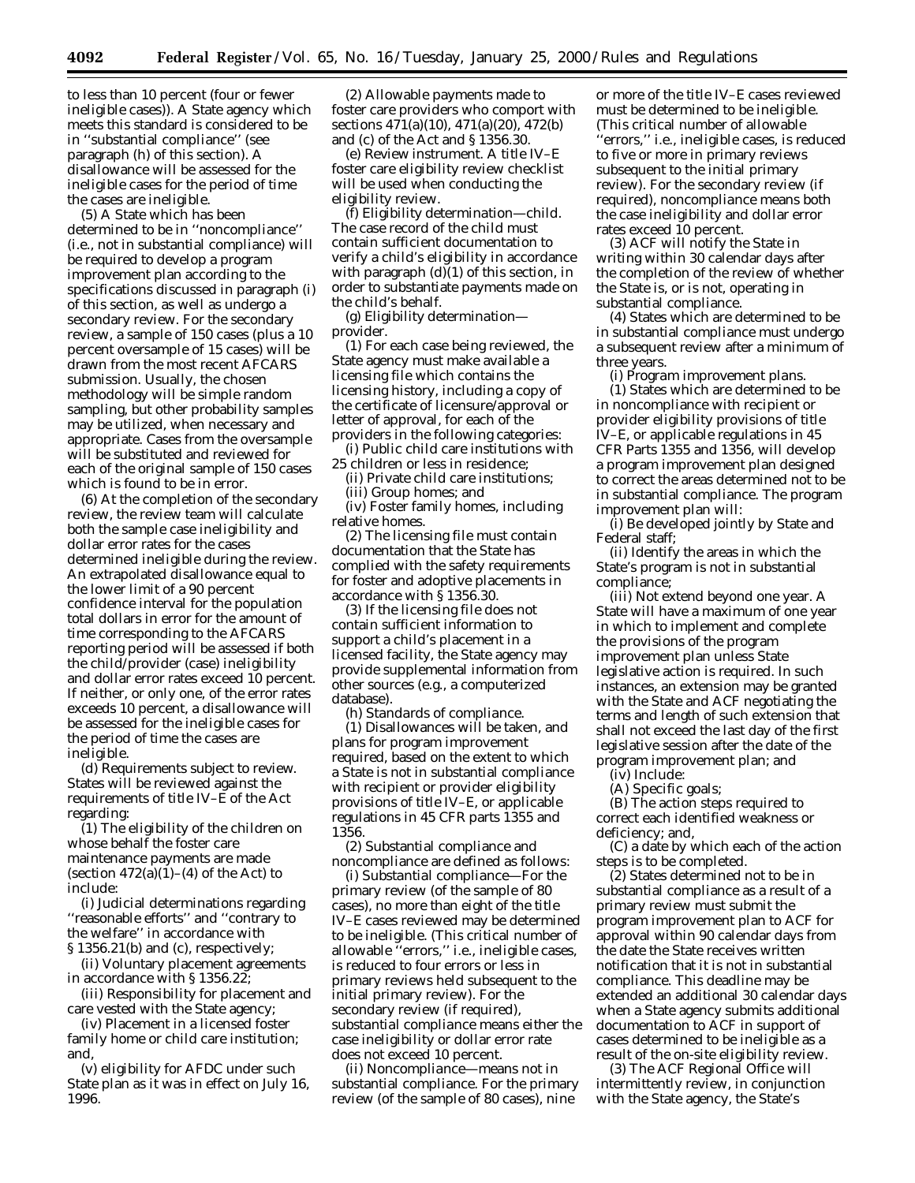to less than 10 percent (four or fewer ineligible cases)). A State agency which meets this standard is considered to be in ''substantial compliance'' (see paragraph (h) of this section). A disallowance will be assessed for the ineligible cases for the period of time the cases are ineligible.

(5) A State which has been determined to be in ''noncompliance'' (i.e., not in substantial compliance) will be required to develop a program improvement plan according to the specifications discussed in paragraph (i) of this section, as well as undergo a secondary review. For the secondary review, a sample of 150 cases (plus a 10 percent oversample of 15 cases) will be drawn from the most recent AFCARS submission. Usually, the chosen methodology will be simple random sampling, but other probability samples may be utilized, when necessary and appropriate. Cases from the oversample will be substituted and reviewed for each of the original sample of 150 cases which is found to be in error.

(6) At the completion of the secondary review, the review team will calculate both the sample case ineligibility and dollar error rates for the cases determined ineligible during the review. An extrapolated disallowance equal to the lower limit of a 90 percent confidence interval for the population total dollars in error for the amount of time corresponding to the AFCARS reporting period will be assessed if both the child/provider (case) ineligibility and dollar error rates exceed 10 percent. If neither, or only one, of the error rates exceeds 10 percent, a disallowance will be assessed for the ineligible cases for the period of time the cases are ineligible.

(d) *Requirements subject to review.* States will be reviewed against the requirements of title IV–E of the Act regarding:

(1) The eligibility of the children on whose behalf the foster care maintenance payments are made (section 472(a)(1)–(4) of the Act) to include:

(i) Judicial determinations regarding ''reasonable efforts'' and ''contrary to the welfare'' in accordance with § 1356.21(b) and (c), respectively;

(ii) Voluntary placement agreements in accordance with § 1356.22;

(iii) Responsibility for placement and care vested with the State agency;

(iv) Placement in a licensed foster family home or child care institution; and,

(v) eligibility for AFDC under such State plan as it was in effect on July 16, 1996.

(2) Allowable payments made to foster care providers who comport with sections 471(a)(10), 471(a)(20), 472(b) and (c) of the Act and § 1356.30.

(e) *Review instrument.* A title IV–E foster care eligibility review checklist will be used when conducting the eligibility review.

(f) *Eligibility determination—child.* The case record of the child must contain sufficient documentation to verify a child's eligibility in accordance with paragraph (d)(1) of this section, in order to substantiate payments made on the child's behalf.

(g) *Eligibility determination—provider.*

(1) For each case being reviewed, the State agency must make available a licensing file which contains the licensing history, including a copy of the certificate of licensure/approval or letter of approval, for each of the providers in the following categories:

(i) Public child care institutions with 25 children or less in residence;

(ii) Private child care institutions;

(iii) Group homes; and

(iv) Foster family homes, including relative homes.

(2) The licensing file must contain documentation that the State has complied with the safety requirements for foster and adoptive placements in accordance with § 1356.30.

(3) If the licensing file does not contain sufficient information to support a child's placement in a licensed facility, the State agency may provide supplemental information from other sources (e.g., a computerized database).

(h) *Standards of compliance.*

(1) Disallowances will be taken, and plans for program improvement required, based on the extent to which a State is not in substantial compliance with recipient or provider eligibility provisions of title IV–E, or applicable regulations in 45 CFR parts 1355 and 1356.

(2) Substantial compliance and noncompliance are defined as follows:

(i) *Substantial compliance*—For the primary review (of the sample of 80 cases), no more than eight of the title IV–E cases reviewed may be determined to be ineligible. (This critical number of allowable ''errors,'' i.e., ineligible cases, is reduced to four errors or less in primary reviews held subsequent to the initial primary review). For the secondary review (if required), substantial compliance means either the case ineligibility or dollar error rate does not exceed 10 percent.

(ii) *Noncompliance*—means not in substantial compliance. For the primary review (of the sample of 80 cases), nine or more of the title IV–E cases reviewed must be determined to be ineligible. (This critical number of allowable ''errors,'' i.e., ineligible cases, is reduced to five or more in primary reviews subsequent to the initial primary review). For the secondary review (if required), noncompliance means both the case ineligibility and dollar error rates exceed 10 percent.

(3) ACF will notify the State in writing within 30 calendar days after the completion of the review of whether the State is, or is not, operating in substantial compliance.

(4) States which are determined to be in substantial compliance must undergo a subsequent review after a minimum of three years.

(i) *Program improvement plans.*

(1) States which are determined to be in noncompliance with recipient or provider eligibility provisions of title IV–E, or applicable regulations in 45 CFR Parts 1355 and 1356, will develop a program improvement plan designed to correct the areas determined not to be in substantial compliance. The program improvement plan will:

(i) Be developed jointly by State and Federal staff;

(ii) Identify the areas in which the State's program is not in substantial compliance;

(iii) Not extend beyond one year. A State will have a maximum of one year in which to implement and complete the provisions of the program improvement plan unless State legislative action is required. In such instances, an extension may be granted with the State and ACF negotiating the terms and length of such extension that shall not exceed the last day of the first legislative session after the date of the program improvement plan; and

(iv) Include:

(A) Specific goals;

(B) The action steps required to correct each identified weakness or deficiency; and,

(C) a date by which each of the action steps is to be completed.

(2) States determined not to be in substantial compliance as a result of a primary review must submit the program improvement plan to ACF for approval within 90 calendar days from the date the State receives written notification that it is not in substantial compliance. This deadline may be extended an additional 30 calendar days when a State agency submits additional documentation to ACF in support of cases determined to be ineligible as a result of the on-site eligibility review.

(3) The ACF Regional Office will intermittently review, in conjunction with the State agency, the State's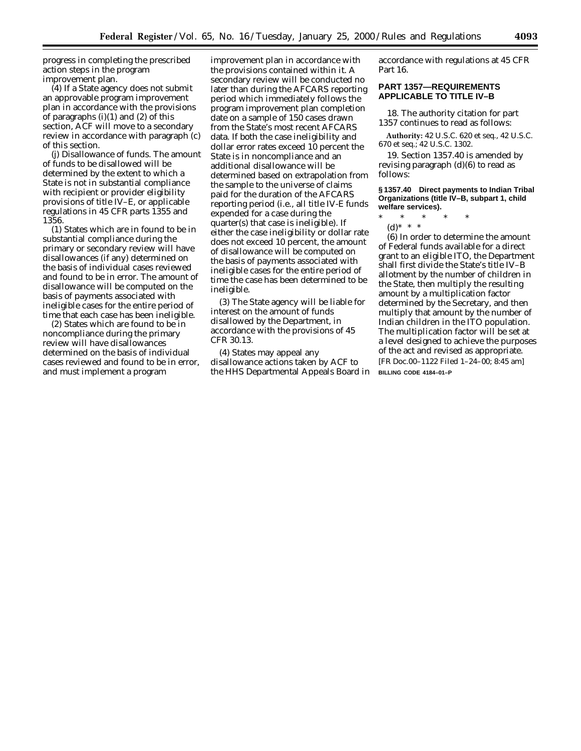progress in completing the prescribed action steps in the program improvement plan.

(4) If a State agency does not submit an approvable program improvement plan in accordance with the provisions of paragraphs (i)(1) and (2) of this section, ACF will move to a secondary review in accordance with paragraph (c) of this section.

(j) *Disallowance of funds.* The amount of funds to be disallowed will be determined by the extent to which a State is not in substantial compliance with recipient or provider eligibility provisions of title IV–E, or applicable regulations in 45 CFR parts 1355 and 1356.

(1) States which are in found to be in substantial compliance during the primary or secondary review will have disallowances (if any) determined on the basis of individual cases reviewed and found to be in error. The amount of disallowance will be computed on the basis of payments associated with ineligible cases for the entire period of time that each case has been ineligible.

(2) States which are found to be in noncompliance during the primary review will have disallowances determined on the basis of individual cases reviewed and found to be in error, and must implement a program improvement plan in accordance with the provisions contained within it. A secondary review will be conducted no later than during the AFCARS reporting period which immediately follows the program improvement plan completion date on a sample of 150 cases drawn from the State's most recent AFCARS data. If both the case ineligibility and dollar error rates exceed 10 percent the State is in noncompliance and an additional disallowance will be determined based on extrapolation from the sample to the universe of claims paid for the duration of the AFCARS reporting period (i.e., all title IV-E funds expended for a case during the quarter(s) that case is ineligible). If either the case ineligibility or dollar rate does not exceed 10 percent, the amount of disallowance will be computed on the basis of payments associated with ineligible cases for the entire period of time the case has been determined to be ineligible.

(3) The State agency will be liable for interest on the amount of funds disallowed by the Department, in accordance with the provisions of 45 CFR 30.13.

(4) States may appeal any disallowance actions taken by ACF to the HHS Departmental Appeals Board in accordance with regulations at 45 CFR Part 16.

## PART 1357—REQUIREMENTS APPLICABLE TO TITLE IV–B

18. The authority citation for part 1357 continues to read as follows:

**Authority:** 42 U.S.C. 620 *et seq.*, 42 U.S.C. 670 *et seq.*; 42 U.S.C. 1302.

19. Section 1357.40 is amended by revising paragraph (d)(6) to read as follows:

### § 1357.40 Direct payments to Indian Tribal Organizations (title IV–B, subpart 1, child welfare services).

\* \* \* \* \*

(d)\* \* \*

(6) In order to determine the amount of Federal funds available for a direct grant to an eligible ITO, the Department shall first divide the State's title IV–B allotment by the number of children in the State, then multiply the resulting amount by a multiplication factor determined by the Secretary, and then multiply that amount by the number of Indian children in the ITO population. The multiplication factor will be set at a level designed to achieve the purposes of the act and revised as appropriate.

[FR Doc.00–1122 Filed 1–24–00; 8:45 am]

BILLING CODE 4184–01–P